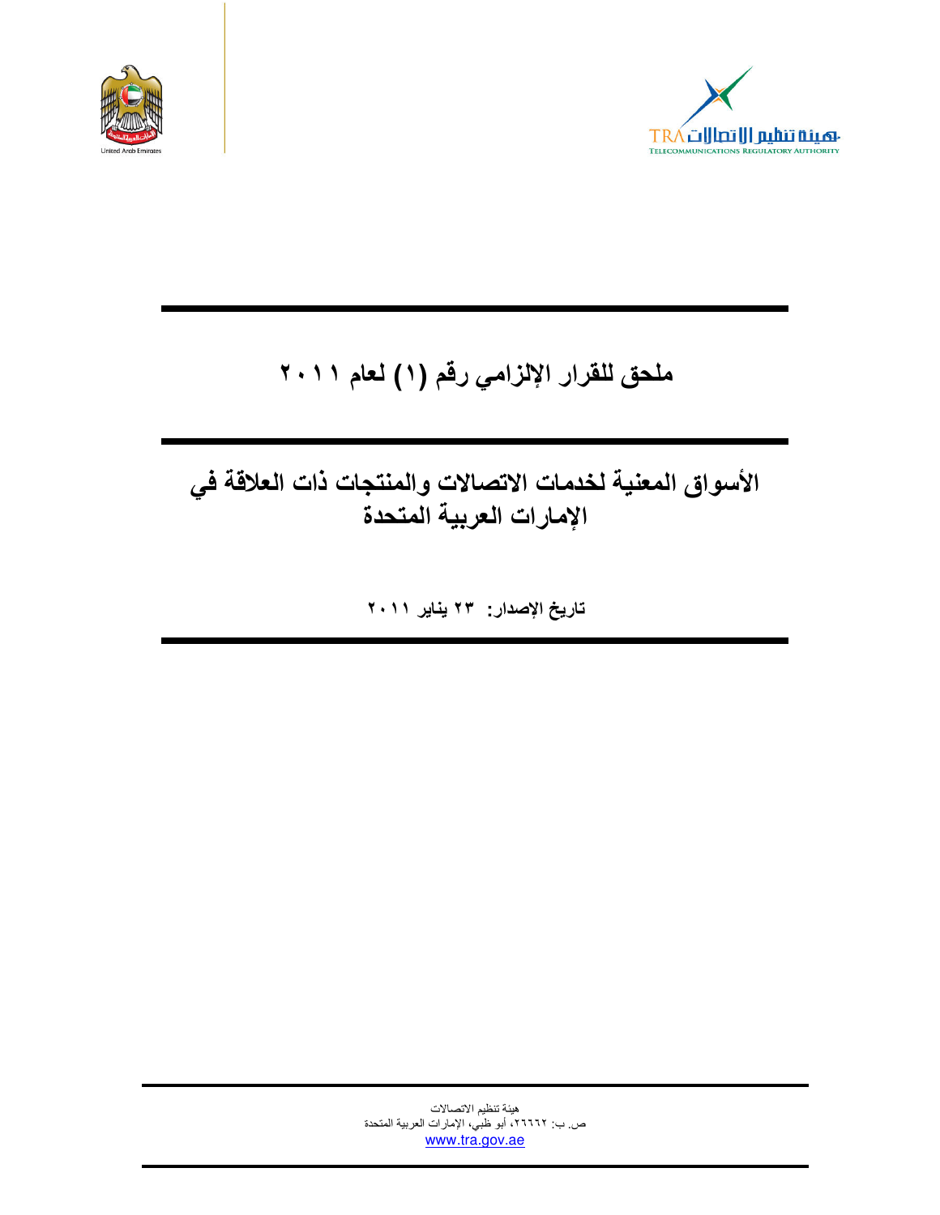# ملحق للقرار الإلزامي رقم (١) لعام ٢٠١١

# الأسواق المعنية لخدمات الاتصالات والمنتجات ذات العلاقة في الإمارات العربية المتحدة

**تاريخ الإصدار: ٢٣ يناير ٢٠١١**

هيئة تنظيم الاتصالات
ص. ب: ٢٦٦٦٢، أبو ظبي، الإمارات العربية المتحدة
www.tra.gov.ae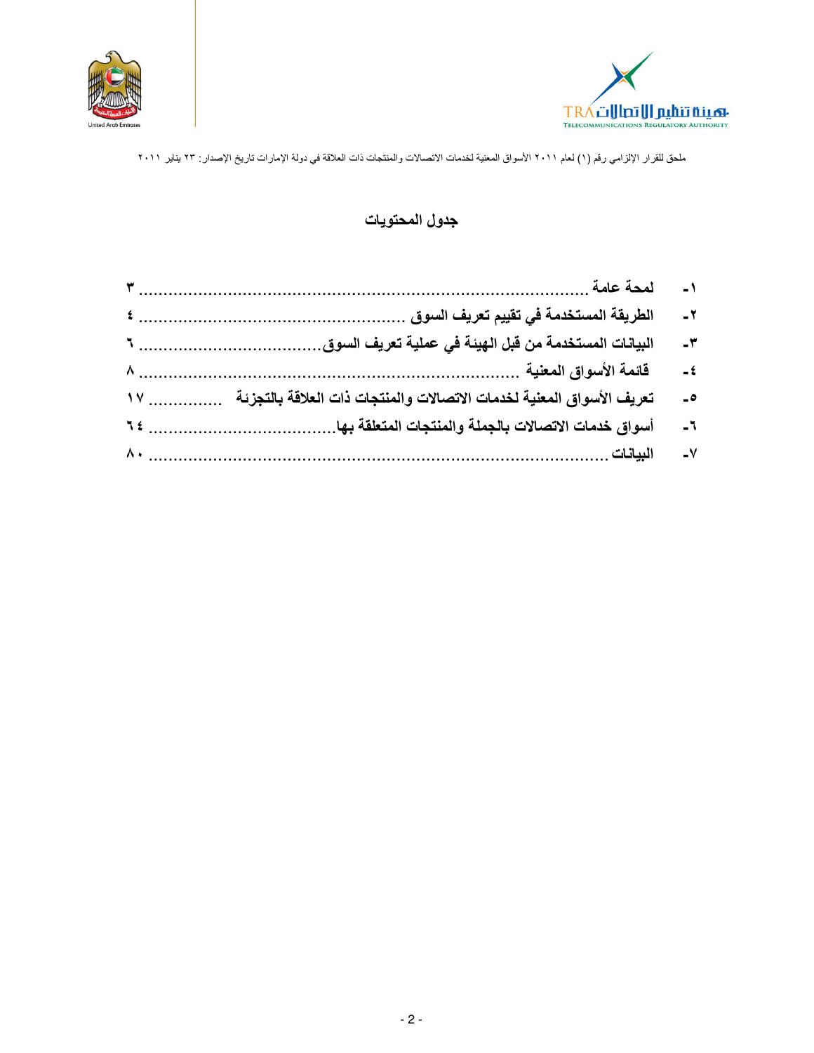ملحق للقرار الإلزامي رقم (١) لعام ٢٠١١ الأسواق المعنية لخدمات الاتصالات والمنتجات ذات العلاقة في دولة الإمارات تاريخ الإصدار: ٢٣ يناير ٢٠١١

## جدول المحتويات

١- لمحة عامة ........................................................................................ ٣

٢- الطريقة المستخدمة في تقييم تعريف السوق ....................................................... ٤

٣- البيانات المستخدمة من قبل الهيئة في عملية تعريف السوق..................................... ٦

٤- قائمة الأسواق المعنية ........................................................................... ٨

٥- تعريف الأسواق المعنية لخدمات الاتصالات والمنتجات ذات العلاقة بالتجزئة ............... ١٧

٦- أسواق خدمات الاتصالات بالجملة والمنتجات المتعلقة بها...................................... ٦٤

٧- البيانات ........................................................................................... ٨٠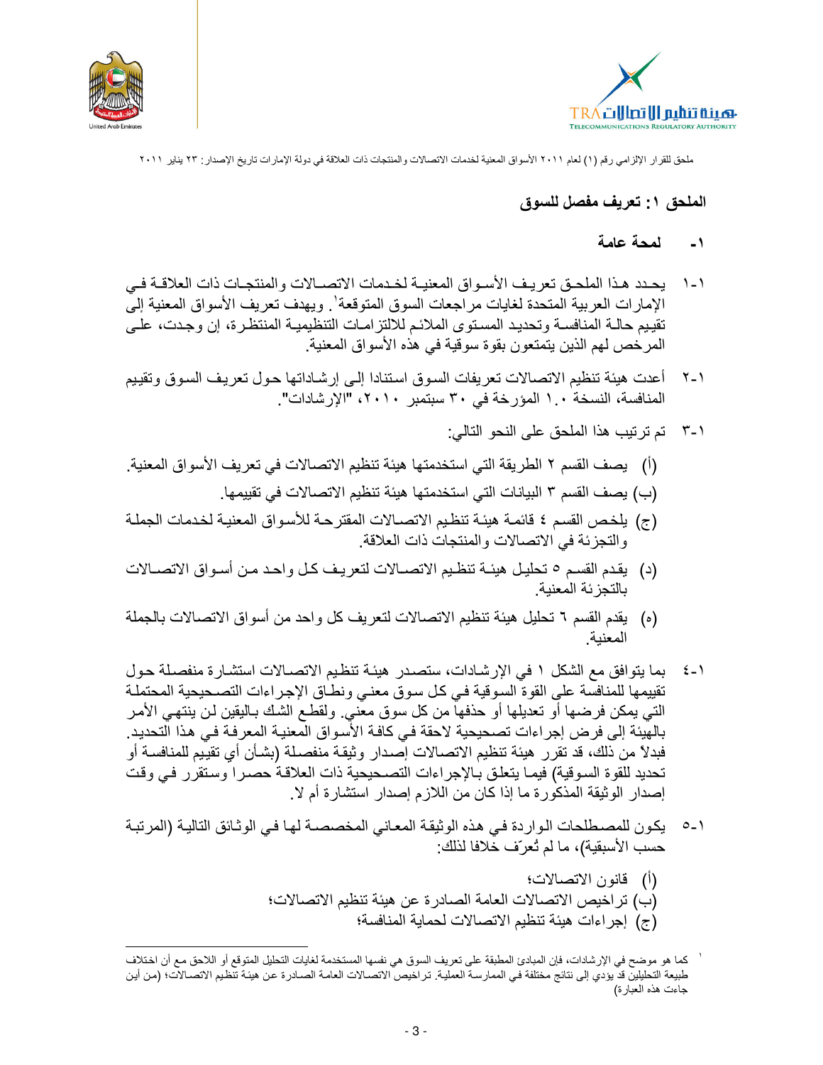## الملحق ١: تعريف مفصل للسوق

### ١- لمحة عامة

١-١ يحدد هذا الملحق تعريف الأسواق المعنية لخدمات الاتصالات والمنتجات ذات العلاقة في الإمارات العربية المتحدة لغايات مراجعات السوق المتوقعة[1]. ويهدف تعريف الأسواق المعنية إلى تقييم حالة المنافسة وتحديد المستوى الملائم للالتزامات التنظيمية المنتظرة، إن وجدت، على المرخص لهم الذين يتمتعون بقوة سوقية في هذه الأسواق المعنية.

١-٢ أعدت هيئة تنظيم الاتصالات تعريفات السوق استنادا إلى إرشاداتها حول تعريف السوق وتقييم المنافسة، النسخة ١.٠ المؤرخة في ٣٠ سبتمبر ٢٠١٠، "الإرشادات".

١-٣ تم ترتيب هذا الملحق على النحو التالي:

(أ) يصف القسم ٢ الطريقة التي استخدمتها هيئة تنظيم الاتصالات في تعريف الأسواق المعنية.

(ب) يصف القسم ٣ البيانات التي استخدمتها هيئة تنظيم الاتصالات في تقييمها.

(ج) يلخص القسم ٤ قائمة هيئة تنظيم الاتصالات المقترحة للأسواق المعنية لخدمات الجملة والتجزئة في الاتصالات والمنتجات ذات العلاقة.

(د) يقدم القسم ٥ تحليل هيئة تنظيم الاتصالات لتعريف كل واحد من أسواق الاتصالات بالتجزئة المعنية.

(ه) يقدم القسم ٦ تحليل هيئة تنظيم الاتصالات لتعريف كل واحد من أسواق الاتصالات بالجملة المعنية.

١-٤ بما يتوافق مع الشكل ١ في الإرشادات، ستصدر هيئة تنظيم الاتصالات استشارة منفصلة حول تقييمها للمنافسة على القوة السوقية في كل سوق معني ونطاق الإجراءات التصحيحية المحتملة التي يمكن فرضها أو تعديلها أو حذفها من كل سوق معني. ولقطع الشك باليقين لن ينتهي الأمر بالهيئة إلى فرض إجراءات تصحيحية لاحقة في كافة الأسواق المعنية المعرفة في هذا التحديد. فبدلاً من ذلك، قد تقرر هيئة تنظيم الاتصالات إصدار وثيقة منفصلة (بشأن أي تقييم للمنافسة أو تحديد للقوة السوقية) فيما يتعلق بالإجراءات التصحيحية ذات العلاقة حصرا وستقرر في وقت إصدار الوثيقة المذكورة ما إذا كان من اللازم إصدار استشارة أم لا.

١-٥ يكون للمصطلحات الواردة في هذه الوثيقة المعاني المخصصة لها في الوثائق التالية (المرتبة حسب الأسبقية)، ما لم تُعرّف خلافا لذلك:

(أ) قانون الاتصالات؛
(ب) تراخيص الاتصالات العامة الصادرة عن هيئة تنظيم الاتصالات؛
(ج) إجراءات هيئة تنظيم الاتصالات لحماية المنافسة؛

---

[1] كما هو موضح في الإرشادات، فإن المبادئ المطبقة على تعريف السوق هي نفسها المستخدمة لغايات التحليل المتوقع أو اللاحق مع أن اختلاف طبيعة التحليلين قد يؤدي إلى نتائج مختلفة في الممارسة العملية. تراخيص الاتصالات العامة الصادرة عن هيئة تنظيم الاتصالات؛ (من أين جاءت هذه العبارة)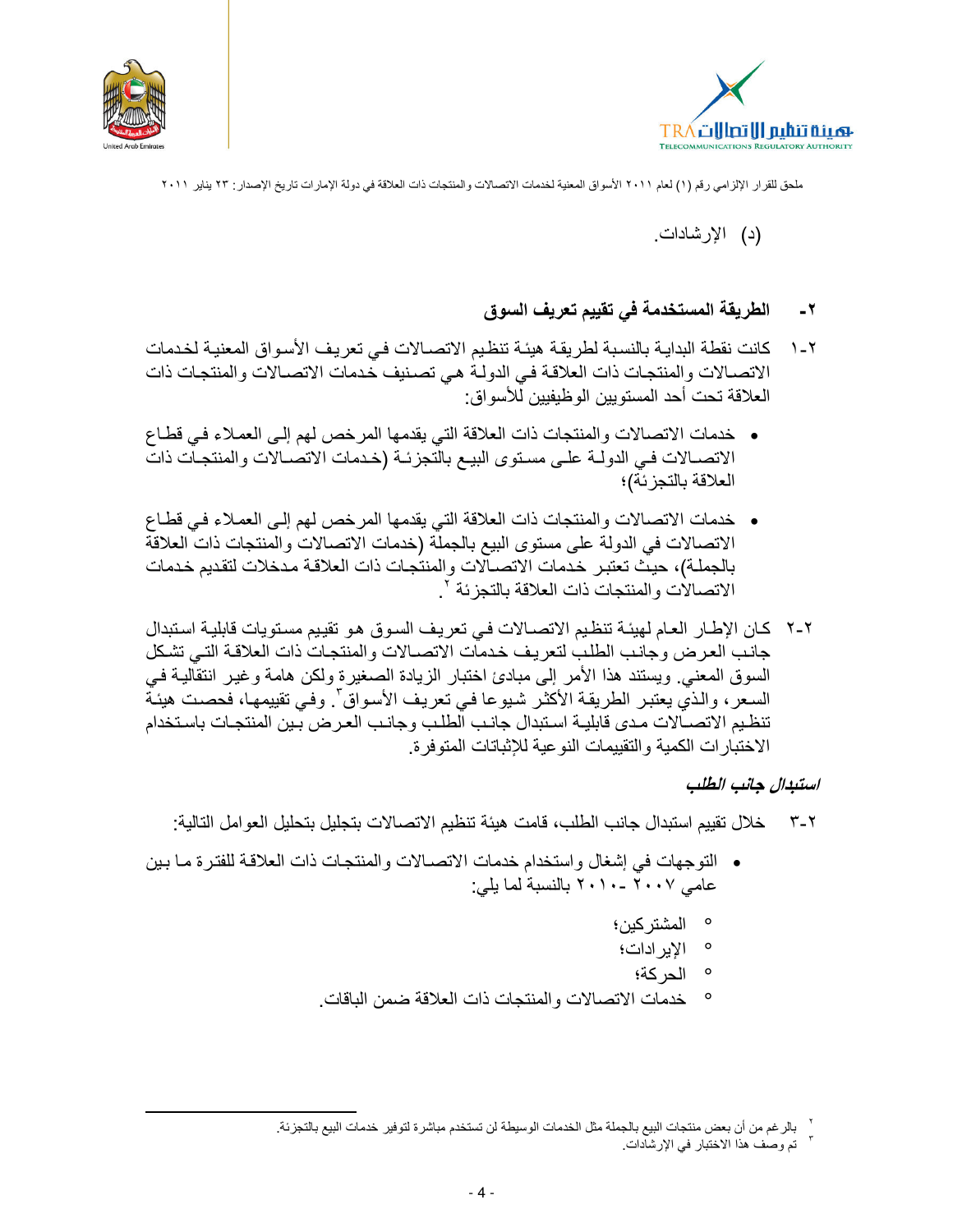(د) الإرشادات.

## ٢- الطريقة المستخدمة في تقييم تعريف السوق

١-٢ كانت نقطة البداية بالنسبة لطريقة هيئة تنظيم الاتصالات في تعريف الأسواق المعنية لخدمات الاتصالات والمنتجات ذات العلاقة في الدولة هي تصنيف خدمات الاتصالات والمنتجات ذات العلاقة تحت أحد المستويين الوظيفيين للأسواق:

- خدمات الاتصالات والمنتجات ذات العلاقة التي يقدمها المرخص لهم إلى العملاء في قطاع الاتصالات في الدولة على مستوى البيع بالتجزئة (خدمات الاتصالات والمنتجات ذات العلاقة بالتجزئة)؛
- خدمات الاتصالات والمنتجات ذات العلاقة التي يقدمها المرخص لهم إلى العملاء في قطاع الاتصالات في الدولة على مستوى البيع بالجملة (خدمات الاتصالات والمنتجات ذات العلاقة بالجملة)، حيث تعتبر خدمات الاتصالات والمنتجات ذات العلاقة مدخلات لتقديم خدمات الاتصالات والمنتجات ذات العلاقة بالتجزئة [٢].

٢-٢ كان الإطار العام لهيئة تنظيم الاتصالات في تعريف السوق هو تقييم مستويات قابلية استبدال جانب العرض وجانب الطلب لتعريف خدمات الاتصالات والمنتجات ذات العلاقة التي تشكل السوق المعني. ويستند هذا الأمر إلى مبادئ اختبار الزيادة الصغيرة ولكن هامة وغير انتقالية في السعر، والذي يعتبر الطريقة الأكثر شيوعا في تعريف الأسواق [٣]. وفي تقييمها، فحصت هيئة تنظيم الاتصالات مدى قابلية استبدال جانب الطلب وجانب العرض بين المنتجات باستخدام الاختبارات الكمية والتقييمات النوعية للإثباتات المتوفرة.

### *استبدال جانب الطلب*

٣-٢ خلال تقييم استبدال جانب الطلب، قامت هيئة تنظيم الاتصالات بتجليل بتحليل العوامل التالية:

- التوجهات في إشغال واستخدام خدمات الاتصالات والمنتجات ذات العلاقة للفترة ما بين عامي ٢٠٠٧ - ٢٠١٠ بالنسبة لما يلي:
  - المشتركين؛
  - الإيرادات؛
  - الحركة؛
  - خدمات الاتصالات والمنتجات ذات العلاقة ضمن الباقات.

---

[٢] بالرغم من أن بعض منتجات البيع بالجملة مثل الخدمات الوسيطة لن تستخدم مباشرة لتوفير خدمات البيع بالتجزئة.

[٣] تم وصف هذا الاختبار في الإرشادات.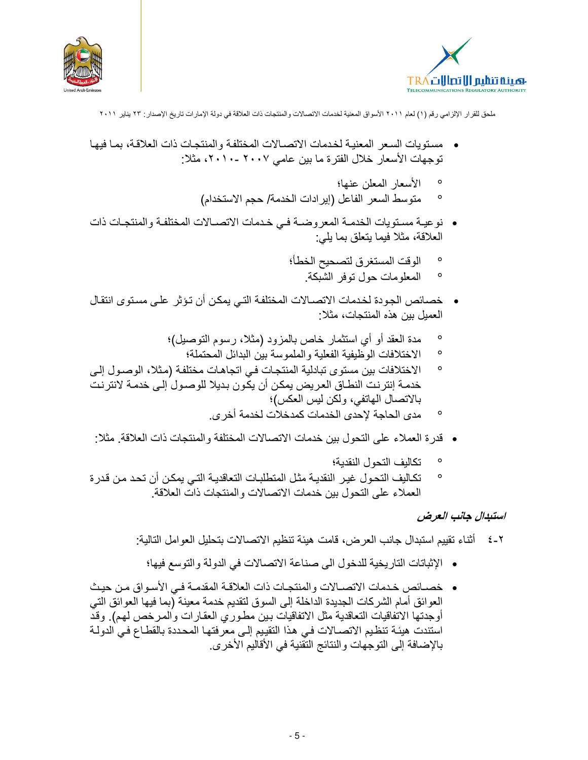- مستويات السعر المعنية لخدمات الاتصالات المختلفة والمنتجات ذات العلاقة، بما فيها توجهات الأسعار خلال الفترة ما بين عامي ٢٠٠٧ -٢٠١٠، مثلا:
  - الأسعار المعلن عنها؛
  - متوسط السعر الفاعل (إيرادات الخدمة/ حجم الاستخدام)
- نوعية مستويات الخدمة المعروضة في خدمات الاتصالات المختلفة والمنتجات ذات العلاقة، مثلا فيما يتعلق بما يلي:
  - الوقت المستغرق لتصحيح الخطأ؛
  - المعلومات حول توفر الشبكة.
- خصائص الجودة لخدمات الاتصالات المختلفة التي يمكن أن تؤثر على مستوى انتقال العميل بين هذه المنتجات، مثلا:
  - مدة العقد أو أي استثمار خاص بالمزود (مثلا، رسوم التوصيل)؛
  - الاختلافات الوظيفية الفعلية والملموسة بين البدائل المحتملة؛
  - الاختلافات بين مستوى تبادلية المنتجات في اتجاهات مختلفة (مثلا، الوصول إلى خدمة إنترنت النطاق العريض يمكن أن يكون بديلا للوصول إلى خدمة لانترنت بالاتصال الهاتفي، ولكن ليس العكس)؛
  - مدى الحاجة لإحدى الخدمات كمدخلات لخدمة أخرى.
- قدرة العملاء على التحول بين خدمات الاتصالات المختلفة والمنتجات ذات العلاقة. مثلا:
  - تكاليف التحول النقدية؛
  - تكاليف التحول غير النقدية مثل المتطلبات التعاقدية التي يمكن أن تحد من قدرة العملاء على التحول بين خدمات الاتصالات والمنتجات ذات العلاقة.

***استبدال جانب العرض***

٢-٤ أثناء تقييم استبدال جانب العرض، قامت هيئة تنظيم الاتصالات بتحليل العوامل التالية:

- الإثباتات التاريخية للدخول الى صناعة الاتصالات في الدولة والتوسع فيها؛
- خصائص خدمات الاتصالات والمنتجات ذات العلاقة المقدمة في الأسواق من حيث العوائق أمام الشركات الجديدة الداخلة إلى السوق لتقديم خدمة معينة (بما فيها العوائق التي أوجدتها الاتفاقيات التعاقدية مثل الاتفاقيات بين مطوري العقارات والمرخص لهم). وقد استندت هيئة تنظيم الاتصالات في هذا التقييم إلى معرفتها المحددة بالقطاع في الدولة بالإضافة إلى التوجهات والنتائج التقنية في الأقاليم الأخرى.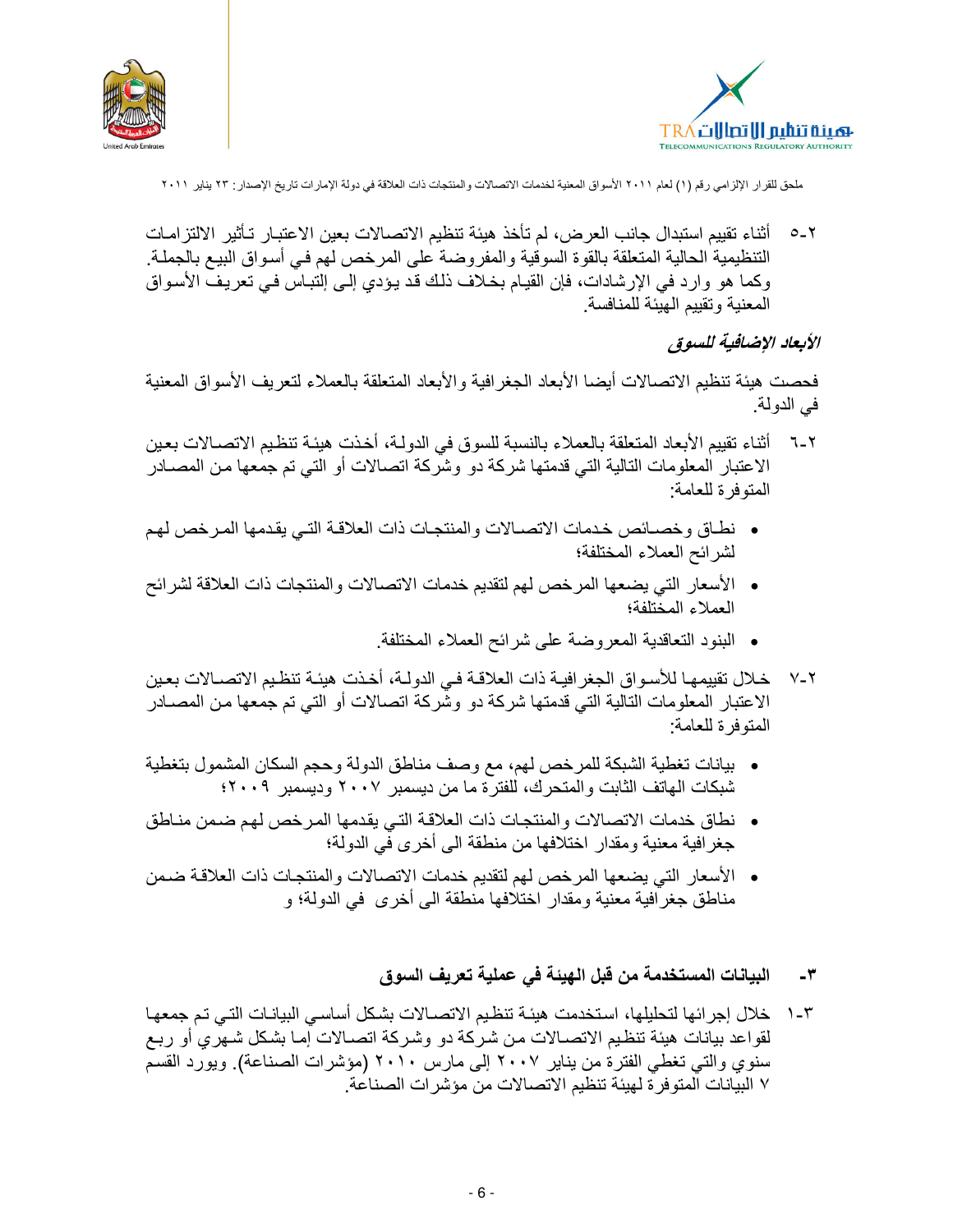٥-٢ أثناء تقييم استبدال جانب العرض، لم تأخذ هيئة تنظيم الاتصالات بعين الاعتبار تأثير الالتزامات التنظيمية الحالية المتعلقة بالقوة السوقية والمفروضة على المرخص لهم في أسواق البيع بالجملة. وكما هو وارد في الإرشادات، فإن القيام بخلاف ذلك قد يؤدي إلى إلتباس في تعريف الأسواق المعنية وتقييم الهيئة للمنافسة.

***الأبعاد الإضافية للسوق***

فحصت هيئة تنظيم الاتصالات أيضا الأبعاد الجغرافية والأبعاد المتعلقة بالعملاء لتعريف الأسواق المعنية في الدولة.

٦-٢ أثناء تقييم الأبعاد المتعلقة بالعملاء بالنسبة للسوق في الدولة، أخذت هيئة تنظيم الاتصالات بعين الاعتبار المعلومات التالية التي قدمتها شركة دو وشركة اتصالات أو التي تم جمعها من المصادر المتوفرة للعامة:

- نطاق وخصائص خدمات الاتصالات والمنتجات ذات العلاقة التي يقدمها المرخص لهم لشرائح العملاء المختلفة؛
- الأسعار التي يضعها المرخص لهم لتقديم خدمات الاتصالات والمنتجات ذات العلاقة لشرائح العملاء المختلفة؛
- البنود التعاقدية المعروضة على شرائح العملاء المختلفة.

٧-٢ خلال تقييمها للأسواق الجغرافية ذات العلاقة في الدولة، أخذت هيئة تنظيم الاتصالات بعين الاعتبار المعلومات التالية التي قدمتها شركة دو وشركة اتصالات أو التي تم جمعها من المصادر المتوفرة للعامة:

- بيانات تغطية الشبكة للمرخص لهم، مع وصف مناطق الدولة وحجم السكان المشمول بتغطية شبكات الهاتف الثابت والمتحرك، للفترة ما من ديسمبر ٢٠٠٧ وديسمبر ٢٠٠٩؛
- نطاق خدمات الاتصالات والمنتجات ذات العلاقة التي يقدمها المرخص لهم ضمن مناطق جغرافية معنية ومقدار اختلافها من منطقة الى أخرى في الدولة؛
- الأسعار التي يضعها المرخص لهم لتقديم خدمات الاتصالات والمنتجات ذات العلاقة ضمن مناطق جغرافية معنية ومقدار اختلافها منطقة الى أخرى في الدولة؛ و

## ٣- البيانات المستخدمة من قبل الهيئة في عملية تعريف السوق

١-٣ خلال إجرائها لتحليلها، استخدمت هيئة تنظيم الاتصالات بشكل أساسي البيانات التي تم جمعها لقواعد بيانات هيئة تنظيم الاتصالات من شركة دو وشركة اتصالات إما بشكل شهري أو ربع سنوي والتي تغطي الفترة من يناير ٢٠٠٧ إلى مارس ٢٠١٠ (مؤشرات الصناعة). ويورد القسم ٧ البيانات المتوفرة لهيئة تنظيم الاتصالات من مؤشرات الصناعة.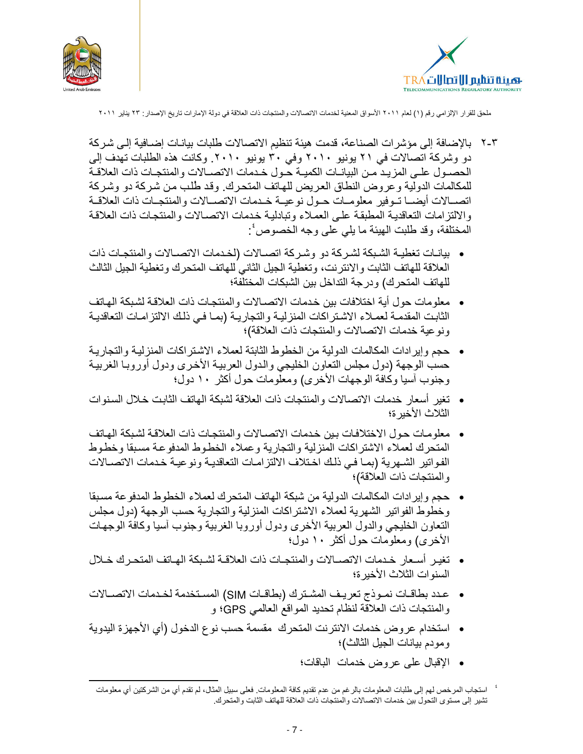٣-٢ بالإضافة إلى مؤشرات الصناعة، قدمت هيئة تنظيم الاتصالات طلبات بيانات إضافية إلى شركة دو وشركة اتصالات في ٢١ يونيو ٢٠١٠ وفي ٣٠ يونيو ٢٠١٠. وكانت هذه الطلبات تهدف إلى الحصول على المزيد من البيانات الكمية حول خدمات الاتصالات والمنتجات ذات العلاقة للمكالمات الدولية وعروض النطاق العريض للهاتف المتحرك. وقد طلب من شركة دو وشركة اتصالات أيضا توفير معلومات حول نوعية خدمات الاتصالات والمنتجات ذات العلاقة والالتزامات التعاقدية المطبقة على العملاء وتبادلية خدمات الاتصالات والمنتجات ذات العلاقة المختلفة، وقد طلبت الهيئة ما يلي على وجه الخصوص[٤]:

- بيانات تغطية الشبكة لشركة دو وشركة اتصالات (لخدمات الاتصالات والمنتجات ذات العلاقة للهاتف الثابت والانترنت، وتغطية الجيل الثاني للهاتف المتحرك وتغطية الجيل الثالث للهاتف المتحرك) ودرجة التداخل بين الشبكات المختلفة؛
- معلومات حول أية اختلافات بين خدمات الاتصالات والمنتجات ذات العلاقة لشبكة الهاتف الثابت المقدمة لعملاء الاشتراكات المنزلية والتجارية (بما في ذلك الالتزامات التعاقدية ونوعية خدمات الاتصالات والمنتجات ذات العلاقة)؛
- حجم وإيرادات المكالمات الدولية من الخطوط الثابتة لعملاء الاشتراكات المنزلية والتجارية حسب الوجهة (دول مجلس التعاون الخليجي والدول العربية الأخرى ودول أوروبا الغربية وجنوب آسيا وكافة الوجهات الأخرى) ومعلومات حول أكثر ١٠ دول؛
- تغير أسعار خدمات الاتصالات والمنتجات ذات العلاقة لشبكة الهاتف الثابت خلال السنوات الثلاث الأخيرة؛
- معلومات حول الاختلافات بين خدمات الاتصالات والمنتجات ذات العلاقة لشبكة الهاتف المتحرك لعملاء الاشتراكات المنزلية والتجارية وعملاء الخطوط المدفوعة مسبقا وخطوط الفواتير الشهرية (بما في ذلك اختلاف الالتزامات التعاقدية ونوعية خدمات الاتصالات والمنتجات ذات العلاقة)؛
- حجم وإيرادات المكالمات الدولية من شبكة الهاتف المتحرك لعملاء الخطوط المدفوعة مسبقا وخطوط الفواتير الشهرية لعملاء الاشتراكات المنزلية والتجارية حسب الوجهة (دول مجلس التعاون الخليجي والدول العربية الأخرى ودول أوروبا الغربية وجنوب آسيا وكافة الوجهات الأخرى) ومعلومات حول أكثر ١٠ دول؛
- تغير أسعار خدمات الاتصالات والمنتجات ذات العلاقة لشبكة الهاتف المتحرك خلال السنوات الثلاث الأخيرة؛
- عدد بطاقات نموذج تعريف المشترك (بطاقات SIM) المستخدمة لخدمات الاتصالات والمنتجات ذات العلاقة لنظام تحديد المواقع العالمي GPS؛ و
- استخدام عروض خدمات الانترنت المتحرك مقسمة حسب نوع الدخول (أي الأجهزة اليدوية ومودم بيانات الجيل الثالث)؛
- الإقبال على عروض خدمات الباقات؛

---

[٤] استجاب المرخص لهم إلى طلبات المعلومات بالرغم من عدم تقديم كافة المعلومات. فعلى سبيل المثال، لم تقدم أي من الشركتين أي معلومات تشير إلى مستوى التحول بين خدمات الاتصالات والمنتجات ذات العلاقة للهاتف الثابت والمتحرك.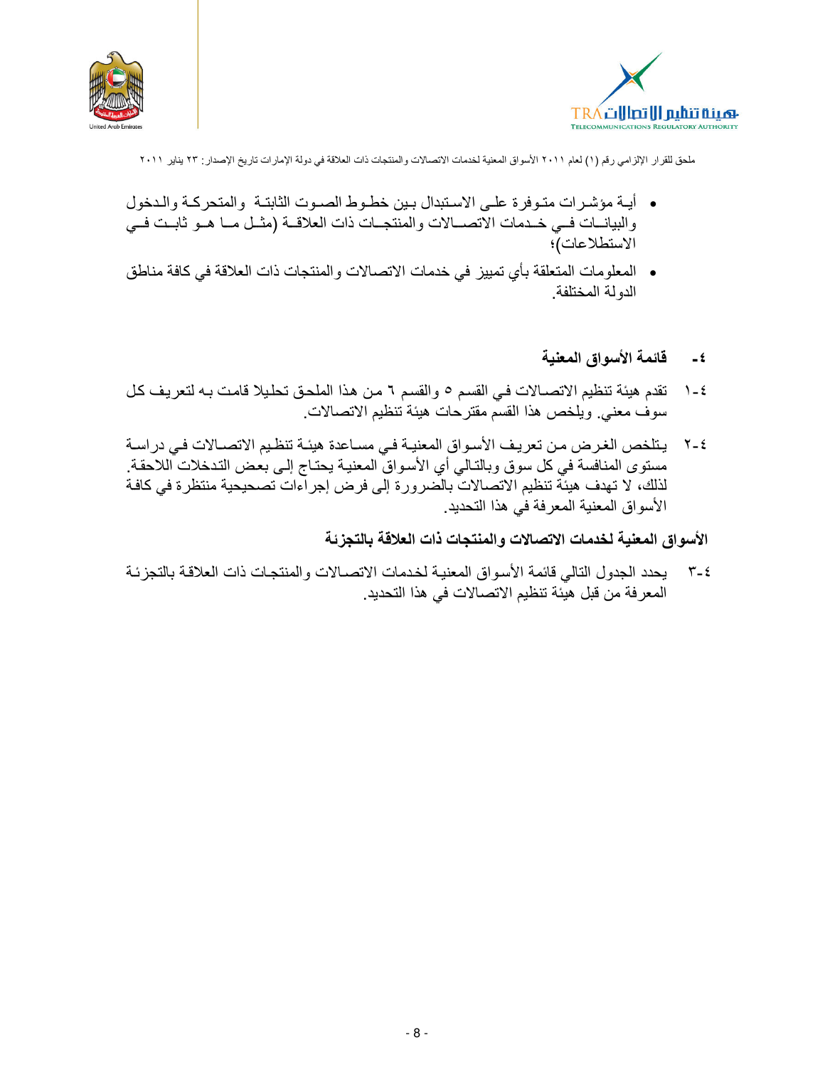- أية مؤشرات متوفرة على الاستبدال بين خطوط الصوت الثابتة والمتحركة والدخول والبيانات في خدمات الاتصالات والمنتجات ذات العلاقة (مثل ما هو ثابت في الاستطلاعات)؛
- المعلومات المتعلقة بأي تمييز في خدمات الاتصالات والمنتجات ذات العلاقة في كافة مناطق الدولة المختلفة.

## ٤- قائمة الأسواق المعنية

٤-١ تقدم هيئة تنظيم الاتصالات في القسم ٥ والقسم ٦ من هذا الملحق تحليلا قامت به لتعريف كل سوق معني. ويلخص هذا القسم مقترحات هيئة تنظيم الاتصالات.

٤-٢ يتلخص الغرض من تعريف الأسواق المعنية في مساعدة هيئة تنظيم الاتصالات في دراسة مستوى المنافسة في كل سوق وبالتالي أي الأسواق المعنية يحتاج إلى بعض التدخلات اللاحقة. لذلك، لا تهدف هيئة تنظيم الاتصالات بالضرورة إلى فرض إجراءات تصحيحية منتظرة في كافة الأسواق المعنية المعرفة في هذا التحديد.

### الأسواق المعنية لخدمات الاتصالات والمنتجات ذات العلاقة بالتجزئة

٤-٣ يحدد الجدول التالي قائمة الأسواق المعنية لخدمات الاتصالات والمنتجات ذات العلاقة بالتجزئة المعرفة من قبل هيئة تنظيم الاتصالات في هذا التحديد.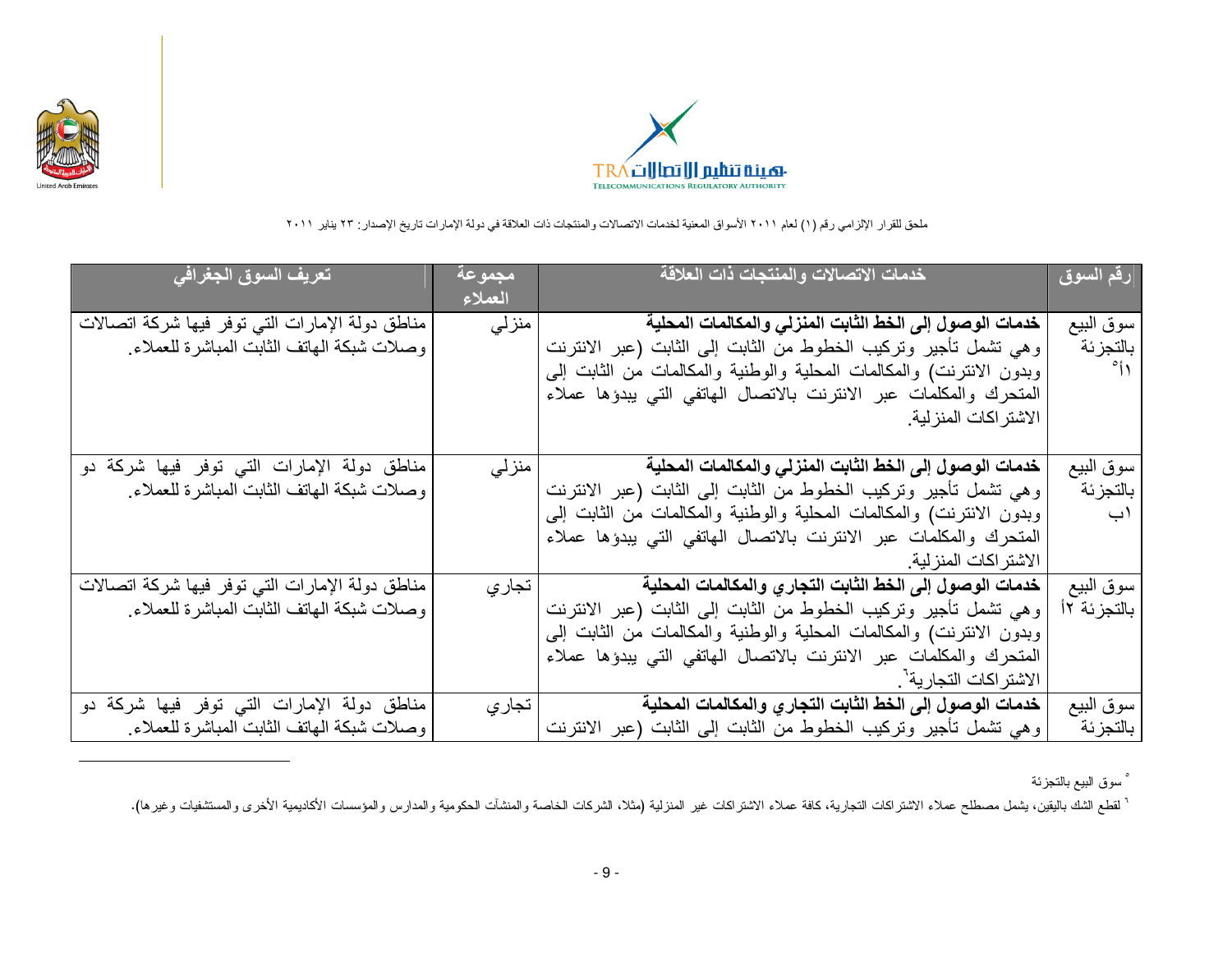ملحق للقرار الإلزامي رقم (١) لعام ٢٠١١ الأسواق المعنية لخدمات الاتصالات والمنتجات ذات العلاقة في دولة الإمارات تاريخ الإصدار: ٢٣ يناير ٢٠١١

| رقم السوق | خدمات الاتصالات والمنتجات ذات العلاقة | مجموعة العملاء | تعريف السوق الجغرافي |
|---|---|---|---|
| سوق البيع بالتجزئة ١أ[٥] | **خدمات الوصول إلى الخط الثابت المنزلي والمكالمات المحلية** وهي تشمل تأجير وتركيب الخطوط من الثابت إلى الثابت (عبر الانترنت وبدون الانترنت) والمكالمات المحلية والوطنية والمكالمات من الثابت إلى المتحرك والمكلمات عبر الانترنت بالاتصال الهاتفي التي يبدؤها عملاء الاشتراكات المنزلية. | منزلي | مناطق دولة الإمارات التي توفر فيها شركة اتصالات وصلات شبكة الهاتف الثابت المباشرة للعملاء. |
| سوق البيع بالتجزئة ١ب | **خدمات الوصول إلى الخط الثابت المنزلي والمكالمات المحلية** وهي تشمل تأجير وتركيب الخطوط من الثابت إلى الثابت (عبر الانترنت وبدون الانترنت) والمكالمات المحلية والوطنية والمكالمات من الثابت إلى المتحرك والمكلمات عبر الانترنت بالاتصال الهاتفي التي يبدؤها عملاء الاشتراكات المنزلية. | منزلي | مناطق دولة الإمارات التي توفر فيها شركة دو وصلات شبكة الهاتف الثابت المباشرة للعملاء. |
| سوق البيع بالتجزئة ٢أ | **خدمات الوصول إلى الخط الثابت التجاري والمكالمات المحلية** وهي تشمل تأجير وتركيب الخطوط من الثابت إلى الثابت (عبر الانترنت وبدون الانترنت) والمكالمات المحلية والوطنية والمكالمات من الثابت إلى المتحرك والمكلمات عبر الانترنت بالاتصال الهاتفي التي يبدؤها عملاء الاشتراكات التجارية[٦]. | تجاري | مناطق دولة الإمارات التي توفر فيها شركة اتصالات وصلات شبكة الهاتف الثابت المباشرة للعملاء. |
| سوق البيع بالتجزئة | **خدمات الوصول إلى الخط الثابت التجاري والمكالمات المحلية** وهي تشمل تأجير وتركيب الخطوط من الثابت إلى الثابت (عبر الانترنت | تجاري | مناطق دولة الإمارات التي توفر فيها شركة دو وصلات شبكة الهاتف الثابت المباشرة للعملاء. |

[٥] سوق البيع بالتجزئة

[٦] لقطع الشك باليقين، يشمل مصطلح عملاء الاشتراكات التجارية، كافة عملاء الاشتراكات غير المنزلية (مثلا، الشركات الخاصة والمنشآت الحكومية والمدارس والمؤسسات الأكاديمية الأخرى والمستشفيات وغيرها).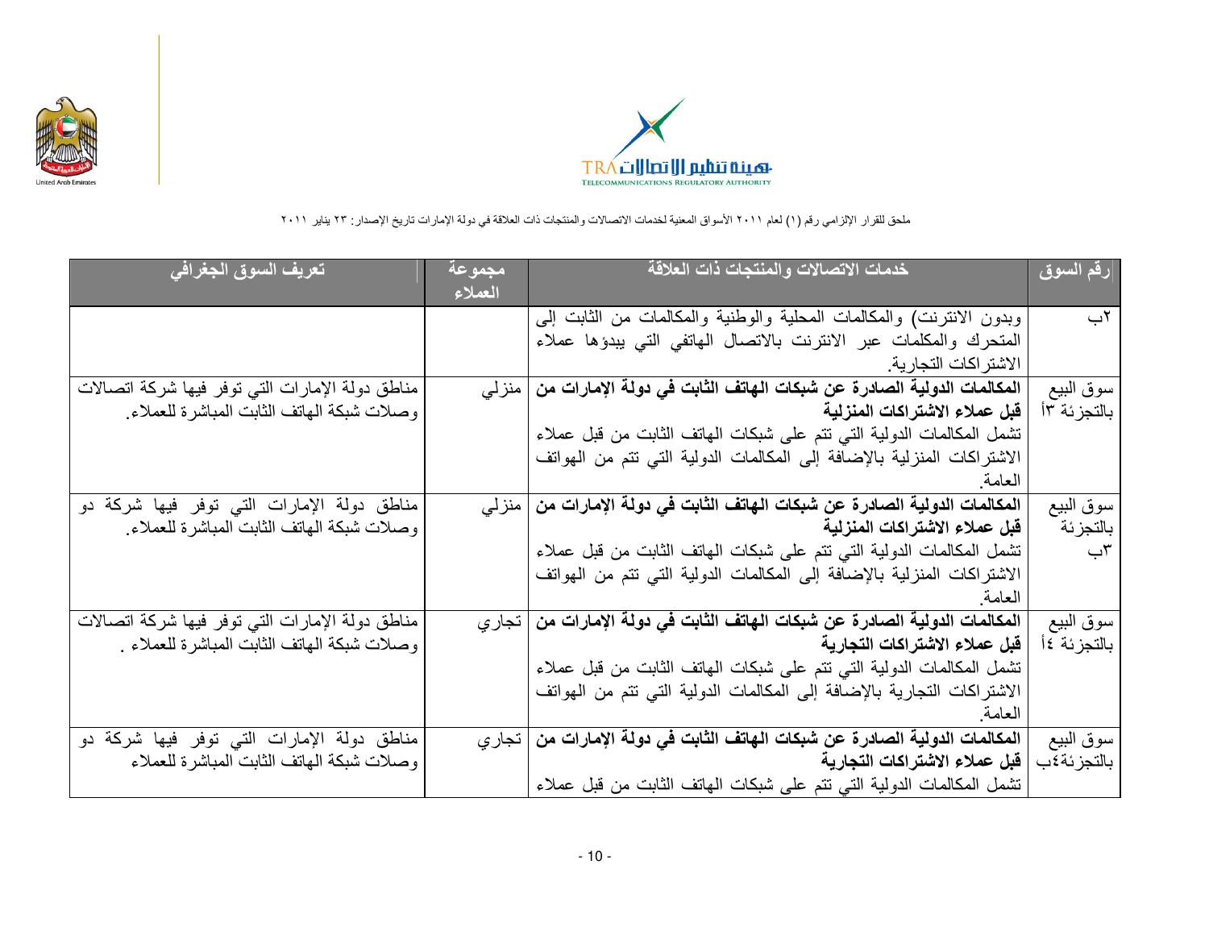ملحق للقرار الإلزامي رقم (١) لعام ٢٠١١ الأسواق المعنية لخدمات الاتصالات والمنتجات ذات العلاقة في دولة الإمارات تاريخ الإصدار: ٢٣ يناير ٢٠١١

| رقم السوق | خدمات الاتصالات والمنتجات ذات العلاقة | مجموعة العملاء | تعريف السوق الجغرافي |
|---|---|---|---|
| ٢ب | وبدون الانترنت) والمكالمات المحلية والوطنية والمكالمات من الثابت إلى المتحرك والمكلمات عبر الانترنت بالاتصال الهاتفي التي يبدؤها عملاء الاشتراكات التجارية. | | |
| سوق البيع بالتجزئة ٣أ | **المكالمات الدولية الصادرة عن شبكات الهاتف الثابت في دولة الإمارات من قبل عملاء الاشتراكات المنزلية** تشمل المكالمات الدولية التي تتم على شبكات الهاتف الثابت من قبل عملاء الاشتراكات المنزلية بالإضافة إلى المكالمات الدولية التي تتم من الهواتف العامة. | منزلي | مناطق دولة الإمارات التي توفر فيها شركة اتصالات وصلات شبكة الهاتف الثابت المباشرة للعملاء. |
| سوق البيع بالتجزئة ٣ب | **المكالمات الدولية الصادرة عن شبكات الهاتف الثابت في دولة الإمارات من قبل عملاء الاشتراكات المنزلية** تشمل المكالمات الدولية التي تتم على شبكات الهاتف الثابت من قبل عملاء الاشتراكات المنزلية بالإضافة إلى المكالمات الدولية التي تتم من الهواتف العامة. | منزلي | مناطق دولة الإمارات التي توفر فيها شركة دو وصلات شبكة الهاتف الثابت المباشرة للعملاء. |
| سوق البيع بالتجزئة ٤أ | **المكالمات الدولية الصادرة عن شبكات الهاتف الثابت في دولة الإمارات من قبل عملاء الاشتراكات التجارية** تشمل المكالمات الدولية التي تتم على شبكات الهاتف الثابت من قبل عملاء الاشتراكات التجارية بالإضافة إلى المكالمات الدولية التي تتم من الهواتف العامة. | تجاري | مناطق دولة الإمارات التي توفر فيها شركة اتصالات وصلات شبكة الهاتف الثابت المباشرة للعملاء . |
| سوق البيع بالتجزئة٤ب | **المكالمات الدولية الصادرة عن شبكات الهاتف الثابت في دولة الإمارات من قبل عملاء الاشتراكات التجارية** تشمل المكالمات الدولية التي تتم على شبكات الهاتف الثابت من قبل عملاء | تجاري | مناطق دولة الإمارات التي توفر فيها شركة دو وصلات شبكة الهاتف الثابت المباشرة للعملاء |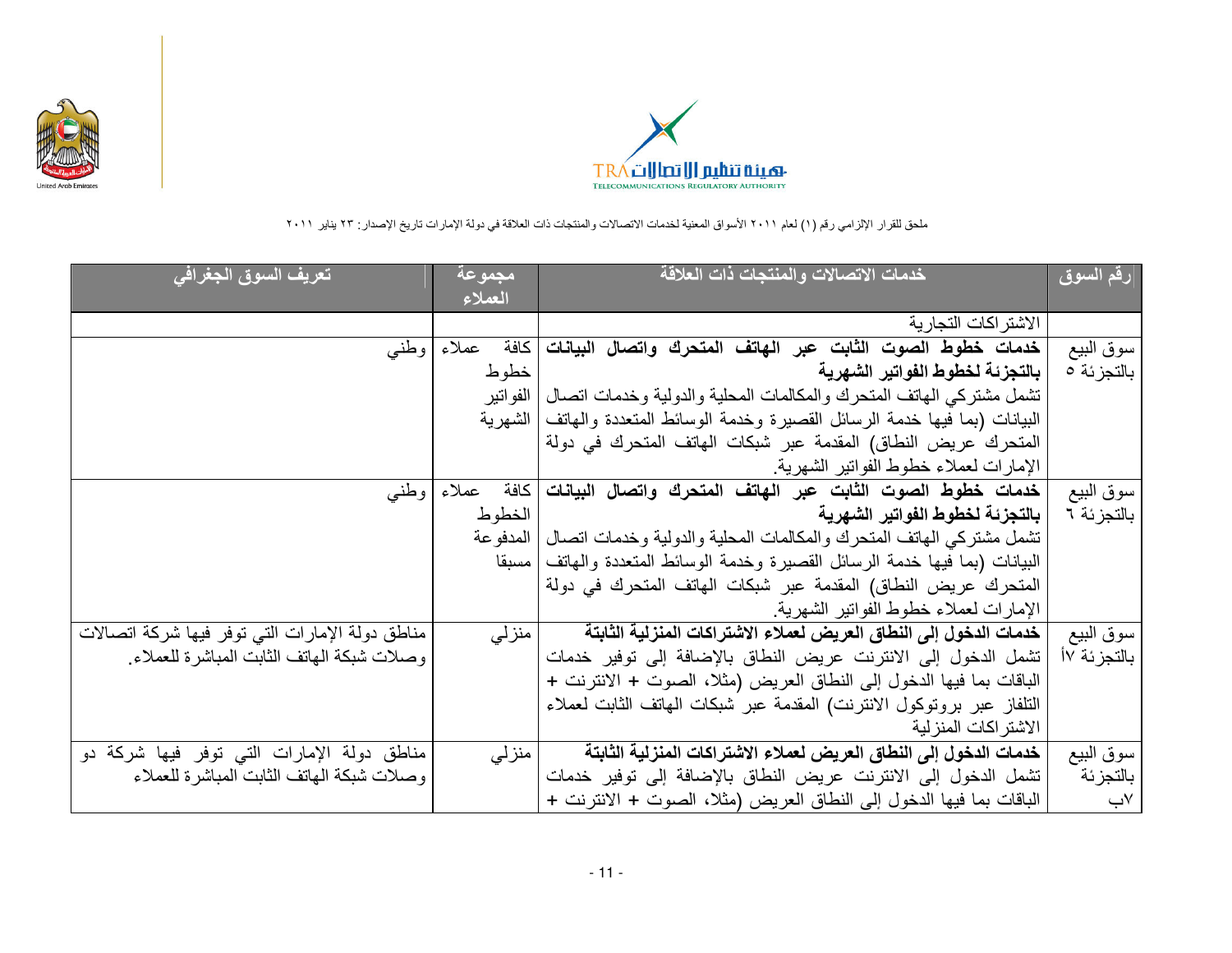ملحق للقرار الإلزامي رقم (١) لعام ٢٠١١ الأسواق المعنية لخدمات الاتصالات والمنتجات ذات العلاقة في دولة الإمارات تاريخ الإصدار: ٢٣ يناير ٢٠١١

| رقم السوق | خدمات الاتصالات والمنتجات ذات العلاقة | مجموعة العملاء | تعريف السوق الجغرافي |
|---|---|---|---|
| | الاشتراكات التجارية | | |
| سوق البيع بالتجزئة ٥ | **خدمات خطوط الصوت الثابت عبر الهاتف المتحرك واتصال البيانات بالتجزئة لخطوط الفواتير الشهرية** تشمل مشتركي الهاتف المتحرك والمكالمات المحلية والدولية وخدمات اتصال البيانات (بما فيها خدمة الرسائل القصيرة وخدمة الوسائط المتعددة والهاتف المتحرك عريض النطاق) المقدمة عبر شبكات الهاتف المتحرك في دولة الإمارات لعملاء خطوط الفواتير الشهرية. | كافة عملاء خطوط الفواتير الشهرية | وطني |
| سوق البيع بالتجزئة ٦ | **خدمات خطوط الصوت الثابت عبر الهاتف المتحرك واتصال البيانات بالتجزئة لخطوط الفواتير الشهرية** تشمل مشتركي الهاتف المتحرك والمكالمات المحلية والدولية وخدمات اتصال البيانات (بما فيها خدمة الرسائل القصيرة وخدمة الوسائط المتعددة والهاتف المتحرك عريض النطاق) المقدمة عبر شبكات الهاتف المتحرك في دولة الإمارات لعملاء خطوط الفواتير الشهرية. | كافة عملاء الخطوط المدفوعة مسبقا | وطني |
| سوق البيع بالتجزئة ٧أ | **خدمات الدخول إلى النطاق العريض لعملاء الاشتراكات المنزلية الثابتة** تشمل الدخول إلى الانترنت عريض النطاق بالإضافة إلى توفير خدمات الباقات بما فيها الدخول إلى النطاق العريض (مثلا، الصوت + الانترنت + التلفاز عبر بروتوكول الانترنت) المقدمة عبر شبكات الهاتف الثابت لعملاء الاشتراكات المنزلية | منزلي | مناطق دولة الإمارات التي توفر فيها شركة اتصالات وصلات شبكة الهاتف الثابت المباشرة للعملاء. |
| سوق البيع بالتجزئة ٧ب | **خدمات الدخول إلى النطاق العريض لعملاء الاشتراكات المنزلية الثابتة** تشمل الدخول إلى الانترنت عريض النطاق بالإضافة إلى توفير خدمات الباقات بما فيها الدخول إلى النطاق العريض (مثلا، الصوت + الانترنت + | منزلي | مناطق دولة الإمارات التي توفر فيها شركة دو وصلات شبكة الهاتف الثابت المباشرة للعملاء |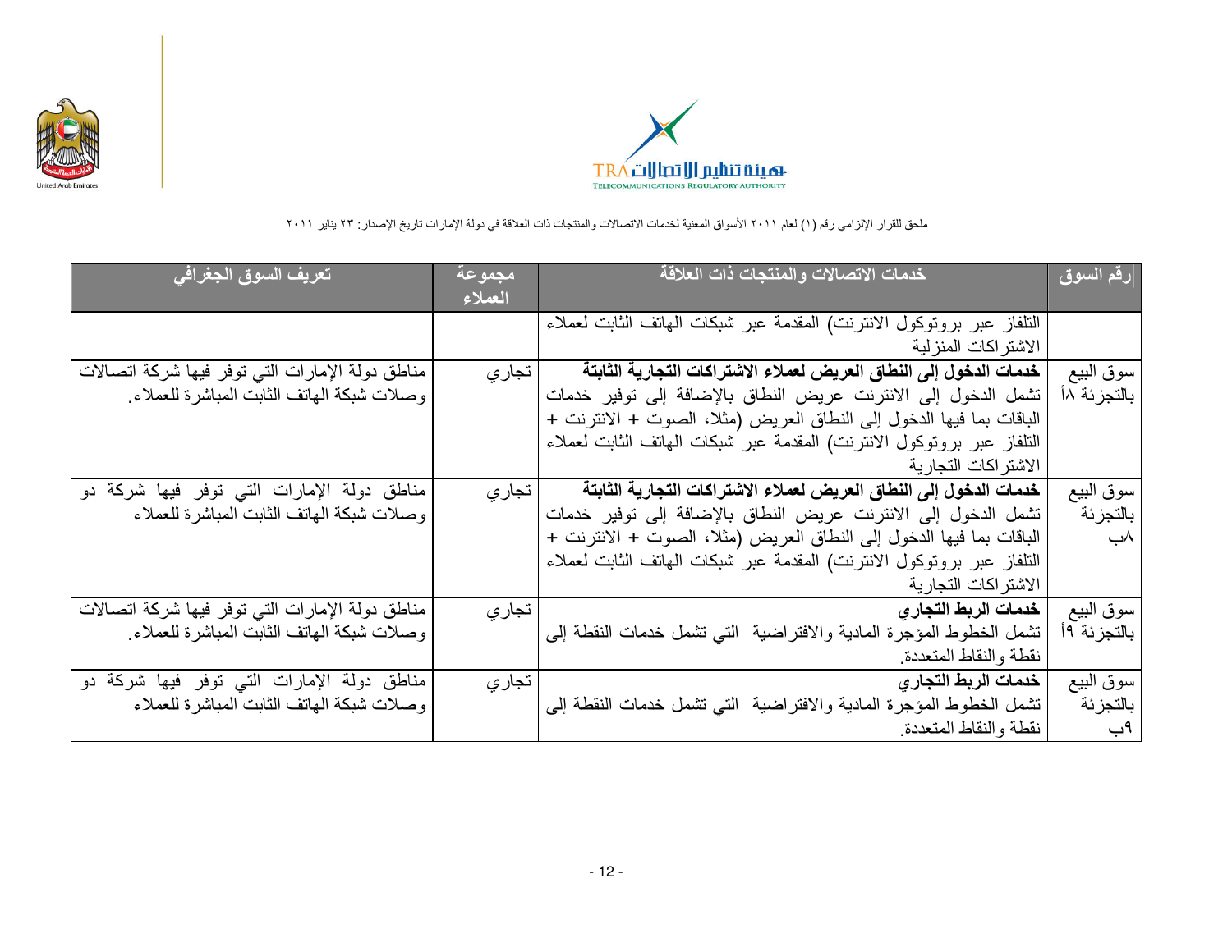ملحق للقرار الإلزامي رقم (١) لعام ٢٠١١ الأسواق المعنية لخدمات الاتصالات والمنتجات ذات العلاقة في دولة الإمارات تاريخ الإصدار: ٢٣ يناير ٢٠١١

| رقم السوق | خدمات الاتصالات والمنتجات ذات العلاقة | مجموعة العملاء | تعريف السوق الجغرافي |
|---|---|---|---|
| | التلفاز عبر بروتوكول الانترنت) المقدمة عبر شبكات الهاتف الثابت لعملاء الاشتراكات المنزلية | | |
| سوق البيع بالتجزئة ٨أ | **خدمات الدخول إلى النطاق العريض لعملاء الاشتراكات التجارية الثابتة** تشمل الدخول إلى الانترنت عريض النطاق بالإضافة إلى توفير خدمات الباقات بما فيها الدخول إلى النطاق العريض (مثلا، الصوت + الانترنت + التلفاز عبر بروتوكول الانترنت) المقدمة عبر شبكات الهاتف الثابت لعملاء الاشتراكات التجارية | تجاري | مناطق دولة الإمارات التي توفر فيها شركة اتصالات وصلات شبكة الهاتف الثابت المباشرة للعملاء. |
| سوق البيع بالتجزئة ٨ب | **خدمات الدخول إلى النطاق العريض لعملاء الاشتراكات التجارية الثابتة** تشمل الدخول إلى الانترنت عريض النطاق بالإضافة إلى توفير خدمات الباقات بما فيها الدخول إلى النطاق العريض (مثلا، الصوت + الانترنت + التلفاز عبر بروتوكول الانترنت) المقدمة عبر شبكات الهاتف الثابت لعملاء الاشتراكات التجارية | تجاري | مناطق دولة الإمارات التي توفر فيها شركة دو وصلات شبكة الهاتف الثابت المباشرة للعملاء |
| سوق البيع بالتجزئة ٩أ | **خدمات الربط التجاري** تشمل الخطوط المؤجرة المادية والافتراضية التي تشمل خدمات النقطة إلى نقطة والنقاط المتعددة. | تجاري | مناطق دولة الإمارات التي توفر فيها شركة اتصالات وصلات شبكة الهاتف الثابت المباشرة للعملاء. |
| سوق البيع بالتجزئة ٩ب | **خدمات الربط التجاري** تشمل الخطوط المؤجرة المادية والافتراضية التي تشمل خدمات النقطة إلى نقطة والنقاط المتعددة. | تجاري | مناطق دولة الإمارات التي توفر فيها شركة دو وصلات شبكة الهاتف الثابت المباشرة للعملاء |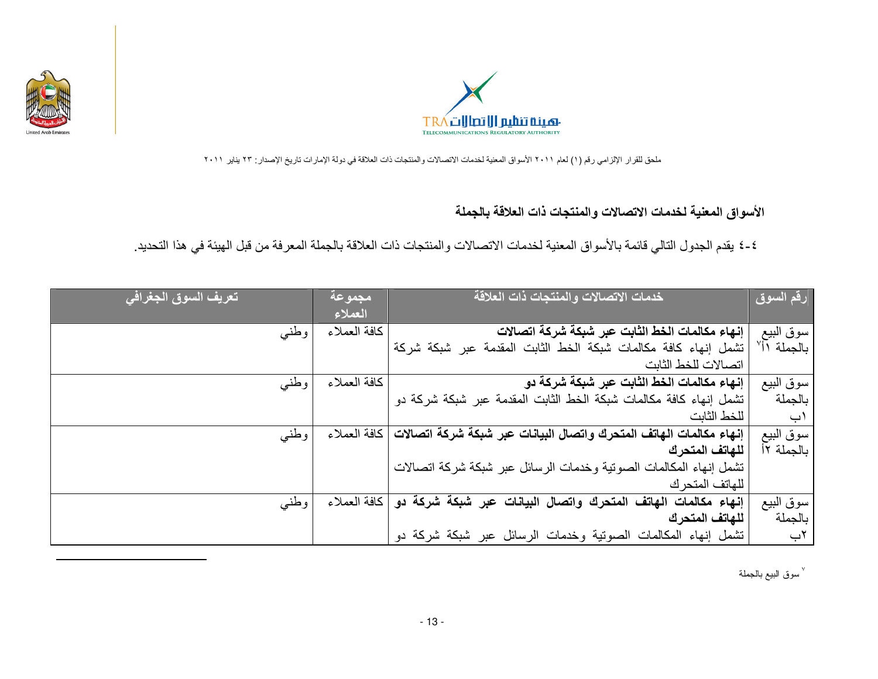ملحق للقرار الإلزامي رقم (١) لعام ٢٠١١ الأسواق المعنية لخدمات الاتصالات والمنتجات ذات العلاقة في دولة الإمارات تاريخ الإصدار: ٢٣ يناير ٢٠١١

## الأسواق المعنية لخدمات الاتصالات والمنتجات ذات العلاقة بالجملة

٤-٤ يقدم الجدول التالي قائمة بالأسواق المعنية لخدمات الاتصالات والمنتجات ذات العلاقة بالجملة المعرفة من قبل الهيئة في هذا التحديد.

| رقم السوق | خدمات الاتصالات والمنتجات ذات العلاقة | مجموعة العملاء | تعريف السوق الجغرافي |
|---|---|---|---|
| سوق البيع بالجملة ١أ[٧] | **إنهاء مكالمات الخط الثابت عبر شبكة شركة اتصالات** تشمل إنهاء كافة مكالمات شبكة الخط الثابت المقدمة عبر شبكة شركة اتصالات للخط الثابت | كافة العملاء | وطني |
| سوق البيع بالجملة ١ب | **إنهاء مكالمات الخط الثابت عبر شبكة شركة دو** تشمل إنهاء كافة مكالمات شبكة الخط الثابت المقدمة عبر شبكة شركة دو للخط الثابت | كافة العملاء | وطني |
| سوق البيع بالجملة ٢أ | **إنهاء مكالمات الهاتف المتحرك واتصال البيانات عبر شبكة شركة اتصالات للهاتف المتحرك** تشمل إنهاء المكالمات الصوتية وخدمات الرسائل عبر شبكة شركة اتصالات للهاتف المتحرك | كافة العملاء | وطني |
| سوق البيع بالجملة ٢ب | **إنهاء مكالمات الهاتف المتحرك واتصال البيانات عبر شبكة شركة دو للهاتف المتحرك** تشمل إنهاء المكالمات الصوتية وخدمات الرسائل عبر شبكة شركة دو | كافة العملاء | وطني |

[٧] سوق البيع بالجملة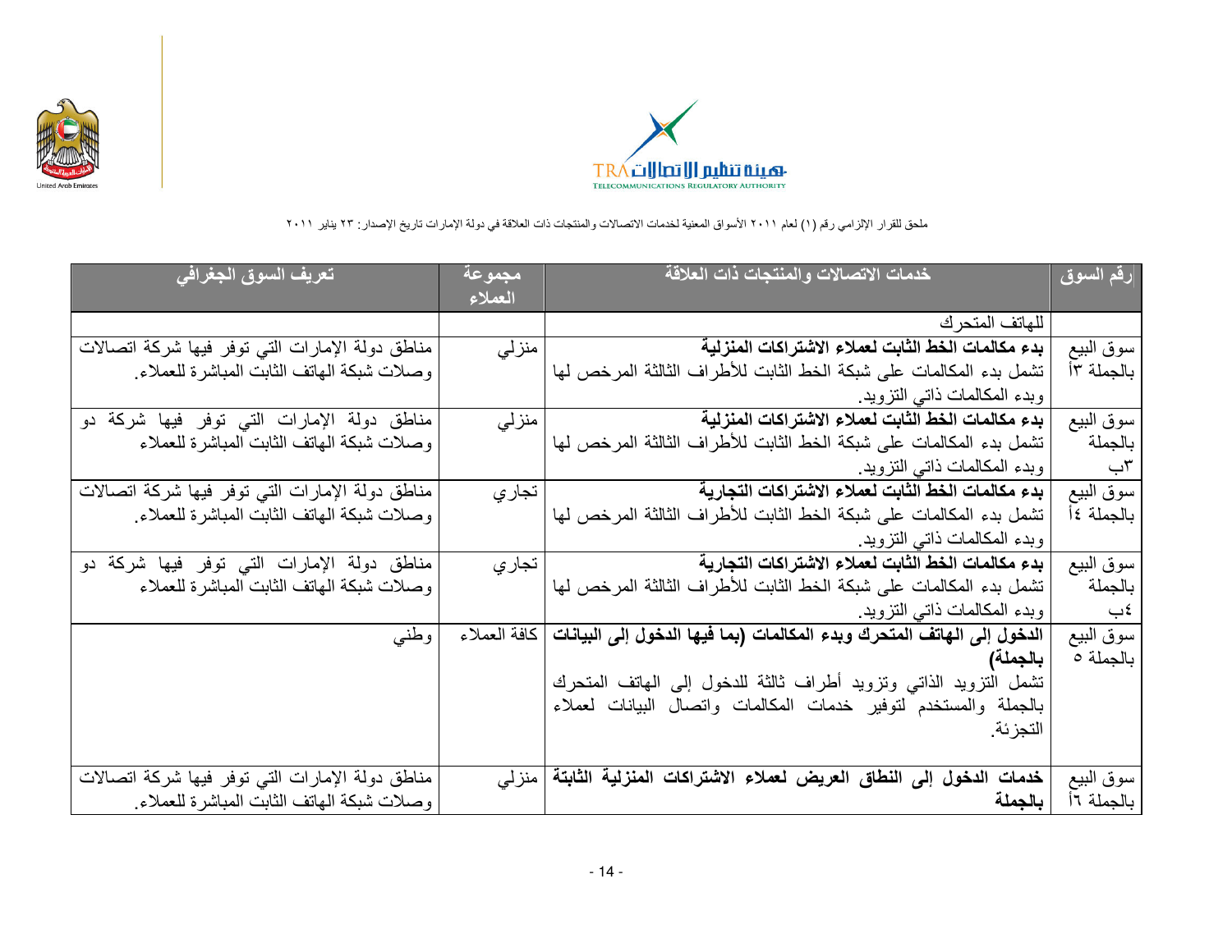ملحق للقرار الإلزامي رقم (١) لعام ٢٠١١ الأسواق المعنية لخدمات الاتصالات والمنتجات ذات العلاقة في دولة الإمارات تاريخ الإصدار: ٢٣ يناير ٢٠١١

| رقم السوق | خدمات الاتصالات والمنتجات ذات العلاقة | مجموعة العملاء | تعريف السوق الجغرافي |
|---|---|---|---|
| | للهاتف المتحرك | | |
| سوق البيع بالجملة ٣أ | **بدء مكالمات الخط الثابت لعملاء الاشتراكات المنزلية** تشمل بدء المكالمات على شبكة الخط الثابت للأطراف الثالثة المرخص لها وبدء المكالمات ذاتي التزويد. | منزلي | مناطق دولة الإمارات التي توفر فيها شركة اتصالات وصلات شبكة الهاتف الثابت المباشرة للعملاء. |
| سوق البيع بالجملة ٣ب | **بدء مكالمات الخط الثابت لعملاء الاشتراكات المنزلية** تشمل بدء المكالمات على شبكة الخط الثابت للأطراف الثالثة المرخص لها وبدء المكالمات ذاتي التزويد. | منزلي | مناطق دولة الإمارات التي توفر فيها شركة دو وصلات شبكة الهاتف الثابت المباشرة للعملاء |
| سوق البيع بالجملة ٤أ | **بدء مكالمات الخط الثابت لعملاء الاشتراكات التجارية** تشمل بدء المكالمات على شبكة الخط الثابت للأطراف الثالثة المرخص لها وبدء المكالمات ذاتي التزويد. | تجاري | مناطق دولة الإمارات التي توفر فيها شركة اتصالات وصلات شبكة الهاتف الثابت المباشرة للعملاء. |
| سوق البيع بالجملة ٤ب | **بدء مكالمات الخط الثابت لعملاء الاشتراكات التجارية** تشمل بدء المكالمات على شبكة الخط الثابت للأطراف الثالثة المرخص لها وبدء المكالمات ذاتي التزويد. | تجاري | مناطق دولة الإمارات التي توفر فيها شركة دو وصلات شبكة الهاتف الثابت المباشرة للعملاء |
| سوق البيع بالجملة ٥ | **الدخول إلى الهاتف المتحرك وبدء المكالمات (بما فيها الدخول إلى البيانات بالجملة)** تشمل التزويد الذاتي وتزويد أطراف ثالثة للدخول إلى الهاتف المتحرك بالجملة والمستخدم لتوفير خدمات المكالمات واتصال البيانات لعملاء التجزئة. | كافة العملاء | وطني |
| سوق البيع بالجملة ٦أ | **خدمات الدخول إلى النطاق العريض لعملاء الاشتراكات المنزلية الثابتة بالجملة** | منزلي | مناطق دولة الإمارات التي توفر فيها شركة اتصالات وصلات شبكة الهاتف الثابت المباشرة للعملاء. |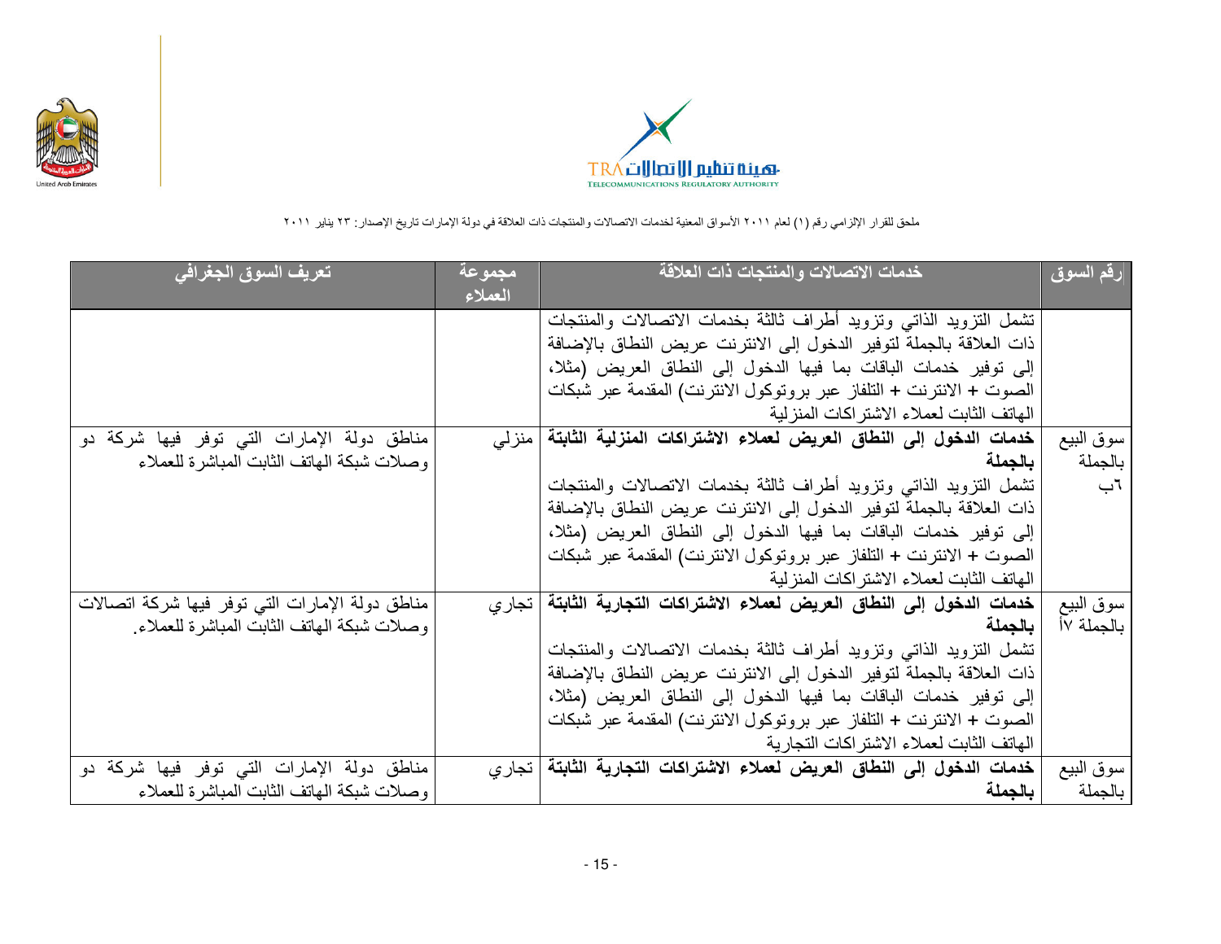ملحق للقرار الإلزامي رقم (١) لعام ٢٠١١ الأسواق المعنية لخدمات الاتصالات والمنتجات ذات العلاقة في دولة الإمارات تاريخ الإصدار: ٢٣ يناير ٢٠١١

| رقم السوق | خدمات الاتصالات والمنتجات ذات العلاقة | مجموعة العملاء | تعريف السوق الجغرافي |
|---|---|---|---|
| | تشمل التزويد الذاتي وتزويد أطراف ثالثة بخدمات الاتصالات والمنتجات ذات العلاقة بالجملة لتوفير الدخول إلى الانترنت عريض النطاق بالإضافة إلى توفير خدمات الباقات بما فيها الدخول إلى النطاق العريض (مثلا، الصوت + الانترنت + التلفاز عبر بروتوكول الانترنت) المقدمة عبر شبكات الهاتف الثابت لعملاء الاشتراكات المنزلية | | |
| سوق البيع بالجملة ٦ب | **خدمات الدخول إلى النطاق العريض لعملاء الاشتراكات المنزلية الثابتة بالجملة** تشمل التزويد الذاتي وتزويد أطراف ثالثة بخدمات الاتصالات والمنتجات ذات العلاقة بالجملة لتوفير الدخول إلى الانترنت عريض النطاق بالإضافة إلى توفير خدمات الباقات بما فيها الدخول إلى النطاق العريض (مثلا، الصوت + الانترنت + التلفاز عبر بروتوكول الانترنت) المقدمة عبر شبكات الهاتف الثابت لعملاء الاشتراكات المنزلية | منزلي | مناطق دولة الإمارات التي توفر فيها شركة دو وصلات شبكة الهاتف الثابت المباشرة للعملاء |
| سوق البيع بالجملة ٧أ | **خدمات الدخول إلى النطاق العريض لعملاء الاشتراكات التجارية الثابتة بالجملة** تشمل التزويد الذاتي وتزويد أطراف ثالثة بخدمات الاتصالات والمنتجات ذات العلاقة بالجملة لتوفير الدخول إلى الانترنت عريض النطاق بالإضافة إلى توفير خدمات الباقات بما فيها الدخول إلى النطاق العريض (مثلا، الصوت + الانترنت + التلفاز عبر بروتوكول الانترنت) المقدمة عبر شبكات الهاتف الثابت لعملاء الاشتراكات التجارية | تجاري | مناطق دولة الإمارات التي توفر فيها شركة اتصالات وصلات شبكة الهاتف الثابت المباشرة للعملاء. |
| سوق البيع بالجملة | **خدمات الدخول إلى النطاق العريض لعملاء الاشتراكات التجارية الثابتة بالجملة** | تجاري | مناطق دولة الإمارات التي توفر فيها شركة دو وصلات شبكة الهاتف الثابت المباشرة للعملاء |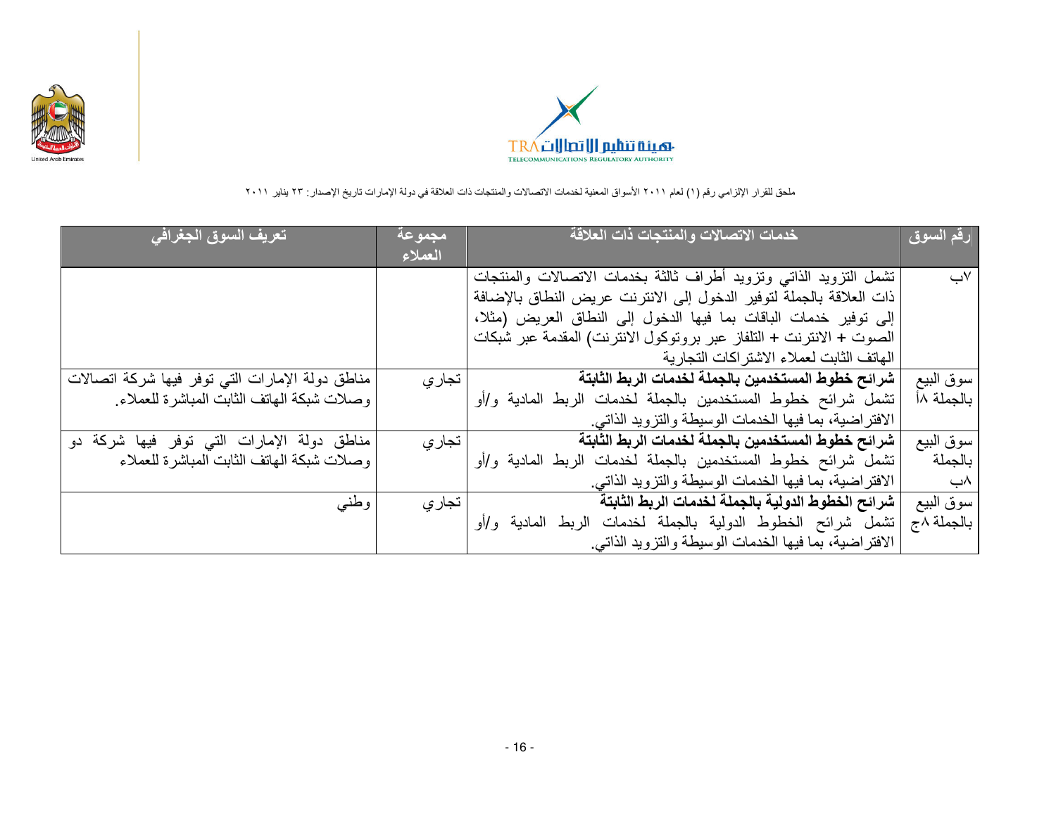ملحق للقرار الإلزامي رقم (١) لعام ٢٠١١ الأسواق المعنية لخدمات الاتصالات والمنتجات ذات العلاقة في دولة الإمارات تاريخ الإصدار: ٢٣ يناير ٢٠١١

| رقم السوق | خدمات الاتصالات والمنتجات ذات العلاقة | مجموعة العملاء | تعريف السوق الجغرافي |
|---|---|---|---|
| ٧ب | تشمل التزويد الذاتي وتزويد أطراف ثالثة بخدمات الاتصالات والمنتجات ذات العلاقة بالجملة لتوفير الدخول إلى الانترنت عريض النطاق بالإضافة إلى توفير خدمات الباقات بما فيها الدخول إلى النطاق العريض (مثلا، الصوت + الانترنت + التلفاز عبر بروتوكول الانترنت) المقدمة عبر شبكات الهاتف الثابت لعملاء الاشتراكات التجارية | | |
| سوق البيع بالجملة ٨أ | **شرائح خطوط المستخدمين بالجملة لخدمات الربط الثابتة** تشمل شرائح خطوط المستخدمين بالجملة لخدمات الربط المادية و/أو الافتراضية، بما فيها الخدمات الوسيطة والتزويد الذاتي. | تجاري | مناطق دولة الإمارات التي توفر فيها شركة اتصالات وصلات شبكة الهاتف الثابت المباشرة للعملاء. |
| سوق البيع بالجملة ٨ب | **شرائح خطوط المستخدمين بالجملة لخدمات الربط الثابتة** تشمل شرائح خطوط المستخدمين بالجملة لخدمات الربط المادية و/أو الافتراضية، بما فيها الخدمات الوسيطة والتزويد الذاتي. | تجاري | مناطق دولة الإمارات التي توفر فيها شركة دو وصلات شبكة الهاتف الثابت المباشرة للعملاء |
| سوق البيع بالجملة ٨ج | **شرائح الخطوط الدولية بالجملة لخدمات الربط الثابتة** تشمل شرائح الخطوط الدولية بالجملة لخدمات الربط المادية و/أو الافتراضية، بما فيها الخدمات الوسيطة والتزويد الذاتي. | تجاري | وطني |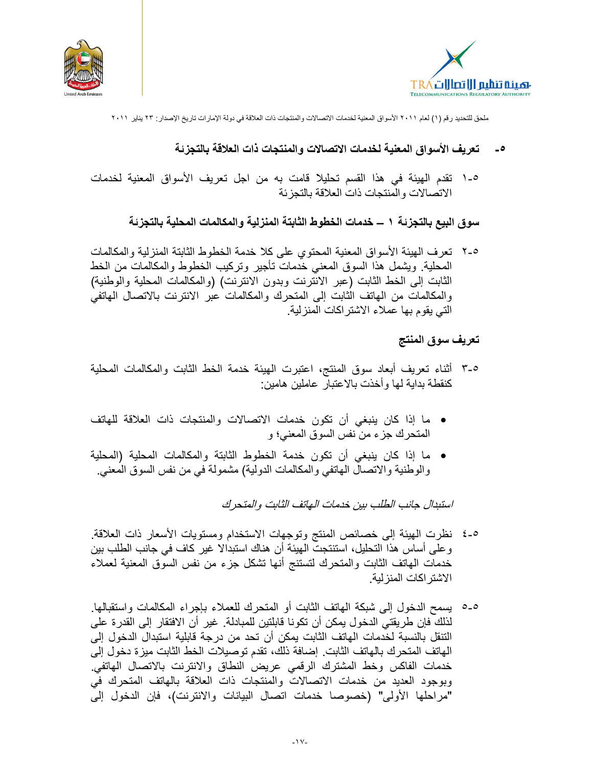## ٥- تعريف الأسواق المعنية لخدمات الاتصالات والمنتجات ذات العلاقة بالتجزئة

٥-١ تقدم الهيئة في هذا القسم تحليلا قامت به من اجل تعريف الأسواق المعنية لخدمات الاتصالات والمنتجات ذات العلاقة بالتجزئة

### سوق البيع بالتجزئة ١ – خدمات الخطوط الثابتة المنزلية والمكالمات المحلية بالتجزئة

٥-٢ تعرف الهيئة الأسواق المعنية المحتوي على كلا خدمة الخطوط الثابتة المنزلية والمكالمات المحلية. ويشمل هذا السوق المعني خدمات تأجير وتركيب الخطوط والمكالمات من الخط الثابت إلى الخط الثابت (عبر الانترنت وبدون الانترنت) (والمكالمات المحلية والوطنية) والمكالمات من الهاتف الثابت إلى المتحرك والمكالمات عبر الانترنت بالاتصال الهاتفي التي يقوم بها عملاء الاشتراكات المنزلية.

### تعريف سوق المنتج

٥-٣ أثناء تعريف أبعاد سوق المنتج، اعتبرت الهيئة خدمة الخط الثابت والمكالمات المحلية كنقطة بداية لها وأخذت بالاعتبار عاملين هامين:

- ما إذا كان ينبغي أن تكون خدمات الاتصالات والمنتجات ذات العلاقة للهاتف المتحرك جزء من نفس السوق المعني؛ و
- ما إذا كان ينبغي أن تكون خدمة الخطوط الثابتة والمكالمات المحلية (المحلية والوطنية والاتصال الهاتفي والمكالمات الدولية) مشمولة في من نفس السوق المعني.

*استبدال جانب الطلب بين خدمات الهاتف الثابت والمتحرك*

٥-٤ نظرت الهيئة إلى خصائص المنتج وتوجهات الاستخدام ومستويات الأسعار ذات العلاقة. وعلى أساس هذا التحليل، استنتجت الهيئة أن هناك استبدالا غير كاف في جانب الطلب بين خدمات الهاتف الثابت والمتحرك لتستنتج أنها تشكل جزء من نفس السوق المعنية لعملاء الاشتراكات المنزلية.

٥-٥ يسمح الدخول إلى شبكة الهاتف الثابت أو المتحرك للعملاء بإجراء المكالمات واستقبالها. لذلك فإن طريقتي الدخول يمكن أن تكونا قابلتين للمبادلة. غير أن الافتقار إلى القدرة على التنقل بالنسبة لخدمات الهاتف الثابت يمكن أن تحد من درجة قابلية استبدال الدخول إلى الهاتف المتحرك بالهاتف الثابت. إضافة ذلك، تقدم توصيلات الخط الثابت ميزة دخول إلى خدمات الفاكس وخط المشترك الرقمي عريض النطاق والانترنت بالاتصال الهاتفي. وبوجود العديد من خدمات الاتصالات والمنتجات ذات العلاقة بالهاتف المتحرك في "مراحلها الأولى" (خصوصا خدمات اتصال البيانات والانترنت)، فإن الدخول إلى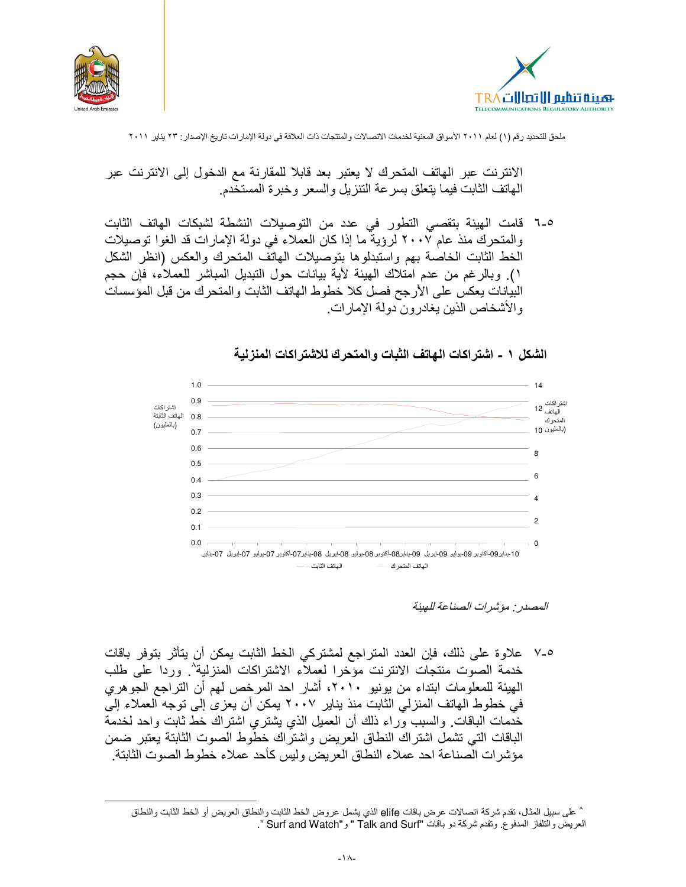الانترنت عبر الهاتف المتحرك لا يعتبر بعد قابلا للمقارنة مع الدخول إلى الانترنت عبر الهاتف الثابت فيما يتعلق بسرعة التنزيل والسعر وخبرة المستخدم.

٥-٦ قامت الهيئة بتقصي التطور في عدد من التوصيلات النشطة لشبكات الهاتف الثابت والمتحرك منذ عام ٢٠٠٧ لرؤية ما إذا كان العملاء في دولة الإمارات قد الغوا توصيلات الخط الثابت الخاصة بهم واستبدلوها بتوصيلات الهاتف المتحرك والعكس (انظر الشكل ١). وبالرغم من عدم امتلاك الهيئة لأية بيانات حول التبديل المباشر للعملاء، فإن حجم البيانات يعكس على الأرجح فصل كلا خطوط الهاتف الثابت والمتحرك من قبل المؤسسات والأشخاص الذين يغادرون دولة الإمارات.

**الشكل ١ - اشتراكات الهاتف الثبات والمتحرك للاشتراكات المنزلية**

*المصدر: مؤشرات الصناعة للهيئة*

٥-٧ علاوة على ذلك، فإن العدد المتراجع لمشتركي الخط الثابت يمكن أن يتأثر بتوفر باقات خدمة الصوت منتجات الانترنت مؤخرا لعملاء الاشتراكات المنزلية[٨]. وردا على طلب الهيئة للمعلومات ابتداء من يونيو ٢٠١٠، أشار احد المرخص لهم أن التراجع الجوهري في خطوط الهاتف المنزلي الثابت منذ يناير ٢٠٠٧ يمكن أن يعزى إلى توجه العملاء إلى خدمات الباقات. والسبب وراء ذلك أن العميل الذي يشتري اشتراك خط ثابت واحد لخدمة الباقات التي تشمل اشتراك النطاق العريض واشتراك خطوط الصوت الثابتة يعتبر ضمن مؤشرات الصناعة احد عملاء النطاق العريض وليس كأحد عملاء خطوط الصوت الثابتة.

---

[٨] على سبيل المثال، تقدم شركة اتصالات عرض باقات elife الذي يشمل عروض الخط الثابت والنطاق العريض أو الخط الثابت والنطاق العريض والتلفاز المدفوع. وتقدم شركة دو باقات "Talk and Surf " و"Surf and Watch".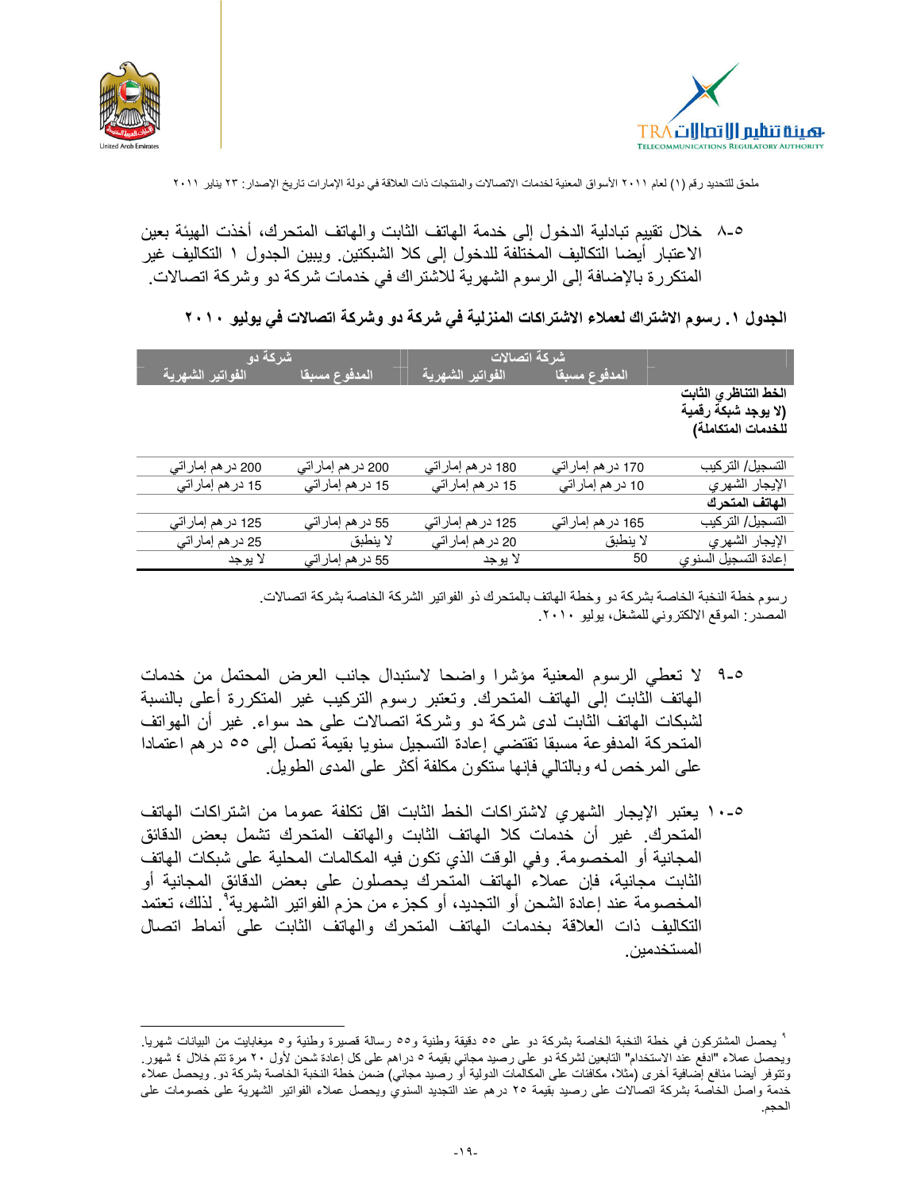٥-٨ خلال تقييم تبادلية الدخول إلى خدمة الهاتف الثابت والهاتف المتحرك، أخذت الهيئة بعين الاعتبار أيضا التكاليف المختلفة للدخول إلى كلا الشبكتين. ويبين الجدول ١ التكاليف غير المتكررة بالإضافة إلى الرسوم الشهرية للاشتراك في خدمات شركة دو وشركة اتصالات.

**الجدول ١. رسوم الاشتراك لعملاء الاشتراكات المنزلية في شركة دو وشركة اتصالات في يوليو ٢٠١٠**

| | شركة اتصالات | | شركة دو | |
|---|---|---|---|---|
| | المدفوع مسبقا | الفواتير الشهرية | المدفوع مسبقا | الفواتير الشهرية |
| **الخط التناظري الثابت (لا يوجد شبكة رقمية للخدمات المتكاملة)** | | | | |
| التسجيل/ التركيب | 170 درهم إماراتي | 180 درهم إماراتي | 200 درهم إماراتي | 200 درهم إماراتي |
| الإيجار الشهري | 10 درهم إماراتي | 15 درهم إماراتي | 15 درهم إماراتي | 15 درهم إماراتي |
| **الهاتف المتحرك** | | | | |
| التسجيل/ التركيب | 165 درهم إماراتي | 125 درهم إماراتي | 55 درهم إماراتي | 125 درهم إماراتي |
| الإيجار الشهري | لا ينطبق | 20 درهم إماراتي | لا ينطبق | 25 درهم إماراتي |
| إعادة التسجيل السنوي | 50 | لا يوجد | 55 درهم إماراتي | لا يوجد |

رسوم خطة النخبة الخاصة بشركة دو وخطة الهاتف بالمتحرك ذو الفواتير الشركة الخاصة بشركة اتصالات.
المصدر: الموقع الالكتروني للمشغل، يوليو ٢٠١٠.

٥-٩ لا تعطي الرسوم المعنية مؤشرا واضحا لاستبدال جانب العرض المحتمل من خدمات الهاتف الثابت إلى الهاتف المتحرك. وتعتبر رسوم التركيب غير المتكررة أعلى بالنسبة لشبكات الهاتف الثابت لدى شركة دو وشركة اتصالات على حد سواء. غير أن الهواتف المتحركة المدفوعة مسبقا تقتضي إعادة التسجيل سنويا بقيمة تصل إلى ٥٥ درهم اعتمادا على المرخص له وبالتالي فإنها ستكون مكلفة أكثر على المدى الطويل.

٥-١٠ يعتبر الإيجار الشهري لاشتراكات الخط الثابت اقل تكلفة عموما من اشتراكات الهاتف المتحرك. غير أن خدمات كلا الهاتف الثابت والهاتف المتحرك تشمل بعض الدقائق المجانية أو المخصومة. وفي الوقت الذي تكون فيه المكالمات المحلية على شبكات الهاتف الثابت مجانية، فإن عملاء الهاتف المتحرك يحصلون على بعض الدقائق المجانية أو المخصومة عند إعادة الشحن أو التجديد، أو كجزء من حزم الفواتير الشهرية[٩]. لذلك، تعتمد التكاليف ذات العلاقة بخدمات الهاتف المتحرك والهاتف الثابت على أنماط اتصال المستخدمين.

---

[٩] يحصل المشتركون في خطة النخبة الخاصة بشركة دو على ٥٥ دقيقة وطنية و٥٥ رسالة قصيرة وطنية و٥ ميغابايت من البيانات شهريا. ويحصل عملاء "ادفع عند الاستخدام" التابعين لشركة دو على رصيد مجاني بقيمة ٥ دراهم على كل إعادة شحن لأول ٢٠ مرة تتم خلال ٤ شهور. وتتوفر أيضا منافع إضافية أخرى (مثلا، مكافئات على المكالمات الدولية أو رصيد مجاني) ضمن خطة النخبة الخاصة بشركة دو. ويحصل عملاء خدمة واصل الخاصة بشركة اتصالات على رصيد بقيمة ٢٥ درهم عند التجديد السنوي ويحصل عملاء الفواتير الشهرية على خصومات على الحجم.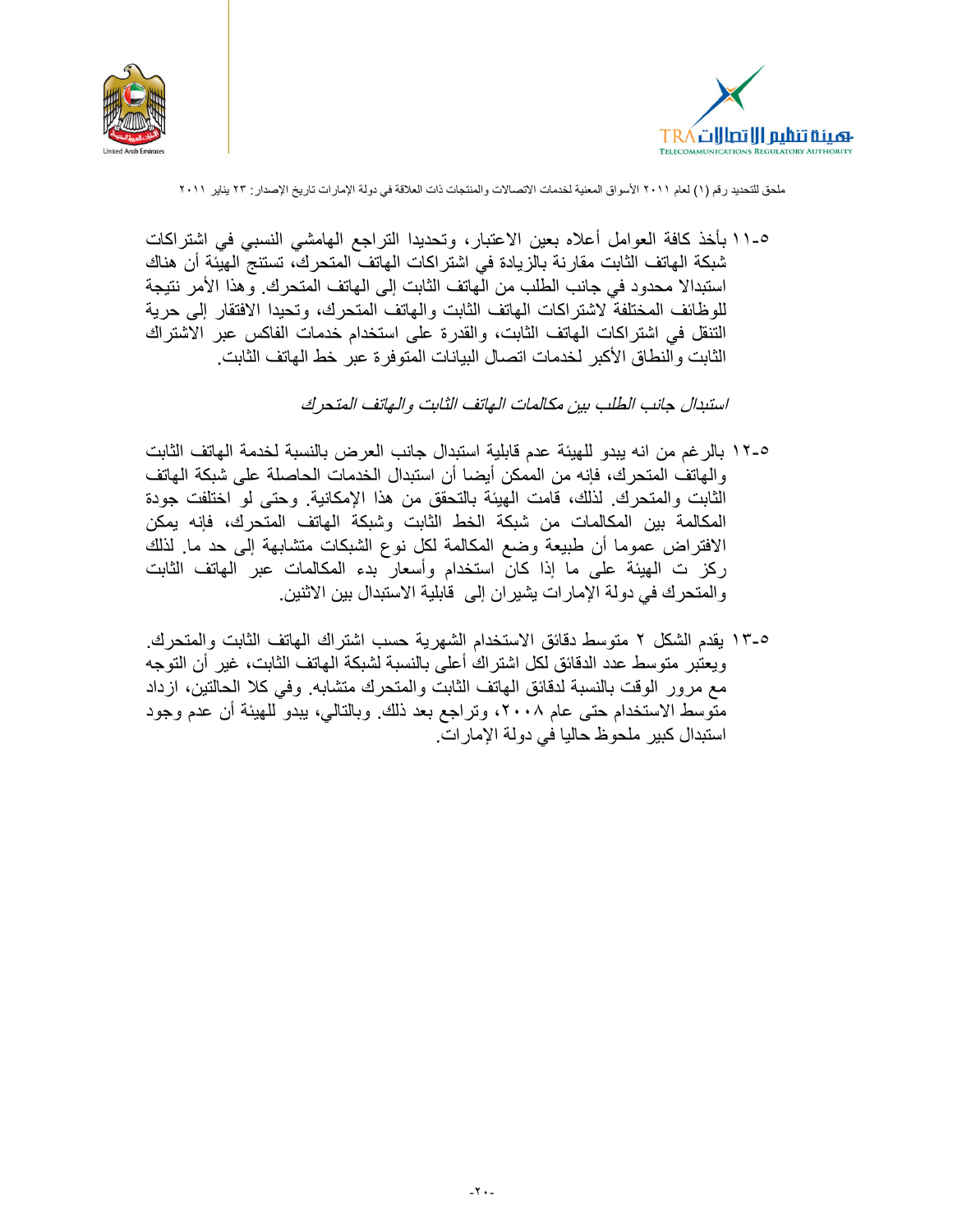٥-١١ بأخذ كافة العوامل أعلاه بعين الاعتبار، وتحديدا التراجع الهامشي النسبي في اشتراكات شبكة الهاتف الثابت مقارنة بالزيادة في اشتراكات الهاتف المتحرك، تستنتج الهيئة أن هناك استبدالا محدود في جانب الطلب من الهاتف الثابت إلى الهاتف المتحرك. وهذا الأمر نتيجة للوظائف المختلفة لاشتراكات الهاتف الثابت والهاتف المتحرك، وتحيدا الافتقار إلى حرية التنقل في اشتراكات الهاتف الثابت، والقدرة على استخدام خدمات الفاكس عبر الاشتراك الثابت والنطاق الأكبر لخدمات اتصال البيانات المتوفرة عبر خط الهاتف الثابت.

*استبدال جانب الطلب بين مكالمات الهاتف الثابت والهاتف المتحرك*

٥-١٢ بالرغم من انه يبدو للهيئة عدم قابلية استبدال جانب العرض بالنسبة لخدمة الهاتف الثابت والهاتف المتحرك، فإنه من الممكن أيضا أن استبدال الخدمات الحاصلة على شبكة الهاتف الثابت والمتحرك. لذلك، قامت الهيئة بالتحقق من هذا الإمكانية. وحتى لو اختلفت جودة المكالمة بين المكالمات من شبكة الخط الثابت وشبكة الهاتف المتحرك، فإنه يمكن الافتراض عموما أن طبيعة وضع المكالمة لكل نوع الشبكات متشابهة إلى حد ما. لذلك ركز ت الهيئة على ما إذا كان استخدام وأسعار بدء المكالمات عبر الهاتف الثابت والمتحرك في دولة الإمارات يشيران إلى قابلية الاستبدال بين الاثنين.

٥-١٣ يقدم الشكل ٢ متوسط دقائق الاستخدام الشهرية حسب اشتراك الهاتف الثابت والمتحرك. ويعتبر متوسط عدد الدقائق لكل اشتراك أعلى بالنسبة لشبكة الهاتف الثابت، غير أن التوجه مع مرور الوقت بالنسبة لدقائق الهاتف الثابت والمتحرك متشابه. وفي كلا الحالتين، ازداد متوسط الاستخدام حتى عام ٢٠٠٨، وتراجع بعد ذلك. وبالتالي، يبدو للهيئة أن عدم وجود استبدال كبير ملحوظ حاليا في دولة الإمارات.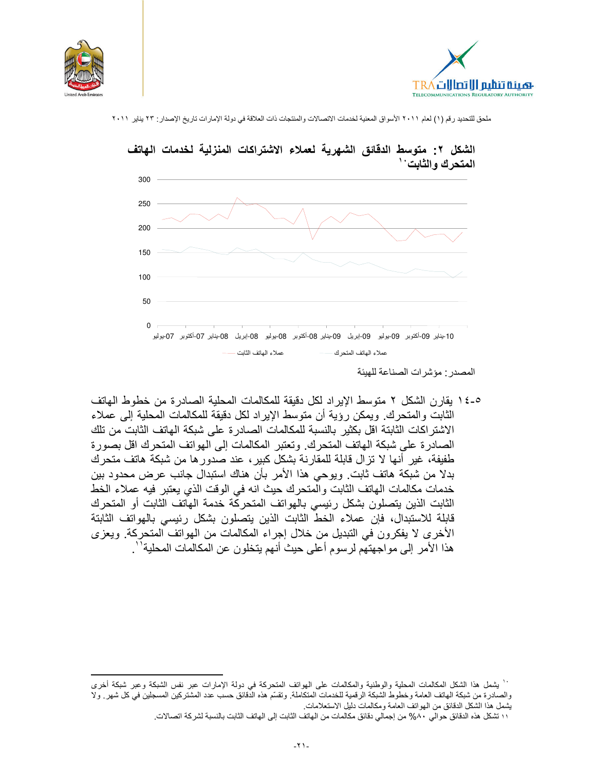ملحق للتحديد رقم (١) لعام ٢٠١١ الأسواق المعنية لخدمات الاتصالات والمنتجات ذات العلاقة في دولة الإمارات تاريخ الإصدار: ٢٣ يناير ٢٠١١

**الشكل ٢: متوسط الدقائق الشهرية لعملاء الاشتراكات المنزلية لخدمات الهاتف المتحرك والثابت[10]**

300
250
200
150
100
50
0

07-يوليو 07-أكتوبر 08-يناير 08-ابريل 08-يوليو 08-أكتوبر 09-يناير 09-ابريل 09-يوليو 09-أكتوبر 10-يناير

عملاء الهاتف الثابت — عملاء الهاتف المتحرك

المصدر: مؤشرات الصناعة للهيئة

٥-١٤ يقارن الشكل ٢ متوسط الإيراد لكل دقيقة للمكالمات المحلية الصادرة من خطوط الهاتف الثابت والمتحرك. ويمكن رؤية أن متوسط الإيراد لكل دقيقة للمكالمات المحلية إلى عملاء الاشتراكات الثابتة اقل بكثير بالنسبة للمكالمات الصادرة على شبكة الهاتف الثابت من تلك الصادرة على شبكة الهاتف المتحرك. وتعتبر المكالمات إلى الهواتف المتحرك اقل بصورة طفيفة، غير أنها لا تزال قابلة للمقارنة بشكل كبير، عند صدورها من شبكة هاتف متحرك بدلا من شبكة هاتف ثابت. ويوحي هذا الأمر بأن هناك استبدال جانب عرض محدود بين خدمات مكالمات الهاتف الثابت والمتحرك حيث انه في الوقت الذي يعتبر فيه عملاء الخط الثابت الذين يتصلون بشكل رئيسي بالهواتف المتحركة خدمة الهاتف الثابت أو المتحرك قابلة للاستبدال، فإن عملاء الخط الثابت الذين يتصلون بشكل رئيسي بالهواتف الثابتة الأخرى لا يفكرون في التبديل من خلال إجراء المكالمات من الهواتف المتحركة. ويعزى هذا الأمر إلى مواجهتهم لرسوم أعلى حيث أنهم يتخلون عن المكالمات المحلية[11].

---

[10] يشمل هذا الشكل المكالمات المحلية والوطنية والمكالمات على الهواتف المتحركة في دولة الإمارات عبر نفس الشبكة وعبر شبكة أخرى والصادرة من شبكة الهاتف العامة وخطوط الشبكة الرقمية للخدمات المتكاملة. وتقسّم هذه الدقائق حسب عدد المشتركين المسجلين في كل شهر. ولا يشمل هذا الشكل الدقائق من الهواتف العامة ومكالمات دليل الاستعلامات.

[11] تشكل هذه الدقائق حوالي ٨٠% من إجمالي دقائق مكالمات من الهاتف الثابت إلى الهاتف الثابت بالنسبة لشركة اتصالات.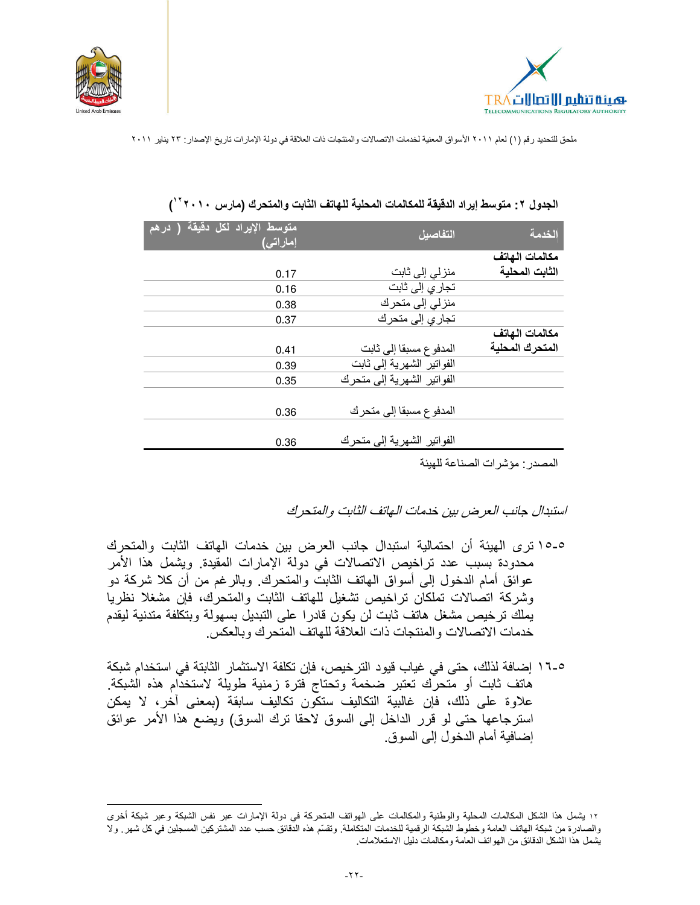**الجدول ٢: متوسط إيراد الدقيقة للمكالمات المحلية للهاتف الثابت والمتحرك (مارس ٢٠١٠[١٢])**

| الخدمة | التفاصيل | متوسط الإيراد لكل دقيقة ( درهم إماراتي) |
|---|---|---|
| **مكالمات الهاتف الثابت المحلية** | منزلي إلى ثابت | 0.17 |
| | تجاري إلى ثابت | 0.16 |
| | منزلي إلى متحرك | 0.38 |
| | تجاري إلى متحرك | 0.37 |
| **مكالمات الهاتف المتحرك المحلية** | المدفوع مسبقا إلى ثابت | 0.41 |
| | الفواتير الشهرية إلى ثابت | 0.39 |
| | الفواتير الشهرية إلى متحرك | 0.35 |
| | المدفوع مسبقا إلى متحرك | 0.36 |
| | الفواتير الشهرية إلى متحرك | 0.36 |

المصدر: مؤشرات الصناعة للهيئة

*استبدال جانب العرض بين خدمات الهاتف الثابت والمتحرك*

٥-١٥ ترى الهيئة أن احتمالية استبدال جانب العرض بين خدمات الهاتف الثابت والمتحرك محدودة بسبب عدد تراخيص الاتصالات في دولة الإمارات المقيدة. ويشمل هذا الأمر عوائق أمام الدخول إلى أسواق الهاتف الثابت والمتحرك. وبالرغم من أن كلا شركة دو وشركة اتصالات تملكان تراخيص تشغيل للهاتف الثابت والمتحرك، فإن مشغلا نظريا يملك ترخيص مشغل هاتف ثابت لن يكون قادرا على التبديل بسهولة وبتكلفة متدنية ليقدم خدمات الاتصالات والمنتجات ذات العلاقة للهاتف المتحرك وبالعكس.

٥-١٦ إضافة لذلك، حتى في غياب قيود الترخيص، فإن تكلفة الاستثمار الثابتة في استخدام شبكة هاتف ثابت أو متحرك تعتبر ضخمة وتحتاج فترة زمنية طويلة لاستخدام هذه الشبكة. علاوة على ذلك، فإن غالبية التكاليف ستكون تكاليف سابقة (بمعنى آخر، لا يمكن استرجاعها حتى لو قرر الداخل إلى السوق لاحقا ترك السوق) ويضع هذا الأمر عوائق إضافية أمام الدخول إلى السوق.

---

[١٢] يشمل هذا الشكل المكالمات المحلية والوطنية والمكالمات على الهواتف المتحركة في دولة الإمارات عبر نفس الشبكة وعبر شبكة أخرى والصادرة من شبكة الهاتف العامة وخطوط الشبكة الرقمية للخدمات المتكاملة. وتقسّم هذه الدقائق حسب عدد المشتركين المسجلين في كل شهر. ولا يشمل هذا الشكل الدقائق من الهواتف العامة ومكالمات دليل الاستعلامات.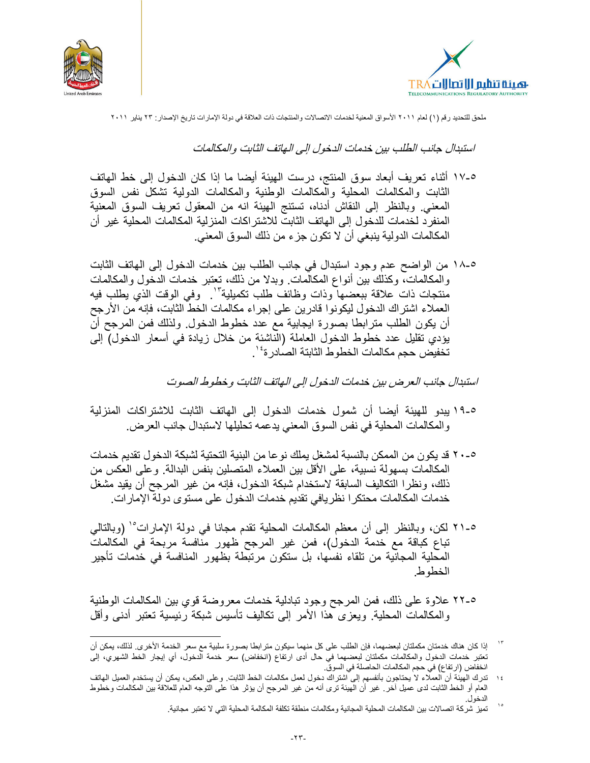*استبدال جانب الطلب بين خدمات الدخول إلى الهاتف الثابت والمكالمات*

٥-١٧ أثناء تعريف أبعاد سوق المنتج، درست الهيئة أيضا ما إذا كان الدخول إلى خط الهاتف الثابت والمكالمات المحلية والمكالمات الوطنية والمكالمات الدولية تشكل نفس السوق المعني. وبالنظر إلى النقاش أدناه، تستنتج الهيئة انه من المعقول تعريف السوق المعنية المنفرد لخدمات للدخول إلى الهاتف الثابت للاشتراكات المنزلية المكالمات المحلية غير أن المكالمات الدولية ينبغي أن لا تكون جزء من ذلك السوق المعني.

٥-١٨ من الواضح عدم وجود استبدال في جانب الطلب بين خدمات الدخول إلى الهاتف الثابت والمكالمات، وكذلك بين أنواع المكالمات. وبدلا من ذلك، تعتبر خدمات الدخول والمكالمات منتجات ذات علاقة ببعضها وذات وظائف طلب تكميلية[١٣]. وفي الوقت الذي يطلب فيه العملاء اشتراك الدخول ليكونوا قادرين على إجراء مكالمات الخط الثابت، فإنه من الأرجح أن يكون الطلب مترابطا بصورة ايجابية مع عدد خطوط الدخول. ولذلك فمن المرجح أن يؤدي تقليل عدد خطوط الدخول العاملة (الناشئة من خلال زيادة في أسعار الدخول) إلى تخفيض حجم مكالمات الخطوط الثابتة الصادرة[١٤].

*استبدال جانب العرض بين خدمات الدخول إلى الهاتف الثابت وخطوط الصوت*

٥-١٩ يبدو للهيئة أيضا أن شمول خدمات الدخول إلى الهاتف الثابت للاشتراكات المنزلية والمكالمات المحلية في نفس السوق المعني يدعمه تحليلها لاستبدال جانب العرض.

٥-٢٠ قد يكون من الممكن بالنسبة لمشغل يملك نوعا من البنية التحتية لشبكة الدخول تقديم خدمات المكالمات بسهولة نسبية، على الأقل بين العملاء المتصلين بنفس البدالة. وعلى العكس من ذلك، ونظرا التكاليف السابقة لاستخدام شبكة الدخول، فإنه من غير المرجح أن يقيد مشغل خدمات المكالمات محتكرا نظريافي تقديم خدمات الدخول على مستوى دولة الإمارات.

٥-٢١ لكن، وبالنظر إلى أن معظم المكالمات المحلية تقدم مجانا في دولة الإمارات[١٥] (وبالتالي تباع كباقة مع خدمة الدخول)، فمن غير المرجح ظهور منافسة مربحة في المكالمات المحلية المجانية من تلقاء نفسها، بل ستكون مرتبطة بظهور المنافسة في خدمات تأجير الخطوط.

٥-٢٢ علاوة على ذلك، فمن المرجح وجود تبادلية خدمات معروضة قوي بين المكالمات الوطنية والمكالمات المحلية. ويعزى هذا الأمر إلى تكاليف تأسيس شبكة رئيسية تعتبر أدنى وأقل

---

[١٣] إذا كان هناك خدمتان مكملتان لبعضهما، فإن الطلب على كل منهما سيكون مترابطا بصورة سلبية مع سعر الخدمة الأخرى. لذلك، يمكن أن تعتبر خدمات الدخول والمكالمات مكملتان لبعضهما في حال أدى ارتفاع (انخفاض) سعر خدمة الدخول، أي إيجار الخط الشهري، إلى انخفاض (ارتفاع) في حجم المكالمات الحاصلة في السوق.

[١٤] تدرك الهيئة أن العملاء لا يحتاجون بأنفسهم إلى اشتراك دخول لعمل مكالمات الخط الثابت. وعلى العكس، يمكن أن يستخدم العميل الهاتف العام أو الخط الثابت لدى عميل آخر. غير أن الهيئة ترى أنه من غير المرجح أن يؤثر هذا على التوجه العام للعلاقة بين المكالمات وخطوط الدخول.

[١٥] تميز شركة اتصالات بين المكالمات المحلية المجانية ومكالمات منطقة تكلفة المكالمة المحلية التي لا تعتبر مجانية.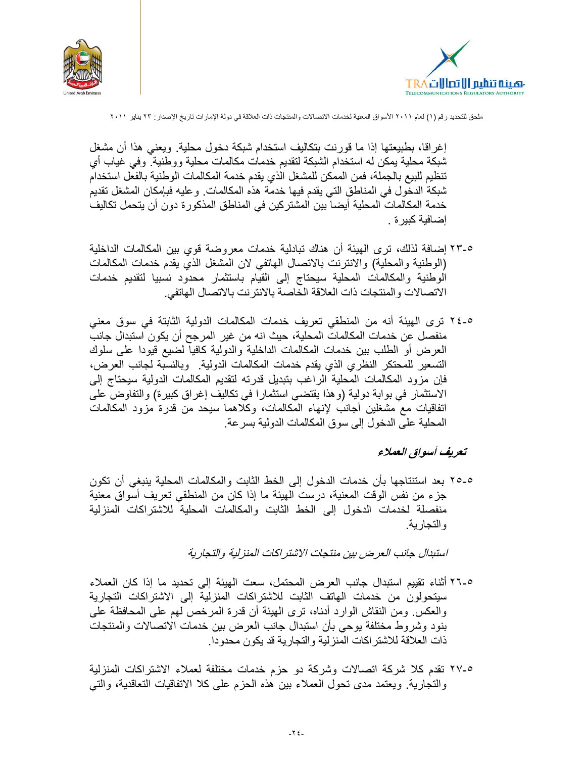إغراقا، بطبيعتها إذا ما قورنت بتكاليف استخدام شبكة دخول محلية. ويعني هذا أن مشغل شبكة محلية يمكن له استخدام الشبكة لتقديم خدمات مكالمات محلية ووطنية. وفي غياب أي تنظيم للبيع بالجملة، فمن الممكن للمشغل الذي يقدم خدمة المكالمات الوطنية بالفعل استخدام شبكة الدخول في المناطق التي يقدم فيها خدمة هذه المكالمات. وعليه فبإمكان المشغل تقديم خدمة المكالمات المحلية أيضا بين المشتركين في المناطق المذكورة دون أن يتحمل تكاليف إضافية كبيرة .

٥-٢٣ إضافة لذلك، ترى الهيئة أن هناك تبادلية خدمات معروضة قوي بين المكالمات الداخلية (الوطنية والمحلية) والانترنت بالاتصال الهاتفي لان المشغل الذي يقدم خدمات المكالمات الوطنية والمكالمات المحلية سيحتاج إلى القيام باستثمار محدود نسبيا لتقديم خدمات الاتصالات والمنتجات ذات العلاقة الخاصة بالانترنت بالاتصال الهاتفي.

٥-٢٤ ترى الهيئة أنه من المنطقي تعريف خدمات المكالمات الدولية الثابتة في سوق معني منفصل عن خدمات المكالمات المحلية، حيث انه من غير المرجح أن يكون استبدال جانب العرض أو الطلب بين خدمات المكالمات الداخلية والدولية كافيا لضبع قيودا على سلوك التسعير للمحتكر النظري الذي يقدم خدمات المكالمات الدولية. وبالنسبة لجانب العرض، فإن مزود المكالمات المحلية الراغب بتبديل قدرته لتقديم المكالمات الدولية سيحتاج إلى الاستثمار في بوابة دولية (وهذا يقتضي استثمارا في تكاليف إغراق كبيرة) والتفاوض على اتفاقيات مع مشغلين أجانب لإنهاء المكالمات، وكلاهما سيحد من قدرة مزود المكالمات المحلية على الدخول إلى سوق المكالمات الدولية بسرعة.

### *تعريف أسواق العملاء*

٥-٢٥ بعد استنتاجها بأن خدمات الدخول إلى الخط الثابت والمكالمات المحلية ينبغي أن تكون جزء من نفس الوقت المعنية، درست الهيئة ما إذا كان من المنطقي تعريف أسواق معنية منفصلة لخدمات الدخول إلى الخط الثابت والمكالمات المحلية للاشتراكات المنزلية والتجارية.

*استبدال جانب العرض بين منتجات الاشتراكات المنزلية والتجارية*

٥-٢٦ أثناء تقييم استبدال جانب العرض المحتمل، سعت الهيئة إلى تحديد ما إذا كان العملاء سيتحولون من خدمات الهاتف الثابت للاشتراكات المنزلية إلى الاشتراكات التجارية والعكس. ومن النقاش الوارد أدناه، ترى الهيئة أن قدرة المرخص لهم على المحافظة على بنود وشروط مختلفة يوحي بأن استبدال جانب العرض بين خدمات الاتصالات والمنتجات ذات العلاقة للاشتراكات المنزلية والتجارية قد يكون محدودا.

٥-٢٧ تقدم كلا شركة اتصالات وشركة دو حزم خدمات مختلفة لعملاء الاشتراكات المنزلية والتجارية. ويعتمد مدى تحول العملاء بين هذه الحزم على كلا الاتفاقيات التعاقدية، والتي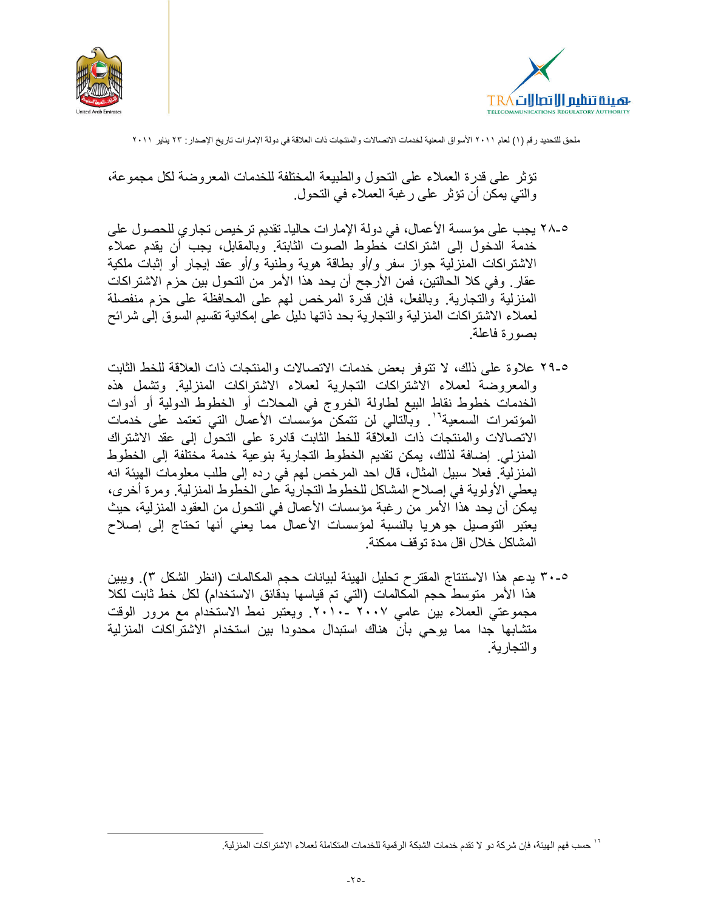تؤثر على قدرة العملاء على التحول والطبيعة المختلفة للخدمات المعروضة لكل مجموعة، والتي يمكن أن تؤثر على رغبة العملاء في التحول.

٥-٢٨ يجب على مؤسسة الأعمال، في دولة الإمارات حالياً تقديم ترخيص تجاري للحصول على خدمة الدخول إلى اشتراكات خطوط الصوت الثابتة. وبالمقابل، يجب أن يقدم عملاء الاشتراكات المنزلية جواز سفر و/أو بطاقة هوية وطنية و/أو عقد إيجار أو إثبات ملكية عقار. وفي كلا الحالتين، فمن الأرجح أن يحد هذا الأمر من التحول بين حزم الاشتراكات المنزلية والتجارية. وبالفعل، فإن قدرة المرخص لهم على المحافظة على حزم منفصلة لعملاء الاشتراكات المنزلية والتجارية بحد ذاتها دليل على إمكانية تقسيم السوق إلى شرائح بصورة فاعلة.

٥-٢٩ علاوة على ذلك، لا تتوفر بعض خدمات الاتصالات والمنتجات ذات العلاقة للخط الثابت والمعروضة لعملاء الاشتراكات التجارية لعملاء الاشتراكات المنزلية. وتشمل هذه الخدمات خطوط نقاط البيع لطاولة الخروج في المحلات أو الخطوط الدولية أو أدوات المؤتمرات السمعية[١٦]. وبالتالي لن تتمكن مؤسسات الأعمال التي تعتمد على خدمات الاتصالات والمنتجات ذات العلاقة للخط الثابت قادرة على التحول إلى عقد الاشتراك المنزلي. إضافة لذلك، يمكن تقديم الخطوط التجارية بنوعية خدمة مختلفة إلى الخطوط المنزلية. فعلا سبيل المثال، قال احد المرخص لهم في رده إلى طلب معلومات الهيئة انه يعطي الأولوية في إصلاح المشاكل للخطوط التجارية على الخطوط المنزلية. ومرة أخرى، يمكن أن يحد هذا الأمر من رغبة مؤسسات الأعمال في التحول من العقود المنزلية، حيث يعتبر التوصيل جوهريا بالنسبة لمؤسسات الأعمال مما يعني أنها تحتاج إلى إصلاح المشاكل خلال اقل مدة توقف ممكنة.

٥-٣٠ يدعم هذا الاستنتاج المقترح تحليل الهيئة لبيانات حجم المكالمات (انظر الشكل ٣). ويبين هذا الأمر متوسط حجم المكالمات (التي تم قياسها بدقائق الاستخدام) لكل خط ثابت لكلا مجموعتي العملاء بين عامي ٢٠٠٧ -٢٠١٠. ويعتبر نمط الاستخدام مع مرور الوقت متشابها جدا مما يوحي بأن هناك استبدال محدودا بين استخدام الاشتراكات المنزلية والتجارية.

---

[١٦] حسب فهم الهيئة، فإن شركة دو لا تقدم خدمات الشبكة الرقمية للخدمات المتكاملة لعملاء الاشتراكات المنزلية.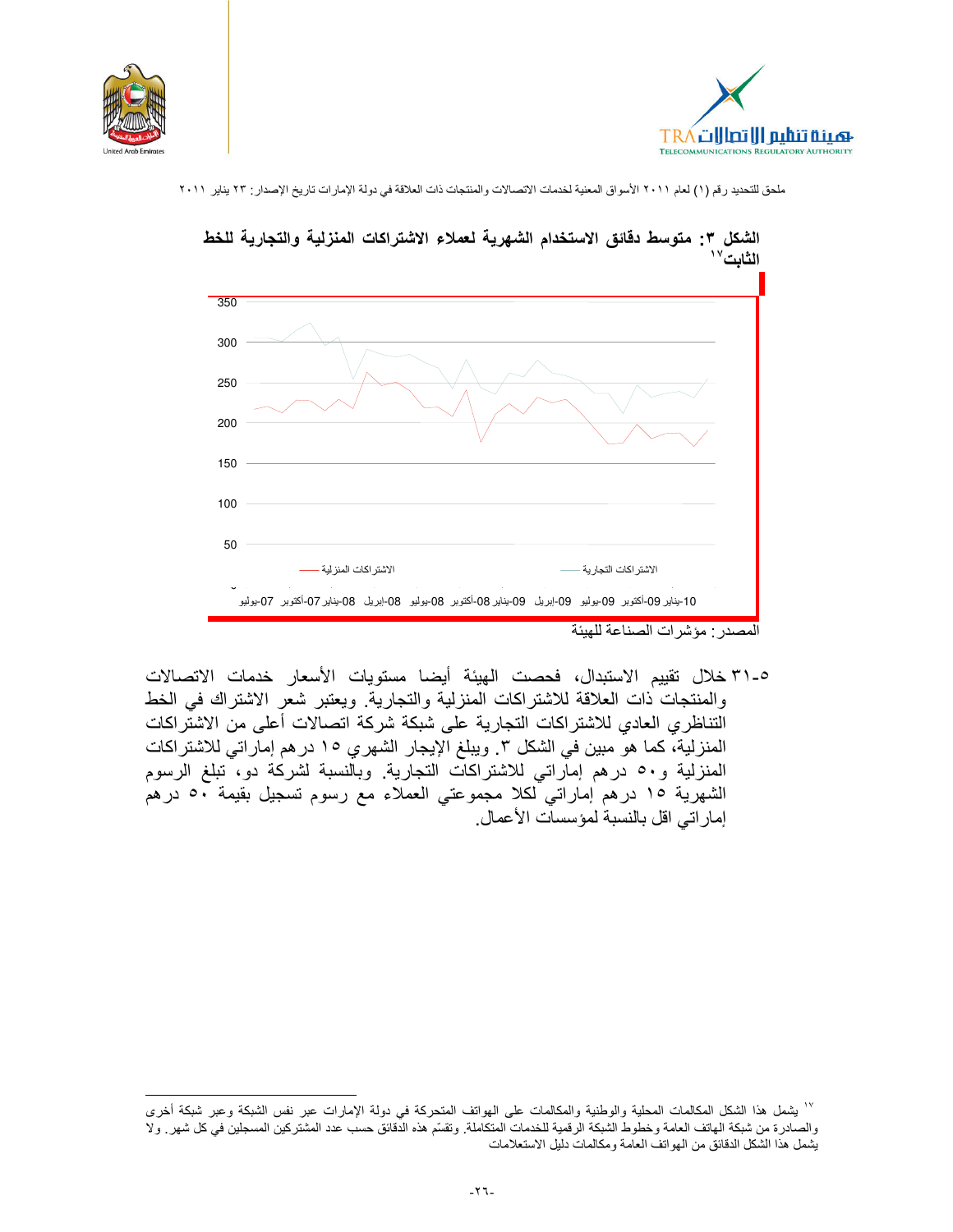ملحق للتحديد رقم (١) لعام ٢٠١١ الأسواق المعنية لخدمات الاتصالات والمنتجات ذات العلاقة في دولة الإمارات تاريخ الإصدار: ٢٣ يناير ٢٠١١

**الشكل ٣: متوسط دقائق الاستخدام الشهرية لعملاء الاشتراكات المنزلية والتجارية للخط الثابت**[١٧]

المصدر: مؤشرات الصناعة للهيئة

٥-٣١ خلال تقييم الاستبدال، فحصت الهيئة أيضا مستويات الأسعار خدمات الاتصالات والمنتجات ذات العلاقة للاشتراكات المنزلية والتجارية. ويعتبر شعر الاشتراك في الخط التناظري العادي للاشتراكات التجارية على شبكة شركة اتصالات أعلى من الاشتراكات المنزلية، كما هو مبين في الشكل ٣. ويبلغ الإيجار الشهري ١٥ درهم إماراتي للاشتراكات المنزلية و٥٠ درهم إماراتي للاشتراكات التجارية. وبالنسبة لشركة دو، تبلغ الرسوم الشهرية ١٥ درهم إماراتي لكلا مجموعتي العملاء مع رسوم تسجيل بقيمة ٥٠ درهم إماراتي اقل بالنسبة لمؤسسات الأعمال.

---

[١٧] يشمل هذا الشكل المكالمات المحلية والوطنية والمكالمات على الهواتف المتحركة في دولة الإمارات عبر نفس الشبكة وعبر شبكة أخرى والصادرة من شبكة الهاتف العامة وخطوط الشبكة الرقمية للخدمات المتكاملة. وتقسّم هذه الدقائق حسب عدد المشتركين المسجلين في كل شهر. ولا يشمل هذا الشكل الدقائق من الهواتف العامة ومكالمات دليل الاستعلامات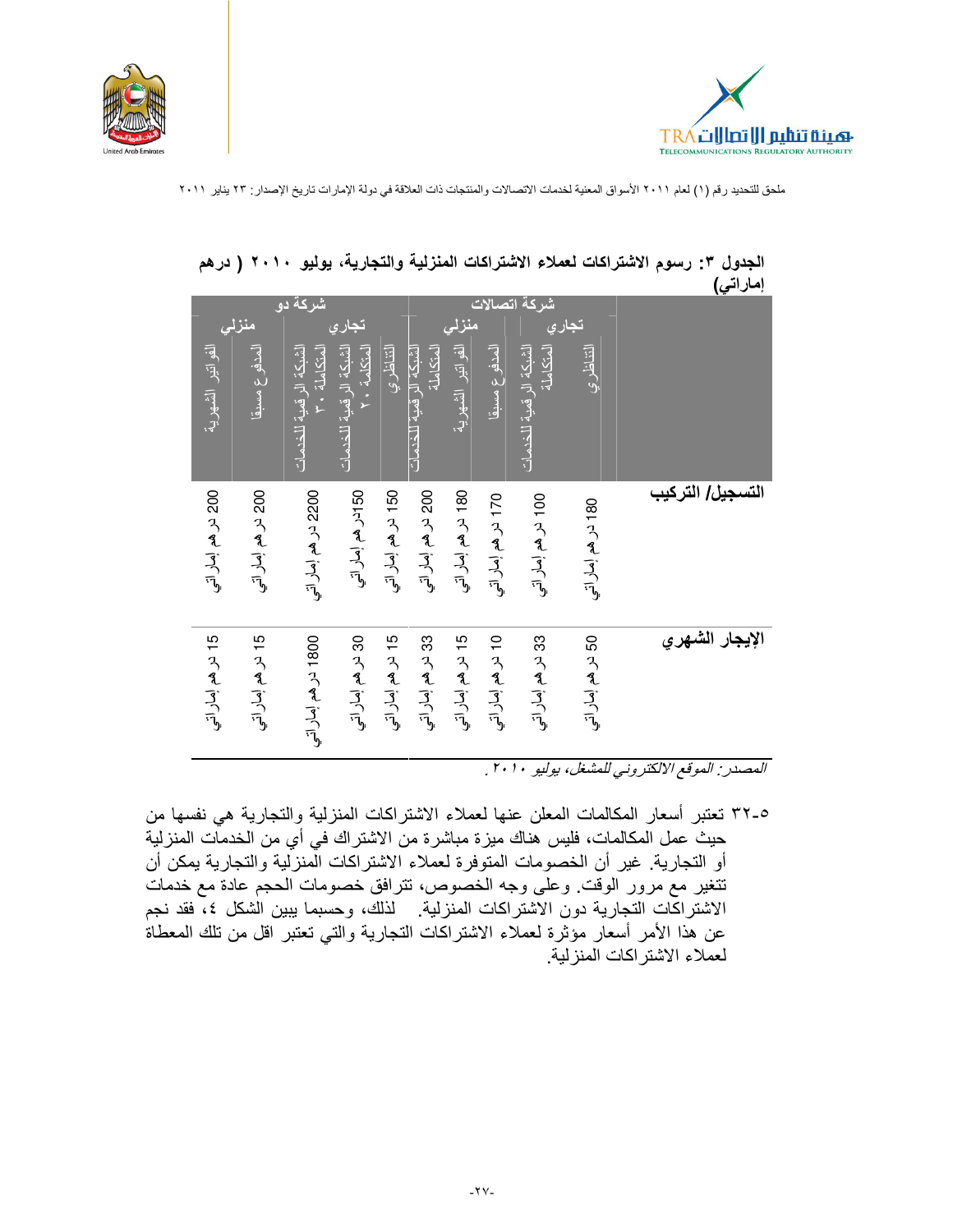**الجدول ٣: رسوم الاشتراكات لعملاء الاشتراكات المنزلية والتجارية، يوليو ٢٠١٠ ( درهم إماراتي)**

| | شركة اتصالات | | | | | شركة دو | | | | |
|---|---|---|---|---|---|---|---|---|---|---|
| | تجاري | | منزلي | | | تجاري | | | منزلي | |
| | التناظري | الشبكة الرقمية للخدمات المتكاملة | المدفوع مسبقا | الفواتير الشهرية | الشبكة الرقمية للخدمات المتكاملة | التناظري | الشبكة الرقمية للخدمات المتكاملة ٢٠ | الشبكة الرقمية للخدمات المتكاملة ٣٠ | المدفوع مسبقا | الفواتير الشهرية |
| **التسجيل/ التركيب** | 180 درهم إماراتي | 100 درهم إماراتي | 170 درهم إماراتي | 180 درهم إماراتي | 200 درهم إماراتي | 150 درهم إماراتي | 150درهم إماراتي | 2200 درهم إماراتي | 200 درهم إماراتي | 200 درهم إماراتي |
| **الإيجار الشهري** | 50 درهم إماراتي | 33 درهم إماراتي | 10 درهم إماراتي | 15 درهم إماراتي | 33 درهم إماراتي | 15 درهم إماراتي | 30 درهم إماراتي | 1800 درهم إماراتي | 15 درهم إماراتي | 15 درهم إماراتي |

*المصدر: الموقع الالكتروني للمشغل، يوليو ٢٠١٠.*

٥-٣٢ تعتبر أسعار المكالمات المعلن عنها لعملاء الاشتراكات المنزلية والتجارية هي نفسها من حيث عمل المكالمات، فليس هناك ميزة مباشرة من الاشتراك في أي من الخدمات المنزلية أو التجارية. غير أن الخصومات المتوفرة لعملاء الاشتراكات المنزلية والتجارية يمكن أن تتغير مع مرور الوقت. وعلى وجه الخصوص، تترافق خصومات الحجم عادة مع خدمات الاشتراكات التجارية دون الاشتراكات المنزلية. لذلك، وحسبما يبين الشكل ٤، فقد نجم عن هذا الأمر أسعار مؤثرة لعملاء الاشتراكات التجارية والتي تعتبر اقل من تلك المعطاة لعملاء الاشتراكات المنزلية.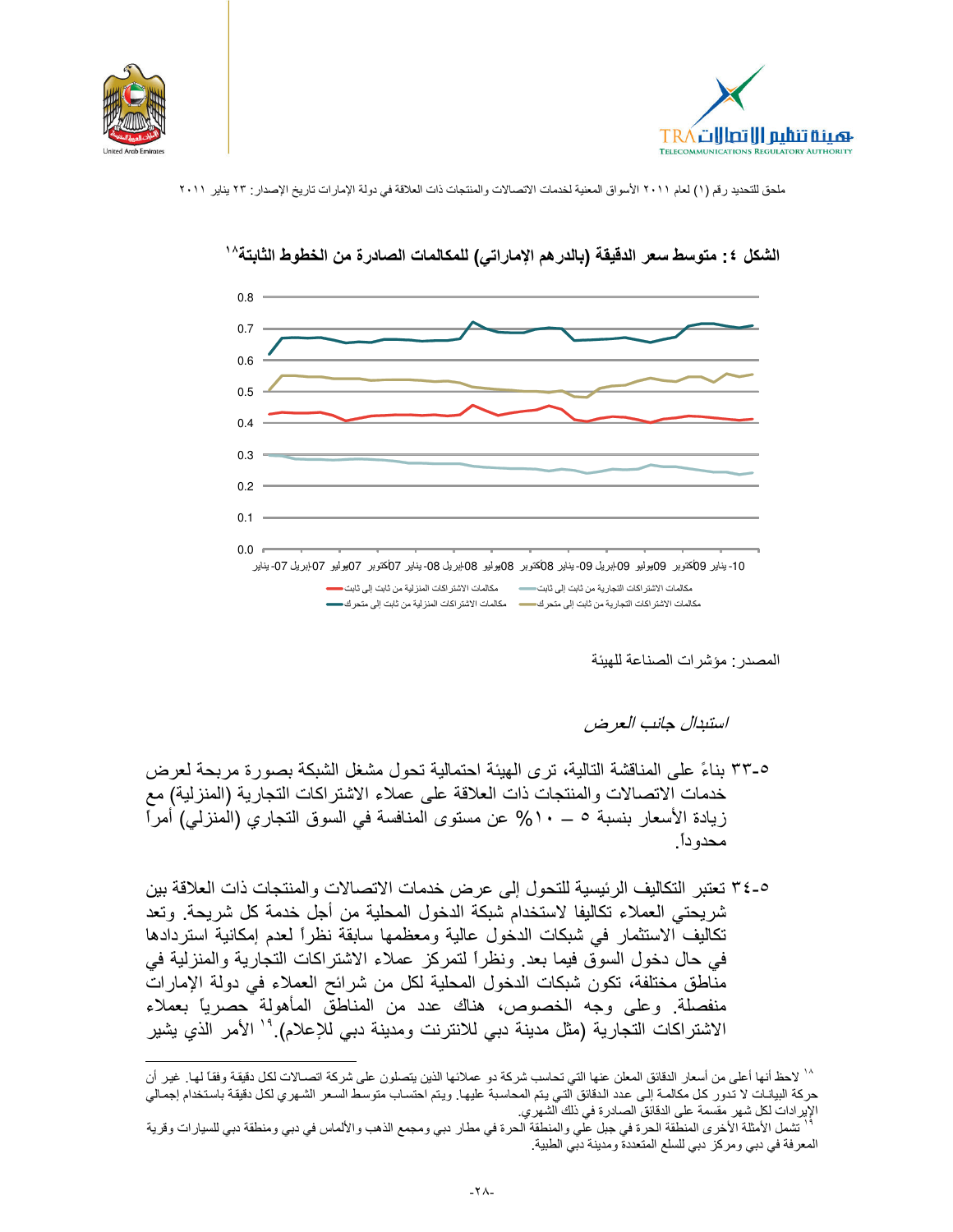ملحق للتحديد رقم (١) لعام ٢٠١١ الأسواق المعنية لخدمات الاتصالات والمنتجات ذات العلاقة في دولة الإمارات تاريخ الإصدار: ٢٣ يناير ٢٠١١

**الشكل ٤: متوسط سعر الدقيقة (بالدرهم الإماراتي) للمكالمات الصادرة من الخطوط الثابتة**[18]

المصدر: مؤشرات الصناعة للهيئة

*استبدال جانب العرض*

٥-٣٣ بناءً على المناقشة التالية، ترى الهيئة احتمالية تحول مشغل الشبكة بصورة مربحة لعرض خدمات الاتصالات والمنتجات ذات العلاقة على عملاء الاشتراكات التجارية (المنزلية) مع زيادة الأسعار بنسبة ٥ – ١٠% عن مستوى المنافسة في السوق التجاري (المنزلي) أمراً محدوداً.

٥-٣٤ تعتبر التكاليف الرئيسية للتحول إلى عرض خدمات الاتصالات والمنتجات ذات العلاقة بين شريحتي العملاء تكاليفا لاستخدام شبكة الدخول المحلية من أجل خدمة كل شريحة. وتعد تكاليف الاستثمار في شبكات الدخول عالية ومعظمها سابقة نظراً لعدم إمكانية استردادها في حال دخول السوق فيما بعد. ونظراً لتمركز عملاء الاشتراكات التجارية والمنزلية في مناطق مختلفة، تكون شبكات الدخول المحلية لكل من شرائح العملاء في دولة الإمارات منفصلة. وعلى وجه الخصوص، هناك عدد من المناطق المأهولة حصرياً بعملاء الاشتراكات التجارية (مثل مدينة دبي للانترنت ومدينة دبي للإعلام).[19] الأمر الذي يشير

---

[18] لاحظ أنها أعلى من أسعار الدقائق المعلن عنها التي تحاسب شركة دو عملائها الذين يتصلون على شركة اتصالات لكل دقيقة وفقاً لها. غير أن حركة البيانات لا تدور كل مكالمة إلى عدد الدقائق التي يتم المحاسبة عليها. ويتم احتساب متوسط السعر الشهري لكل دقيقة باستخدام إجمالي الإيرادات لكل شهر مقسمة على الدقائق الصادرة في ذلك الشهري.

[19] تشمل الأمثلة الأخرى المنطقة الحرة في جبل علي والمنطقة الحرة في مطار دبي ومجمع الذهب والألماس في دبي ومنطقة دبي للسيارات وقرية المعرفة في دبي ومركز دبي للسلع المتعددة ومدينة دبي الطبية.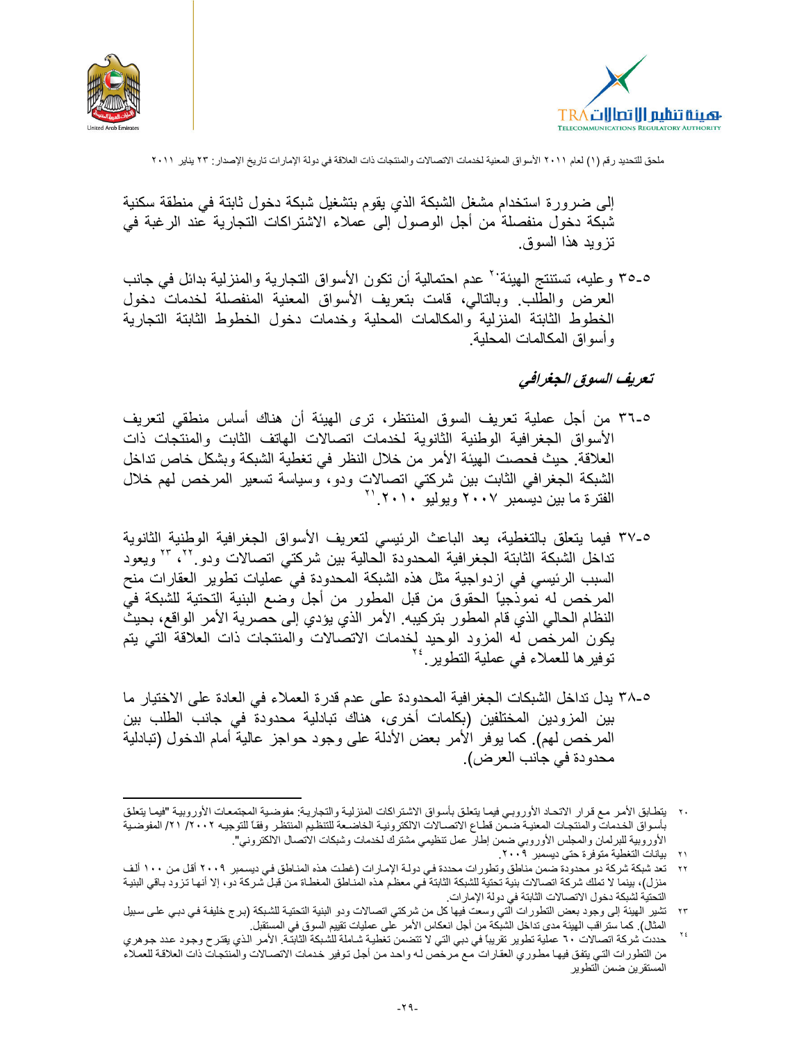إلى ضرورة استخدام مشغل الشبكة الذي يقوم بتشغيل شبكة دخول ثابتة في منطقة سكنية شبكة دخول منفصلة من أجل الوصول إلى عملاء الاشتراكات التجارية عند الرغبة في تزويد هذا السوق.

٥-٣٥ وعليه، تستنتج الهيئة[٢٠] عدم احتمالية أن تكون الأسواق التجارية والمنزلية بدائل في جانب العرض والطلب. وبالتالي، قامت بتعريف الأسواق المعنية المنفصلة لخدمات دخول الخطوط الثابتة المنزلية والمكالمات المحلية وخدمات دخول الخطوط الثابتة التجارية وأسواق المكالمات المحلية.

### *تعريف السوق الجغرافي*

٥-٣٦ من أجل عملية تعريف السوق المنتظر، ترى الهيئة أن هناك أساس منطقي لتعريف الأسواق الجغرافية الوطنية الثانوية لخدمات اتصالات الهاتف الثابت والمنتجات ذات العلاقة. حيث فحصت الهيئة الأمر من خلال النظر في تغطية الشبكة وبشكل خاص تداخل الشبكة الجغرافي الثابت بين شركتي اتصالات ودو، وسياسة تسعير المرخص لهم خلال الفترة ما بين ديسمبر ٢٠٠٧ ويوليو ٢٠١٠.[٢١]

٥-٣٧ فيما يتعلق بالتغطية، يعد الباعث الرئيسي لتعريف الأسواق الجغرافية الوطنية الثانوية تداخل الشبكة الثابتة الجغرافية المحدودة الحالية بين شركتي اتصالات ودو.[٢٢]، [٢٣] ويعود السبب الرئيسي في ازدواجية مثل هذه الشبكة المحدودة في عمليات تطوير العقارات منح المرخص له نموذجياً الحقوق من قبل المطور من أجل وضع البنية التحتية للشبكة في النظام الحالي الذي قام المطور بتركيبه. الأمر الذي يؤدي إلى حصرية الأمر الواقع، بحيث يكون المرخص له المزود الوحيد لخدمات الاتصالات والمنتجات ذات العلاقة التي يتم توفيرها للعملاء في عملية التطوير.[٢٤]

٥-٣٨ يدل تداخل الشبكات الجغرافية المحدودة على عدم قدرة العملاء في العادة على الاختيار ما بين المزودين المختلفين (بكلمات أخرى، هناك تبادلية محدودة في جانب الطلب بين المرخص لهم). كما يوفر الأمر بعض الأدلة على وجود حواجز عالية أمام الدخول (تبادلية محدودة في جانب العرض).

---

٢٠ يتطابق الأمر مع قرار الاتحاد الأوروبي فيما يتعلق بأسواق الاشتراكات المنزلية والتجارية: مفوضية المجتمعات الأوروبية "فيما يتعلق بأسواق الخدمات والمنتجات المعنية ضمن قطاع الاتصالات الالكترونية الخاضعة للتنظيم المنتظر وفقاً للتوجيه ٢٠٠٢/ ٢١/ المفوضية الأوروبية للبرلمان والمجلس الأوروبي ضمن إطار عمل تنظيمي مشترك لخدمات وشبكات الاتصال الالكتروني".

٢١ بيانات التغطية متوفرة حتى ديسمبر ٢٠٠٩.

٢٢ تعد شبكة شركة دو محدودة ضمن مناطق وتطورات محددة في دولة الإمارات (غطت هذه المناطق في ديسمبر ٢٠٠٩ أقل من ١٠٠ ألف منزل)، بينما لا تملك شركة اتصالات بنية تحتية للشبكة الثابتة في معظم هذه المناطق المغطاة من قبل شركة دو، إلا أنها تزود باقي البنية التحتية لشبكة دخول الاتصالات الثابتة في دولة الإمارات.

٢٣ تشير الهيئة إلى وجود بعض التطورات التي وسعت فيها كل من شركتي اتصالات ودو البنية التحتية للشبكة (برج خليفة في دبي على سبيل المثال). كما ستراقب الهيئة مدى تداخل الشبكة من أجل انعكاس الأمر على عمليات تقييم السوق في المستقبل.

٢٤ حددت شركة اتصالات ٦٠ عملية تطوير تقريباً في دبي التي لا تتضمن تغطية شاملة للشبكة الثابتة، الأمر الذي يقترح وجود عدد جوهري من التطورات التي يتفق فيها مطوري العقارات مع مرخص له واحد من أجل توفير خدمات الاتصالات والمنتجات ذات العلاقة للعملاء المستقرين ضمن التطوير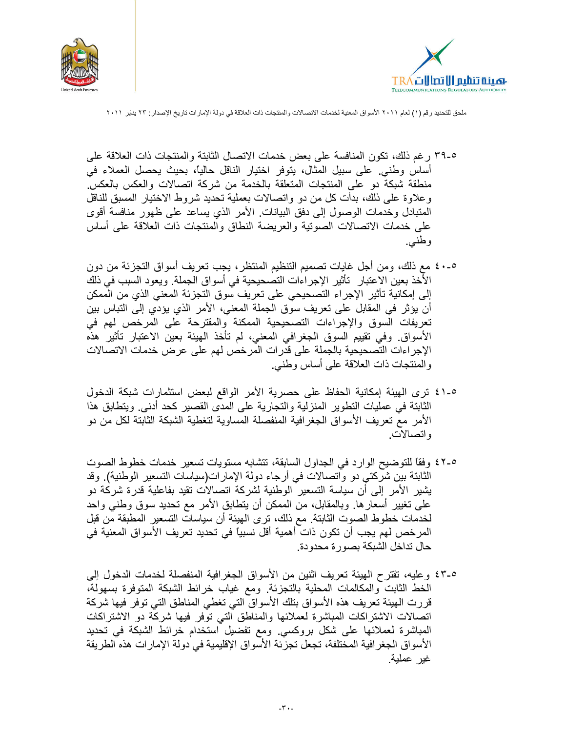٥-٣٩ رغم ذلك، تكون المنافسة على بعض خدمات الاتصال الثابتة والمنتجات ذات العلاقة على أساس وطني. على سبيل المثال، يتوفر اختيار الناقل حالياً، بحيث يحصل العملاء في منطقة شبكة دو على المنتجات المتعلقة بالخدمة من شركة اتصالات والعكس بالعكس. وعلاوة على ذلك، بدأت كل من دو واتصالات بعملية تحديد شروط الاختيار المسبق للناقل المتبادل وخدمات الوصول إلى دفق البيانات. الأمر الذي يساعد على ظهور منافسة أقوى على خدمات الاتصالات الصوتية والعريضة النطاق والمنتجات ذات العلاقة على أساس وطني.

٥-٤٠ مع ذلك، ومن أجل غايات تصميم التنظيم المنتظر، يجب تعريف أسواق التجزئة من دون الأخذ بعين الاعتبار تأثير الإجراءات التصحيحية في أسواق الجملة. ويعود السبب في ذلك إلى إمكانية تأثير الإجراء التصحيحي على تعريف سوق التجزئة المعني الذي من الممكن أن يؤثر في المقابل على تعريف سوق الجملة المعني، الأمر الذي يؤدي إلى التباس بين تعريفات السوق والإجراءات التصحيحية الممكنة والمقترحة على المرخص لهم في الأسواق. وفي تقييم السوق الجغرافي المعني، لم تأخذ الهيئة بعين الاعتبار تأثير هذه الإجراءات التصحيحية بالجملة على قدرات المرخص لهم على عرض خدمات الاتصالات والمنتجات ذات العلاقة على أساس وطني.

٥-٤١ ترى الهيئة إمكانية الحفاظ على حصرية الأمر الواقع لبعض استثمارات شبكة الدخول الثابتة في عمليات التطوير المنزلية والتجارية على المدى القصير كحد أدنى. ويتطابق هذا الأمر مع تعريف الأسواق الجغرافية المنفصلة المساوية لتغطية الشبكة الثابتة لكل من دو واتصالات.

٥-٤٢ وفقاً للتوضيح الوارد في الجداول السابقة، تتشابه مستويات تسعير خدمات خطوط الصوت الثابتة بين شركتي دو واتصالات في أرجاء دولة الإمارات(سياسات التسعير الوطنية). وقد يشير الأمر إلى أن سياسة التسعير الوطنية لشركة اتصالات تقيد بفاعلية قدرة شركة دو على تغيير أسعارها. وبالمقابل، من الممكن أن يتطابق الأمر مع تحديد سوق وطني واحد لخدمات خطوط الصوت الثابتة. مع ذلك، ترى الهيئة أن سياسات التسعير المطبقة من قبل المرخص لهم يجب أن تكون ذات أهمية أقل نسبياً في تحديد تعريف الأسواق المعنية في حال تداخل الشبكة بصورة محدودة.

٥-٤٣ وعليه، تقترح الهيئة تعريف اثنين من الأسواق الجغرافية المنفصلة لخدمات الدخول إلى الخط الثابت والمكالمات المحلية بالتجزئة. ومع غياب خرائط الشبكة المتوفرة بسهولة، قررت الهيئة تعريف هذه الأسواق بتلك الأسواق التي تغطي المناطق التي توفر فيها شركة اتصالات الاشتراكات المباشرة لعملائها والمناطق التي توفر فيها شركة دو الاشتراكات المباشرة لعملائها على شكل بروكسي. ومع تفضيل استخدام خرائط الشبكة في تحديد الأسواق الجغرافية المختلفة، تجعل تجزئة الأسواق الإقليمية في دولة الإمارات هذه الطريقة غير عملية.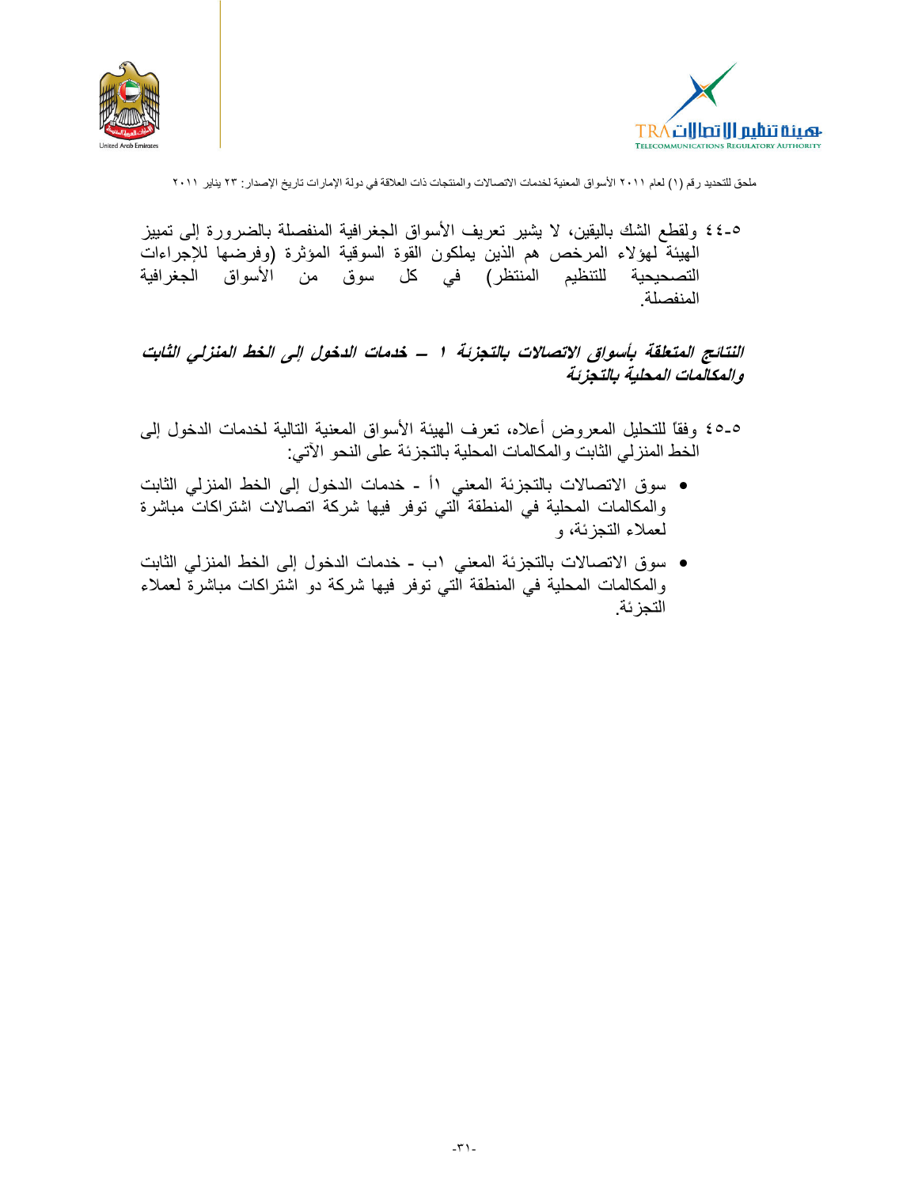٥-٤٤ ولقطع الشك باليقين، لا يشير تعريف الأسواق الجغرافية المنفصلة بالضرورة إلى تمييز الهيئة لهؤلاء المرخص هم الذين يملكون القوة السوقية المؤثرة (وفرضها للإجراءات التصحيحية للتنظيم المنتظر) في كل سوق من الأسواق الجغرافية المنفصلة.

### *النتائج المتعلقة بأسواق الاتصالات بالتجزئة ١ – خدمات الدخول إلى الخط المنزلي الثابت والمكالمات المحلية بالتجزئة*

٥-٤٥ وفقاً للتحليل المعروض أعلاه، تعرف الهيئة الأسواق المعنية التالية لخدمات الدخول إلى الخط المنزلي الثابت والمكالمات المحلية بالتجزئة على النحو الآتي:

- سوق الاتصالات بالتجزئة المعني ١أ - خدمات الدخول إلى الخط المنزلي الثابت والمكالمات المحلية في المنطقة التي توفر فيها شركة اتصالات اشتراكات مباشرة لعملاء التجزئة، و
- سوق الاتصالات بالتجزئة المعني ١ب - خدمات الدخول إلى الخط المنزلي الثابت والمكالمات المحلية في المنطقة التي توفر فيها شركة دو اشتراكات مباشرة لعملاء التجزئة.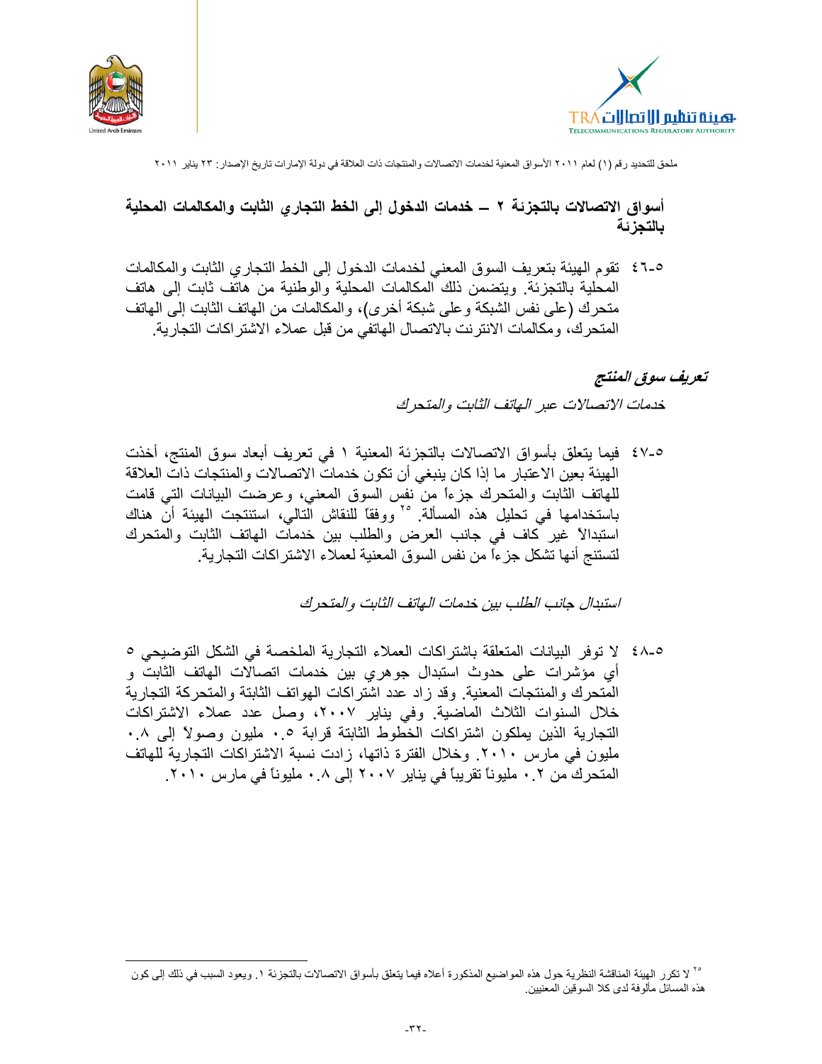## أسواق الاتصالات بالتجزئة ٢ – خدمات الدخول إلى الخط التجاري الثابت والمكالمات المحلية بالتجزئة

٥-٤٦ تقوم الهيئة بتعريف السوق المعني لخدمات الدخول إلى الخط التجاري الثابت والمكالمات المحلية بالتجزئة. ويتضمن ذلك المكالمات المحلية والوطنية من هاتف ثابت إلى هاتف متحرك (على نفس الشبكة وعلى شبكة أخرى)، والمكالمات من الهاتف الثابت إلى الهاتف المتحرك، ومكالمات الانترنت بالاتصال الهاتفي من قبل عملاء الاشتراكات التجارية.

### *تعريف سوق المنتج*

*خدمات الاتصالات عبر الهاتف الثابت والمتحرك*

٥-٤٧ فيما يتعلق بأسواق الاتصالات بالتجزئة المعنية ١ في تعريف أبعاد سوق المنتج، أخذت الهيئة بعين الاعتبار ما إذا كان ينبغي أن تكون خدمات الاتصالات والمنتجات ذات العلاقة للهاتف الثابت والمتحرك جزءاً من نفس السوق المعني، وعرضت البيانات التي قامت باستخدامها في تحليل هذه المسألة.[٢٥] ووفقاً للنقاش التالي، استنتجت الهيئة أن هناك استبدالاً غير كاف في جانب العرض والطلب بين خدمات الهاتف الثابت والمتحرك لتستنتج أنها تشكل جزءاً من نفس السوق المعنية لعملاء الاشتراكات التجارية.

*استبدال جانب الطلب بين خدمات الهاتف الثابت والمتحرك*

٥-٤٨ لا توفر البيانات المتعلقة باشتراكات العملاء التجارية الملخصة في الشكل التوضيحي ٥ أي مؤشرات على حدوث استبدال جوهري بين خدمات اتصالات الهاتف الثابت و المتحرك والمنتجات المعنية. وقد زاد عدد اشتراكات الهواتف الثابتة والمتحركة التجارية خلال السنوات الثلاث الماضية. وفي يناير ٢٠٠٧، وصل عدد عملاء الاشتراكات التجارية الذين يملكون اشتراكات الخطوط الثابتة قرابة ٠.٥ مليون وصولاً إلى ٠.٨ مليون في مارس ٢٠١٠. وخلال الفترة ذاتها، زادت نسبة الاشتراكات التجارية للهاتف المتحرك من ٠.٢ مليوناً تقريباً في يناير ٢٠٠٧ إلى ٠.٨ مليوناً في مارس ٢٠١٠.

---

[٢٥] لا تكرر الهيئة المناقشة النظرية حول هذه المواضيع المذكورة أعلاه فيما يتعلق بأسواق الاتصالات بالتجزئة ١. ويعود السبب في ذلك إلى كون هذه المسائل مألوفة لدى كلا السوقين المعنيين.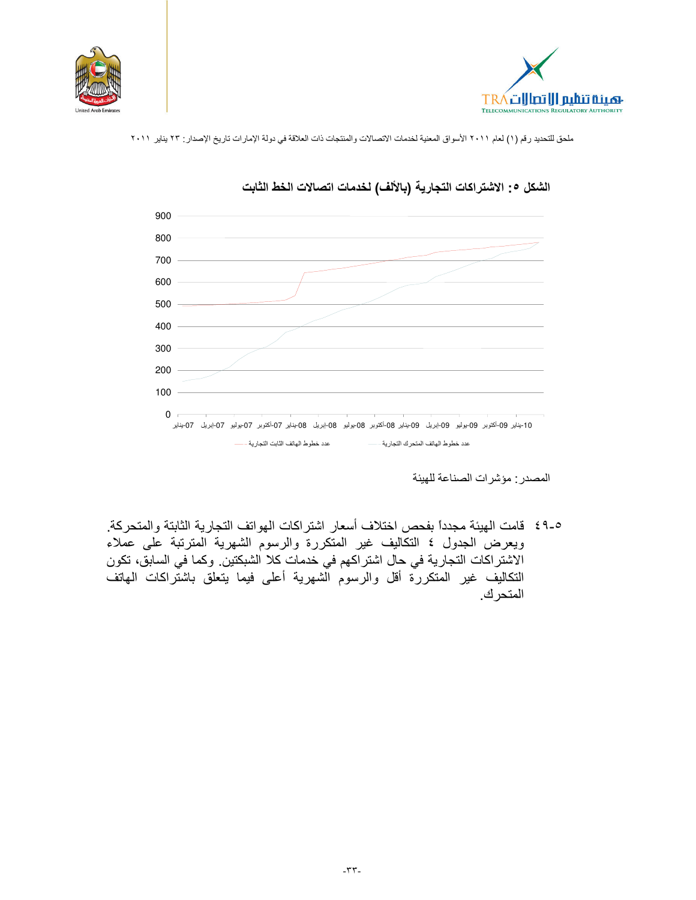ملحق للتحديد رقم (١) لعام ٢٠١١ الأسواق المعنية لخدمات الاتصالات والمنتجات ذات العلاقة في دولة الإمارات تاريخ الإصدار: ٢٣ يناير ٢٠١١

**الشكل ٥: الاشتراكات التجارية (بالألف) لخدمات اتصالات الخط الثابت**

المصدر: مؤشرات الصناعة للهيئة

٥-٤٩ قامت الهيئة مجدداً بفحص اختلاف أسعار اشتراكات الهواتف التجارية الثابتة والمتحركة. ويعرض الجدول ٤ التكاليف غير المتكررة والرسوم الشهرية المترتبة على عملاء الاشتراكات التجارية في حال اشتراكهم في خدمات كلا الشبكتين. وكما في السابق، تكون التكاليف غير المتكررة أقل والرسوم الشهرية أعلى فيما يتعلق باشتراكات الهاتف المتحرك.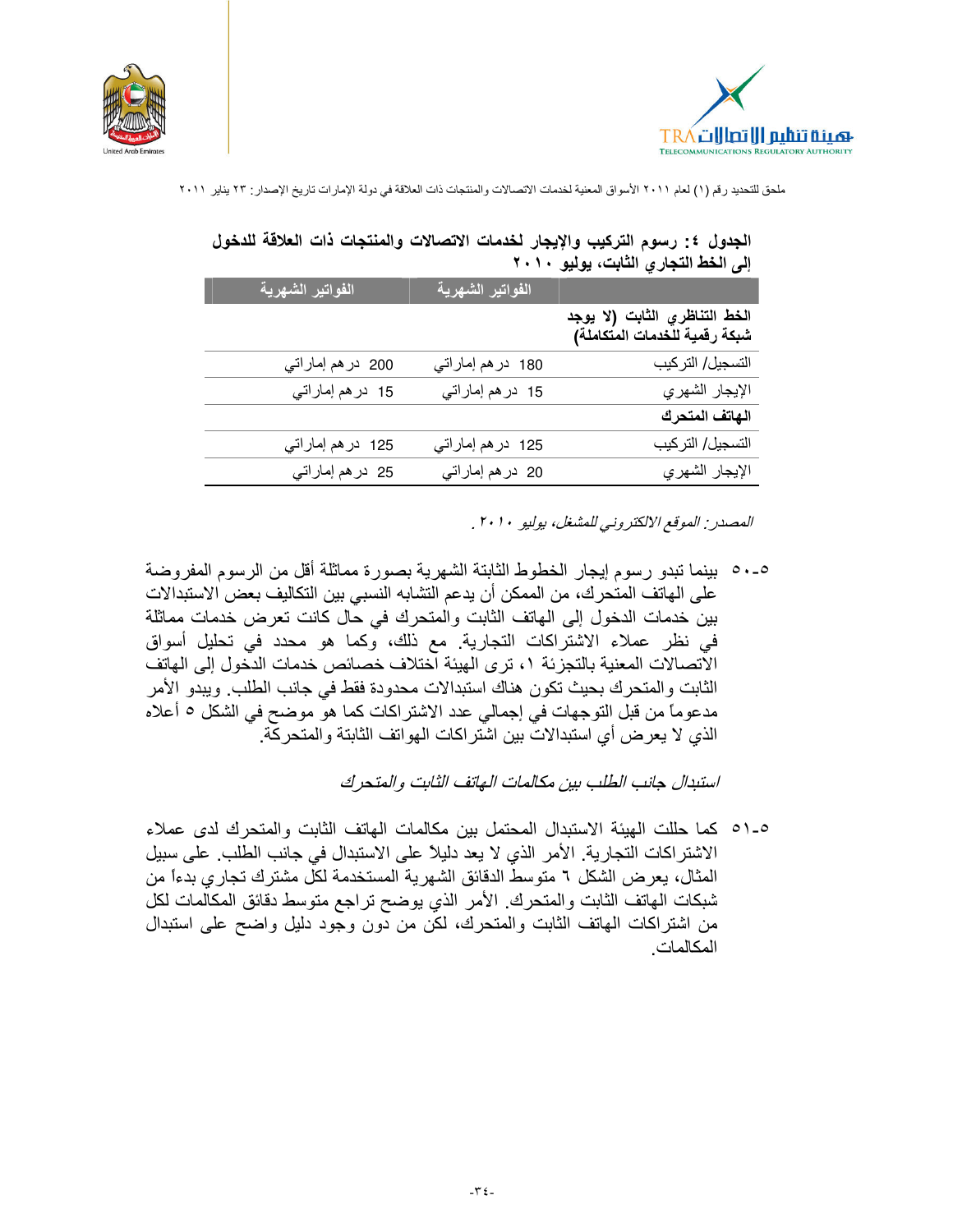**الجدول ٤: رسوم التركيب والإيجار لخدمات الاتصالات والمنتجات ذات العلاقة للدخول إلى الخط التجاري الثابت، يوليو ٢٠١٠**

| | الفواتير الشهرية | الفواتير الشهرية |
|---|---|---|
| **الخط التناظري الثابت (لا يوجد شبكة رقمية للخدمات المتكاملة)** | | |
| التسجيل/ التركيب | 180 درهم إماراتي | 200 درهم إماراتي |
| الإيجار الشهري | 15 درهم إماراتي | 15 درهم إماراتي |
| **الهاتف المتحرك** | | |
| التسجيل/ التركيب | 125 درهم إماراتي | 125 درهم إماراتي |
| الإيجار الشهري | 20 درهم إماراتي | 25 درهم إماراتي |

*المصدر: الموقع الالكتروني للمشغل، يوليو ٢٠١٠.*

٥-٥٠ بينما تبدو رسوم إيجار الخطوط الثابتة الشهرية بصورة مماثلة أقل من الرسوم المفروضة على الهاتف المتحرك، من الممكن أن يدعم التشابه النسبي بين التكاليف بعض الاستبدالات بين خدمات الدخول إلى الهاتف الثابت والمتحرك في حال كانت تعرض خدمات مماثلة في نظر عملاء الاشتراكات التجارية. مع ذلك، وكما هو محدد في تحليل أسواق الاتصالات المعنية بالتجزئة ١، ترى الهيئة اختلاف خصائص خدمات الدخول إلى الهاتف الثابت والمتحرك بحيث تكون هناك استبدالات محدودة فقط في جانب الطلب. ويبدو الأمر مدعوماً من قبل التوجهات في إجمالي عدد الاشتراكات كما هو موضح في الشكل ٥ أعلاه الذي لا يعرض أي استبدالات بين اشتراكات الهواتف الثابتة والمتحركة.

*استبدال جانب الطلب بين مكالمات الهاتف الثابت والمتحرك*

٥-٥١ كما حللت الهيئة الاستبدال المحتمل بين مكالمات الهاتف الثابت والمتحرك لدى عملاء الاشتراكات التجارية. الأمر الذي لا يعد دليلاً على الاستبدال في جانب الطلب. على سبيل المثال، يعرض الشكل ٦ متوسط الدقائق الشهرية المستخدمة لكل مشترك تجاري بدءاً من شبكات الهاتف الثابت والمتحرك. الأمر الذي يوضح تراجع متوسط دقائق المكالمات لكل من اشتراكات الهاتف الثابت والمتحرك، لكن من دون وجود دليل واضح على استبدال المكالمات.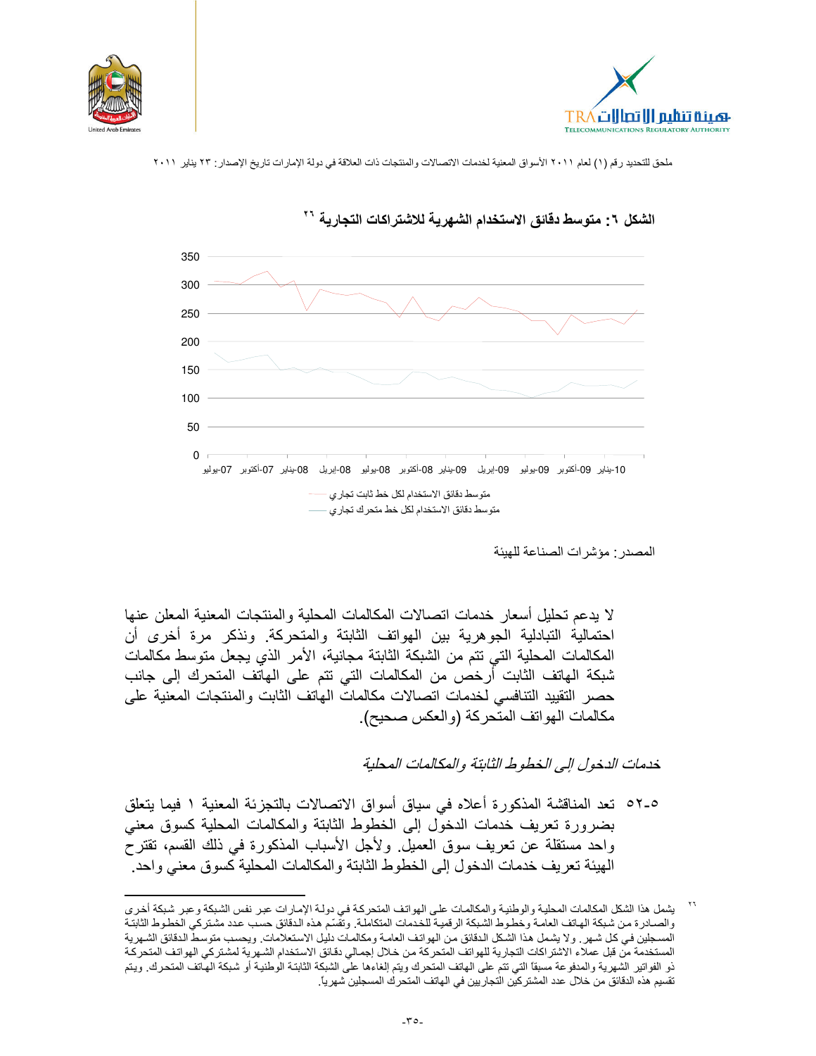ملحق للتحديد رقم (١) لعام ٢٠١١ الأسواق المعنية لخدمات الاتصالات والمنتجات ذات العلاقة في دولة الإمارات تاريخ الإصدار: ٢٣ يناير ٢٠١١

**الشكل ٦: متوسط دقائق الاستخدام الشهرية للاشتراكات التجارية [٢٦]**

متوسط دقائق الاستخدام لكل خط ثابت تجاري

متوسط دقائق الاستخدام لكل خط متحرك تجاري

المصدر: مؤشرات الصناعة للهيئة

لا يدعم تحليل أسعار خدمات اتصالات المكالمات المحلية والمنتجات المعنية المعلن عنها احتمالية التبادلية الجوهرية بين الهواتف الثابتة والمتحركة. ونذكر مرة أخرى أن المكالمات المحلية التي تتم من الشبكة الثابتة مجانية، الأمر الذي يجعل متوسط مكالمات شبكة الهاتف الثابت أرخص من المكالمات التي تتم على الهاتف المتحرك إلى جانب حصر التقييد التنافسي لخدمات اتصالات مكالمات الهاتف الثابت والمنتجات المعنية على مكالمات الهواتف المتحركة (والعكس صحيح).

*خدمات الدخول إلى الخطوط الثابتة والمكالمات المحلية*

٥-٥٢ تعد المناقشة المذكورة أعلاه في سياق أسواق الاتصالات بالتجزئة المعنية ١ فيما يتعلق بضرورة تعريف خدمات الدخول إلى الخطوط الثابتة والمكالمات المحلية كسوق معني واحد مستقلة عن تعريف سوق العميل. ولأجل الأسباب المذكورة في ذلك القسم، تقترح الهيئة تعريف خدمات الدخول إلى الخطوط الثابتة والمكالمات المحلية كسوق معني واحد.

---

[٢٦] يشمل هذا الشكل المكالمات المحلية والوطنية والمكالمات على الهواتف المتحركة في دولة الإمارات عبر نفس الشبكة وعبر شبكة أخرى والصادرة من شبكة الهاتف العامة وخطوط الشبكة الرقمية للخدمات المتكاملة. وتقسّم هذه الدقائق حسب عدد مشتركي الخطوط الثابتة المسجلين في كل شهر. ولا يشمل هذا الشكل الدقائق من الهواتف العامة ومكالمات دليل الاستعلامات. ويحسب متوسط الدقائق الشهرية المستخدمة من قبل عملاء الاشتراكات التجارية للهواتف المتحركة من خلال إجمالي دقائق الاستخدام الشهرية لمشتركي الهواتف المتحركة ذو الفواتير الشهرية والمدفوعة مسبقاً التي تتم على الهاتف المتحرك ويتم إلغاءها على الشبكة الثابتة الوطنية أو شبكة الهاتف المتحرك. ويتم تقسيم هذه الدقائق من خلال عدد المشتركين التجاريين في الهاتف المتحرك المسجلين شهرياً.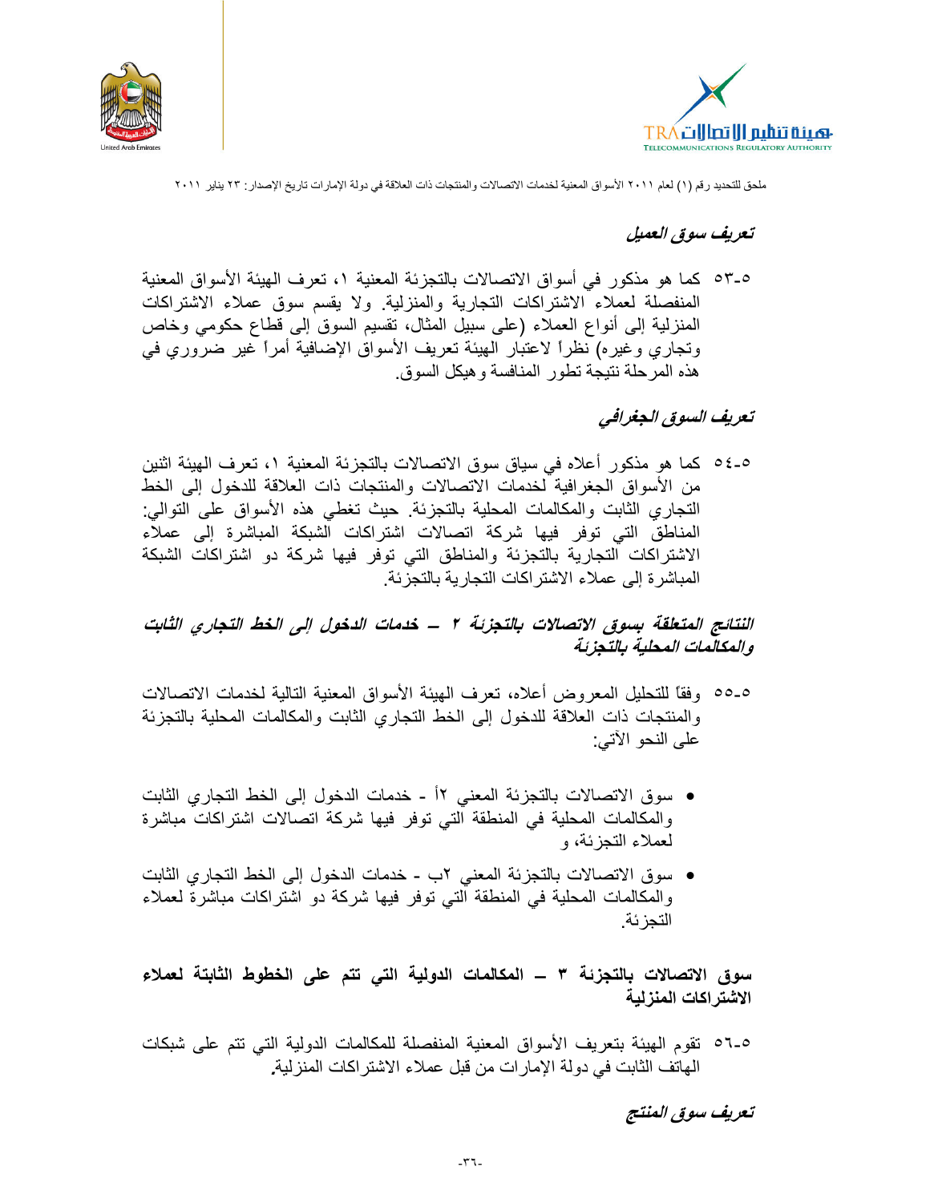### تعريف سوق العميل

٥-٥٣ كما هو مذكور في أسواق الاتصالات بالتجزئة المعنية ١، تعرف الهيئة الأسواق المعنية المنفصلة لعملاء الاشتراكات التجارية والمنزلية. ولا يقسم سوق عملاء الاشتراكات المنزلية إلى أنواع العملاء (على سبيل المثال، تقسيم السوق إلى قطاع حكومي وخاص وتجاري وغيره) نظراً لاعتبار الهيئة تعريف الأسواق الإضافية أمراً غير ضروري في هذه المرحلة نتيجة تطور المنافسة وهيكل السوق.

### تعريف السوق الجغرافي

٥-٥٤ كما هو مذكور أعلاه في سياق سوق الاتصالات بالتجزئة المعنية ١، تعرف الهيئة اثنين من الأسواق الجغرافية لخدمات الاتصالات والمنتجات ذات العلاقة للدخول إلى الخط التجاري الثابت والمكالمات المحلية بالتجزئة. حيث تغطي هذه الأسواق على التوالي: المناطق التي توفر فيها شركة اتصالات اشتراكات الشبكة المباشرة إلى عملاء الاشتراكات التجارية بالتجزئة والمناطق التي توفر فيها شركة دو اشتراكات الشبكة المباشرة إلى عملاء الاشتراكات التجارية بالتجزئة.

### النتائج المتعلقة بسوق الاتصالات بالتجزئة ٢ – خدمات الدخول إلى الخط التجاري الثابت والمكالمات المحلية بالتجزئة

٥-٥٥ وفقاً للتحليل المعروض أعلاه، تعرف الهيئة الأسواق المعنية التالية لخدمات الاتصالات والمنتجات ذات العلاقة للدخول إلى الخط التجاري الثابت والمكالمات المحلية بالتجزئة على النحو الآتي:

- سوق الاتصالات بالتجزئة المعني ٢أ - خدمات الدخول إلى الخط التجاري الثابت والمكالمات المحلية في المنطقة التي توفر فيها شركة اتصالات اشتراكات مباشرة لعملاء التجزئة، و
- سوق الاتصالات بالتجزئة المعني ٢ب - خدمات الدخول إلى الخط التجاري الثابت والمكالمات المحلية في المنطقة التي توفر فيها شركة دو اشتراكات مباشرة لعملاء التجزئة.

## سوق الاتصالات بالتجزئة ٣ – المكالمات الدولية التي تتم على الخطوط الثابتة لعملاء الاشتراكات المنزلية

٥-٥٦ تقوم الهيئة بتعريف الأسواق المعنية المنفصلة للمكالمات الدولية التي تتم على شبكات الهاتف الثابت في دولة الإمارات من قبل عملاء الاشتراكات المنزلية.

### تعريف سوق المنتج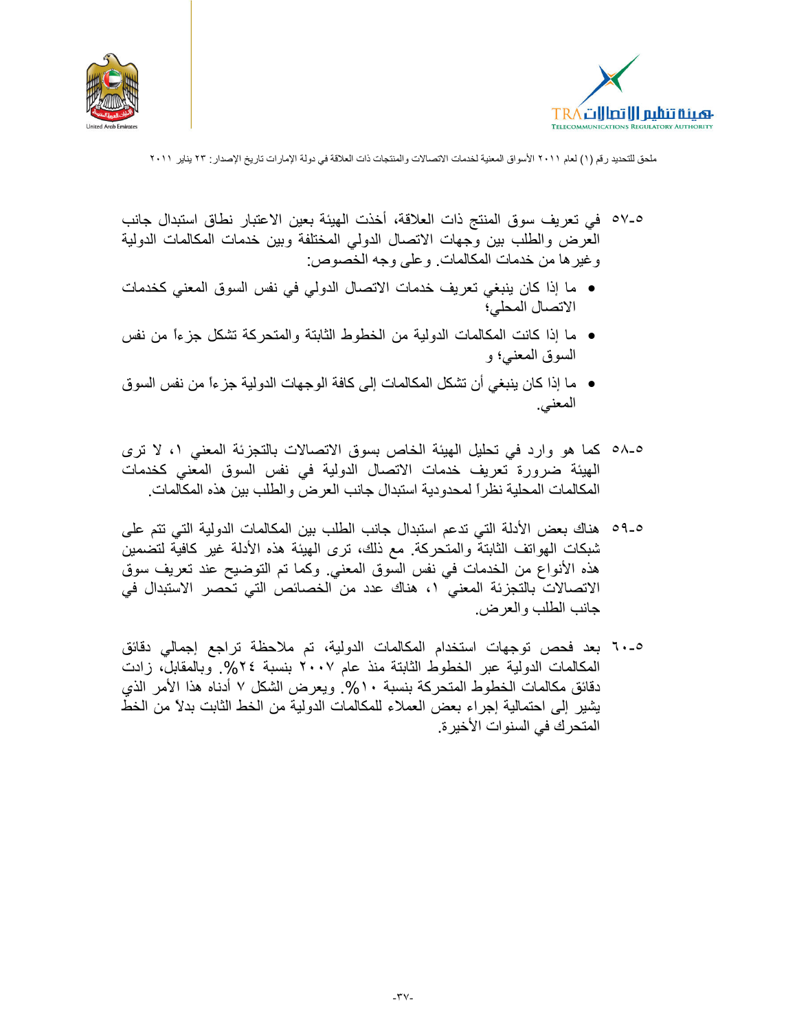٥-٥٧ في تعريف سوق المنتج ذات العلاقة، أخذت الهيئة بعين الاعتبار نطاق استبدال جانب العرض والطلب بين وجهات الاتصال الدولي المختلفة وبين خدمات المكالمات الدولية وغيرها من خدمات المكالمات. وعلى وجه الخصوص:

- ما إذا كان ينبغي تعريف خدمات الاتصال الدولي في نفس السوق المعني كخدمات الاتصال المحلي؛
- ما إذا كانت المكالمات الدولية من الخطوط الثابتة والمتحركة تشكل جزءاً من نفس السوق المعني؛ و
- ما إذا كان ينبغي أن تشكل المكالمات إلى كافة الوجهات الدولية جزءاً من نفس السوق المعني.

٥-٥٨ كما هو وارد في تحليل الهيئة الخاص بسوق الاتصالات بالتجزئة المعني ١، لا ترى الهيئة ضرورة تعريف خدمات الاتصال الدولية في نفس السوق المعني كخدمات المكالمات المحلية نظراً لمحدودية استبدال جانب العرض والطلب بين هذه المكالمات.

٥-٥٩ هناك بعض الأدلة التي تدعم استبدال جانب الطلب بين المكالمات الدولية التي تتم على شبكات الهواتف الثابتة والمتحركة. مع ذلك، ترى الهيئة هذه الأدلة غير كافية لتضمين هذه الأنواع من الخدمات في نفس السوق المعني. وكما تم التوضيح عند تعريف سوق الاتصالات بالتجزئة المعني ١، هناك عدد من الخصائص التي تحصر الاستبدال في جانب الطلب والعرض.

٥-٦٠ بعد فحص توجهات استخدام المكالمات الدولية، تم ملاحظة تراجع إجمالي دقائق المكالمات الدولية عبر الخطوط الثابتة منذ عام ٢٠٠٧ بنسبة ٢٤%. وبالمقابل، زادت دقائق مكالمات الخطوط المتحركة بنسبة ١٠%. ويعرض الشكل ٧ أدناه هذا الأمر الذي يشير إلى احتمالية إجراء بعض العملاء للمكالمات الدولية من الخط الثابت بدلاً من الخط المتحرك في السنوات الأخيرة.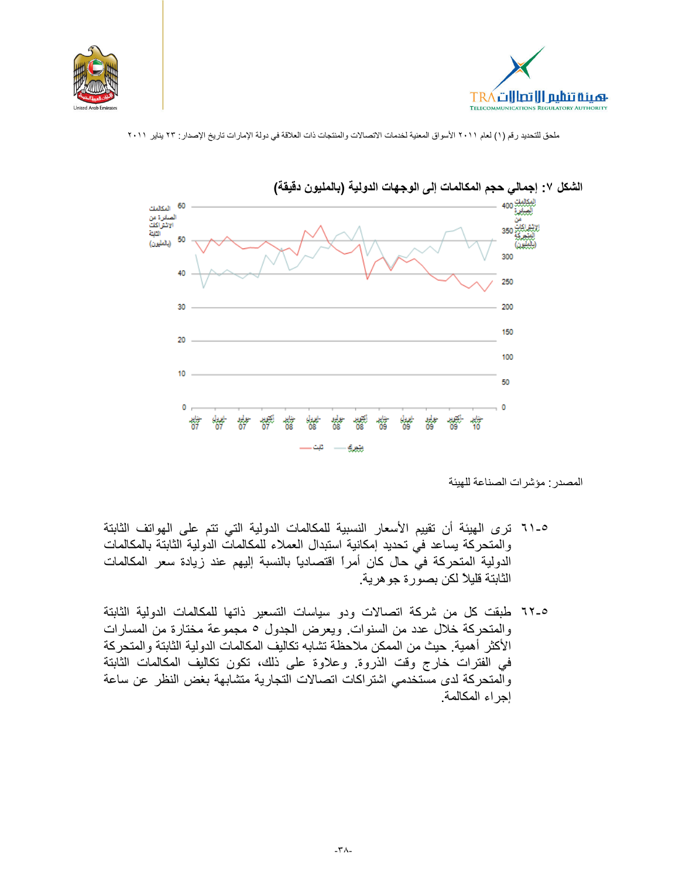ملحق للتحديد رقم (١) لعام ٢٠١١ الأسواق المعنية لخدمات الاتصالات والمنتجات ذات العلاقة في دولة الإمارات تاريخ الإصدار: ٢٣ يناير ٢٠١١

**الشكل ٧: إجمالي حجم المكالمات إلى الوجهات الدولية (بالمليون دقيقة)**

المصدر: مؤشرات الصناعة للهيئة

٥-٦١ ترى الهيئة أن تقييم الأسعار النسبية للمكالمات الدولية التي تتم على الهواتف الثابتة والمتحركة يساعد في تحديد إمكانية استبدال العملاء للمكالمات الدولية الثابتة بالمكالمات الدولية المتحركة في حال كان أمراً اقتصادياً بالنسبة إليهم عند زيادة سعر المكالمات الثابتة قليلاً لكن بصورة جوهرية.

٥-٦٢ طبقت كل من شركة اتصالات ودو سياسات التسعير ذاتها للمكالمات الدولية الثابتة والمتحركة خلال عدد من السنوات. ويعرض الجدول ٥ مجموعة مختارة من المسارات الأكثر أهمية. حيث من الممكن ملاحظة تشابه تكاليف المكالمات الدولية الثابتة والمتحركة في الفترات خارج وقت الذروة. وعلاوة على ذلك، تكون تكاليف المكالمات الثابتة والمتحركة لدى مستخدمي اشتراكات اتصالات التجارية متشابهة بغض النظر عن ساعة إجراء المكالمة.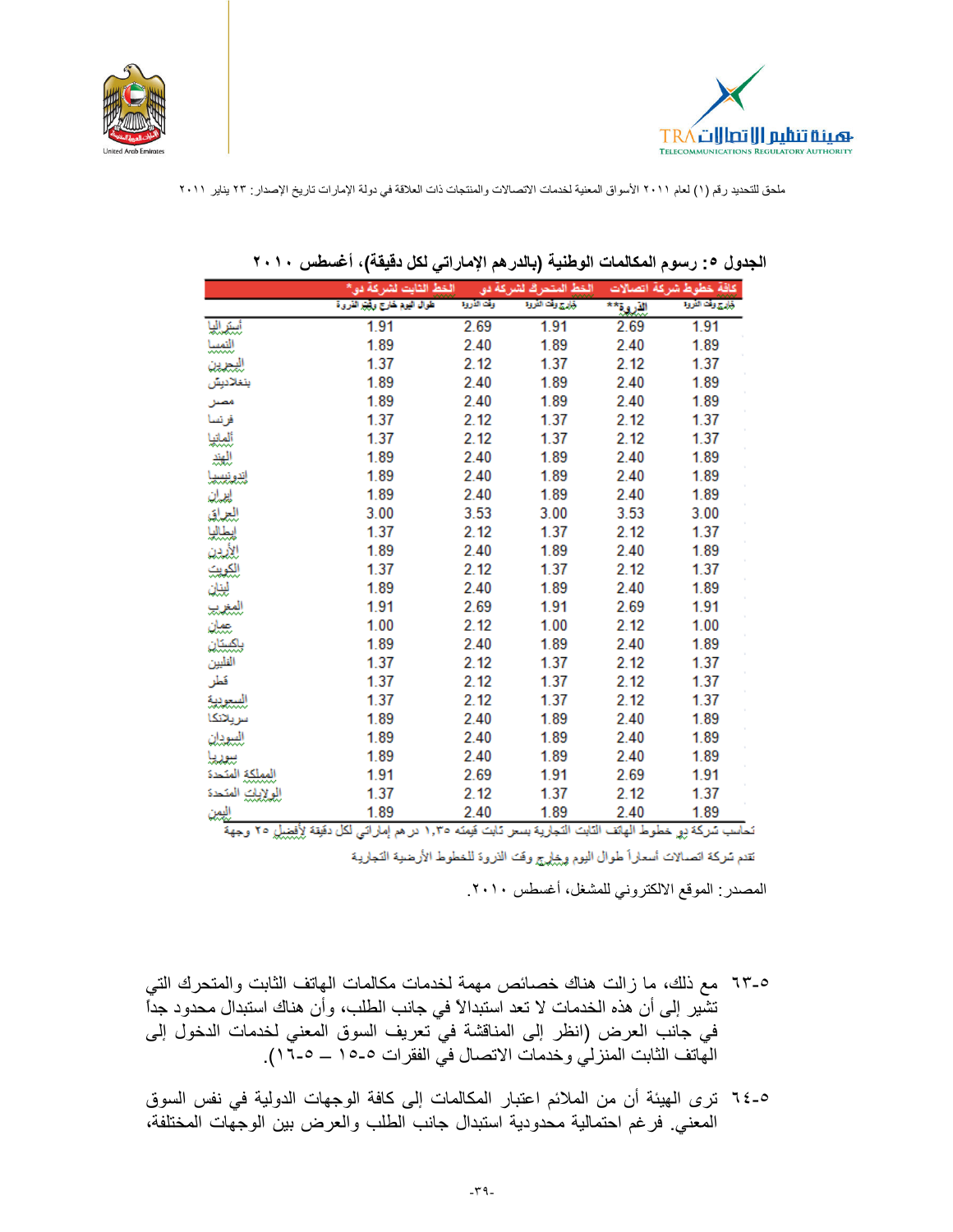ملحق للتحديد رقم (١) لعام ٢٠١١ الأسواق المعنية لخدمات الاتصالات والمنتجات ذات العلاقة في دولة الإمارات تاريخ الإصدار: ٢٣ يناير ٢٠١١

**الجدول ٥: رسوم المكالمات الوطنية (بالدرهم الإماراتي لكل دقيقة)، أغسطس ٢٠١٠**

| | الخط الثابت لشركة دو* | الخط المتحرك لشركة دو | | كافة خطوط شركة اتصالات | |
|---|---|---|---|---|---|
| | طوال اليوم خارج وقت الذروة | وقت الذروة | خارج وقت الذروة | الذروة** | خارج وقت الذروة |
| أستراليا | 1.91 | 2.69 | 1.91 | 2.69 | 1.91 |
| النمسا | 1.89 | 2.40 | 1.89 | 2.40 | 1.89 |
| البحرين | 1.37 | 2.12 | 1.37 | 2.12 | 1.37 |
| بنغلاديش | 1.89 | 2.40 | 1.89 | 2.40 | 1.89 |
| مصر | 1.89 | 2.40 | 1.89 | 2.40 | 1.89 |
| فرنسا | 1.37 | 2.12 | 1.37 | 2.12 | 1.37 |
| ألمانيا | 1.37 | 2.12 | 1.37 | 2.12 | 1.37 |
| الهند | 1.89 | 2.40 | 1.89 | 2.40 | 1.89 |
| اندونيسيا | 1.89 | 2.40 | 1.89 | 2.40 | 1.89 |
| إيران | 1.89 | 2.40 | 1.89 | 2.40 | 1.89 |
| العراق | 3.00 | 3.53 | 3.00 | 3.53 | 3.00 |
| إيطاليا | 1.37 | 2.12 | 1.37 | 2.12 | 1.37 |
| الأردن | 1.89 | 2.40 | 1.89 | 2.40 | 1.89 |
| الكويت | 1.37 | 2.12 | 1.37 | 2.12 | 1.37 |
| لبنان | 1.89 | 2.40 | 1.89 | 2.40 | 1.89 |
| المغرب | 1.91 | 2.69 | 1.91 | 2.69 | 1.91 |
| عمان | 1.00 | 2.12 | 1.00 | 2.12 | 1.00 |
| باكستان | 1.89 | 2.40 | 1.89 | 2.40 | 1.89 |
| الفلبين | 1.37 | 2.12 | 1.37 | 2.12 | 1.37 |
| قطر | 1.37 | 2.12 | 1.37 | 2.12 | 1.37 |
| السعودية | 1.37 | 2.12 | 1.37 | 2.12 | 1.37 |
| سريلانكا | 1.89 | 2.40 | 1.89 | 2.40 | 1.89 |
| السودان | 1.89 | 2.40 | 1.89 | 2.40 | 1.89 |
| سوريا | 1.89 | 2.40 | 1.89 | 2.40 | 1.89 |
| المملكة المتحدة | 1.91 | 2.69 | 1.91 | 2.69 | 1.91 |
| الولايات المتحدة | 1.37 | 2.12 | 1.37 | 2.12 | 1.37 |
| اليمن | 1.89 | 2.40 | 1.89 | 2.40 | 1.89 |

*تحاسب شركة دو خطوط الهاتف الثابت التجارية بسعر ثابت قيمته ١,٣٥ درهم إماراتي لكل دقيقة لأفضل ٢٥ وجهة

**تقدم شركة اتصالات أسعاراً طوال اليوم وخارج وقت الذروة للخطوط الأرضية التجارية

المصدر: الموقع الالكتروني للمشغل، أغسطس ٢٠١٠.

٥-٦٣ مع ذلك، ما زالت هناك خصائص مهمة لخدمات مكالمات الهاتف الثابت والمتحرك التي تشير إلى أن هذه الخدمات لا تعد استبدالاً في جانب الطلب، وأن هناك استبدال محدود جداً في جانب العرض (انظر إلى المناقشة في تعريف السوق المعني لخدمات الدخول إلى الهاتف الثابت المنزلي وخدمات الاتصال في الفقرات ٥-١٥ – ٥-١٦).

٥-٦٤ ترى الهيئة أن من الملائم اعتبار المكالمات إلى كافة الوجهات الدولية في نفس السوق المعني. فرغم احتمالية محدودية استبدال جانب الطلب والعرض بين الوجهات المختلفة،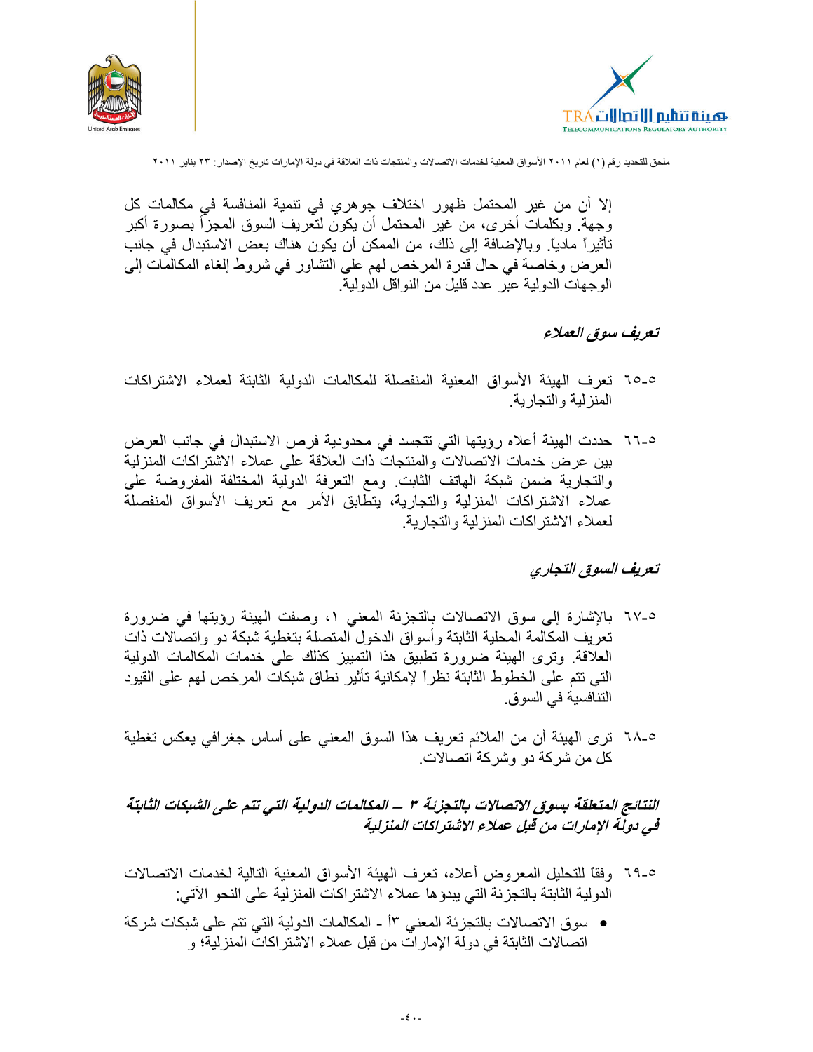إلا أن من غير المحتمل ظهور اختلاف جوهري في تنمية المنافسة في مكالمات كل وجهة. وبكلمات أخرى، من غير المحتمل أن يكون لتعريف السوق المجزأ بصورة أكبر تأثيراً مادياً. وبالإضافة إلى ذلك، من الممكن أن يكون هناك بعض الاستبدال في جانب العرض وخاصة في حال قدرة المرخص لهم على التشاور في شروط إلغاء المكالمات إلى الوجهات الدولية عبر عدد قليل من النواقل الدولية.

### *تعريف سوق العملاء*

٥-٦٥ تعرف الهيئة الأسواق المعنية المنفصلة للمكالمات الدولية الثابتة لعملاء الاشتراكات المنزلية والتجارية.

٥-٦٦ حددت الهيئة أعلاه رؤيتها التي تتجسد في محدودية فرص الاستبدال في جانب العرض بين عرض خدمات الاتصالات والمنتجات ذات العلاقة على عملاء الاشتراكات المنزلية والتجارية ضمن شبكة الهاتف الثابت. ومع التعرفة الدولية المختلفة المفروضة على عملاء الاشتراكات المنزلية والتجارية، يتطابق الأمر مع تعريف الأسواق المنفصلة لعملاء الاشتراكات المنزلية والتجارية.

### *تعريف السوق التجاري*

٥-٦٧ بالإشارة إلى سوق الاتصالات بالتجزئة المعني ١، وصفت الهيئة رؤيتها في ضرورة تعريف المكالمة المحلية الثابتة وأسواق الدخول المتصلة بتغطية شبكة دو واتصالات ذات العلاقة. وترى الهيئة ضرورة تطبيق هذا التمييز كذلك على خدمات المكالمات الدولية التي تتم على الخطوط الثابتة نظراً لإمكانية تأثير نطاق شبكات المرخص لهم على القيود التنافسية في السوق.

٥-٦٨ ترى الهيئة أن من الملائم تعريف هذا السوق المعني على أساس جغرافي يعكس تغطية كل من شركة دو وشركة اتصالات.

### *النتائج المتعلقة بسوق الاتصالات بالتجزئة ٣ – المكالمات الدولية التي تتم على الشبكات الثابتة في دولة الإمارات من قبل عملاء الاشتراكات المنزلية*

٥-٦٩ وفقاً للتحليل المعروض أعلاه، تعرف الهيئة الأسواق المعنية التالية لخدمات الاتصالات الدولية الثابتة بالتجزئة التي يبدؤها عملاء الاشتراكات المنزلية على النحو الآتي:

- سوق الاتصالات بالتجزئة المعني ٣أ - المكالمات الدولية التي تتم على شبكات شركة اتصالات الثابتة في دولة الإمارات من قبل عملاء الاشتراكات المنزلية؛ و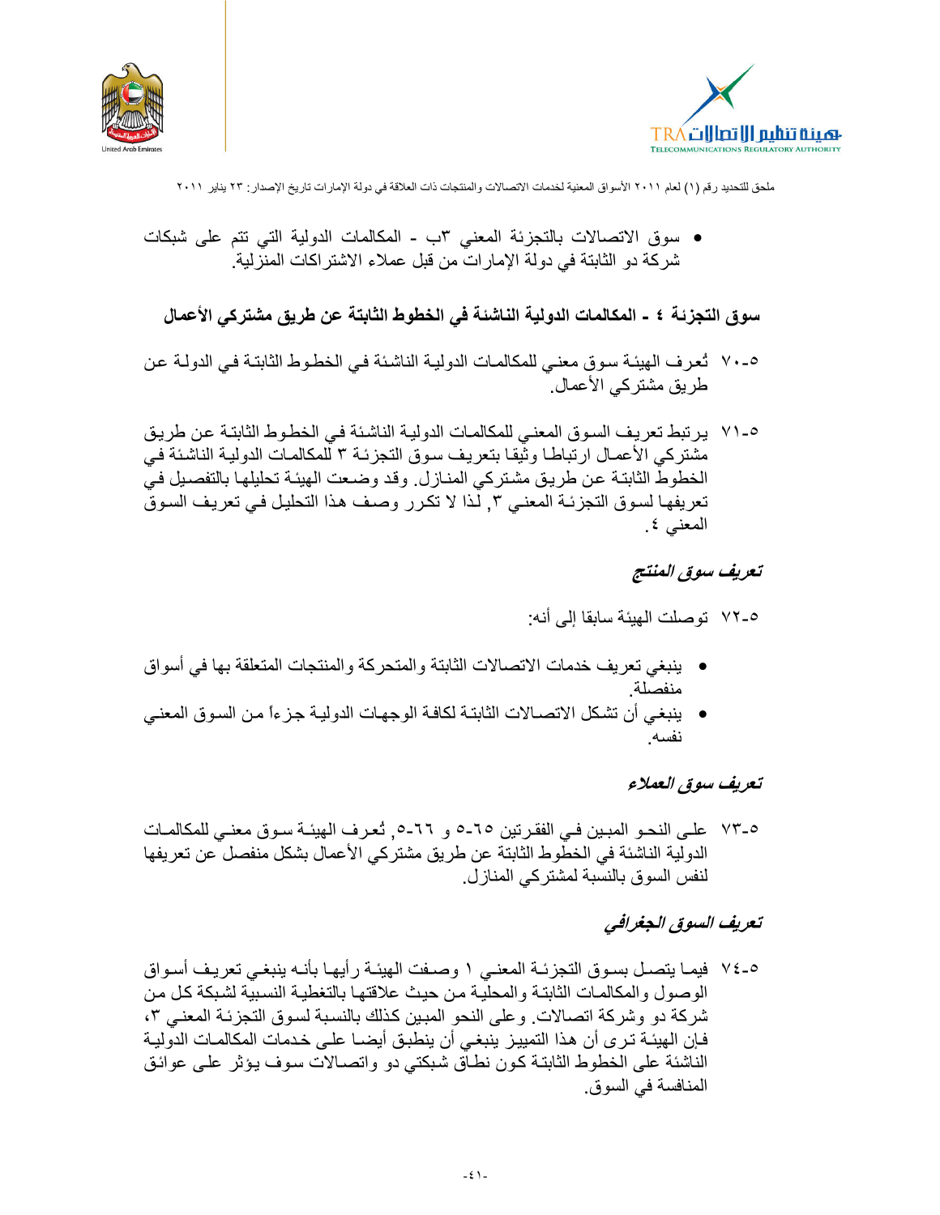- سوق الاتصالات بالتجزئة المعني ٣ب - المكالمات الدولية التي تتم على شبكات شركة دو الثابتة في دولة الإمارات من قبل عملاء الاشتراكات المنزلية.

## سوق التجزئة ٤ - المكالمات الدولية الناشئة في الخطوط الثابتة عن طريق مشتركي الأعمال

٥-٧٠ تُعرف الهيئة سوق معني للمكالمات الدولية الناشئة في الخطوط الثابتة في الدولة عن طريق مشتركي الأعمال.

٥-٧١ يرتبط تعريف السوق المعني للمكالمات الدولية الناشئة في الخطوط الثابتة عن طريق مشتركي الأعمال ارتباطا وثيقا بتعريف سوق التجزئة ٣ للمكالمات الدولية الناشئة في الخطوط الثابتة عن طريق مشتركي المنازل. وقد وضعت الهيئة تحليلها بالتفصيل في تعريفها لسوق التجزئة المعني ٣, لذا لا تكرر وصف هذا التحليل في تعريف السوق المعني ٤.

### *تعريف سوق المنتج*

٥-٧٢ توصلت الهيئة سابقا إلى أنه:

- ينبغي تعريف خدمات الاتصالات الثابتة والمتحركة والمنتجات المتعلقة بها في أسواق منفصلة.
- ينبغي أن تشكل الاتصالات الثابتة لكافة الوجهات الدولية جزءاً من السوق المعني نفسه.

### *تعريف سوق العملاء*

٥-٧٣ على النحو المبين في الفقرتين ٥-٦٥ و ٥-٦٦, تُعرف الهيئة سوق معني للمكالمات الدولية الناشئة في الخطوط الثابتة عن طريق مشتركي الأعمال بشكل منفصل عن تعريفها لنفس السوق بالنسبة لمشتركي المنازل.

### *تعريف السوق الجغرافي*

٥-٧٤ فيما يتصل بسوق التجزئة المعني ١ وصفت الهيئة رأيها بأنه ينبغي تعريف أسواق الوصول والمكالمات الثابتة والمحلية من حيث علاقتها بالتغطية النسبية لشبكة كل من شركة دو وشركة اتصالات. وعلى النحو المبين كذلك بالنسبة لسوق التجزئة المعني ٣، فإن الهيئة ترى أن هذا التمييز ينبغي أن ينطبق أيضا على خدمات المكالمات الدولية الناشئة على الخطوط الثابتة كون نطاق شبكتي دو واتصالات سوف يؤثر على عوائق المنافسة في السوق.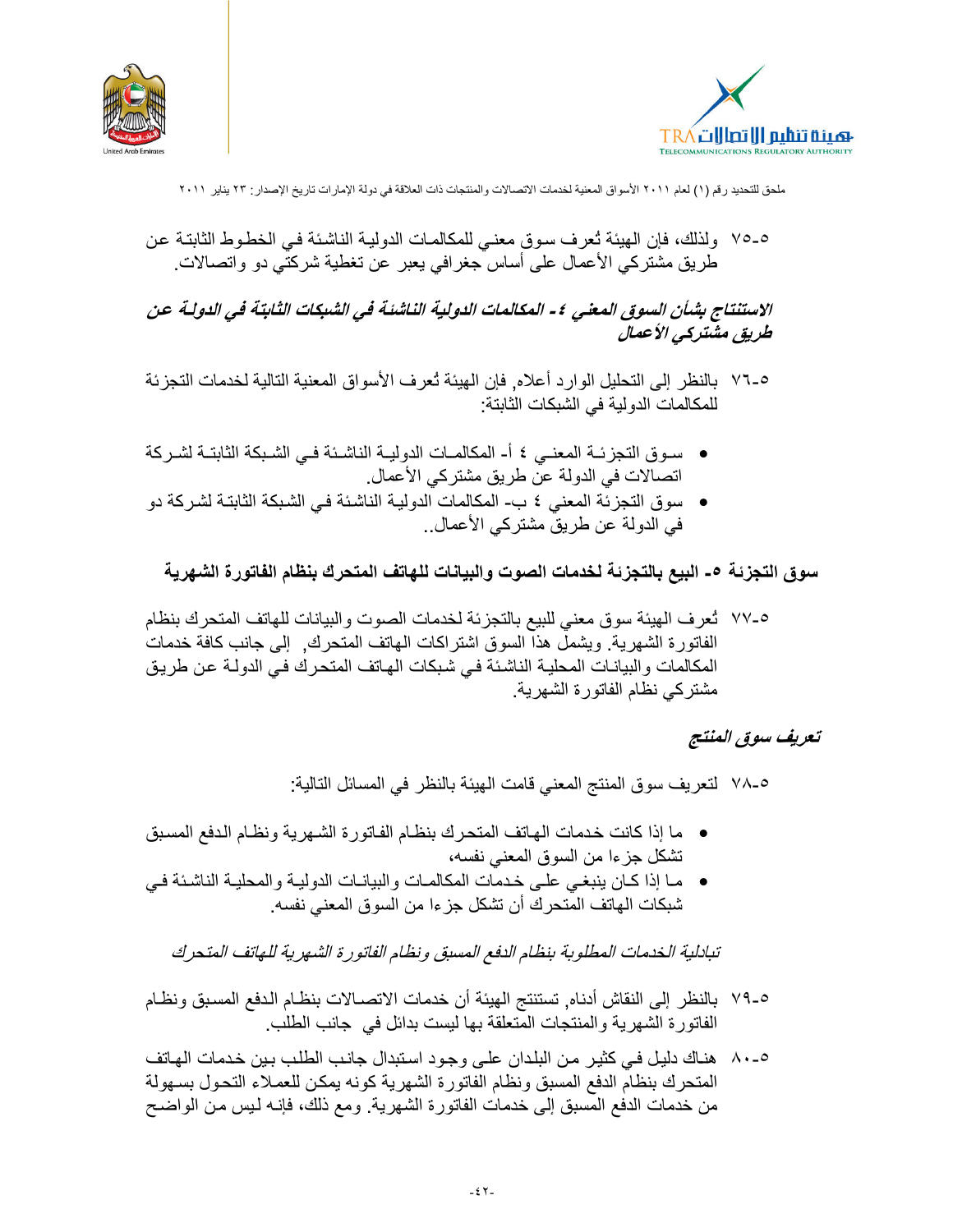٥-٧٥ ولذلك، فإن الهيئة تُعرف سوق معني للمكالمات الدولية الناشئة في الخطوط الثابتة عن طريق مشتركي الأعمال على أساس جغرافي يعبر عن تغطية شركتي دو واتصالات.

***الاستنتاج بشأن السوق المعني ٤ - المكالمات الدولية الناشئة في الشبكات الثابتة في الدولة عن طريق مشتركي الأعمال***

٥-٧٦ بالنظر إلى التحليل الوارد أعلاه, فإن الهيئة تُعرف الأسواق المعنية التالية لخدمات التجزئة للمكالمات الدولية في الشبكات الثابتة:

- سوق التجزئة المعني ٤ أ- المكالمات الدولية الناشئة في الشبكة الثابتة لشركة اتصالات في الدولة عن طريق مشتركي الأعمال.
- سوق التجزئة المعني ٤ ب- المكالمات الدولية الناشئة في الشبكة الثابتة لشركة دو في الدولة عن طريق مشتركي الأعمال..

## سوق التجزئة ٥- البيع بالتجزئة لخدمات الصوت والبيانات للهاتف المتحرك بنظام الفاتورة الشهرية

٥-٧٧ تُعرف الهيئة سوق معني للبيع بالتجزئة لخدمات الصوت والبيانات للهاتف المتحرك بنظام الفاتورة الشهرية. ويشمل هذا السوق اشتراكات الهاتف المتحرك, إلى جانب كافة خدمات المكالمات والبيانات المحلية الناشئة في شبكات الهاتف المتحرك في الدولة عن طريق مشتركي نظام الفاتورة الشهرية.

***تعريف سوق المنتج***

٥-٧٨ لتعريف سوق المنتج المعني قامت الهيئة بالنظر في المسائل التالية:

- ما إذا كانت خدمات الهاتف المتحرك بنظام الفاتورة الشهرية ونظام الدفع المسبق تشكل جزءا من السوق المعني نفسه،
- ما إذا كان ينبغي على خدمات المكالمات والبيانات الدولية والمحلية الناشئة في شبكات الهاتف المتحرك أن تشكل جزءا من السوق المعني نفسه.

*تبادلية الخدمات المطلوبة بنظام الدفع المسبق ونظام الفاتورة الشهرية للهاتف المتحرك*

٥-٧٩ بالنظر إلى النقاش أدناه, تستنتج الهيئة أن خدمات الاتصالات بنظام الدفع المسبق ونظام الفاتورة الشهرية والمنتجات المتعلقة بها ليست بدائل في جانب الطلب.

٥-٨٠ هناك دليل في كثير من البلدان على وجود استبدال جانب الطلب بين خدمات الهاتف المتحرك بنظام الدفع المسبق ونظام الفاتورة الشهرية كونه يمكن للعملاء التحول بسهولة من خدمات الدفع المسبق إلى خدمات الفاتورة الشهرية. ومع ذلك، فإنه ليس من الواضح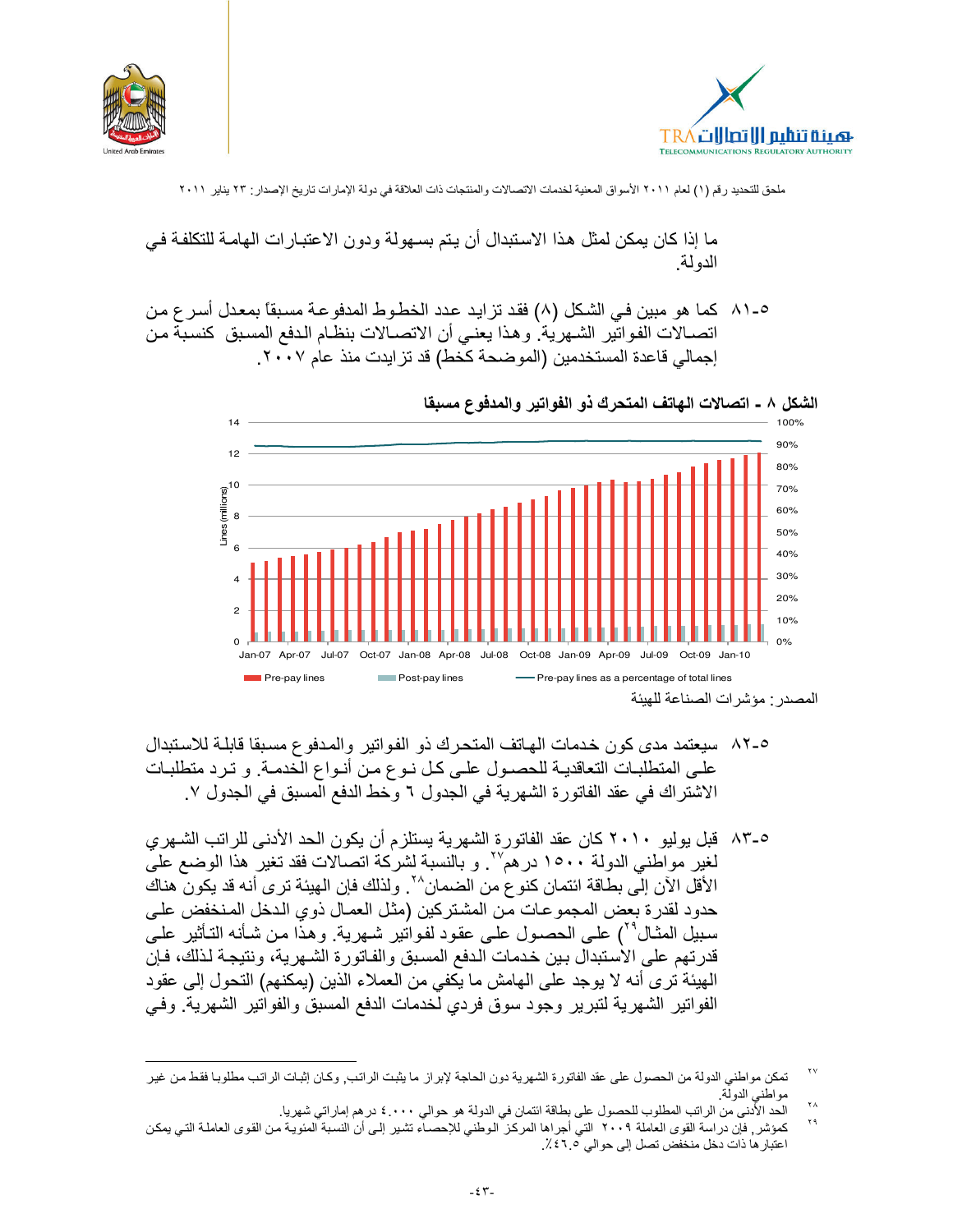ما إذا كان يمكن لمثل هذا الاستبدال أن يتم بسهولة ودون الاعتبارات الهامة للتكلفة في الدولة.

٥-٨١ كما هو مبين في الشكل (٨) فقد تزايد عدد الخطوط المدفوعة مسبقاً بمعدل أسرع من اتصالات الفواتير الشهرية. وهذا يعني أن الاتصالات بنظام الدفع المسبق كنسبة من إجمالي قاعدة المستخدمين (الموضحة كخط) قد تزايدت منذ عام ٢٠٠٧.

**الشكل ٨ - اتصالات الهاتف المتحرك ذو الفواتير والمدفوع مسبقا**

المصدر: مؤشرات الصناعة للهيئة

٥-٨٢ سيعتمد مدى كون خدمات الهاتف المتحرك ذو الفواتير والمدفوع مسبقا قابلة للاستبدال على المتطلبات التعاقدية للحصول على كل نوع من أنواع الخدمة. و ترد متطلبات الاشتراك في عقد الفاتورة الشهرية في الجدول ٦ وخط الدفع المسبق في الجدول ٧.

٥-٨٣ قبل يوليو ٢٠١٠ كان عقد الفاتورة الشهرية يستلزم أن يكون الحد الأدنى للراتب الشهري لغير مواطني الدولة ١٥٠٠ درهم[٢٧]. و بالنسبة لشركة اتصالات فقد تغير هذا الوضع على الأقل الآن إلى بطاقة ائتمان كنوع من الضمان[٢٨]. ولذلك فإن الهيئة ترى أنه قد يكون هناك حدود لقدرة بعض المجموعات من المشتركين (مثل العمال ذوي الدخل المنخفض على سبيل المثال[٢٩]) على الحصول على عقود لفواتير شهرية. وهذا من شأنه التأثير على قدرتهم على الاستبدال بين خدمات الدفع المسبق والفاتورة الشهرية، ونتيجة لذلك، فإن الهيئة ترى أنه لا يوجد على الهامش ما يكفي من العملاء الذين (يمكنهم) التحول إلى عقود الفواتير الشهرية لتبرير وجود سوق فردي لخدمات الدفع المسبق والفواتير الشهرية. وفي

---

[٢٧] تمكن مواطني الدولة من الحصول على عقد الفاتورة الشهرية دون الحاجة لإبراز ما يثبت الراتب, وكان إثبات الراتب مطلوبا فقط من غير مواطني الدولة.

[٢٨] الحد الأدنى من الراتب المطلوب للحصول على بطاقة ائتمان في الدولة هو حوالي ٤,٠٠٠ درهم إماراتي شهريا.

[٢٩] كمؤشر, فإن دراسة القوى العاملة ٢٠٠٩ التي أجراها المركز الوطني للإحصاء تشير إلى أن النسبة المئوية من القوى العاملة التي يمكن اعتبارها ذات دخل منخفض تصل إلى حوالي ٤٦.٥٪.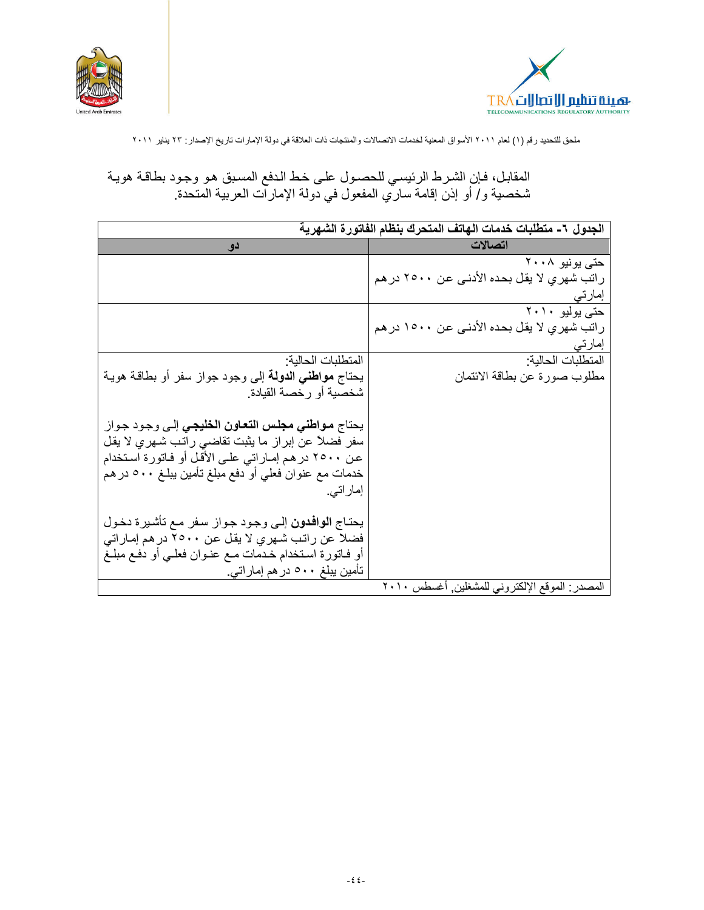المقابل، فإن الشرط الرئيسي للحصول على خط الدفع المسبق هو وجود بطاقة هوية شخصية و/ أو إذن إقامة ساري المفعول في دولة الإمارات العربية المتحدة.

| **الجدول ٦- متطلبات خدمات الهاتف المتحرك بنظام الفاتورة الشهرية** | |
|---|---|
| **اتصالات** | **دو** |
| حتى يونيو ٢٠٠٨<br>راتب شهري لا يقل بحده الأدنى عن ٢٥٠٠ درهم إماراتي | |
| حتى يوليو ٢٠١٠<br>راتب شهري لا يقل بحده الأدنى عن ١٥٠٠ درهم إماراتي | |
| المتطلبات الحالية:<br>مطلوب صورة عن بطاقة الائتمان | المتطلبات الحالية:<br>يحتاج **مواطني الدولة** إلى وجود جواز سفر أو بطاقة هوية شخصية أو رخصة القيادة.<br><br>يحتاج **مواطني مجلس التعاون الخليجي** إلى وجود جواز سفر فضلاً عن إبراز ما يثبت تقاضي راتب شهري لا يقل عن ٢٥٠٠ درهم إماراتي على الأقل أو فاتورة استخدام خدمات مع عنوان فعلي أو دفع مبلغ تأمين يبلغ ٥٠٠ درهم إماراتي.<br><br>يحتاج **الوافدون** إلى وجود جواز سفر مع تأشيرة دخول فضلاً عن راتب شهري لا يقل عن ٢٥٠٠ درهم إماراتي أو فاتورة استخدام خدمات مع عنوان فعلي أو دفع مبلغ تأمين يبلغ ٥٠٠ درهم إماراتي. |
| المصدر: الموقع الإلكتروني للمشغلين, أغسطس ٢٠١٠ | |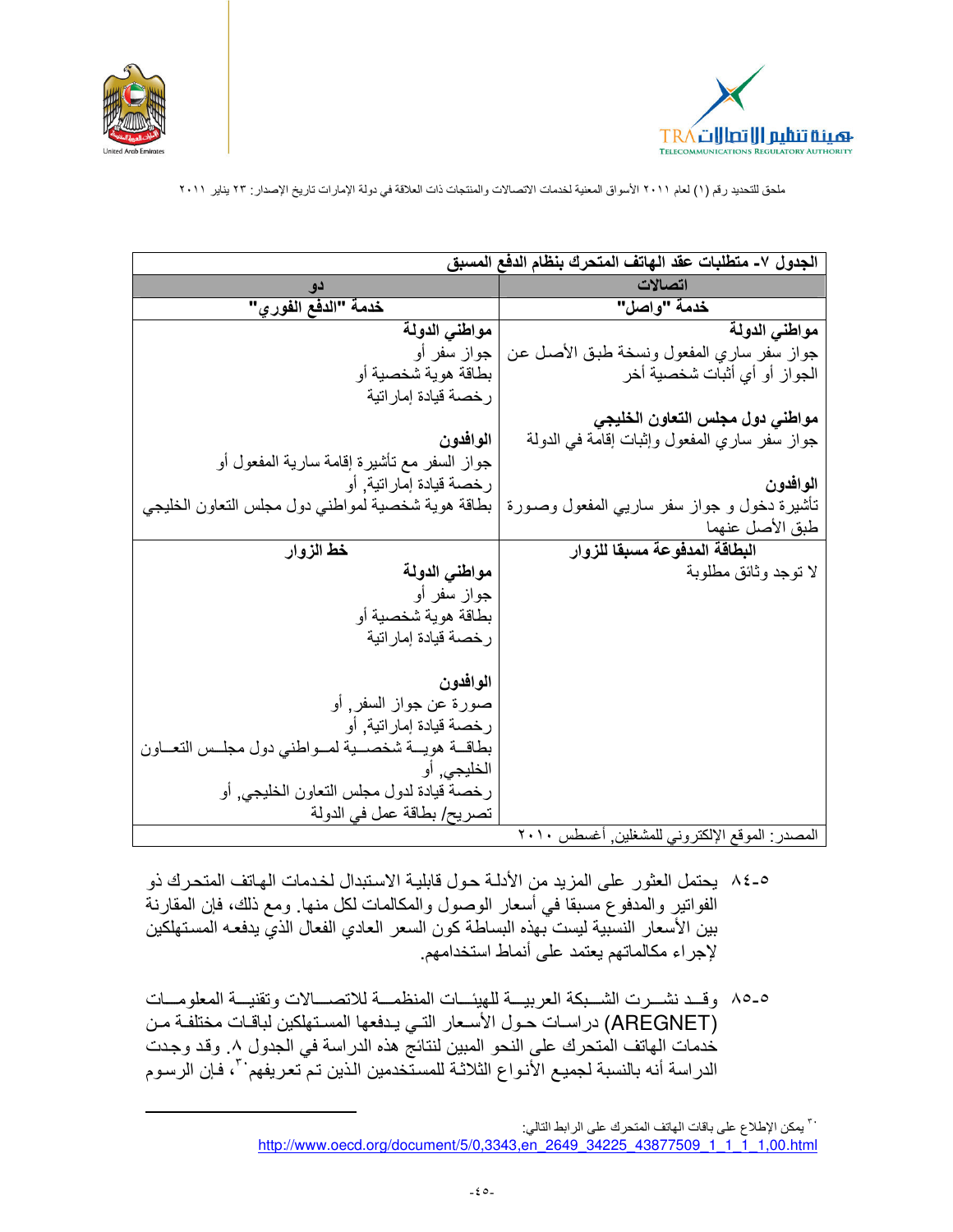ملحق للتحديد رقم (١) لعام ٢٠١١ الأسواق المعنية لخدمات الاتصالات والمنتجات ذات العلاقة في دولة الإمارات تاريخ الإصدار: ٢٣ يناير ٢٠١١

| الجدول ٧- متطلبات عقد الهاتف المتحرك بنظام الدفع المسبق | |
|---|---|
| **اتصالات** | **دو** |
| **خدمة "واصل"** | **خدمة "الدفع الفوري"** |
| **مواطني الدولة**<br>جواز سفر ساري المفعول ونسخة طبق الأصل عن الجواز أو أي أثبات شخصية أخر<br><br>**مواطني دول مجلس التعاون الخليجي**<br>جواز سفر ساري المفعول وإثبات إقامة في الدولة<br><br>**الوافدون**<br>تأشيرة دخول و جواز سفر ساريي المفعول وصورة طبق الأصل عنهما | **مواطني الدولة**<br>جواز سفر أو<br>بطاقة هوية شخصية أو<br>رخصة قيادة إماراتية<br><br>**الوافدون**<br>جواز السفر مع تأشيرة إقامة سارية المفعول أو<br>رخصة قيادة إماراتية, أو<br>بطاقة هوية شخصية لمواطني دول مجلس التعاون الخليجي |
| **البطاقة المدفوعة مسبقا للزوار**<br>لا توجد وثائق مطلوبة | **خط الزوار**<br>**مواطني الدولة**<br>جواز سفر أو<br>بطاقة هوية شخصية أو<br>رخصة قيادة إماراتية<br><br>**الوافدون**<br>صورة عن جواز السفر, أو<br>رخصة قيادة إماراتية, أو<br>بطاقة هوية شخصية لمواطني دول مجلس التعاون الخليجي, أو<br>رخصة قيادة لدول مجلس التعاون الخليجي, أو<br>تصريح/ بطاقة عمل في الدولة |
| المصدر: الموقع الإلكتروني للمشغلين, أغسطس ٢٠١٠ | |

٥-٨٤ يحتمل العثور على المزيد من الأدلة حول قابلية الاستبدال لخدمات الهاتف المتحرك ذو الفواتير والمدفوع مسبقا في أسعار الوصول والمكالمات لكل منها. ومع ذلك، فإن المقارنة بين الأسعار النسبية ليست بهذه البساطة كون السعر العادي الفعال الذي يدفعه المستهلكين لإجراء مكالماتهم يعتمد على أنماط استخدامهم.

٥-٨٥ وقد نشرت الشبكة العربية للهيئات المنظمة للاتصالات وتقنية المعلومات (AREGNET) دراسات حول الأسعار التي يدفعها المستهلكين لباقات مختلفة من خدمات الهاتف المتحرك على النحو المبين لنتائج هذه الدراسة في الجدول ٨. وقد وجدت الدراسة أنه بالنسبة لجميع الأنواع الثلاثة للمستخدمين الذين تم تعريفهم[٣٠]، فإن الرسوم

---

[٣٠] يمكن الإطلاع على باقات الهاتف المتحرك على الرابط التالي:
http://www.oecd.org/document/5/0,3343,en_2649_34225_43877509_1_1_1_1,00.html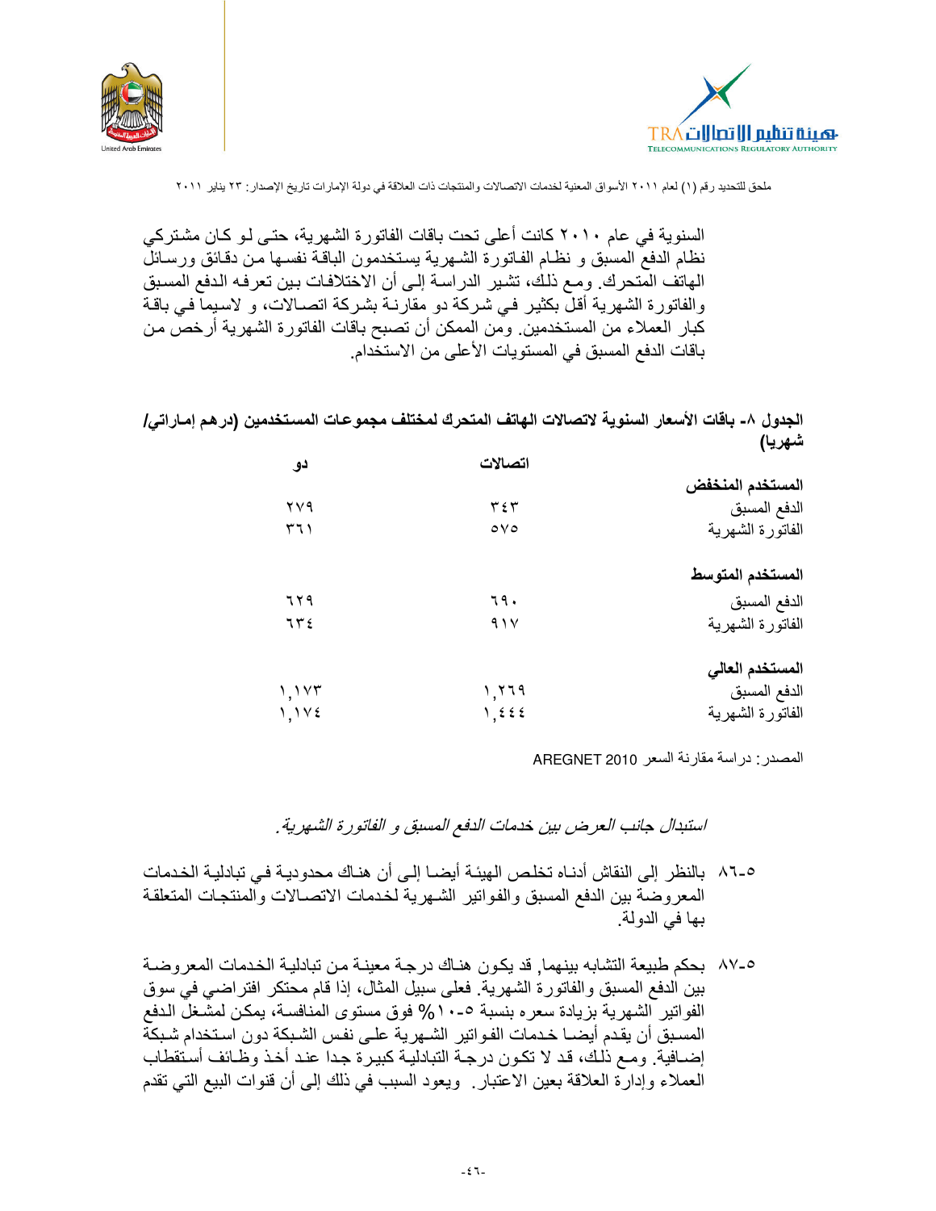السنوية في عام ٢٠١٠ كانت أعلى تحت باقات الفاتورة الشهرية، حتى لو كان مشتركي نظام الدفع المسبق و نظام الفاتورة الشهرية يستخدمون الباقة نفسها من دقائق ورسائل الهاتف المتحرك. ومع ذلك، تشير الدراسة إلى أن الاختلافات بين تعرفه الدفع المسبق والفاتورة الشهرية أقل بكثير في شركة دو مقارنة بشركة اتصالات، و لاسيما في باقة كبار العملاء من المستخدمين. ومن الممكن أن تصبح باقات الفاتورة الشهرية أرخص من باقات الدفع المسبق في المستويات الأعلى من الاستخدام.

**الجدول ٨- باقات الأسعار السنوية لاتصالات الهاتف المتحرك لمختلف مجموعات المستخدمين (درهم إماراتي/ شهريا)**

| | اتصالات | دو |
|---|---|---|
| **المستخدم المنخفض** | | |
| الدفع المسبق | ٣٤٣ | ٢٧٩ |
| الفاتورة الشهرية | ٥٧٥ | ٣٦١ |
| **المستخدم المتوسط** | | |
| الدفع المسبق | ٦٩٠ | ٦٢٩ |
| الفاتورة الشهرية | ٩١٧ | ٦٣٤ |
| **المستخدم العالي** | | |
| الدفع المسبق | ١,٢٦٩ | ١,١٧٣ |
| الفاتورة الشهرية | ١,٤٤٤ | ١,١٧٤ |

المصدر: دراسة مقارنة السعر AREGNET 2010

*استبدال جانب العرض بين خدمات الدفع المسبق و الفاتورة الشهرية.*

٥-٨٦ بالنظر إلى النقاش أدناه تخلص الهيئة أيضا إلى أن هناك محدودية في تبادلية الخدمات المعروضة بين الدفع المسبق والفواتير الشهرية لخدمات الاتصالات والمنتجات المتعلقة بها في الدولة.

٥-٨٧ بحكم طبيعة التشابه بينهما, قد يكون هناك درجة معينة من تبادلية الخدمات المعروضة بين الدفع المسبق والفاتورة الشهرية. فعلى سبيل المثال، إذا قام محتكر افتراضي في سوق الفواتير الشهرية بزيادة سعره بنسبة ٥-١٠% فوق مستوى المنافسة، يمكن لمشغل الدفع المسبق أن يقدم أيضا خدمات الفواتير الشهرية على نفس الشبكة دون استخدام شبكة إضافية. ومع ذلك، قد لا تكون درجة التبادلية كبيرة جدا عند أخذ وظائف أستقطاب العملاء وإدارة العلاقة بعين الاعتبار. ويعود السبب في ذلك إلى أن قنوات البيع التي تقدم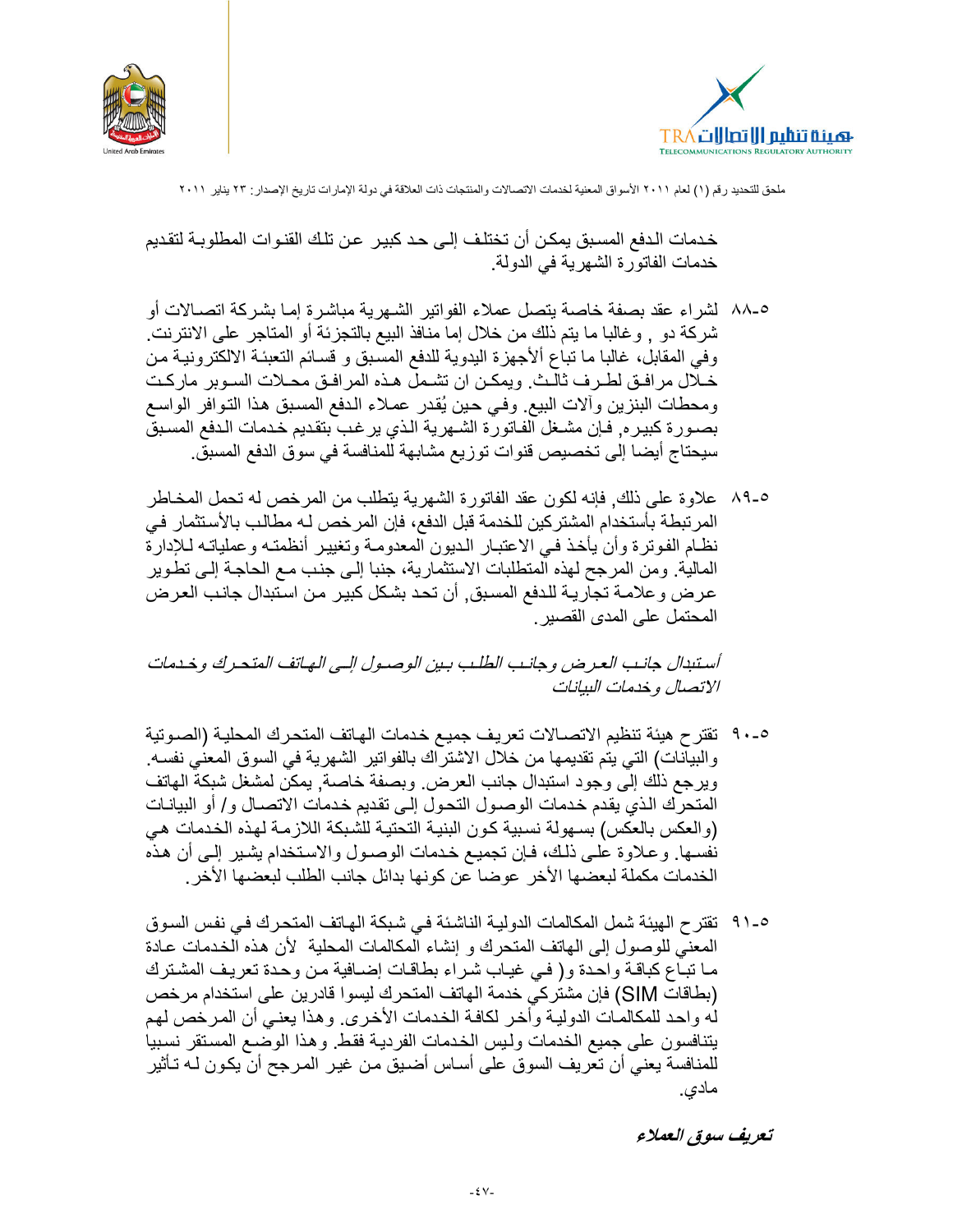خدمات الدفع المسبق يمكن أن تختلف إلى حد كبير عن تلك القنوات المطلوبة لتقديم خدمات الفاتورة الشهرية في الدولة.

٥-٨٨ لشراء عقد بصفة خاصة يتصل عملاء الفواتير الشهرية مباشرة إما بشركة اتصالات أو شركة دو , وغالبا ما يتم ذلك من خلال إما منافذ البيع بالتجزئة أو المتاجر على الانترنت. وفي المقابل، غالبا ما تباع ألأجهزة اليدوية للدفع المسبق و قسائم التعبئة الالكترونية من خلال مرافق لطرف ثالث. ويمكن ان تشمل هذه المرافق محلات السوبر ماركت ومحطات البنزين وآلات البيع. وفي حين يُقدر عملاء الدفع المسبق هذا التوافر الواسع بصورة كبيره, فإن مشغل الفاتورة الشهرية الذي يرغب بتقديم خدمات الدفع المسبق سيحتاج أيضا إلى تخصيص قنوات توزيع مشابهة للمنافسة في سوق الدفع المسبق.

٥-٨٩ علاوة على ذلك, فإنه لكون عقد الفاتورة الشهرية يتطلب من المرخص له تحمل المخاطر المرتبطة بأستخدام المشتركين للخدمة قبل الدفع، فإن المرخص له مطالب بالأستثمار في نظام الفوترة وأن يأخذ في الاعتبار الديون المعدومة وتغيير أنظمته وعملياته للإدارة المالية. ومن المرجح لهذه المتطلبات الاستثمارية، جنبا إلى جنب مع الحاجة إلى تطوير عرض وعلامة تجارية للدفع المسبق, أن تحد بشكل كبير من استبدال جانب العرض المحتمل على المدى القصير.

*أستبدال جانب العرض وجانب الطلب بين الوصول إلى الهاتف المتحرك وخدمات الاتصال وخدمات البيانات*

٥-٩٠ تقترح هيئة تنظيم الاتصالات تعريف جميع خدمات الهاتف المتحرك المحلية (الصوتية والبيانات) التي يتم تقديمها من خلال الاشتراك بالفواتير الشهرية في السوق المعني نفسه. ويرجع ذلك إلى وجود استبدال جانب العرض. وبصفة خاصة, يمكن لمشغل شبكة الهاتف المتحرك الذي يقدم خدمات الوصول التحول إلى تقديم خدمات الاتصال و/ أو البيانات (والعكس بالعكس) بسهولة نسبية كون البنية التحتية للشبكة اللازمة لهذه الخدمات هي نفسها. وعلاوة على ذلك، فإن تجميع خدمات الوصول والاستخدام يشير إلى أن هذه الخدمات مكملة لبعضها الأخر عوضا عن كونها بدائل جانب الطلب لبعضها الأخر.

٥-٩١ تقترح الهيئة شمل المكالمات الدولية الناشئة في شبكة الهاتف المتحرك في نفس السوق المعني للوصول إلى الهاتف المتحرك و إنشاء المكالمات المحلية لأن هذه الخدمات عادة ما تباع كباقة واحدة و( في غياب شراء بطاقات إضافية من وحدة تعريف المشترك (بطاقات SIM) فإن مشتركي خدمة الهاتف المتحرك ليسوا قادرين على استخدام مرخص له واحد للمكالمات الدولية وأخر لكافة الخدمات الأخرى. وهذا يعني أن المرخص لهم يتنافسون على جميع الخدمات وليس الخدمات الفردية فقط. وهذا الوضع المستقر نسبيا للمنافسة يعني أن تعريف السوق على أساس أضيق من غير المرجح أن يكون له تأثير مادي.

***تعريف سوق العملاء***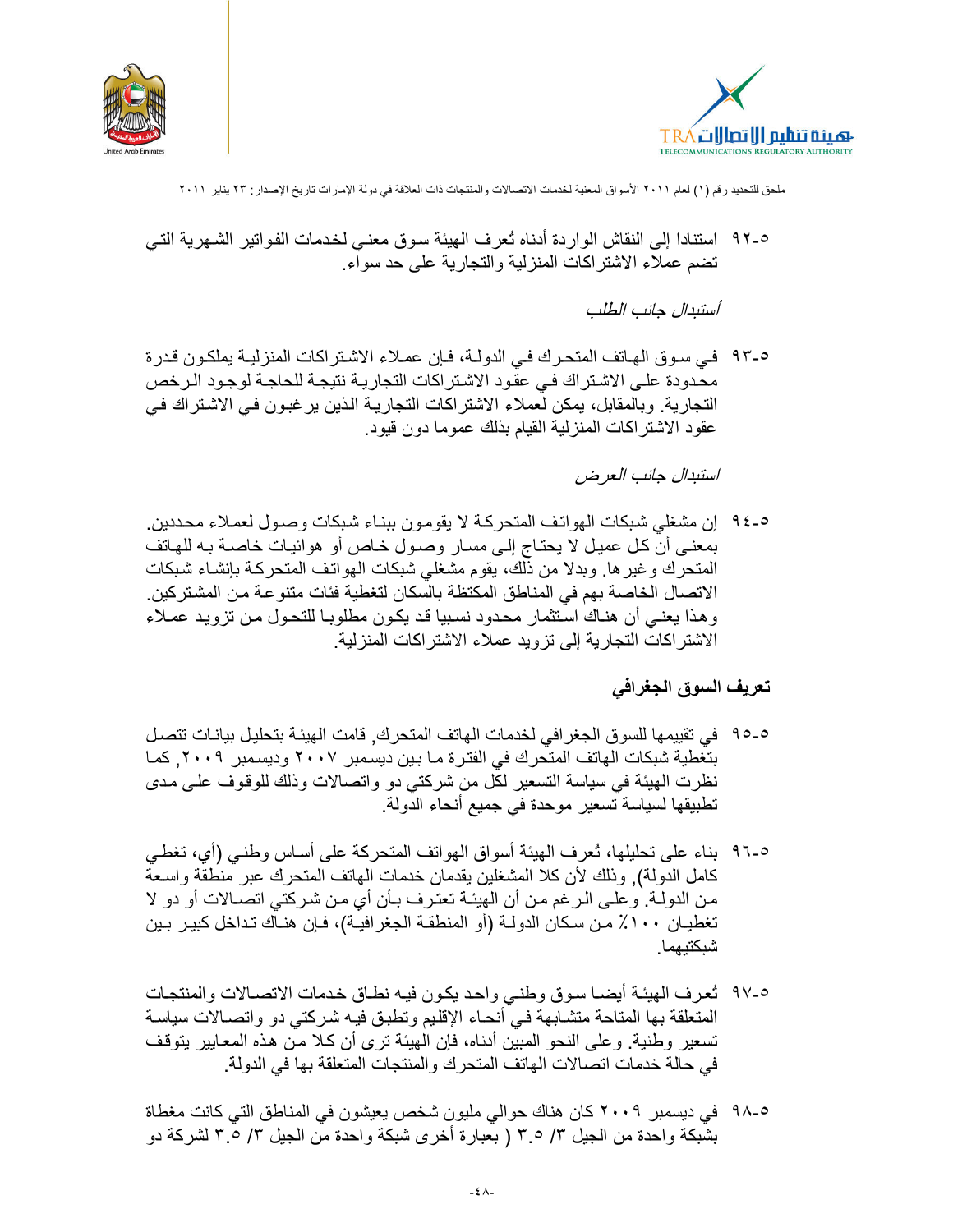٥-٩٢ استنادا إلى النقاش الواردة أدناه تُعرف الهيئة سوق معني لخدمات الفواتير الشهرية التي تضم عملاء الاشتراكات المنزلية والتجارية على حد سواء.

*أستبدال جانب الطلب*

٥-٩٣ في سوق الهاتف المتحرك في الدولة، فإن عملاء الاشتراكات المنزلية يملكون قدرة محدودة على الاشتراك في عقود الاشتراكات التجارية نتيجة للحاجة لوجود الرخص التجارية. وبالمقابل، يمكن لعملاء الاشتراكات التجارية الذين يرغبون في الاشتراك في عقود الاشتراكات المنزلية القيام بذلك عموما دون قيود.

*استبدال جانب العرض*

٥-٩٤ إن مشغلي شبكات الهواتف المتحركة لا يقومون ببناء شبكات وصول لعملاء محددين. بمعنى أن كل عميل لا يحتاج إلى مسار وصول خاص أو هوائيات خاصة به للهاتف المتحرك وغيرها. وبدلا من ذلك، يقوم مشغلي شبكات الهواتف المتحركة بإنشاء شبكات الاتصال الخاصة بهم في المناطق المكتظة بالسكان لتغطية فئات متنوعة من المشتركين. وهذا يعني أن هناك استثمار محدود نسبيا قد يكون مطلوبا للتحول من تزويد عملاء الاشتراكات التجارية إلى تزويد عملاء الاشتراكات المنزلية.

## تعريف السوق الجغرافي

٥-٩٥ في تقييمها للسوق الجغرافي لخدمات الهاتف المتحرك, قامت الهيئة بتحليل بيانات تتصل بتغطية شبكات الهاتف المتحرك في الفترة ما بين ديسمبر ٢٠٠٧ وديسمبر ٢٠٠٩, كما نظرت الهيئة في سياسة التسعير لكل من شركتي دو واتصالات وذلك للوقوف على مدى تطبيقها لسياسة تسعير موحدة في جميع أنحاء الدولة.

٥-٩٦ بناء على تحليلها، تُعرف الهيئة أسواق الهواتف المتحركة على أساس وطني (أي، تغطي كامل الدولة), وذلك لأن كلا المشغلين يقدمان خدمات الهاتف المتحرك عبر منطقة واسعة من الدولة. وعلى الرغم من أن الهيئة تعترف بأن أي من شركتي اتصالات أو دو لا تغطيان ١٠٠٪ من سكان الدولة (أو المنطقة الجغرافية)، فإن هناك تداخل كبير بين شبكتيهما.

٥-٩٧ تُعرف الهيئة أيضا سوق وطني واحد يكون فيه نطاق خدمات الاتصالات والمنتجات المتعلقة بها المتاحة متشابهة في أنحاء الإقليم وتطبق فيه شركتي دو واتصالات سياسة تسعير وطنية. وعلى النحو المبين أدناه، فإن الهيئة ترى أن كلا من هذه المعايير يتوقف في حالة خدمات اتصالات الهاتف المتحرك والمنتجات المتعلقة بها في الدولة.

٥-٩٨ في ديسمبر ٢٠٠٩ كان هناك حوالي مليون شخص يعيشون في المناطق التي كانت مغطاة بشبكة واحدة من الجيل ٣/ ٣.٥ ( بعبارة أخرى شبكة واحدة من الجيل ٣/ ٣.٥ لشركة دو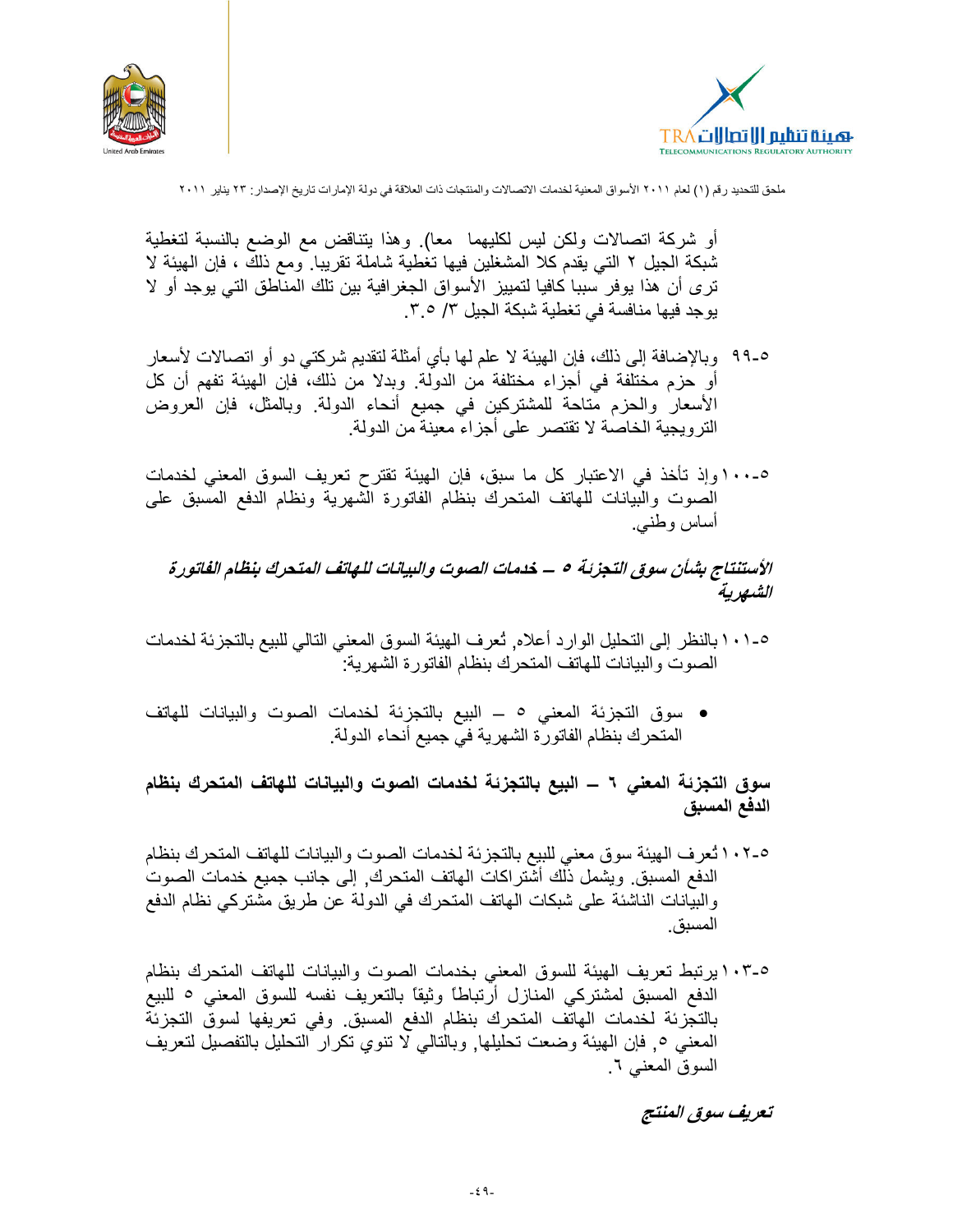أو شركة اتصالات ولكن ليس لكليهما معا). وهذا يتناقض مع الوضع بالنسبة لتغطية شبكة الجيل ٢ التي يقدم كلا المشغلين فيها تغطية شاملة تقريبا. ومع ذلك ، فإن الهيئة لا ترى أن هذا يوفر سببا كافيا لتمييز الأسواق الجغرافية بين تلك المناطق التي يوجد أو لا يوجد فيها منافسة في تغطية شبكة الجيل ٣/ ٣.٥.

٥-٩٩ وبالإضافة إلى ذلك، فإن الهيئة لا علم لها بأي أمثلة لتقديم شركتي دو أو اتصالات لأسعار أو حزم مختلفة في أجزاء مختلفة من الدولة. وبدلا من ذلك، فإن الهيئة تفهم أن كل الأسعار والحزم متاحة للمشتركين في جميع أنحاء الدولة. وبالمثل، فإن العروض الترويجية الخاصة لا تقتصر على أجزاء معينة من الدولة.

٥-١٠٠ وإذ تأخذ في الاعتبار كل ما سبق، فإن الهيئة تقترح تعريف السوق المعني لخدمات الصوت والبيانات للهاتف المتحرك بنظام الفاتورة الشهرية ونظام الدفع المسبق على أساس وطني.

***الأستنتاج بشأن سوق التجزئة ٥ – خدمات الصوت والبيانات للهاتف المتحرك بنظام الفاتورة الشهرية***

٥-١٠١ بالنظر إلى التحليل الوارد أعلاه, تُعرف الهيئة السوق المعني التالي للبيع بالتجزئة لخدمات الصوت والبيانات للهاتف المتحرك بنظام الفاتورة الشهرية:

- سوق التجزئة المعني ٥ – البيع بالتجزئة لخدمات الصوت والبيانات للهاتف المتحرك بنظام الفاتورة الشهرية في جميع أنحاء الدولة.

**سوق التجزئة المعني ٦ – البيع بالتجزئة لخدمات الصوت والبيانات للهاتف المتحرك بنظام الدفع المسبق**

٥-١٠٢ تُعرف الهيئة سوق معني للبيع بالتجزئة لخدمات الصوت والبيانات للهاتف المتحرك بنظام الدفع المسبق. ويشمل ذلك أشتراكات الهاتف المتحرك, إلى جانب جميع خدمات الصوت والبيانات الناشئة على شبكات الهاتف المتحرك في الدولة عن طريق مشتركي نظام الدفع المسبق.

٥-١٠٣ يرتبط تعريف الهيئة للسوق المعني بخدمات الصوت والبيانات للهاتف المتحرك بنظام الدفع المسبق لمشتركي المنازل أرتباطاً وثيقاً بالتعريف نفسه للسوق المعني ٥ للبيع بالتجزئة لخدمات الهاتف المتحرك بنظام الدفع المسبق. وفي تعريفها لسوق التجزئة المعني ٥, فإن الهيئة وضعت تحليلها, وبالتالي لا تنوي تكرار التحليل بالتفصيل لتعريف السوق المعني ٦.

***تعريف سوق المنتج***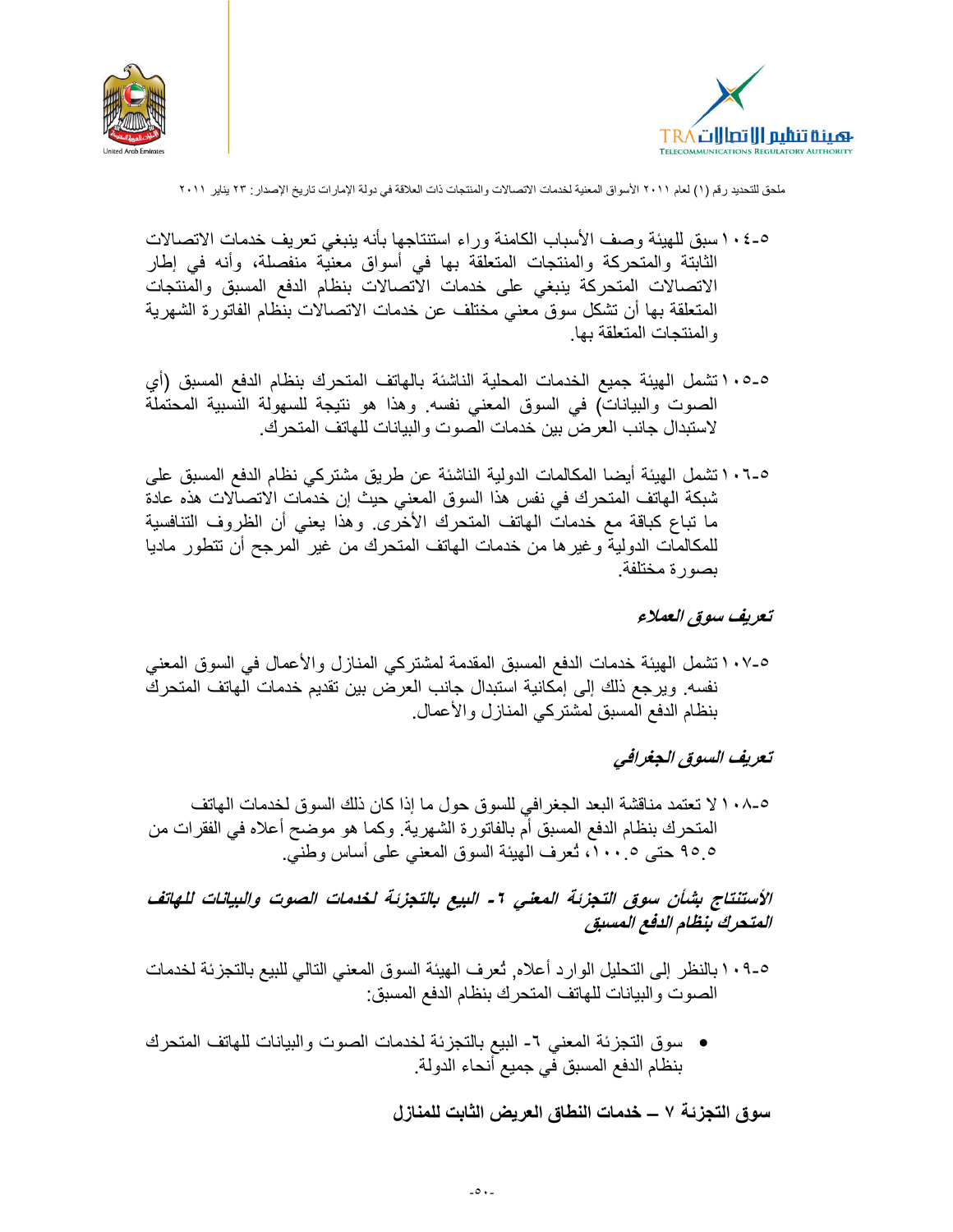٥-١٠٤ سبق للهيئة وصف الأسباب الكامنة وراء استنتاجها بأنه ينبغي تعريف خدمات الاتصالات الثابتة والمتحركة والمنتجات المتعلقة بها في أسواق معنية منفصلة، وأنه في إطار الاتصالات المتحركة ينبغي على خدمات الاتصالات بنظام الدفع المسبق والمنتجات المتعلقة بها أن تشكل سوق معني مختلف عن خدمات الاتصالات بنظام الفاتورة الشهرية والمنتجات المتعلقة بها.

٥-١٠٥ تشمل الهيئة جميع الخدمات المحلية الناشئة بالهاتف المتحرك بنظام الدفع المسبق (أي الصوت والبيانات) في السوق المعني نفسه. وهذا هو نتيجة للسهولة النسبية المحتملة لاستبدال جانب العرض بين خدمات الصوت والبيانات للهاتف المتحرك.

٥-١٠٦ تشمل الهيئة أيضا المكالمات الدولية الناشئة عن طريق مشتركي نظام الدفع المسبق على شبكة الهاتف المتحرك في نفس هذا السوق المعني حيث إن خدمات الاتصالات هذه عادة ما تباع كباقة مع خدمات الهاتف المتحرك الأخرى. وهذا يعني أن الظروف التنافسية للمكالمات الدولية وغيرها من خدمات الهاتف المتحرك من غير المرجح أن تتطور ماديا بصورة مختلفة.

***تعريف سوق العملاء***

٥-١٠٧ تشمل الهيئة خدمات الدفع المسبق المقدمة لمشتركي المنازل والأعمال في السوق المعني نفسه. ويرجع ذلك إلى إمكانية استبدال جانب العرض بين تقديم خدمات الهاتف المتحرك بنظام الدفع المسبق لمشتركي المنازل والأعمال.

***تعريف السوق الجغرافي***

٥-١٠٨ لا تعتمد مناقشة البعد الجغرافي للسوق حول ما إذا كان ذلك السوق لخدمات الهاتف المتحرك بنظام الدفع المسبق أم بالفاتورة الشهرية. وكما هو موضح أعلاه في الفقرات من ٥.٩٥ حتى ٥.١٠٠، تُعرف الهيئة السوق المعني على أساس وطني.

***الأستنتاج بشأن سوق التجزئة المعني ٦- البيع بالتجزئة لخدمات الصوت والبيانات للهاتف المتحرك بنظام الدفع المسبق***

٥-١٠٩ بالنظر إلى التحليل الوارد أعلاه, تُعرف الهيئة السوق المعني التالي للبيع بالتجزئة لخدمات الصوت والبيانات للهاتف المتحرك بنظام الدفع المسبق:

- سوق التجزئة المعني ٦- البيع بالتجزئة لخدمات الصوت والبيانات للهاتف المتحرك بنظام الدفع المسبق في جميع أنحاء الدولة.

**سوق التجزئة ٧ – خدمات النطاق العريض الثابت للمنازل**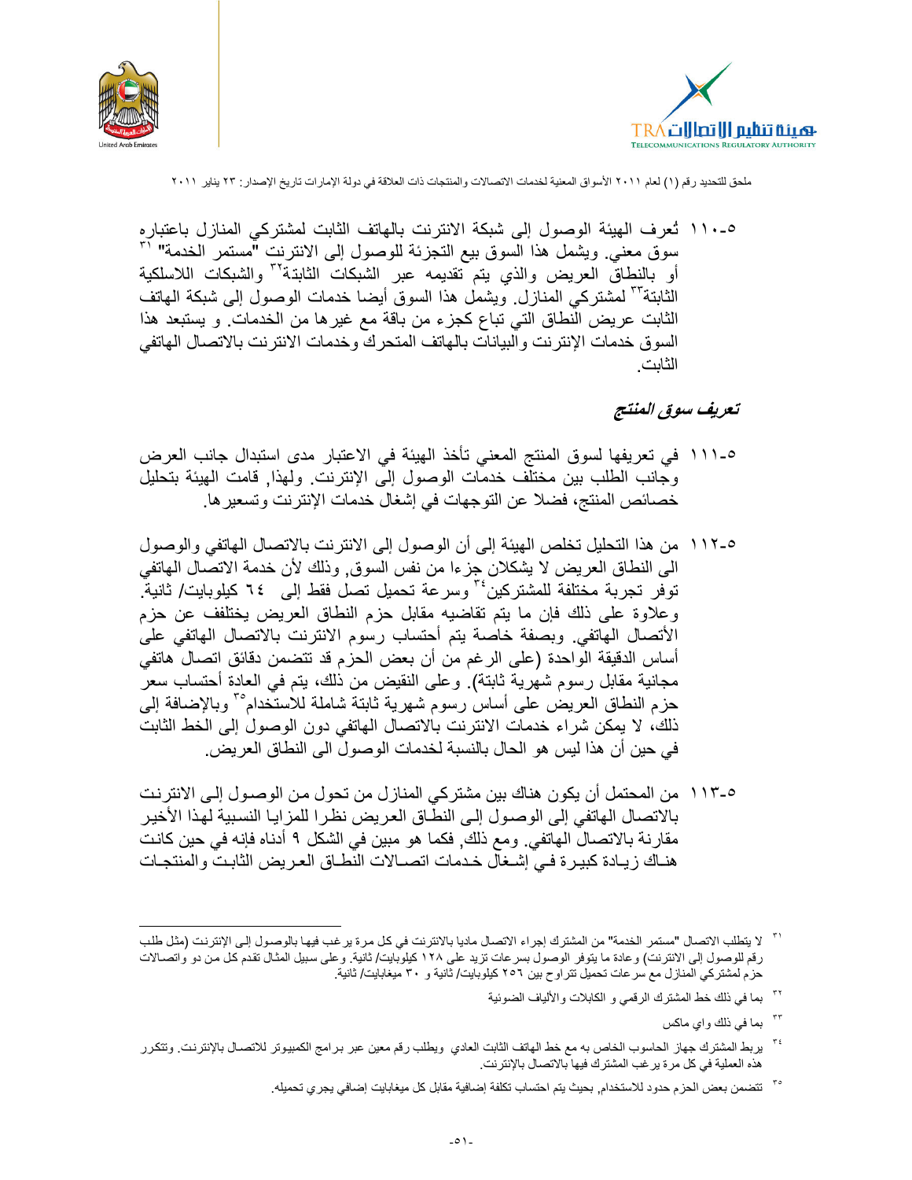٥-١١٠ تُعرف الهيئة الوصول إلى شبكة الانترنت بالهاتف الثابت لمشتركي المنازل باعتباره سوق معني. ويشمل هذا السوق بيع التجزئة للوصول إلى الانترنت "مستمر الخدمة" [٣١] أو بالنطاق العريض والذي يتم تقديمه عبر الشبكات الثابتة[٣٢] والشبكات اللاسلكية الثابتة[٣٣] لمشتركي المنازل. ويشمل هذا السوق أيضا خدمات الوصول إلى شبكة الهاتف الثابت عريض النطاق التي تباع كجزء من باقة مع غيرها من الخدمات. و يستبعد هذا السوق خدمات الإنترنت والبيانات بالهاتف المتحرك وخدمات الانترنت بالاتصال الهاتفي الثابت.

### *تعريف سوق المنتج*

٥-١١١ في تعريفها لسوق المنتج المعني تأخذ الهيئة في الاعتبار مدى استبدال جانب العرض وجانب الطلب بين مختلف خدمات الوصول إلى الإنترنت. ولهذا, قامت الهيئة بتحليل خصائص المنتج، فضلا عن التوجهات في إشغال خدمات الإنترنت وتسعيرها.

٥-١١٢ من هذا التحليل تخلص الهيئة إلى أن الوصول إلى الانترنت بالاتصال الهاتفي والوصول الى النطاق العريض لا يشكلان جزءا من نفس السوق, وذلك لأن خدمة الاتصال الهاتفي توفر تجربة مختلفة للمشتركين[٣٤] وسرعة تحميل تصل فقط إلى ٦٤ كيلوبايت/ ثانية. وعلاوة على ذلك فإن ما يتم تقاضيه مقابل حزم النطاق العريض يختلف عن حزم الأتصال الهاتفي. وبصفة خاصة يتم أحتساب رسوم الانترنت بالاتصال الهاتفي على أساس الدقيقة الواحدة (على الرغم من أن بعض الحزم قد تتضمن دقائق اتصال هاتفي مجانية مقابل رسوم شهرية ثابتة). وعلى النقيض من ذلك، يتم في العادة أحتساب سعر حزم النطاق العريض على أساس رسوم شهرية ثابتة شاملة للاستخدام[٣٥] وبالإضافة إلى ذلك، لا يمكن شراء خدمات الانترنت بالاتصال الهاتفي دون الوصول إلى الخط الثابت في حين أن هذا ليس هو الحال بالنسبة لخدمات الوصول الى النطاق العريض.

٥-١١٣ من المحتمل أن يكون هناك بين مشتركي المنازل من تحول من الوصول إلى الانترنت بالاتصال الهاتفي إلى الوصول إلى النطاق العريض نظرا للمزايا النسبية لهذا الأخير مقارنة بالاتصال الهاتفي. ومع ذلك, فكما هو مبين في الشكل ٩ أدناه فإنه في حين كانت هناك زيادة كبيرة في إشغال خدمات اتصالات النطاق العريض الثابت والمنتجات

---

[٣١] لا يتطلب الاتصال "مستمر الخدمة" من المشترك إجراء الاتصال ماديا بالانترنت في كل مرة يرغب فيها بالوصول إلى الإنترنت (مثل طلب رقم للوصول إلى الانترنت) وعادة ما يتوفر الوصول بسرعات تزيد على ١٢٨ كيلوبايت/ ثانية. وعلى سبيل المثال تقدم كل من دو واتصالات حزم لمشتركي المنازل مع سرعات تحميل تتراوح بين ٢٥٦ كيلوبايت/ ثانية و ٣٠ ميغابايت/ ثانية.

[٣٢] بما في ذلك خط المشترك الرقمي و الكابلات والألياف الضوئية

[٣٣] بما في ذلك واي ماكس

[٣٤] يربط المشترك جهاز الحاسوب الخاص به مع خط الهاتف الثابت العادي ويطلب رقم معين عبر برامج الكمبيوتر للاتصال بالإنترنت. وتتكرر هذه العملية في كل مرة يرغب المشترك فيها بالاتصال بالإنترنت.

[٣٥] تتضمن بعض الحزم حدود للاستخدام, بحيث يتم احتساب تكلفة إضافية مقابل كل ميغابايت إضافي يجري تحميله.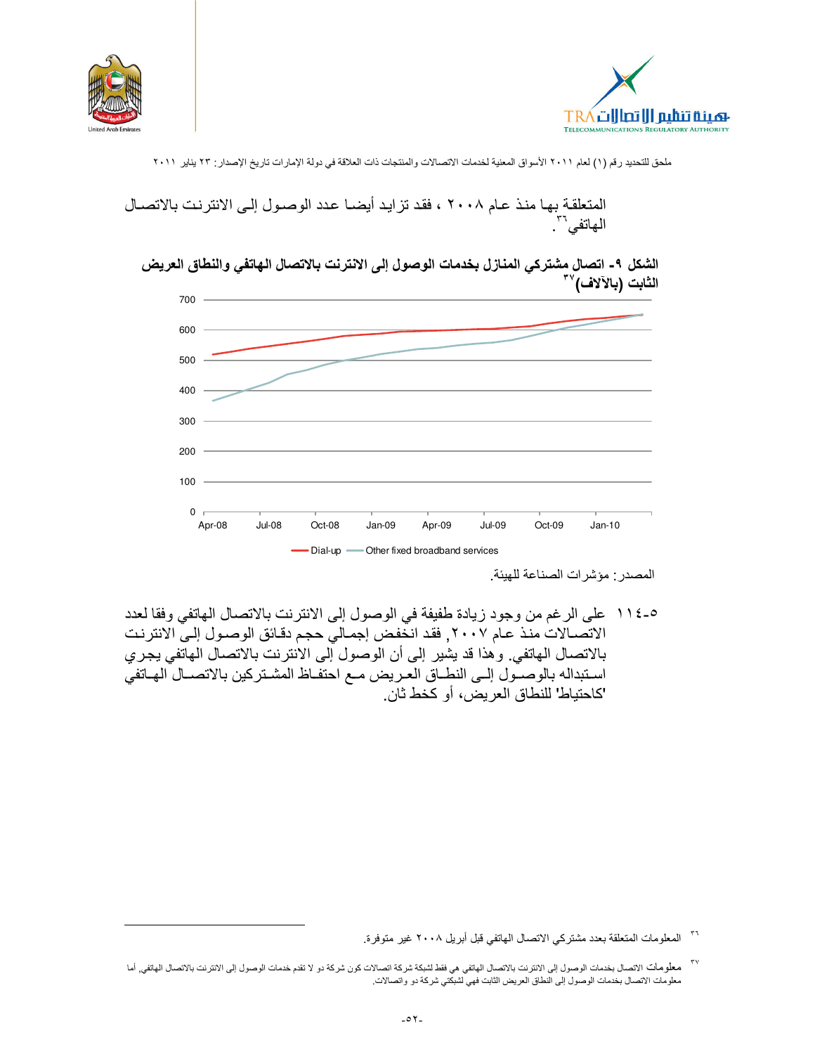المتعلقة بها منذ عام ٢٠٠٨ ، فقد تزايد أيضا عدد الوصول إلى الانترنت بالاتصال الهاتفي[٣٦] .

**الشكل ٩- اتصال مشتركي المنازل بخدمات الوصول إلى الانترنت بالاتصال الهاتفي والنطاق العريض الثابت (بالآلاف)[٣٧]**

المصدر: مؤشرات الصناعة للهيئة.

١١٤-٥ على الرغم من وجود زيادة طفيفة في الوصول إلى الانترنت بالاتصال الهاتفي وفقا لعدد الاتصالات منذ عام ٢٠٠٧, فقد انخفض إجمالي حجم دقائق الوصول إلى الانترنت بالاتصال الهاتفي. وهذا قد يشير إلى أن الوصول إلى الانترنت بالاتصال الهاتفي يجري استبداله بالوصول إلى النطاق العريض مع احتفاظ المشتركين بالاتصال الهاتفي 'كاحتياط' للنطاق العريض، أو كخط ثان.

---

[٣٦] المعلومات المتعلقة بعدد مشتركي الاتصال الهاتفي قبل أبريل ٢٠٠٨ غير متوفرة.

[٣٧] معلومات الاتصال بخدمات الوصول إلى الانترنت بالاتصال الهاتفي هي فقط لشبكة شركة اتصالات كون شركة دو لا تقدم خدمات الوصول إلى الانترنت بالاتصال الهاتفي, أما معلومات الاتصال بخدمات الوصول إلى النطاق العريض الثابت فهي لشبكتي شركة دو واتصالات.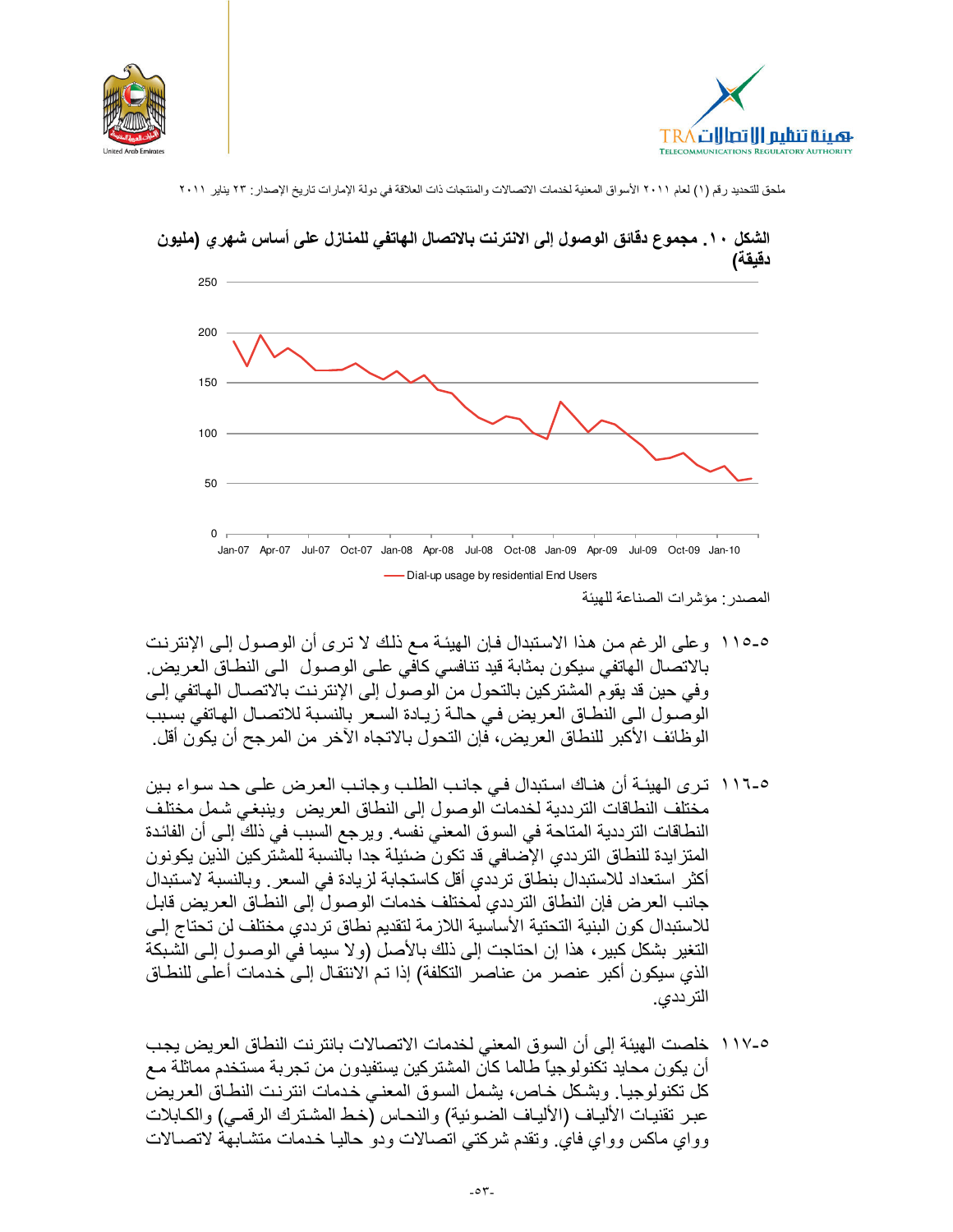ملحق للتحديد رقم (١) لعام ٢٠١١ الأسواق المعنية لخدمات الاتصالات والمنتجات ذات العلاقة في دولة الإمارات تاريخ الإصدار: ٢٣ يناير ٢٠١١

**الشكل ١٠. مجموع دقائق الوصول إلى الانترنت بالاتصال الهاتفي للمنازل على أساس شهري (مليون دقيقة)**

Dial-up usage by residential End Users

المصدر: مؤشرات الصناعة للهيئة

٥-١١٥ وعلى الرغم من هذا الاستبدال فإن الهيئة مع ذلك لا ترى أن الوصول إلى الإنترنت بالاتصال الهاتفي سيكون بمثابة قيد تنافسي كافي على الوصول الى النطاق العريض. وفي حين قد يقوم المشتركين بالتحول من الوصول إلى الإنترنت بالاتصال الهاتفي إلى الوصول الى النطاق العريض في حالة زيادة السعر بالنسبة للاتصال الهاتفي بسبب الوظائف الأكبر للنطاق العريض، فإن التحول بالاتجاه الآخر من المرجح أن يكون أقل.

٥-١١٦ ترى الهيئة أن هناك استبدال في جانب الطلب وجانب العرض على حد سواء بين مختلف النطاقات الترددية لخدمات الوصول إلى النطاق العريض وينبغي شمل مختلف النطاقات الترددية المتاحة في السوق المعني نفسه. ويرجع السبب في ذلك إلى أن الفائدة المتزايدة للنطاق الترددي الإضافي قد تكون ضئيلة جدا بالنسبة للمشتركين الذين يكونون أكثر استعداد للاستبدال بنطاق ترددي أقل كاستجابة لزيادة في السعر. وبالنسبة لاستبدال جانب العرض فإن النطاق الترددي لمختلف خدمات الوصول إلى النطاق العريض قابل للاستبدال كون البنية التحتية الأساسية اللازمة لتقديم نطاق ترددي مختلف لن تحتاج إلى التغير بشكل كبير، هذا إن احتاجت إلى ذلك بالأصل (ولا سيما في الوصول إلى الشبكة الذي سيكون أكبر عنصر من عناصر التكلفة) إذا تم الانتقال إلى خدمات أعلى للنطاق الترددي.

٥-١١٧ خلصت الهيئة إلى أن السوق المعني لخدمات الاتصالات بانترنت النطاق العريض يجب أن يكون محايد تكنولوجياً طالما كان المشتركين يستفيدون من تجربة مستخدم مماثلة مع كل تكنولوجيا. وبشكل خاص، يشمل السوق المعني خدمات انترنت النطاق العريض عبر تقنيات الألياف (الألياف الضوئية) والنحاس (خط المشترك الرقمي) والكابلات وواي ماكس وواي فاي. وتقدم شركتي اتصالات ودو حاليا خدمات متشابهة لاتصالات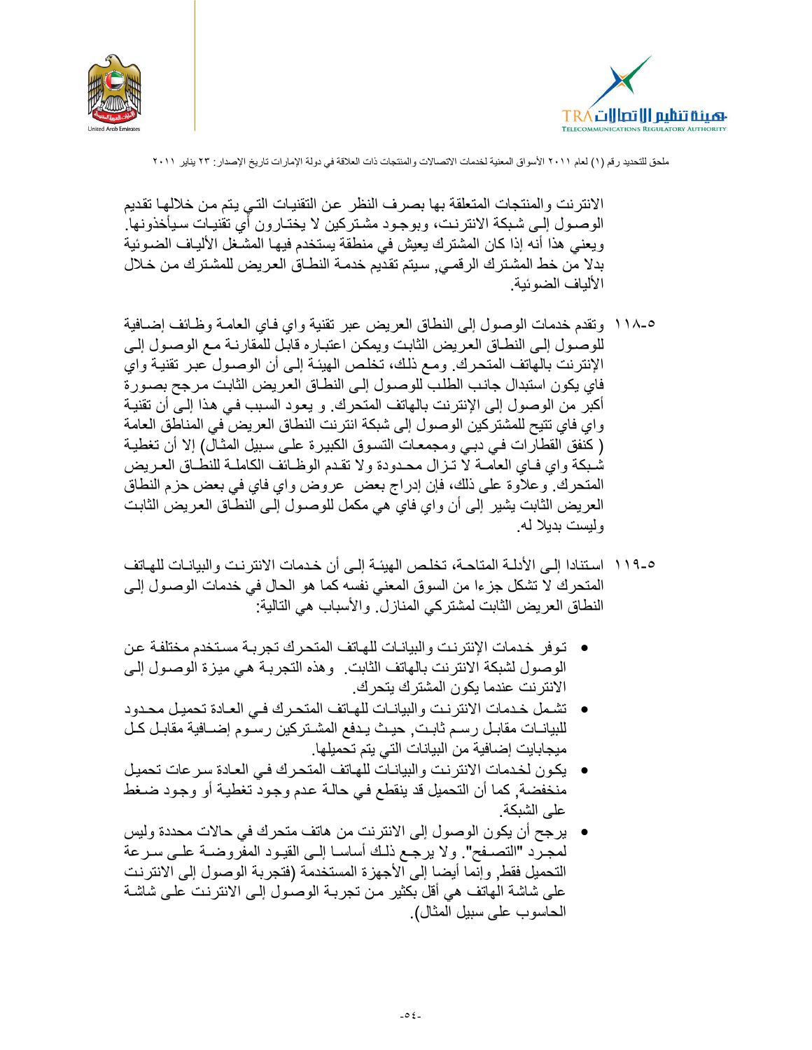الانترنت والمنتجات المتعلقة بها بصرف النظر عن التقنيات التي يتم من خلالها تقديم الوصول إلى شبكة الانترنت، وبوجود مشتركين لا يختارون أي تقنيات سيأخذونها. ويعني هذا أنه إذا كان المشترك يعيش في منطقة يستخدم فيها المشغل الألياف الضوئية بدلا من خط المشترك الرقمي, سيتم تقديم خدمة النطاق العريض للمشترك من خلال الألياف الضوئية.

٥-١١٨ وتقدم خدمات الوصول إلى النطاق العريض عبر تقنية واي فاي العامة وظائف إضافية للوصول إلى النطاق العريض الثابت ويمكن اعتباره قابل للمقارنة مع الوصول إلى الإنترنت بالهاتف المتحرك. ومع ذلك، تخلص الهيئة إلى أن الوصول عبر تقنية واي فاي يكون استبدال جانب الطلب للوصول إلى النطاق العريض الثابت مرجح بصورة أكبر من الوصول إلى الإنترنت بالهاتف المتحرك. و يعود السبب في هذا إلى أن تقنية واي فاي تتيح للمشتركين الوصول إلى شبكة انترنت النطاق العريض في المناطق العامة ( كنفق القطارات في دبي ومجمعات التسوق الكبيرة على سبيل المثال) إلا أن تغطية شبكة واي فاي العامة لا تزال محدودة ولا تقدم الوظائف الكاملة للنطاق العريض المتحرك. وعلاوة على ذلك، فإن إدراج بعض عروض واي فاي في بعض حزم النطاق العريض الثابت يشير إلى أن واي فاي هي مكمل للوصول إلى النطاق العريض الثابت وليست بديلا له.

٥-١١٩ استنادا إلى الأدلة المتاحة، تخلص الهيئة إلى أن خدمات الانترنت والبيانات للهاتف المتحرك لا تشكل جزءا من السوق المعني نفسه كما هو الحال في خدمات الوصول إلى النطاق العريض الثابت لمشتركي المنازل. والأسباب هي التالية:

- توفر خدمات الإنترنت والبيانات للهاتف المتحرك تجربة مستخدم مختلفة عن الوصول لشبكة الانترنت بالهاتف الثابت. وهذه التجربة هي ميزة الوصول إلى الانترنت عندما يكون المشترك يتحرك.
- تشمل خدمات الانترنت والبيانات للهاتف المتحرك في العادة تحميل محدود للبيانات مقابل رسم ثابت, حيث يدفع المشتركين رسوم إضافية مقابل كل ميجابايت إضافية من البيانات التي يتم تحميلها.
- يكون لخدمات الانترنت والبيانات للهاتف المتحرك في العادة سرعات تحميل منخفضة, كما أن التحميل قد ينقطع في حالة عدم وجود تغطية أو وجود ضغط على الشبكة.
- يرجح أن يكون الوصول إلى الانترنت من هاتف متحرك في حالات محددة وليس لمجرد "التصفح". ولا يرجع ذلك أساسا إلى القيود المفروضة على سرعة التحميل فقط, وإنما أيضا إلى الأجهزة المستخدمة (فتجربة الوصول إلى الانترنت على شاشة الهاتف هي أقل بكثير من تجربة الوصول إلى الانترنت على شاشة الحاسوب على سبيل المثال).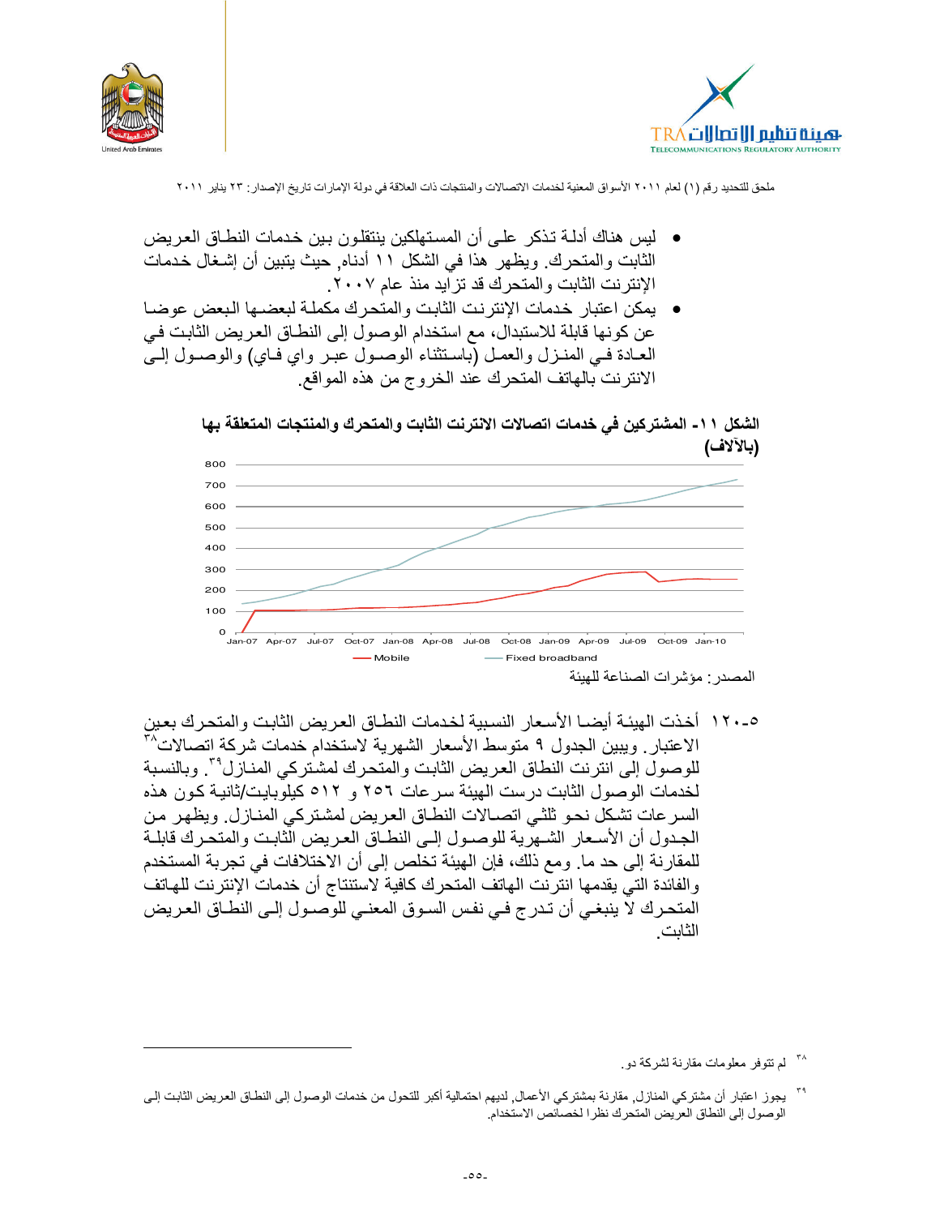- ليس هناك أدلة تذكر على أن المستهلكين ينتقلون بين خدمات النطاق العريض الثابت والمتحرك. ويظهر هذا في الشكل ١١ أدناه, حيث يتبين أن إشغال خدمات الإنترنت الثابت والمتحرك قد تزايد منذ عام ٢٠٠٧.
- يمكن اعتبار خدمات الإنترنت الثابت والمتحرك مكملة لبعضها البعض عوضا عن كونها قابلة للاستبدال، مع استخدام الوصول إلى النطاق العريض الثابت في العادة في المنزل والعمل (باستثناء الوصول عبر واي فاي) والوصول إلى الانترنت بالهاتف المتحرك عند الخروج من هذه المواقع.

**الشكل ١١- المشتركين في خدمات اتصالات الانترنت الثابت والمتحرك والمنتجات المتعلقة بها (بالآلاف)**

المصدر: مؤشرات الصناعة للهيئة

١٢٠-٥ أخذت الهيئة أيضا الأسعار النسبية لخدمات النطاق العريض الثابت والمتحرك بعين الاعتبار. ويبين الجدول ٩ متوسط الأسعار الشهرية لاستخدام خدمات شركة اتصالات[٣٨] للوصول إلى انترنت النطاق العريض الثابت والمتحرك لمشتركي المنازل[٣٩]. وبالنسبة لخدمات الوصول الثابت درست الهيئة سرعات ٢٥٦ و ٥١٢ كيلوبايت/ثانية كون هذه السرعات تشكل نحو ثلثي اتصالات النطاق العريض لمشتركي المنازل. ويظهر من الجدول أن الأسعار الشهرية للوصول إلى النطاق العريض الثابت والمتحرك قابلة للمقارنة إلى حد ما. ومع ذلك، فإن الهيئة تخلص إلى أن الاختلافات في تجربة المستخدم والفائدة التي يقدمها انترنت الهاتف المتحرك كافية لاستنتاج أن خدمات الإنترنت للهاتف المتحرك لا ينبغي أن تدرج في نفس السوق المعني للوصول إلى النطاق العريض الثابت.

---

[٣٨] لم تتوفر معلومات مقارنة لشركة دو.

[٣٩] يجوز اعتبار أن مشتركي المنازل, مقارنة بمشتركي الأعمال, لديهم احتمالية أكبر للتحول من خدمات الوصول إلى النطاق العريض الثابت إلى الوصول إلى النطاق العريض المتحرك نظرا لخصائص الاستخدام.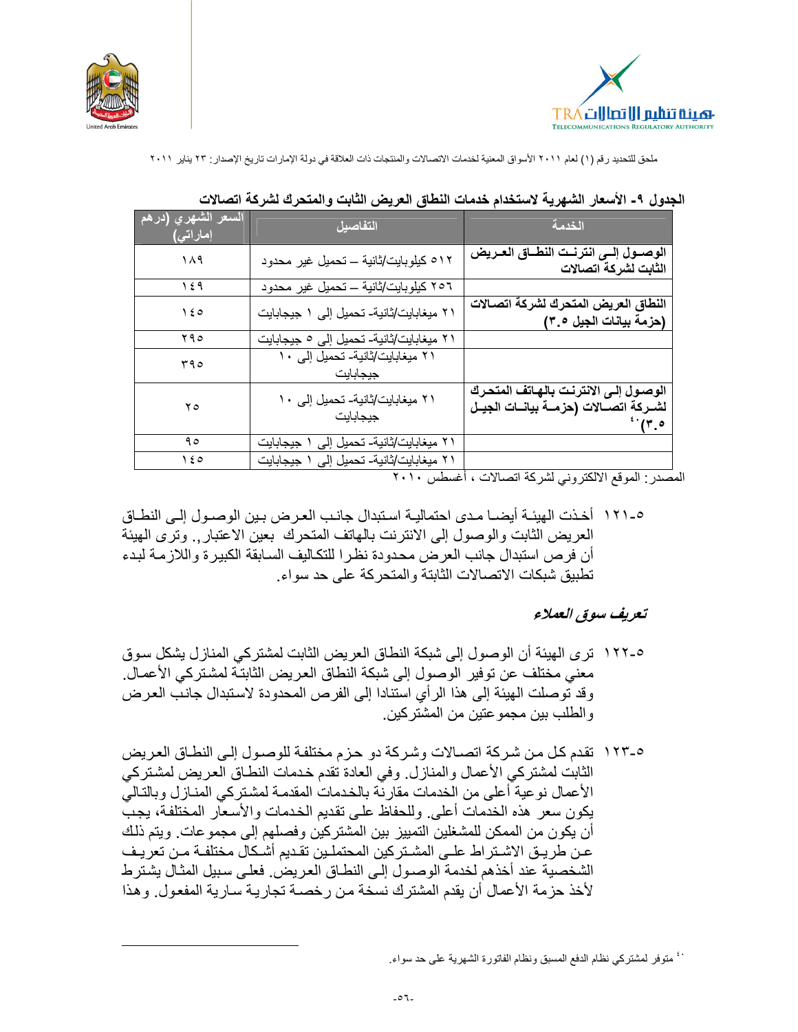**الجدول ٩- الأسعار الشهرية لاستخدام خدمات النطاق العريض الثابت والمتحرك لشركة اتصالات**

| الخدمة | التفاصيل | السعر الشهري (درهم إماراتي) |
|---|---|---|
| الوصول إلى انترنت النطاق العريض الثابت لشركة اتصالات | ٥١٢ كيلوبايت/ثانية – تحميل غير محدود | ١٨٩ |
| | ٢٥٦ كيلوبايت/ثانية – تحميل غير محدود | ١٤٩ |
| النطاق العريض المتحرك لشركة اتصالات (حزمة بيانات الجيل ٣.٥) | ٢١ ميغابايت/ثانية- تحميل إلى ١ جيجابايت | ١٤٥ |
| | ٢١ ميغابايت/ثانية- تحميل إلى ٥ جيجابايت | ٢٩٥ |
| | ٢١ ميغابايت/ثانية- تحميل إلى ١٠ جيجابايت | ٣٩٥ |
| الوصول إلى الانترنت بالهاتف المتحرك لشركة اتصالات (حزمة بيانات الجيل ٣.٥)[٤٠] | ٢١ ميغابايت/ثانية- تحميل إلى ١٠ جيجابايت | ٢٥ |
| | ٢١ ميغابايت/ثانية- تحميل إلى ١ جيجابايت | ٩٥ |
| | ٢١ ميغابايت/ثانية- تحميل إلى ١ جيجابايت | ١٤٥ |

المصدر: الموقع الالكتروني لشركة اتصالات ، أغسطس ٢٠١٠

٥-١٢١ أخذت الهيئة أيضا مدى احتمالية استبدال جانب العرض بين الوصول إلى النطاق العريض الثابت والوصول إلى الانترنت بالهاتف المتحرك بعين الاعتبار,. وترى الهيئة أن فرص استبدال جانب العرض محدودة نظرا للتكاليف السابقة الكبيرة واللازمة لبدء تطبيق شبكات الاتصالات الثابتة والمتحركة على حد سواء.

***تعريف سوق العملاء***

٥-١٢٢ ترى الهيئة أن الوصول إلى شبكة النطاق العريض الثابت لمشتركي المنازل يشكل سوق معني مختلف عن توفير الوصول إلى شبكة النطاق العريض الثابتة لمشتركي الأعمال. وقد توصلت الهيئة إلى هذا الرأي استنادا إلى الفرص المحدودة لاستبدال جانب العرض والطلب بين مجموعتين من المشتركين.

٥-١٢٣ تقدم كل من شركة اتصالات وشركة دو حزم مختلفة للوصول إلى النطاق العريض الثابت لمشتركي الأعمال والمنازل. وفي العادة تقدم خدمات النطاق العريض لمشتركي الأعمال نوعية أعلى من الخدمات مقارنة بالخدمات المقدمة لمشتركي المنازل وبالتالي يكون سعر هذه الخدمات أعلى. وللحفاظ على تقديم الخدمات والأسعار المختلفة، يجب أن يكون من الممكن للمشغلين التمييز بين المشتركين وفصلهم إلى مجموعات. ويتم ذلك عن طريق الاشتراط على المشتركين المحتملين تقديم أشكال مختلفة من تعريف الشخصية عند أخذهم لخدمة الوصول إلى النطاق العريض. فعلى سبيل المثال يشترط لأخذ حزمة الأعمال أن يقدم المشترك نسخة من رخصة تجارية سارية المفعول. وهذا

---

[٤٠] متوفر لمشتركي نظام الدفع المسبق ونظام الفاتورة الشهرية على حد سواء.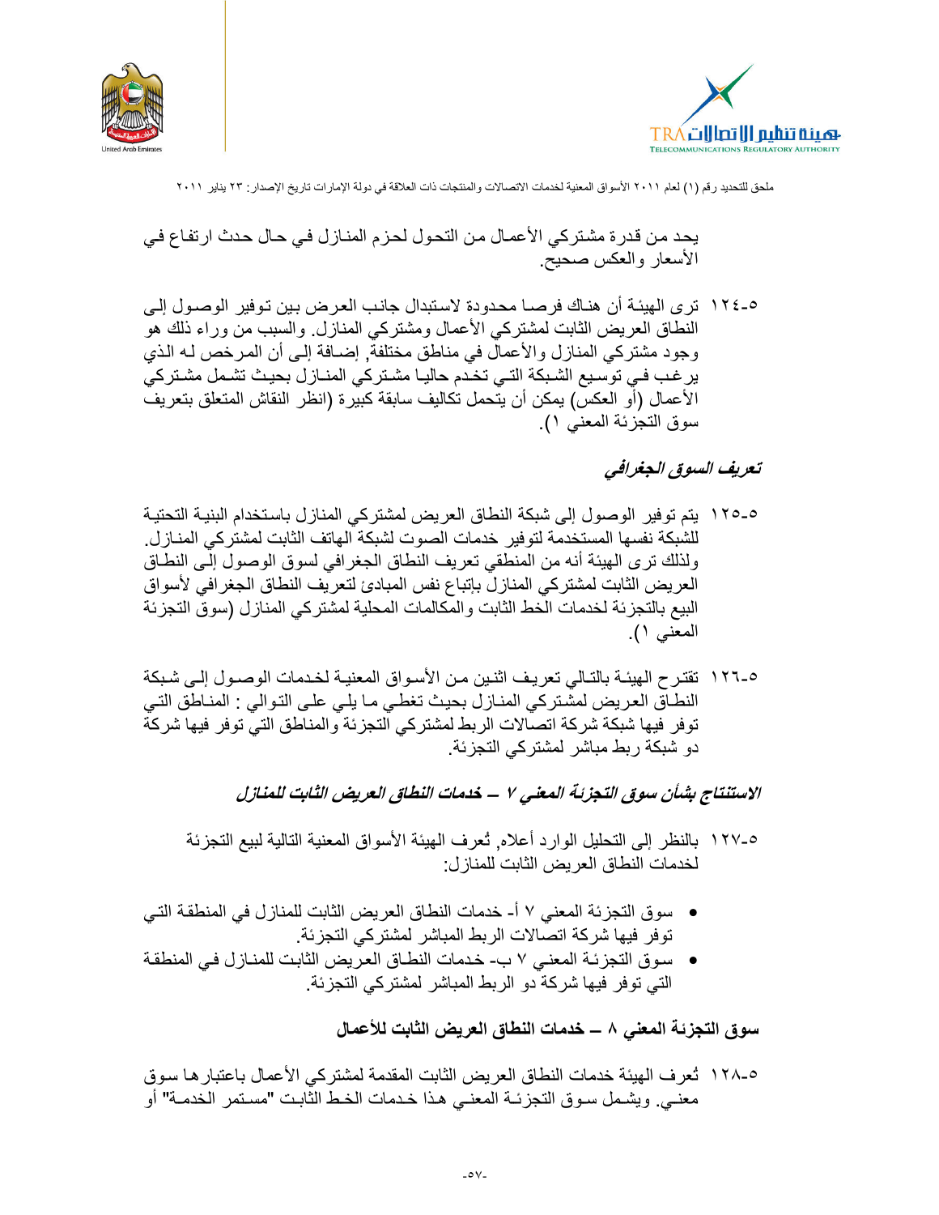يحد من قدرة مشتركي الأعمال من التحول لحزم المنازل في حال حدث ارتفاع في الأسعار والعكس صحيح.

٥-١٢٤ ترى الهيئة أن هناك فرصا محدودة لاستبدال جانب العرض بين توفير الوصول إلى النطاق العريض الثابت لمشتركي الأعمال ومشتركي المنازل. والسبب من وراء ذلك هو وجود مشتركي المنازل والأعمال في مناطق مختلفة, إضافة إلى أن المرخص له الذي يرغب في توسيع الشبكة التي تخدم حاليا مشتركي المنازل بحيث تشمل مشتركي الأعمال (أو العكس) يمكن أن يتحمل تكاليف سابقة كبيرة (انظر النقاش المتعلق بتعريف سوق التجزئة المعني ١).

### *تعريف السوق الجغرافي*

٥-١٢٥ يتم توفير الوصول إلى شبكة النطاق العريض لمشتركي المنازل باستخدام البنية التحتية للشبكة نفسها المستخدمة لتوفير خدمات الصوت لشبكة الهاتف الثابت لمشتركي المنازل. ولذلك ترى الهيئة أنه من المنطقي تعريف النطاق الجغرافي لسوق الوصول إلى النطاق العريض الثابت لمشتركي المنازل بإتباع نفس المبادئ لتعريف النطاق الجغرافي لأسواق البيع بالتجزئة لخدمات الخط الثابت والمكالمات المحلية لمشتركي المنازل (سوق التجزئة المعني ١).

٥-١٢٦ تقترح الهيئة بالتالي تعريف اثنين من الأسواق المعنية لخدمات الوصول إلى شبكة النطاق العريض لمشتركي المنازل بحيث تغطي ما يلي على التوالي : المناطق التي توفر فيها شبكة شركة اتصالات الربط لمشتركي التجزئة والمناطق التي توفر فيها شركة دو شبكة ربط مباشر لمشتركي التجزئة.

### *الاستنتاج بشأن سوق التجزئة المعني ٧ – خدمات النطاق العريض الثابت للمنازل*

٥-١٢٧ بالنظر إلى التحليل الوارد أعلاه, تُعرف الهيئة الأسواق المعنية التالية لبيع التجزئة لخدمات النطاق العريض الثابت للمنازل:

- سوق التجزئة المعني ٧ أ- خدمات النطاق العريض الثابت للمنازل في المنطقة التي توفر فيها شركة اتصالات الربط المباشر لمشتركي التجزئة.
- سوق التجزئة المعني ٧ ب- خدمات النطاق العريض الثابت للمنازل في المنطقة التي توفر فيها شركة دو الربط المباشر لمشتركي التجزئة.

### سوق التجزئة المعني ٨ – خدمات النطاق العريض الثابت للأعمال

٥-١٢٨ تُعرف الهيئة خدمات النطاق العريض الثابت المقدمة لمشتركي الأعمال باعتبارها سوق معني. ويشمل سوق التجزئة المعني هذا خدمات الخط الثابت "مستمر الخدمة" أو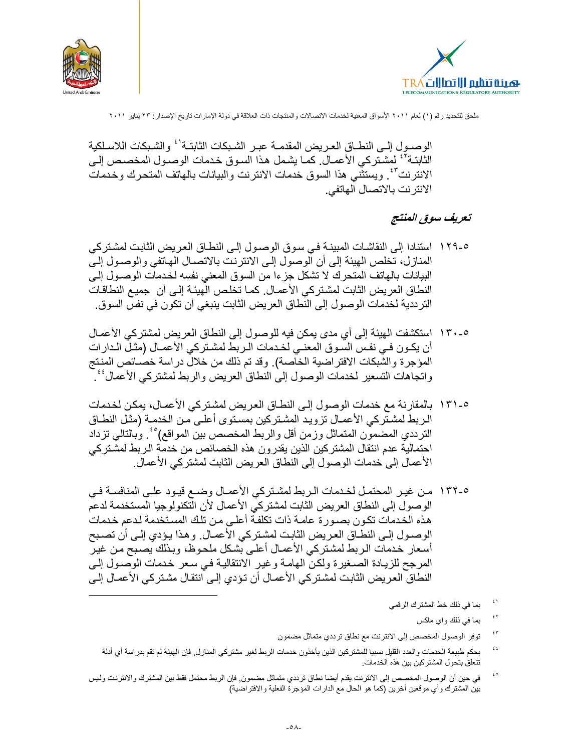الوصول إلى النطاق العريض المقدمة عبر الشبكات الثابتة[٤١] والشبكات اللاسلكية الثابتة[٤٢] لمشتركي الأعمال. كما يشمل هذا السوق خدمات الوصول المخصص إلى الانترنت[٤٣]. ويستثني هذا السوق خدمات الانترنت والبيانات بالهاتف المتحرك وخدمات الانترنت بالاتصال الهاتفي.

***تعريف سوق المنتج***

٥-١٢٩ استنادا إلى النقاشات المبينة في سوق الوصول إلى النطاق العريض الثابت لمشتركي المنازل، تخلص الهيئة إلى أن الوصول إلى الانترنت بالاتصال الهاتفي والوصول إلى البيانات بالهاتف المتحرك لا تشكل جزءا من السوق المعني نفسه لخدمات الوصول إلى النطاق العريض الثابت لمشتركي الأعمال. كما تخلص الهيئة إلى أن جميع النطاقات الترددية لخدمات الوصول إلى النطاق العريض الثابت ينبغي أن تكون في نفس السوق.

٥-١٣٠ استكشفت الهيئة إلى أي مدى يمكن فيه للوصول إلى النطاق العريض لمشتركي الأعمال أن يكون في نفس السوق المعني لخدمات الربط لمشتركي الأعمال (مثل الدارات المؤجرة والشبكات الافتراضية الخاصة). وقد تم ذلك من خلال دراسة خصائص المنتج واتجاهات التسعير لخدمات الوصول إلى النطاق العريض والربط لمشتركي الأعمال[٤٤].

٥-١٣١ بالمقارنة مع خدمات الوصول إلى النطاق العريض لمشتركي الأعمال، يمكن لخدمات الربط لمشتركي الأعمال تزويد المشتركين بمستوى أعلى من الخدمة (مثل النطاق الترددي المضمون المتماثل وزمن أقل والربط المخصص بين المواقع)[٤٥]. وبالتالي تزداد احتمالية عدم انتقال المشتركين الذين يقدرون هذه الخصائص من خدمة الربط لمشتركي الأعمال إلى خدمات الوصول إلى النطاق العريض الثابت لمشتركي الأعمال.

٥-١٣٢ من غير المحتمل لخدمات الربط لمشتركي الأعمال وضع قيود على المنافسة في الوصول إلى النطاق العريض الثابت لمشتركي الأعمال لأن التكنولوجيا المستخدمة لدعم هذه الخدمات تكون بصورة عامة ذات تكلفة أعلى من تلك المستخدمة لدعم خدمات الوصول إلى النطاق العريض الثابت لمشتركي الأعمال. وهذا يؤدي إلى أن تصبح أسعار خدمات الربط لمشتركي الأعمال أعلى بشكل ملحوظ، وبذلك يصبح من غير المرجح للزيادة الصغيرة ولكن الهامة وغير الانتقالية في سعر خدمات الوصول إلى النطاق العريض الثابت لمشتركي الأعمال أن تؤدي إلى انتقال مشتركي الأعمال إلى

---

[٤١] بما في ذلك خط المشترك الرقمي

[٤٢] بما في ذلك واي ماكس

[٤٣] توفر الوصول المخصص إلى الانترنت مع نطاق ترددي متماثل مضمون

[٤٤] بحكم طبيعة الخدمات والعدد القليل نسبيا للمشتركين الذين يأخذون خدمات الربط لغير مشتركي المنازل, فإن الهيئة لم تقم بدراسة أي أدلة تتعلق بتحول المشتركين بين هذه الخدمات.

[٤٥] في حين أن الوصول المخصص إلى الانترنت يقدم أيضا نطاق ترددي متماثل مضمون, فإن الربط محتمل فقط بين المشترك والانترنت وليس بين المشترك وأي موقعين أخرين (كما هو الحال مع الدارات المؤجرة الفعلية والافتراضية)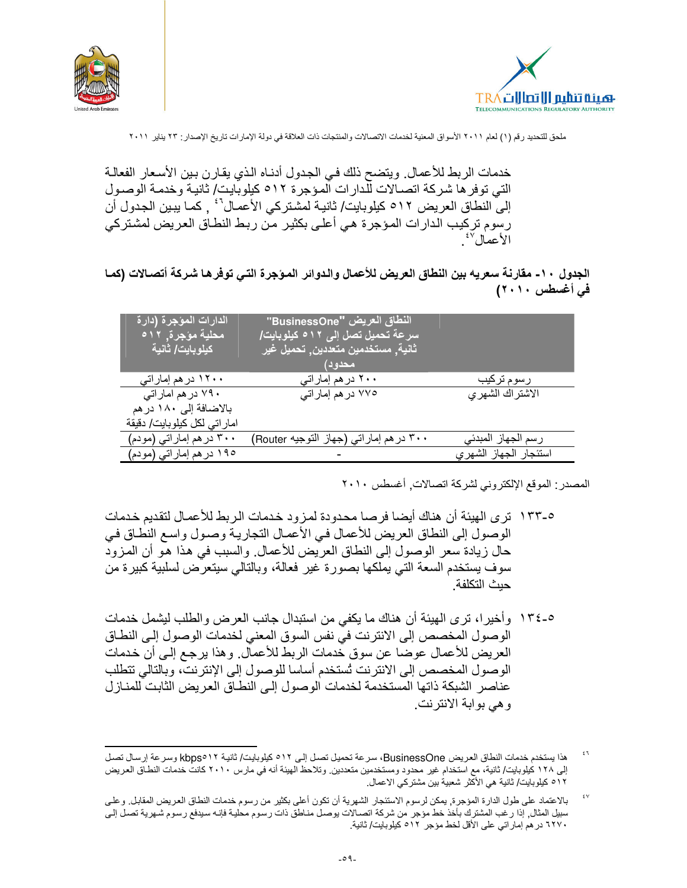خدمات الربط للأعمال. ويتضح ذلك في الجدول أدناه الذي يقارن بين الأسعار الفعالة التي توفرها شركة اتصالات للدارات المؤجرة ٥١٢ كيلوبايت/ ثانية وخدمة الوصول إلى النطاق العريض ٥١٢ كيلوبايت/ ثانية لمشتركي الأعمال[٤٦] , كما يبين الجدول أن رسوم تركيب الدارات المؤجرة هي أعلى بكثير من ربط النطاق العريض لمشتركي الأعمال[٤٧].

**الجدول ١٠- مقارنة سعريه بين النطاق العريض للأعمال والدوائر المؤجرة التي توفرها شركة أتصالات (كما في أغسطس ٢٠١٠)**

| | النطاق العريض "BusinessOne" سرعة تحميل تصل إلى ٥١٢ كيلوبايت/ ثانية, مستخدمين متعددين, تحميل غير محدود) | الدارات المؤجرة (دارة محلية مؤجرة, ٥١٢ كيلوبايت/ ثانية |
|---|---|---|
| رسوم تركيب | ٢٠٠ درهم إماراتي | ١٢٠٠ درهم إماراتي |
| الاشتراك الشهري | ٧٧٥ درهم إماراتي | ٧٩٠ درهم اماراتي بالاضافة إلى ١٨٠ درهم اماراتي لكل كيلوبايت/ دقيقة |
| رسم الجهاز المبدئي | ٣٠٠ درهم إماراتي (جهاز التوجيه Router) | ٣٠٠ درهم إماراتي (مودم) |
| استئجار الجهاز الشهري | - | ١٩٥ درهم إماراتي (مودم) |

المصدر: الموقع الإلكتروني لشركة اتصالات, أغسطس ٢٠١٠

٥-١٣٣ ترى الهيئة أن هناك أيضا فرصا محدودة لمزود خدمات الربط للأعمال لتقديم خدمات الوصول إلى النطاق العريض للأعمال في الأعمال التجارية وصول واسع النطاق في حال زيادة سعر الوصول إلى النطاق العريض للأعمال. والسبب في هذا هو أن المزود سوف يستخدم السعة التي يملكها بصورة غير فعالة، وبالتالي سيتعرض لسلبية كبيرة من حيث التكلفة.

٥-١٣٤ وأخيرا، ترى الهيئة أن هناك ما يكفي من استبدال جانب العرض والطلب ليشمل خدمات الوصول المخصص إلى الانترنت في نفس السوق المعني لخدمات الوصول إلى النطاق العريض للأعمال عوضا عن سوق خدمات الربط للأعمال. وهذا يرجع إلى أن خدمات الوصول المخصص إلى الانترنت تُستخدم أساسا للوصول إلى الإنترنت، وبالتالي تتطلب عناصر الشبكة ذاتها المستخدمة لخدمات الوصول إلى النطاق العريض الثابت للمنازل وهي بوابة الانترنت.

---

[٤٦] هذا يستخدم خدمات النطاق العريض BusinessOne، سرعة تحميل تصل إلى ٥١٢ كيلوبايت/ ثانية kbps٥١٢ وسرعة إرسال تصل إلى ١٢٨ كيلوبايت/ ثانية، مع استخدام غير محدود ومستخدمين متعددين. وتلاحظ الهيئة أنه في مارس ٢٠١٠ كانت خدمات النطاق العريض ٥١٢ كيلوبايت/ ثانية هي الأكثر شعبية بين مشتركي الاعمال.

[٤٧] بالاعتماد على طول الدارة المؤجرة, يمكن لرسوم الاستئجار الشهرية أن تكون أعلى بكثير من رسوم خدمات النطاق العريض المقابل. وعلى سبيل المثال, إذا رغب المشترك بأخذ خط مؤجر من شركة اتصالات يوصل مناطق ذات رسوم محلية فإنه سيدفع رسوم شهرية تصل إلى ٦٢٧٠ درهم إماراتي على الأقل لخط مؤجر ٥١٢ كيلوبايت/ ثانية.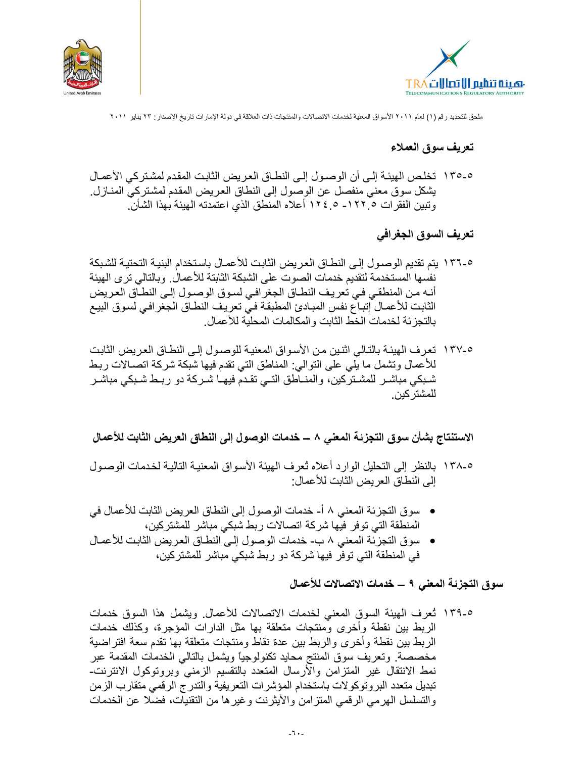### تعريف سوق العملاء

٥-١٣٥ تخلص الهيئة إلى أن الوصول إلى النطاق العريض الثابت المقدم لمشتركي الأعمال يشكل سوق معني منفصل عن الوصول إلى النطاق العريض المقدم لمشتركي المنازل. وتبين الفقرات ٥.١٢٢- ٥.١٢٤ أعلاه المنطق الذي اعتمدته الهيئة بهذا الشأن.

### تعريف السوق الجغرافي

٥-١٣٦ يتم تقديم الوصول إلى النطاق العريض الثابت للأعمال باستخدام البنية التحتية للشبكة نفسها المستخدمة لتقديم خدمات الصوت على الشبكة الثابتة للأعمال. وبالتالي ترى الهيئة أنه من المنطقي في تعريف النطاق الجغرافي لسوق الوصول إلى النطاق العريض الثابت للأعمال إتباع نفس المبادئ المطبقة في تعريف النطاق الجغرافي لسوق البيع بالتجزئة لخدمات الخط الثابت والمكالمات المحلية للأعمال.

٥-١٣٧ تعرف الهيئة بالتالي اثنين من الأسواق المعنية للوصول إلى النطاق العريض الثابت للأعمال وتشمل ما يلي على التوالي: المناطق التي تقدم فيها شبكة شركة اتصالات ربط شبكي مباشر للمشتركين، والمناطق التي تقدم فيها شركة دو ربط شبكي مباشر للمشتركين.

### الاستنتاج بشأن سوق التجزئة المعني ٨ – خدمات الوصول إلى النطاق العريض الثابت للأعمال

٥-١٣٨ بالنظر إلى التحليل الوارد أعلاه تُعرف الهيئة الأسواق المعنية التالية لخدمات الوصول إلى النطاق العريض الثابت للأعمال:

- سوق التجزئة المعني ٨ أ- خدمات الوصول إلى النطاق العريض الثابت للأعمال في المنطقة التي توفر فيها شركة اتصالات ربط شبكي مباشر للمشتركين،
- سوق التجزئة المعني ٨ ب- خدمات الوصول إلى النطاق العريض الثابت للأعمال في المنطقة التي توفر فيها شركة دو ربط شبكي مباشر للمشتركين،

### سوق التجزئة المعني ٩ – خدمات الاتصالات للأعمال

٥-١٣٩ تُعرف الهيئة السوق المعني لخدمات الاتصالات للأعمال. ويشمل هذا السوق خدمات الربط بين نقطة وأخرى ومنتجات متعلقة بها مثل الدارات المؤجرة، وكذلك خدمات الربط بين نقطة وأخرى والربط بين عدة نقاط ومنتجات متعلقة بها تقدم سعة افتراضية مخصصة. وتعريف سوق المنتج محايد تكنولوجياً ويشمل بالتالي الخدمات المقدمة عبر نمط الانتقال غير المتزامن والأرسال المتعدد بالتقسيم الزمني وبروتوكول الانترنت-تبديل متعدد البروتوكولات باستخدام المؤشرات التعريفية والتدرج الرقمي متقارب الزمن والتسلسل الهرمي الرقمي المتزامن والأيثرنت وغيرها من التقنيات، فضلا عن الخدمات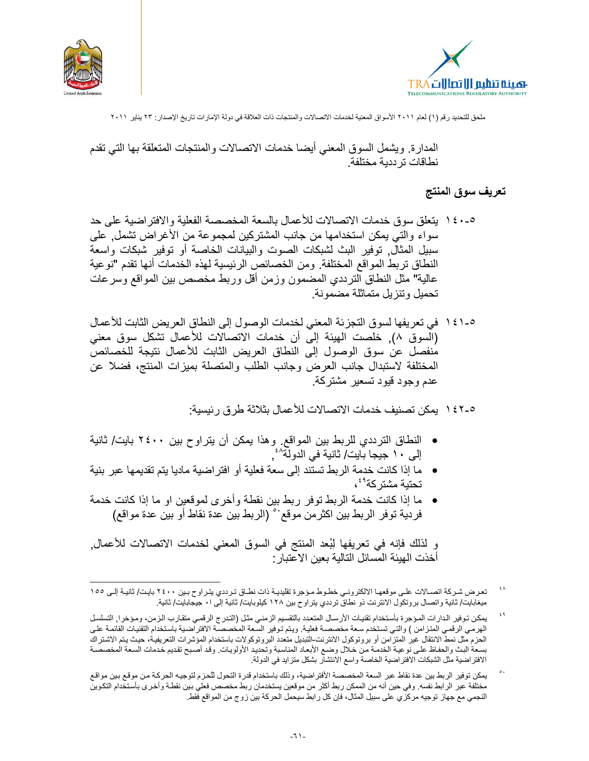المدارة. ويشمل السوق المعني أيضا خدمات الاتصالات والمنتجات المتعلقة بها التي تقدم نطاقات ترددية مختلفة.

## تعريف سوق المنتج

٥-١٤٠ يتعلق سوق خدمات الاتصالات للأعمال بالسعة المخصصة الفعلية والافتراضية على حد سواء والتي يمكن استخدامها من جانب المشتركين لمجموعة من الأغراض تشمل, على سبيل المثال, توفير البث لشبكات الصوت والبيانات الخاصة أو توفير شبكات واسعة النطاق تربط المواقع المختلفة. ومن الخصائص الرئيسية لهذه الخدمات أنها تقدم "نوعية عالية" مثل النطاق الترددي المضمون وزمن أقل وربط مخصص بين المواقع وسرعات تحميل وتنزيل متماثلة مضمونة.

٥-١٤١ في تعريفها لسوق التجزئة المعني لخدمات الوصول إلى النطاق العريض الثابت للأعمال (السوق ٨), خلصت الهيئة إلى أن خدمات الاتصالات للأعمال تشكل سوق معني منفصل عن سوق الوصول إلى النطاق العريض الثابت للأعمال نتيجة للخصائص المختلفة لاستبدال جانب العرض وجانب الطلب والمتصلة بميزات المنتج، فضلا عن عدم وجود قيود تسعير مشتركة.

٥-١٤٢ يمكن تصنيف خدمات الاتصالات للأعمال بثلاثة طرق رئيسية:

- النطاق الترددي للربط بين المواقع. وهذا يمكن أن يتراوح بين ٢٤٠٠ بايت/ ثانية إلى ١٠ جيجا بايت/ ثانية في الدولة[٤٨],
- ما إذا كانت خدمة الربط تستند إلى سعة فعلية أو افتراضية ماديا يتم تقديمها عبر بنية تحتية مشتركة[٤٩]،
- ما إذا كانت خدمة الربط توفر ربط بين نقطة وأخرى لموقعين او ما إذا كانت خدمة فردية توفر الربط بين اكثرمن موقع[٥٠] (الربط بين عدة نقاط أو بين عدة مواقع)

و لذلك فإنه في تعريفها لبُعد المنتج في السوق المعني لخدمات الاتصالات للأعمال, أخذت الهيئة المسائل التالية بعين الاعتبار:

---

[٤٨] تعرض شركة اتصالات على موقعها الالكتروني خطوط مؤجرة تقليدية ذات نطاق ترددي يتراوح بين ٢٤٠٠ بايت/ ثانية إلى ١٥٥ ميغابايت/ ثانية واتصال بروتكول الانترنت ذو نطاق ترددي يتراوح بين ١٢٨ كيلوبايت/ ثانية إلى ١ جيجابايت/ ثانية.

[٤٩] يمكن توفير الدارات المؤجرة بأستخدام تقنيات الأرسال المتعدد بالتقسيم الزمني مثل (التدرج الرقمي متقارب الزمن، ومؤخرا, التسلسل الهرمي الرقمي المتزامن ) والتي تستخدم سعة مخصصة فعلية. ويتم توفير السعة المخصصة الافتراضية باستخدام التقنيات القائمة على الحزم مثل نمط الانتقال غير المتزامن أو بروتوكول الانترنت-التبديل متعدد البروتوكولات باستخدام المؤشرات التعريفية، حيث يتم الاشتراك بسعة البث والحفاظ على نوعية الخدمة من خلال وضع الأبعاد المناسبة وتحديد الأولويات. وقد أصبح تقديم خدمات السعة المخصصة الافتراضية مثل الشبكات الافتراضية الخاصة واسع الانتشار بشكل متزايد في الدولة.

[٥٠] يمكن توفير الربط بين عدة نقاط عبر السعة المخصصة الأفتراضية، وذلك باستخدام قدرة التحول للحزم لتوجيه الحركة من موقع بين مواقع مختلفة عبر الرابط نفسه. وفي حين أنه من الممكن ربط أكثر من موقعين يستخدمان ربط مخصص فعلي بين نقطة وأخرى بأستخدام التكوين النجمي مع جهاز توجيه مركزي على سبيل المثال، فإن كل رابط سيحمل الحركة بين زوج من المواقع فقط.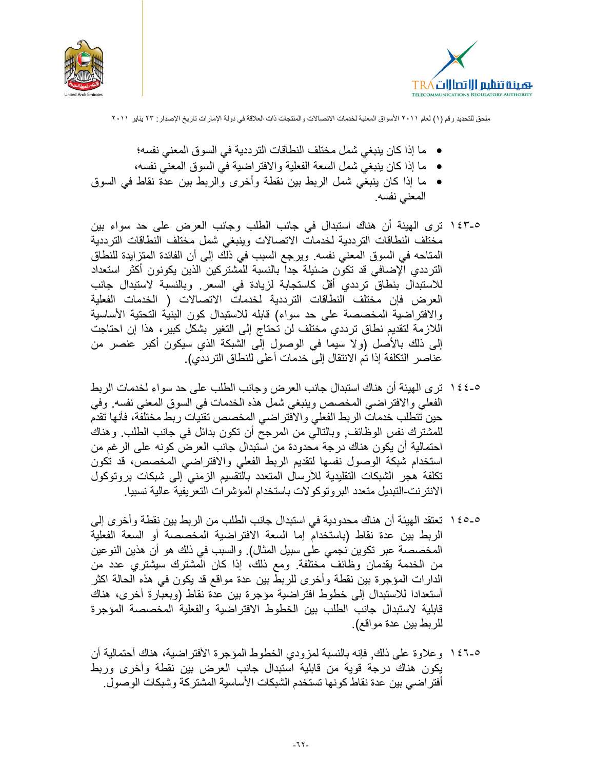- ما إذا كان ينبغي شمل مختلف النطاقات الترددية في السوق المعني نفسه؛
- ما إذا كان ينبغي شمل السعة الفعلية والافتراضية في السوق المعني نفسه،
- ما إذا كان ينبغي شمل الربط بين نقطة وأخرى والربط بين عدة نقاط في السوق المعني نفسه.

٥-١٤٣ ترى الهيئة أن هناك استبدال في جانب الطلب وجانب العرض على حد سواء بين مختلف النطاقات الترددية لخدمات الاتصالات وينبغي شمل مختلف النطاقات الترددية المتاحه في السوق المعني نفسه. ويرجع السبب في ذلك إلى أن الفائدة المتزايدة للنطاق الترددي الإضافي قد تكون ضئيلة جدا بالنسبة للمشتركين الذين يكونون أكثر استعداد للاستبدال بنطاق ترددي أقل كاستجابة لزيادة في السعر. وبالنسبة لاستبدال جانب العرض فإن مختلف النطاقات الترددية لخدمات الاتصالات ( الخدمات الفعلية والافتراضية المخصصة على حد سواء) قابله للاستبدال كون البنية التحتية الأساسية اللازمة لتقديم نطاق ترددي مختلف لن تحتاج إلى التغير بشكل كبير، هذا إن احتاجت إلى ذلك بالأصل (ولا سيما في الوصول إلى الشبكة الذي سيكون أكبر عنصر من عناصر التكلفة إذا تم الانتقال إلى خدمات أعلى للنطاق الترددي).

٥-١٤٤ ترى الهيئة أن هناك استبدال جانب العرض وجانب الطلب على حد سواء لخدمات الربط الفعلي والافتراضي المخصص وينبغي شمل هذه الخدمات في السوق المعني نفسه. وفي حين تتطلب خدمات الربط الفعلي والافتراضي المخصص تقنيات ربط مختلفة، فأنها تقدم للمشترك نفس الوظائف, وبالتالي من المرجح أن تكون بدائل في جانب الطلب. وهناك احتمالية أن يكون هناك درجة محدودة من استبدال جانب العرض كونه على الرغم من استخدام شبكة الوصول نفسها لتقديم الربط الفعلي والافتراضي المخصص، قد تكون تكلفة هجر الشبكات التقليدية للأرسال المتعدد بالتقسيم الزمني إلى شبكات بروتوكول الانترنت-التبديل متعدد البروتوكولات باستخدام المؤشرات التعريفية عالية نسبيا.

٥-١٤٥ تعتقد الهيئة أن هناك محدودية في استبدال جانب الطلب من الربط بين نقطة وأخرى إلى الربط بين عدة نقاط (باستخدام إما السعة الافتراضية المخصصة أو السعة الفعلية المخصصة عبر تكوين نجمي على سبيل المثال). والسبب في ذلك هو أن هذين النوعين من الخدمة يقدمان وظائف مختلفة. ومع ذلك، إذا كان المشترك سيشتري عدد من الدارات المؤجرة بين نقطة وأخرى للربط بين عدة مواقع قد يكون في هذه الحالة اكثر أستعدادا للاستبدال إلى خطوط افتراضية مؤجرة بين عدة نقاط (وبعبارة أخرى، هناك قابلية لاستبدال جانب الطلب بين الخطوط الافتراضية والفعلية المخصصة المؤجرة للربط بين عدة مواقع).

٥-١٤٦ وعلاوة على ذلك, فإنه بالنسبة لمزودي الخطوط المؤجرة الأفتراضية، هناك أحتمالية أن يكون هناك درجة قوية من قابلية استبدال جانب العرض بين نقطة وأخرى وربط أفتراضي بين عدة نقاط كونها تستخدم الشبكات الأساسية المشتركة وشبكات الوصول.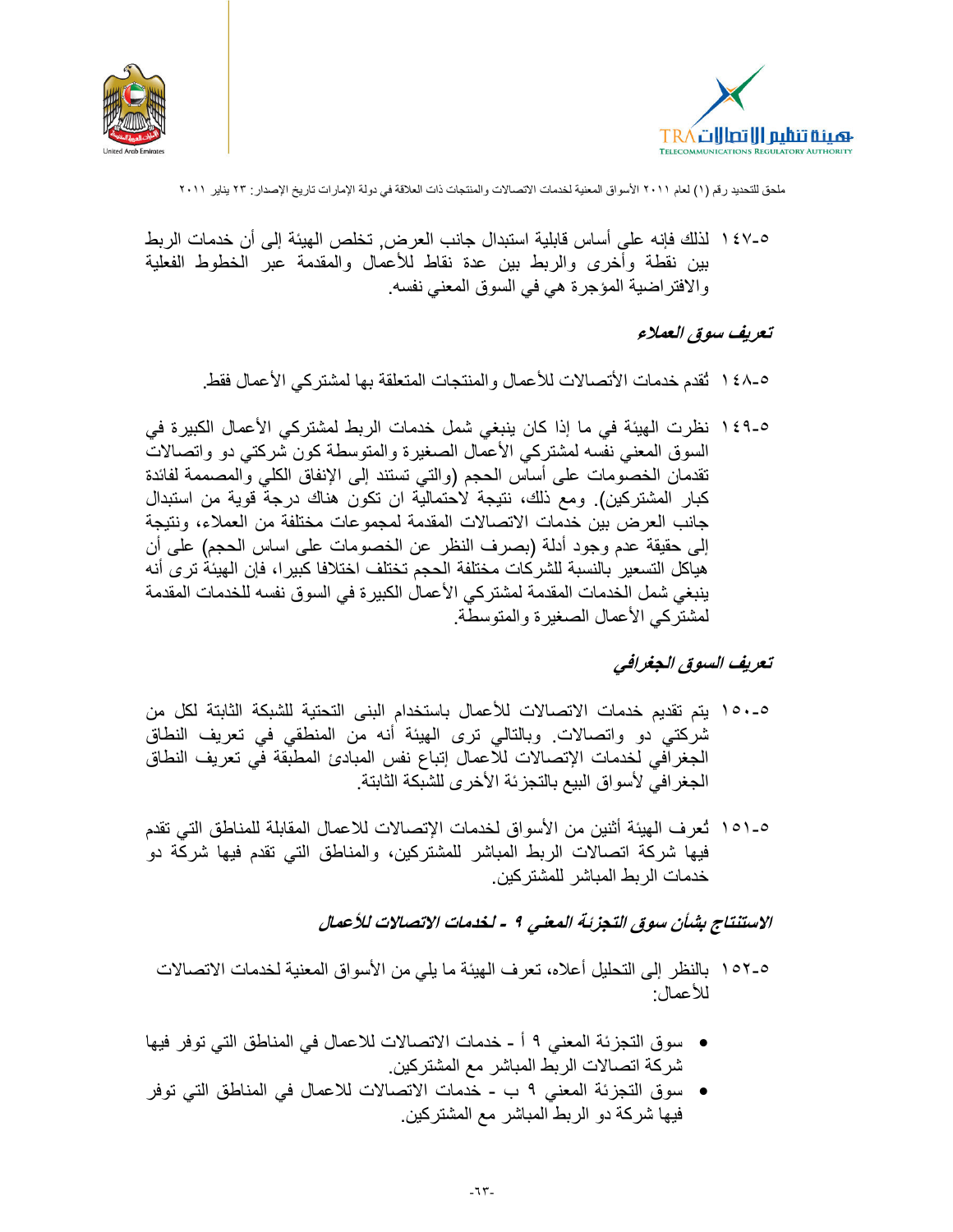٥-١٤٧ لذلك فإنه على أساس قابلية استبدال جانب العرض, تخلص الهيئة إلى أن خدمات الربط بين نقطة وأخرى والربط بين عدة نقاط للأعمال والمقدمة عبر الخطوط الفعلية والافتراضية المؤجرة هي في السوق المعني نفسه.

***تعريف سوق العملاء***

٥-١٤٨ تُقدم خدمات الأتصالات للأعمال والمنتجات المتعلقة بها لمشتركي الأعمال فقط.

٥-١٤٩ نظرت الهيئة في ما إذا كان ينبغي شمل خدمات الربط لمشتركي الأعمال الكبيرة في السوق المعني نفسه لمشتركي الأعمال الصغيرة والمتوسطة كون شركتي دو واتصالات تقدمان الخصومات على أساس الحجم (والتي تستند إلى الإنفاق الكلي والمصممة لفائدة كبار المشتركين). ومع ذلك، نتيجة لاحتمالية ان تكون هناك درجة قوية من استبدال جانب العرض بين خدمات الاتصالات المقدمة لمجموعات مختلفة من العملاء، ونتيجة إلى حقيقة عدم وجود أدلة (بصرف النظر عن الخصومات على اساس الحجم) على أن هياكل التسعير بالنسبة للشركات مختلفة الحجم تختلف اختلافا كبيرا، فإن الهيئة ترى أنه ينبغي شمل الخدمات المقدمة لمشتركي الأعمال الكبيرة في السوق نفسه للخدمات المقدمة لمشتركي الأعمال الصغيرة والمتوسطة.

***تعريف السوق الجغرافي***

٥-١٥٠ يتم تقديم خدمات الاتصالات للأعمال باستخدام البنى التحتية للشبكة الثابتة لكل من شركتي دو واتصالات. وبالتالي ترى الهيئة أنه من المنطقي في تعريف النطاق الجغرافي لخدمات الإتصالات للاعمال إتباع نفس المبادئ المطبقة في تعريف النطاق الجغرافي لأسواق البيع بالتجزئة الأخرى للشبكة الثابتة.

٥-١٥١ تُعرف الهيئة أثنين من الأسواق لخدمات الإتصالات للاعمال المقابلة للمناطق التي تقدم فيها شركة اتصالات الربط المباشر للمشتركين، والمناطق التي تقدم فيها شركة دو خدمات الربط المباشر للمشتركين.

***الاستنتاج بشأن سوق التجزئة المعني ٩ - لخدمات الاتصالات للأعمال***

٥-١٥٢ بالنظر إلى التحليل أعلاه، تعرف الهيئة ما يلي من الأسواق المعنية لخدمات الاتصالات للأعمال:

- سوق التجزئة المعني ٩ أ - خدمات الاتصالات للاعمال في المناطق التي توفر فيها شركة اتصالات الربط المباشر مع المشتركين.
- سوق التجزئة المعني ٩ ب - خدمات الاتصالات للاعمال في المناطق التي توفر فيها شركة دو الربط المباشر مع المشتركين.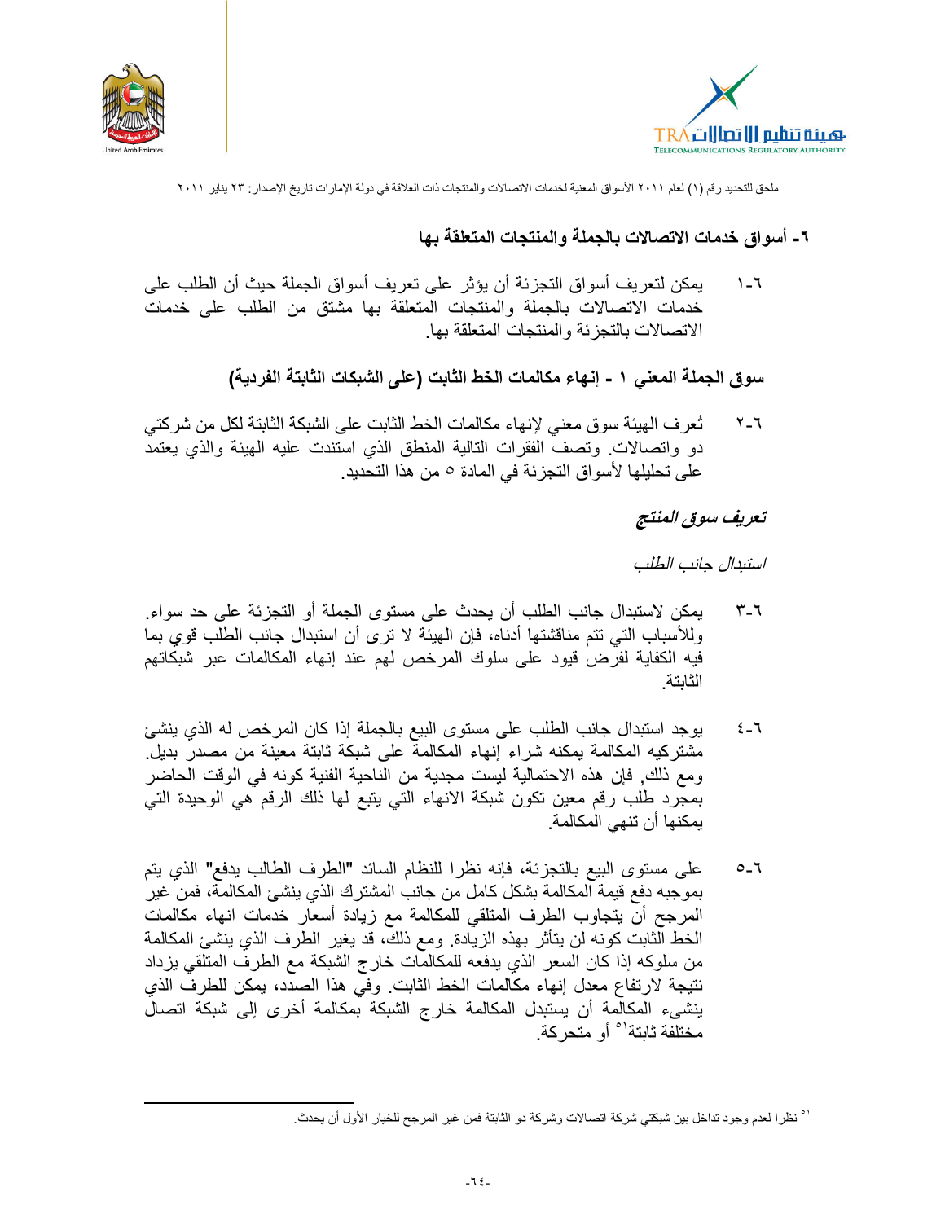## ٦- أسواق خدمات الاتصالات بالجملة والمنتجات المتعلقة بها

٦-١ يمكن لتعريف أسواق التجزئة أن يؤثر على تعريف أسواق الجملة حيث أن الطلب على خدمات الاتصالات بالجملة والمنتجات المتعلقة بها مشتق من الطلب على خدمات الاتصالات بالتجزئة والمنتجات المتعلقة بها.

### سوق الجملة المعني ١ - إنهاء مكالمات الخط الثابت (على الشبكات الثابتة الفردية)

٦-٢ تُعرف الهيئة سوق معني لإنهاء مكالمات الخط الثابت على الشبكة الثابتة لكل من شركتي دو واتصالات. وتصف الفقرات التالية المنطق الذي استندت عليه الهيئة والذي يعتمد على تحليلها لأسواق التجزئة في المادة ٥ من هذا التحديد.

#### *تعريف سوق المنتج*

*استبدال جانب الطلب*

٦-٣ يمكن لاستبدال جانب الطلب أن يحدث على مستوى الجملة أو التجزئة على حد سواء. وللأسباب التي تتم مناقشتها أدناه، فإن الهيئة لا ترى أن استبدال جانب الطلب قوي بما فيه الكفاية لفرض قيود على سلوك المرخص لهم عند إنهاء المكالمات عبر شبكاتهم الثابتة.

٦-٤ يوجد استبدال جانب الطلب على مستوى البيع بالجملة إذا كان المرخص له الذي ينشئ مشتركيه المكالمة يمكنه شراء إنهاء المكالمة على شبكة ثابتة معينة من مصدر بديل. ومع ذلك, فإن هذه الاحتمالية ليست مجدية من الناحية الفنية كونه في الوقت الحاضر بمجرد طلب رقم معين تكون شبكة الانهاء التي يتبع لها ذلك الرقم هي الوحيدة التي يمكنها أن تنهي المكالمة.

٦-٥ على مستوى البيع بالتجزئة، فإنه نظرا للنظام السائد "الطرف الطالب يدفع" الذي يتم بموجبه دفع قيمة المكالمة بشكل كامل من جانب المشترك الذي ينشئ المكالمة، فمن غير المرجح أن يتجاوب الطرف المتلقي للمكالمة مع زيادة أسعار خدمات انهاء مكالمات الخط الثابت كونه لن يتأثر بهذه الزيادة. ومع ذلك، قد يغير الطرف الذي ينشئ المكالمة من سلوكه إذا كان السعر الذي يدفعه للمكالمات خارج الشبكة مع الطرف المتلقي يزداد نتيجة لارتفاع معدل إنهاء مكالمات الخط الثابت. وفي هذا الصدد، يمكن للطرف الذي ينشيء المكالمة أن يستبدل المكالمة خارج الشبكة بمكالمة أخرى إلى شبكة اتصال مختلفة ثابتة[٥١] أو متحركة.

---

[٥١] نظرا لعدم وجود تداخل بين شبكتي شركة اتصالات وشركة دو الثابتة فمن غير المرجح للخيار الأول أن يحدث.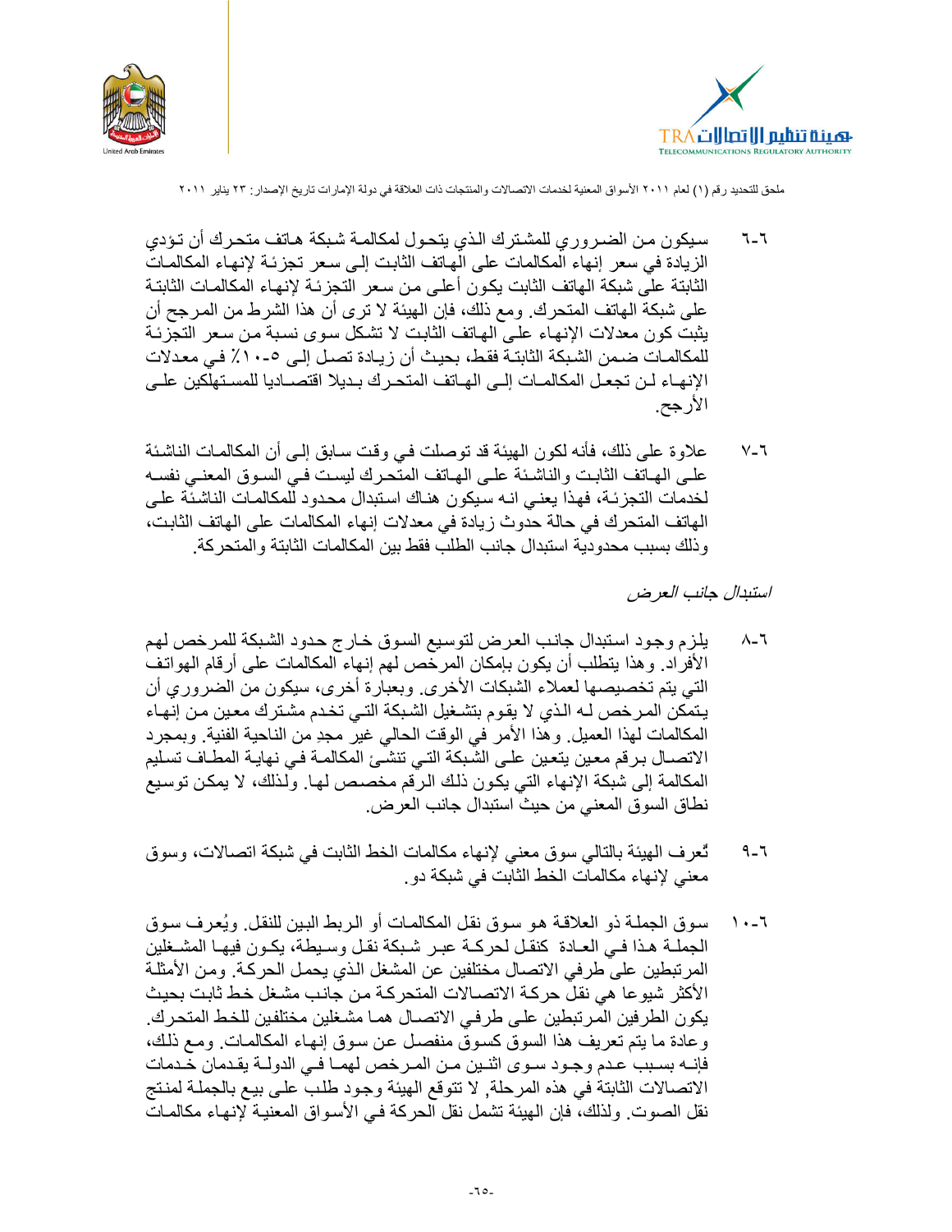٦-٦ سيكون من الضروري للمشترك الذي يتحول لمكالمة شبكة هاتف متحرك أن تؤدي الزيادة في سعر إنهاء المكالمات على الهاتف الثابت إلى سعر تجزئة لإنهاء المكالمات الثابتة على شبكة الهاتف الثابت يكون أعلى من سعر التجزئة لإنهاء المكالمات الثابتة على شبكة الهاتف المتحرك. ومع ذلك، فإن الهيئة لا ترى أن هذا الشرط من المرجح أن يثبت كون معدلات الإنهاء على الهاتف الثابت لا تشكل سوى نسبة من سعر التجزئة للمكالمات ضمن الشبكة الثابتة فقط، بحيث أن زيادة تصل إلى ٥-١٠٪ في معدلات الإنهاء لن تجعل المكالمات إلى الهاتف المتحرك بديلا اقتصاديا للمستهلكين على الأرجح.

٦-٧ علاوة على ذلك، فأنه لكون الهيئة قد توصلت في وقت سابق إلى أن المكالمات الناشئة على الهاتف الثابت والناشئة على الهاتف المتحرك ليست في السوق المعني نفسه لخدمات التجزئة، فهذا يعني انه سيكون هناك استبدال محدود للمكالمات الناشئة على الهاتف المتحرك في حالة حدوث زيادة في معدلات إنهاء المكالمات على الهاتف الثابت، وذلك بسبب محدودية استبدال جانب الطلب فقط بين المكالمات الثابتة والمتحركة.

*استبدال جانب العرض*

٦-٨ يلزم وجود استبدال جانب العرض لتوسيع السوق خارج حدود الشبكة للمرخص لهم الأفراد. وهذا يتطلب أن يكون بإمكان المرخص لهم إنهاء المكالمات على أرقام الهواتف التي يتم تخصيصها لعملاء الشبكات الأخرى. وبعبارة أخرى، سيكون من الضروري أن يتمكن المرخص له الذي لا يقوم بتشغيل الشبكة التي تخدم مشترك معين من إنهاء المكالمات لهذا العميل. وهذا الأمر في الوقت الحالي غير مجدٍ من الناحية الفنية. وبمجرد الاتصال برقم معين يتعين على الشبكة التي تنشئ المكالمة في نهاية المطاف تسليم المكالمة إلى شبكة الإنهاء التي يكون ذلك الرقم مخصص لها. ولذلك، لا يمكن توسيع نطاق السوق المعني من حيث استبدال جانب العرض.

٦-٩ تُعرف الهيئة بالتالي سوق معني لإنهاء مكالمات الخط الثابت في شبكة اتصالات، وسوق معني لإنهاء مكالمات الخط الثابت في شبكة دو.

٦-١٠ سوق الجملة ذو العلاقة هو سوق نقل المكالمات أو الربط البين للنقل. ويُعرف سوق الجملة هذا في العادة كنقل لحركة عبر شبكة نقل وسيطة، يكون فيها المشغلين المرتبطين على طرفي الاتصال مختلفين عن المشغل الذي يحمل الحركة. ومن الأمثلة الأكثر شيوعا هي نقل حركة الاتصالات المتحركة من جانب مشغل خط ثابت بحيث يكون الطرفين المرتبطين على طرفي الاتصال هما مشغلين مختلفين للخط المتحرك. وعادة ما يتم تعريف هذا السوق كسوق منفصل عن سوق إنهاء المكالمات. ومع ذلك، فإنه بسبب عدم وجود سوى اثنين من المرخص لهما في الدولة يقدمان خدمات الاتصالات الثابتة في هذه المرحلة, لا تتوقع الهيئة وجود طلب على بيع بالجملة لمنتج نقل الصوت. ولذلك، فإن الهيئة تشمل نقل الحركة في الأسواق المعنية لإنهاء مكالمات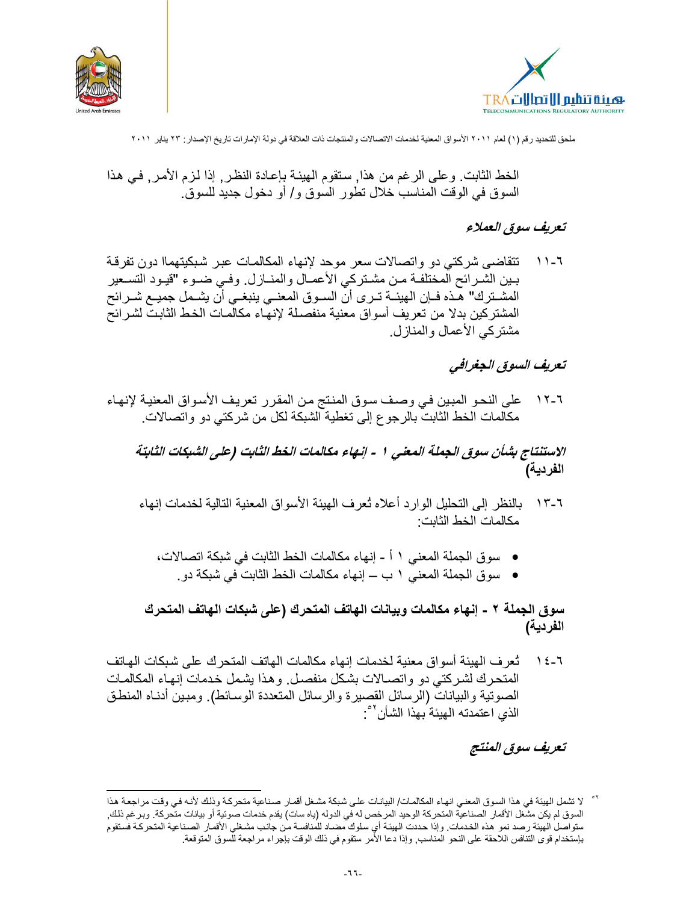الخط الثابت. وعلى الرغم من هذا, ستقوم الهيئة بإعادة النظر, إذا لزم الأمر, في هذا السوق في الوقت المناسب خلال تطور السوق و/ أو دخول جديد للسوق.

### *تعريف سوق العملاء*

٦-١١ تتقاضى شركتي دو واتصالات سعر موحد لإنهاء المكالمات عبر شبكيتهماا دون تفرقة بين الشرائح المختلفة من مشتركي الأعمال والمنازل. وفي ضوء "قيود التسعير المشترك" هذه فإن الهيئة ترى أن السوق المعني ينبغي أن يشمل جميع شرائح المشتركين بدلا من تعريف أسواق معنية منفصلة لإنهاء مكالمات الخط الثابت لشرائح مشتركي الأعمال والمنازل.

### *تعريف السوق الجغرافي*

٦-١٢ على النحو المبين في وصف سوق المنتج من المقرر تعريف الأسواق المعنية لإنهاء مكالمات الخط الثابت بالرجوع إلى تغطية الشبكة لكل من شركتي دو واتصالات.

### ***الاستنتاج بشأن سوق الجملة المعني ١ - إنهاء مكالمات الخط الثابت (على الشبكات الثابتة الفردية)***

٦-١٣ بالنظر إلى التحليل الوارد أعلاه تُعرف الهيئة الأسواق المعنية التالية لخدمات إنهاء مكالمات الخط الثابت:

- سوق الجملة المعني ١ أ - إنهاء مكالمات الخط الثابت في شبكة اتصالات،
- سوق الجملة المعني ١ ب – إنهاء مكالمات الخط الثابت في شبكة دو.

## **سوق الجملة ٢ - إنهاء مكالمات وبيانات الهاتف المتحرك (على شبكات الهاتف المتحرك الفردية)**

٦-١٤ تُعرف الهيئة أسواق معنية لخدمات إنهاء مكالمات الهاتف المتحرك على شبكات الهاتف المتحرك لشركتي دو واتصالات بشكل منفصل. وهذا يشمل خدمات إنهاء المكالمات الصوتية والبيانات (الرسائل القصيرة والرسائل المتعددة الوسائط). ومبين أدناه المنطق الذي اعتمدته الهيئة بهذا الشأن[٥٢]:

### *تعريف سوق المنتج*

---

[٥٢] لا تشمل الهيئة في هذا السوق المعني انهاء المكالمات/ البيانات على شبكة مشغل أقمار صناعية متحركة وذلك لأنه في وقت مراجعة هذا السوق لم يكن مشغل الأقمار الصناعية المتحركة الوحيد المرخص له في الدوله (ياه سات) يقدم خدمات صوتية أو بيانات متحركة. وبرغم ذلك, ستواصل الهيئة رصد نمو هذه الخدمات. وإذا حددت الهيئة أي سلوك مضاد للمنافسة من جانب مشغلي الأقمار الصناعية المتحركة فستقوم بإستخدام قوى التنافس اللاحقة على النحو المناسب, وإذا دعا الأمر ستقوم في ذلك الوقت بإجراء مراجعة للسوق المتوقعة.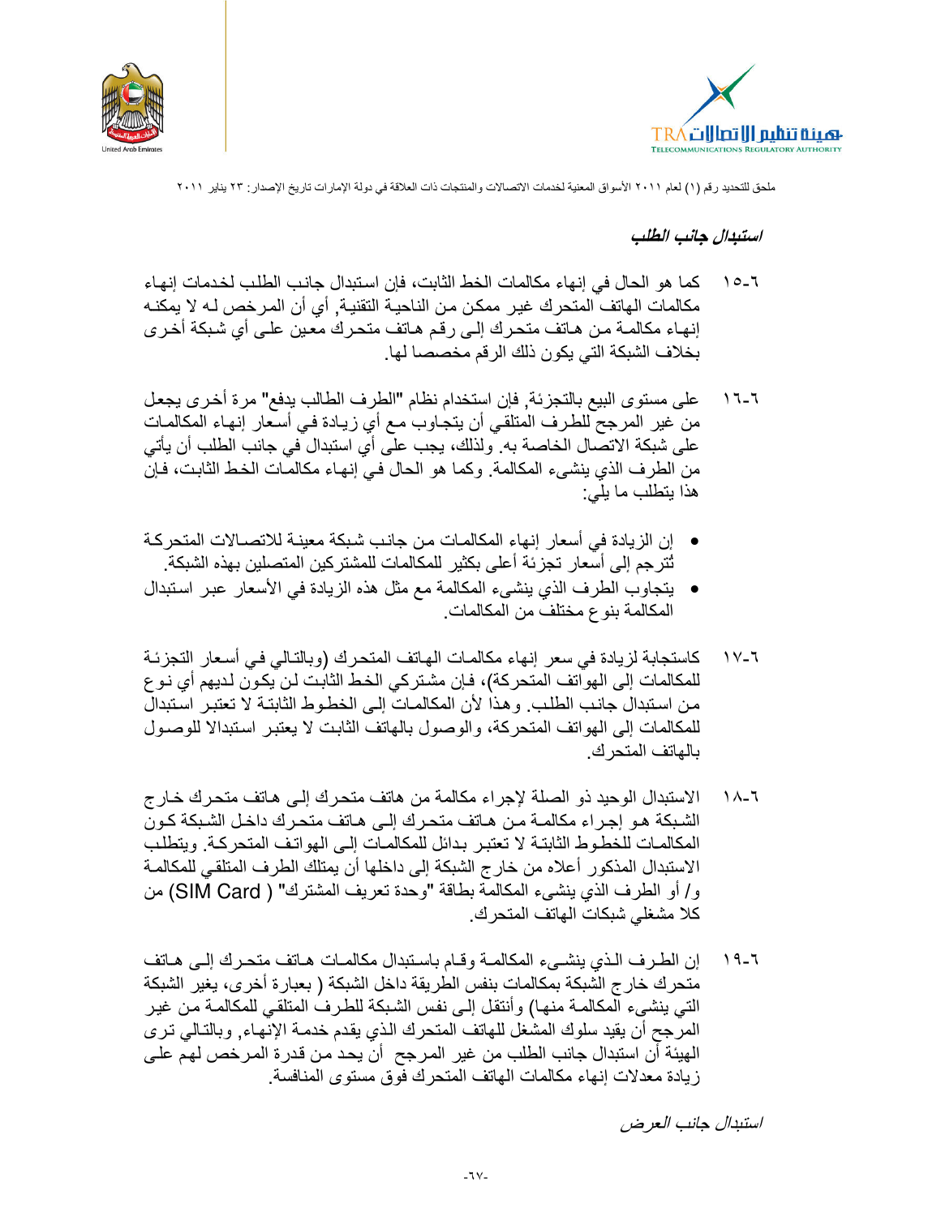### استبدال جانب الطلب

٦-١٥ كما هو الحال في إنهاء مكالمات الخط الثابت، فإن استبدال جانب الطلب لخدمات إنهاء مكالمات الهاتف المتحرك غير ممكن من الناحية التقنية, أي أن المرخص له لا يمكنه إنهاء مكالمة من هاتف متحرك إلى رقم هاتف متحرك معين على أي شبكة أخرى بخلاف الشبكة التي يكون ذلك الرقم مخصصا لها.

٦-١٦ على مستوى البيع بالتجزئة, فإن استخدام نظام "الطرف الطالب يدفع" مرة أخرى يجعل من غير المرجح للطرف المتلقي أن يتجاوب مع أي زيادة في أسعار إنهاء المكالمات على شبكة الاتصال الخاصة به. ولذلك، يجب على أي استبدال في جانب الطلب أن يأتي من الطرف الذي ينشيء المكالمة. وكما هو الحال في إنهاء مكالمات الخط الثابت، فإن هذا يتطلب ما يلي:

- إن الزيادة في أسعار إنهاء المكالمات من جانب شبكة معينة للاتصالات المتحركة تُترجم إلى أسعار تجزئة أعلى بكثير للمكالمات للمشتركين المتصلين بهذه الشبكة.
- يتجاوب الطرف الذي ينشيء المكالمة مع مثل هذه الزيادة في الأسعار عبر استبدال المكالمة بنوع مختلف من المكالمات.

٦-١٧ كاستجابة لزيادة في سعر إنهاء مكالمات الهاتف المتحرك (وبالتالي في أسعار التجزئة للمكالمات إلى الهواتف المتحركة)، فإن مشتركي الخط الثابت لن يكون لديهم أي نوع من استبدال جانب الطلب. وهذا لأن المكالمات إلى الخطوط الثابتة لا تعتبر استبدال للمكالمات إلى الهواتف المتحركة، والوصول بالهاتف الثابت لا يعتبر استبدالا للوصول بالهاتف المتحرك.

٦-١٨ الاستبدال الوحيد ذو الصلة لإجراء مكالمة من هاتف متحرك إلى هاتف متحرك خارج الشبكة هو إجراء مكالمة من هاتف متحرك إلى هاتف متحرك داخل الشبكة كون المكالمات للخطوط الثابتة لا تعتبر بدائل للمكالمات إلى الهواتف المتحركة. ويتطلب الاستبدال المذكور أعلاه من خارج الشبكة إلى داخلها أن يمتلك الطرف المتلقي للمكالمة و/ أو الطرف الذي ينشيء المكالمة بطاقة "وحدة تعريف المشترك" (SIM Card ) من كلا مشغلي شبكات الهاتف المتحرك.

٦-١٩ إن الطرف الذي ينشيء المكالمة وقام باستبدال مكالمات هاتف متحرك إلى هاتف متحرك خارج الشبكة بمكالمات بنفس الطريقة داخل الشبكة ( بعبارة أخرى، يغير الشبكة التي ينشيء المكالمة منها) وأنتقل إلى نفس الشبكة للطرف المتلقي للمكالمة من غير المرجح أن يقيد سلوك المشغل للهاتف المتحرك الذي يقدم خدمة الإنهاء, وبالتالي ترى الهيئة أن استبدال جانب الطلب من غير المرجح أن يحد من قدرة المرخص لهم على زيادة معدلات إنهاء مكالمات الهاتف المتحرك فوق مستوى المنافسة.

### استبدال جانب العرض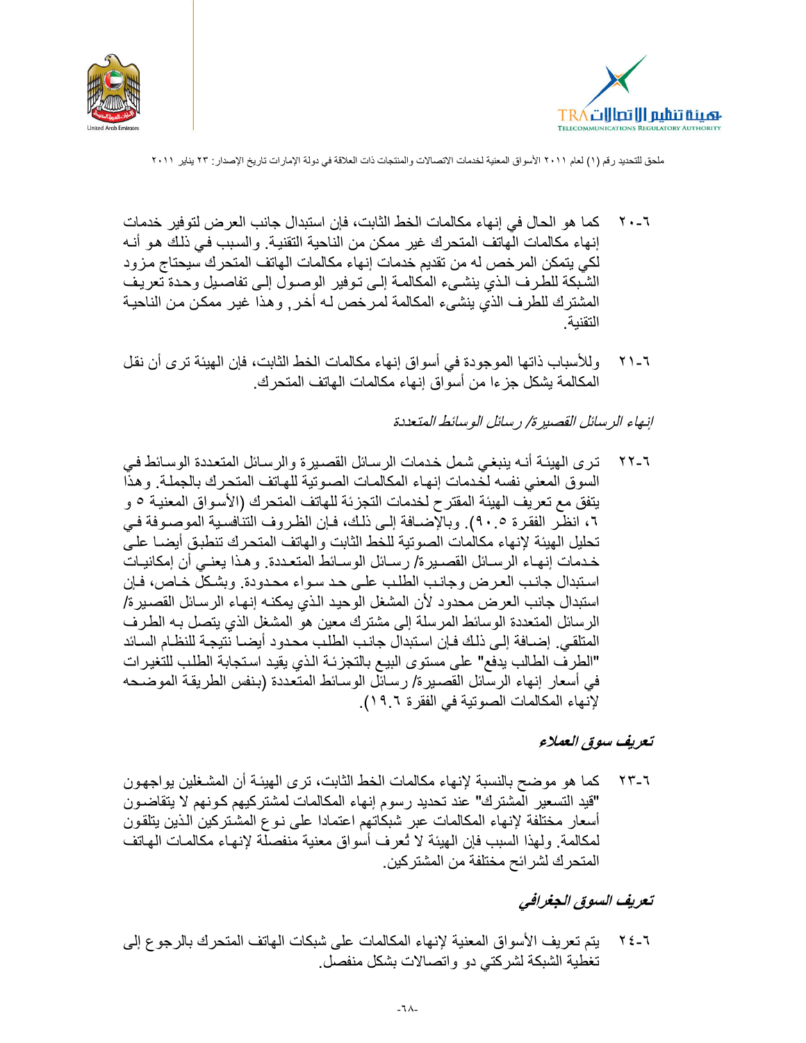٦-٢٠ كما هو الحال في إنهاء مكالمات الخط الثابت، فإن استبدال جانب العرض لتوفير خدمات إنهاء مكالمات الهاتف المتحرك غير ممكن من الناحية التقنية. والسبب في ذلك هو أنه لكي يتمكن المرخص له من تقديم خدمات إنهاء مكالمات الهاتف المتحرك سيحتاج مزود الشبكة للطرف الذي ينشىء المكالمة إلى توفير الوصول إلى تفاصيل وحدة تعريف المشترك للطرف الذي ينشىء المكالمة لمرخص له أخر, وهذا غير ممكن من الناحية التقنية.

٦-٢١ وللأسباب ذاتها الموجودة في أسواق إنهاء مكالمات الخط الثابت، فإن الهيئة ترى أن نقل المكالمة يشكل جزءا من أسواق إنهاء مكالمات الهاتف المتحرك.

*إنهاء الرسائل القصيرة/ رسائل الوسائط المتعددة*

٦-٢٢ ترى الهيئة أنه ينبغي شمل خدمات الرسائل القصيرة والرسائل المتعددة الوسائط في السوق المعني نفسه لخدمات إنهاء المكالمات الصوتية للهاتف المتحرك بالجملة. وهذا يتفق مع تعريف الهيئة المقترح لخدمات التجزئة للهاتف المتحرك (الأسواق المعنية ٥ و ٦، انظر الفقرة ٥.٩٠). وبالإضافة إلى ذلك، فإن الظروف التنافسية الموصوفة في تحليل الهيئة لإنهاء مكالمات الصوتية للخط الثابت والهاتف المتحرك تنطبق أيضا على خدمات إنهاء الرسائل القصيرة/ رسائل الوسائط المتعددة. وهذا يعني أن إمكانيات استبدال جانب العرض وجانب الطلب على حد سواء محدودة. وبشكل خاص، فإن استبدال جانب العرض محدود لأن المشغل الوحيد الذي يمكنه إنهاء الرسائل القصيرة/ الرسائل المتعددة الوسائط المرسلة إلى مشترك معين هو المشغل الذي يتصل به الطرف المتلقي. إضافة إلى ذلك فإن استبدال جانب الطلب محدود أيضا نتيجة للنظام السائد "الطرف الطالب يدفع" على مستوى البيع بالتجزئة الذي يقيد استجابة الطلب للتغيرات في أسعار إنهاء الرسائل القصيرة/ رسائل الوسائط المتعددة (بنفس الطريقة الموضحه لإنهاء المكالمات الصوتية في الفقرة ٦.١٩).

### *تعريف سوق العملاء*

٦-٢٣ كما هو موضح بالنسبة لإنهاء مكالمات الخط الثابت، ترى الهيئة أن المشغلين يواجهون "قيد التسعير المشترك" عند تحديد رسوم إنهاء المكالمات لمشتركيهم كونهم لا يتقاضون أسعار مختلفة لإنهاء المكالمات عبر شبكاتهم اعتمادا على نوع المشتركين الذين يتلقون لمكالمة. ولهذا السبب فإن الهيئة لا تُعرف أسواق معنية منفصلة لإنهاء مكالمات الهاتف المتحرك لشرائح مختلفة من المشتركين.

### *تعريف السوق الجغرافي*

٦-٢٤ يتم تعريف الأسواق المعنية لإنهاء المكالمات على شبكات الهاتف المتحرك بالرجوع إلى تغطية الشبكة لشركتي دو واتصالات بشكل منفصل.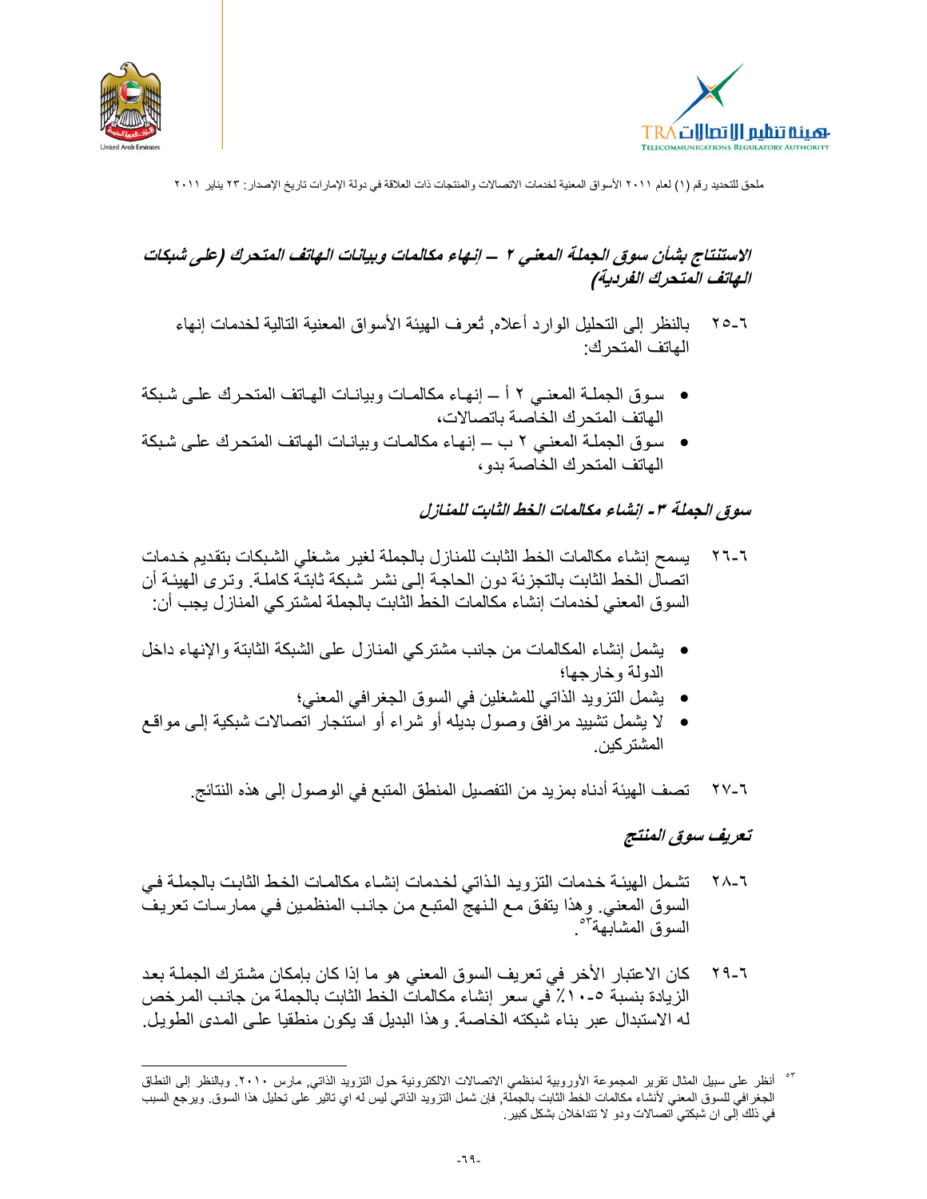***الاستنتاج بشأن سوق الجملة المعني ٢ – إنهاء مكالمات وبيانات الهاتف المتحرك (على شبكات الهاتف المتحرك الفردية)***

٦-٢٥ بالنظر إلى التحليل الوارد أعلاه, تُعرف الهيئة الأسواق المعنية التالية لخدمات إنهاء الهاتف المتحرك:

- سوق الجملة المعني ٢ أ – إنهاء مكالمات وبيانات الهاتف المتحرك على شبكة الهاتف المتحرك الخاصة باتصالات،
- سوق الجملة المعني ٢ ب – إنهاء مكالمات وبيانات الهاتف المتحرك على شبكة الهاتف المتحرك الخاصة بدو،

***سوق الجملة ٣- إنشاء مكالمات الخط الثابت للمنازل***

٦-٢٦ يسمح إنشاء مكالمات الخط الثابت للمنازل بالجملة لغير مشغلي الشبكات بتقديم خدمات اتصال الخط الثابت بالتجزئة دون الحاجة إلى نشر شبكة ثابتة كاملة. وترى الهيئة أن السوق المعني لخدمات إنشاء مكالمات الخط الثابت بالجملة لمشتركي المنازل يجب أن:

- يشمل إنشاء المكالمات من جانب مشتركي المنازل على الشبكة الثابتة والإنهاء داخل الدولة وخارجها؛
- يشمل التزويد الذاتي للمشغلين في السوق الجغرافي المعني؛
- لا يشمل تشييد مرافق وصول بديله أو شراء أو استئجار اتصالات شبكية إلى مواقع المشتركين.

٦-٢٧ تصف الهيئة أدناه بمزيد من التفصيل المنطق المتبع في الوصول إلى هذه النتائج.

***تعريف سوق المنتج***

٦-٢٨ تشمل الهيئة خدمات التزويد الذاتي لخدمات إنشاء مكالمات الخط الثابت بالجملة في السوق المعني. وهذا يتفق مع النهج المتبع من جانب المنظمين في ممارسات تعريف السوق المشابهة[٥٣].

٦-٢٩ كان الاعتبار الأخر في تعريف السوق المعني هو ما إذا كان بإمكان مشترك الجملة بعد الزيادة بنسبة ٥-١٠٪ في سعر إنشاء مكالمات الخط الثابت بالجملة من جانب المرخص له الاستبدال عبر بناء شبكته الخاصة. وهذا البديل قد يكون منطقيا على المدى الطويل.

---

[٥٣] أنظر على سبيل المثال تقرير المجموعة الأوروبية لمنظمي الاتصالات الالكترونية حول التزويد الذاتي، مارس ٢٠١٠. وبالنظر إلى النطاق الجغرافي للسوق المعني لأنشاء مكالمات الخط الثابت بالجملة, فإن شمل التزويد الذاتي ليس له اي تأثير على تحليل هذا السوق. ويرجع السبب في ذلك إلى ان شبكتي اتصالات ودو لا تتداخلان بشكل كبير.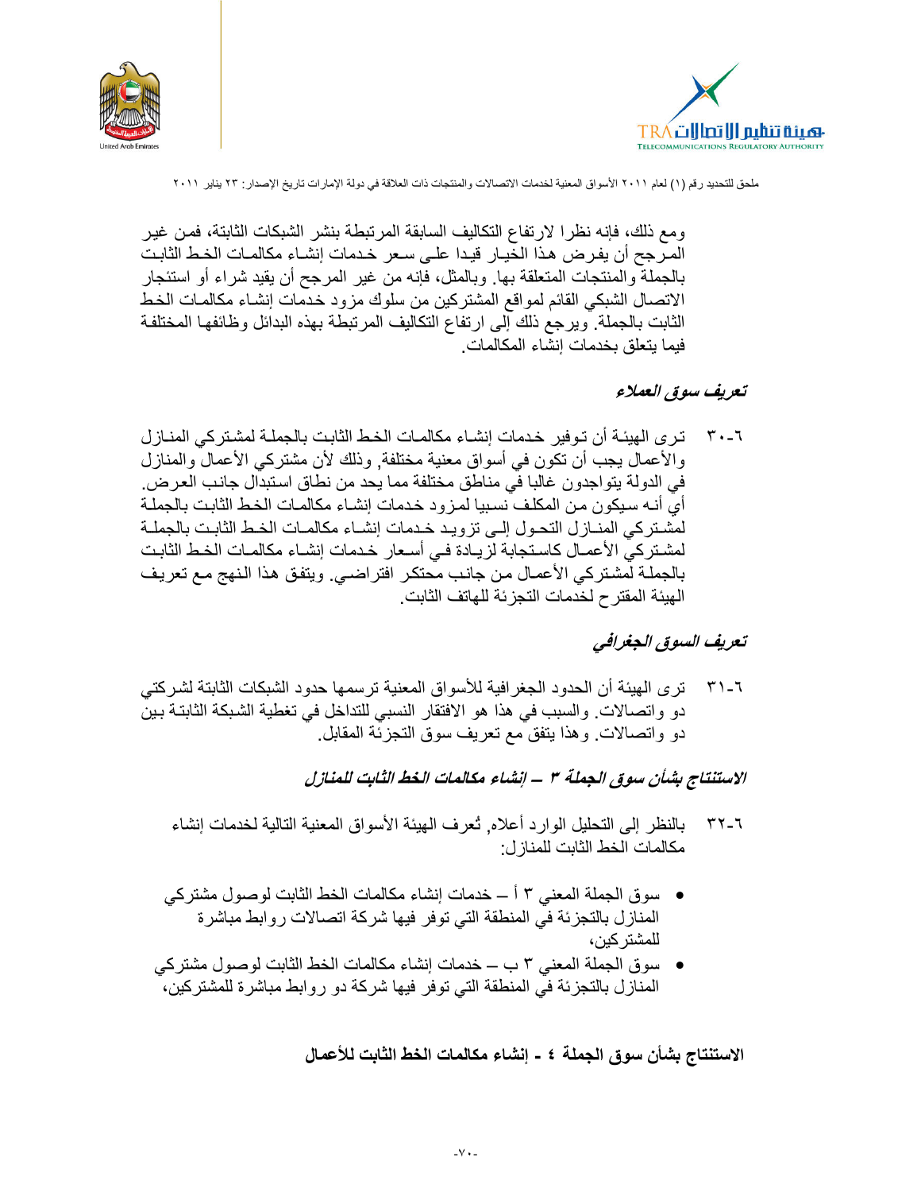ومع ذلك، فإنه نظرا لارتفاع التكاليف السابقة المرتبطة بنشر الشبكات الثابتة، فمن غير المرجح أن يفرض هذا الخيار قيدا على سعر خدمات إنشاء مكالمات الخط الثابت بالجملة والمنتجات المتعلقة بها. وبالمثل، فإنه من غير المرجح أن يقيد شراء أو استئجار الاتصال الشبكي القائم لمواقع المشتركين من سلوك مزود خدمات إنشاء مكالمات الخط الثابت بالجملة. ويرجع ذلك إلى ارتفاع التكاليف المرتبطة بهذه البدائل ووظائفها المختلفة فيما يتعلق بخدمات إنشاء المكالمات.

### *تعريف سوق العملاء*

٦-٣٠ ترى الهيئة أن توفير خدمات إنشاء مكالمات الخط الثابت بالجملة لمشتركي المنازل والأعمال يجب أن تكون في أسواق معنية مختلفة, وذلك لأن مشتركي الأعمال والمنازل في الدولة يتواجدون غالبا في مناطق مختلفة مما يحد من نطاق استبدال جانب العرض. أي أنه سيكون من المكلف نسبيا لمزود خدمات إنشاء مكالمات الخط الثابت بالجملة لمشتركي المنازل التحول إلى تزويد خدمات إنشاء مكالمات الخط الثابت بالجملة لمشتركي الأعمال كاستجابة لزيادة في أسعار خدمات إنشاء مكالمات الخط الثابت بالجملة لمشتركي الأعمال من جانب محتكر افتراضي. ويتفق هذا النهج مع تعريف الهيئة المقترح لخدمات التجزئة للهاتف الثابت.

### *تعريف السوق الجغرافي*

٦-٣١ ترى الهيئة أن الحدود الجغرافية للأسواق المعنية ترسمها حدود الشبكات الثابتة لشركتي دو واتصالات. والسبب في هذا هو الافتقار النسبي للتداخل في تغطية الشبكة الثابتة بين دو واتصالات. وهذا يتفق مع تعريف سوق التجزئة المقابل.

### *الاستنتاج بشأن سوق الجملة ٣ – إنشاء مكالمات الخط الثابت للمنازل*

٦-٣٢ بالنظر إلى التحليل الوارد أعلاه, تُعرف الهيئة الأسواق المعنية التالية لخدمات إنشاء مكالمات الخط الثابت للمنازل:

- سوق الجملة المعني ٣ أ – خدمات إنشاء مكالمات الخط الثابت لوصول مشتركي المنازل بالتجزئة في المنطقة التي توفر فيها شركة اتصالات روابط مباشرة للمشتركين،
- سوق الجملة المعني ٣ ب – خدمات إنشاء مكالمات الخط الثابت لوصول مشتركي المنازل بالتجزئة في المنطقة التي توفر فيها شركة دو روابط مباشرة للمشتركين،

### **الاستنتاج بشأن سوق الجملة ٤ - إنشاء مكالمات الخط الثابت للأعمال**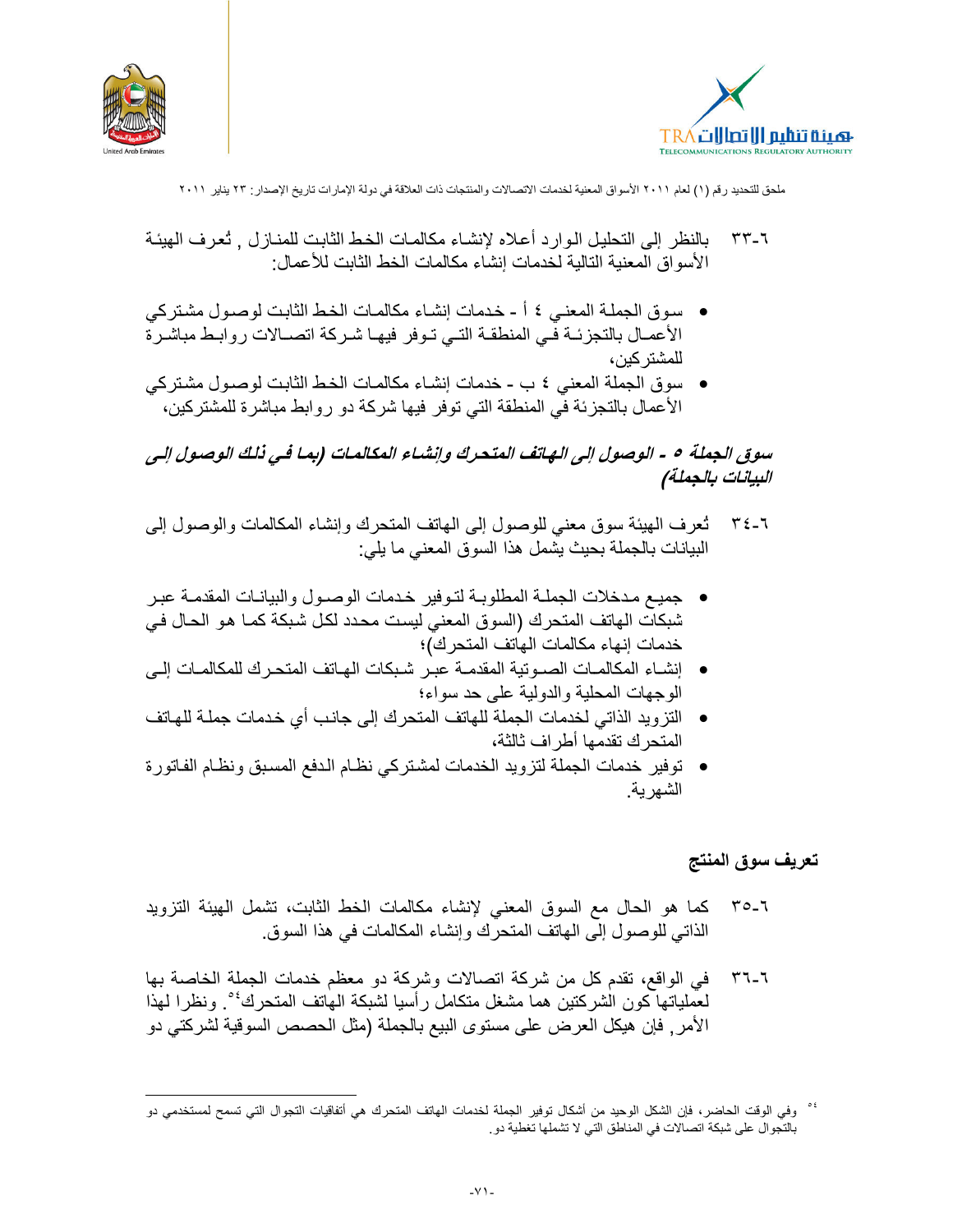٦-٣٣ بالنظر إلى التحليل الوارد أعلاه لإنشاء مكالمات الخط الثابت للمنازل , تُعرف الهيئة الأسواق المعنية التالية لخدمات إنشاء مكالمات الخط الثابت للأعمال:

- سوق الجملة المعني ٤ أ - خدمات إنشاء مكالمات الخط الثابت لوصول مشتركي الأعمال بالتجزئة في المنطقة التي توفر فيها شركة اتصالات روابط مباشرة للمشتركين،
- سوق الجملة المعني ٤ ب - خدمات إنشاء مكالمات الخط الثابت لوصول مشتركي الأعمال بالتجزئة في المنطقة التي توفر فيها شركة دو روابط مباشرة للمشتركين،

***سوق الجملة ٥ - الوصول إلى الهاتف المتحرك وإنشاء المكالمات (بما في ذلك الوصول إلى البيانات بالجملة)***

٦-٣٤ تُعرف الهيئة سوق معني للوصول إلى الهاتف المتحرك وإنشاء المكالمات والوصول إلى البيانات بالجملة بحيث يشمل هذا السوق المعني ما يلي:

- جميع مدخلات الجملة المطلوبة لتوفير خدمات الوصول والبيانات المقدمة عبر شبكات الهاتف المتحرك (السوق المعني ليست محدد لكل شبكة كما هو الحال في خدمات إنهاء مكالمات الهاتف المتحرك)؛
- إنشاء المكالمات الصوتية المقدمة عبر شبكات الهاتف المتحرك للمكالمات إلى الوجهات المحلية والدولية على حد سواء؛
- التزويد الذاتي لخدمات الجملة للهاتف المتحرك إلى جانب أي خدمات جملة للهاتف المتحرك تقدمها أطراف ثالثة،
- توفير خدمات الجملة لتزويد الخدمات لمشتركي نظام الدفع المسبق ونظام الفاتورة الشهرية.

**تعريف سوق المنتج**

٦-٣٥ كما هو الحال مع السوق المعني لإنشاء مكالمات الخط الثابت، تشمل الهيئة التزويد الذاتي للوصول إلى الهاتف المتحرك وإنشاء المكالمات في هذا السوق.

٦-٣٦ في الواقع، تقدم كل من شركة اتصالات وشركة دو معظم خدمات الجملة الخاصة بها لعملياتها كون الشركتين هما مشغل متكامل رأسيا لشبكة الهاتف المتحرك[٥٤]. ونظرا لهذا الأمر, فإن هيكل العرض على مستوى البيع بالجملة (مثل الحصص السوقية لشركتي دو

---

[٥٤] وفي الوقت الحاضر، فإن الشكل الوحيد من أشكال توفير الجملة لخدمات الهاتف المتحرك هي اتفاقيات التجوال التي تسمح لمستخدمي دو بالتجوال على شبكة اتصالات في المناطق التي لا تشملها تغطية دو.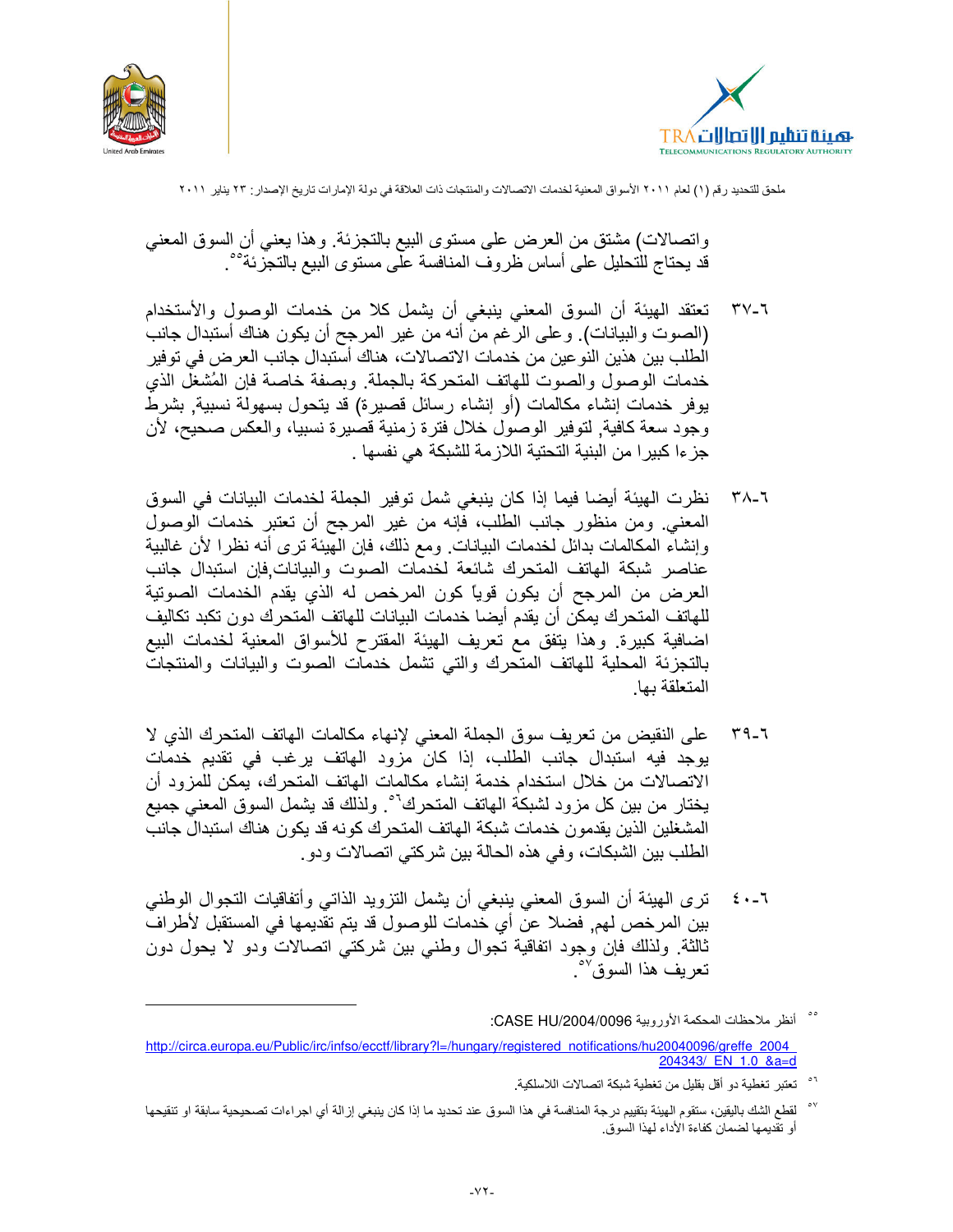واتصالات) مشتق من العرض على مستوى البيع بالتجزئة. وهذا يعني أن السوق المعني قد يحتاج للتحليل على أساس ظروف المنافسة على مستوى البيع بالتجزئة[٥٥].

٦-٣٧ تعتقد الهيئة أن السوق المعني ينبغي أن يشمل كلا من خدمات الوصول والأستخدام (الصوت والبيانات). وعلى الرغم من أنه من غير المرجح أن يكون هناك أستبدال جانب الطلب بين هذين النوعين من خدمات الاتصالات، هناك أستبدال جانب العرض في توفير خدمات الوصول والصوت لهاتف المتحركة بالجملة. وبصفة خاصة فإن المُشغل الذي يوفر خدمات إنشاء مكالمات (أو إنشاء رسائل قصيرة) قد يتحول بسهولة نسبية, بشرط وجود سعة كافية, لتوفير الوصول خلال فترة زمنية قصيرة نسبيا، والعكس صحيح، لأن جزءا كبيرا من البنية التحتية اللازمة للشبكة هي نفسها .

٦-٣٨ نظرت الهيئة أيضا فيما إذا كان ينبغي شمل توفير الجملة لخدمات البيانات في السوق المعني. ومن منظور جانب الطلب، فإنه من غير المرجح أن تعتبر خدمات الوصول وإنشاء المكالمات بدائل لخدمات البيانات. ومع ذلك، فإن الهيئة ترى أنه نظرا لأن غالبية عناصر شبكة الهاتف المتحرك شائعة لخدمات الصوت والبيانات,فإن استبدال جانب العرض من المرجح أن يكون قوياً كون المرخص له الذي يقدم الخدمات الصوتية للهاتف المتحرك يمكن أن يقدم أيضا خدمات البيانات للهاتف المتحرك دون تكبد تكاليف اضافية كبيرة. وهذا يتفق مع تعريف الهيئة المقترح للأسواق المعنية لخدمات البيع بالتجزئة المحلية للهاتف المتحرك والتي تشمل خدمات الصوت والبيانات والمنتجات المتعلقة بها.

٦-٣٩ على النقيض من تعريف سوق الجملة المعني لإنهاء مكالمات الهاتف المتحرك الذي لا يوجد فيه استبدال جانب الطلب، إذا كان مزود الهاتف يرغب في تقديم خدمات الاتصالات من خلال استخدام خدمة إنشاء مكالمات الهاتف المتحرك، يمكن للمزود أن يختار من بين كل مزود لشبكة الهاتف المتحرك[٥٦]. ولذلك قد يشمل السوق المعني جميع المشغلين الذين يقدمون خدمات شبكة الهاتف المتحرك كونه قد يكون هناك استبدال جانب الطلب بين الشبكات، وفي هذه الحالة بين شركتي اتصالات ودو.

٦-٤٠ ترى الهيئة أن السوق المعني ينبغي أن يشمل التزويد الذاتي وأتفاقيات التجوال الوطني بين المرخص لهم, فضلا عن أي خدمات للوصول قد يتم تقديمها في المستقبل لأطراف ثالثة. ولذلك فإن وجود اتفاقية تجوال وطني بين شركتي اتصالات ودو لا يحول دون تعريف هذا السوق[٥٧].

---

[٥٥] أنظر ملاحظات المحكمة الأوروبية CASE HU/2004/0096:

http://circa.europa.eu/Public/irc/infso/ecctf/library?l=/hungary/registered_notifications/hu20040096/greffe_2004_204343/_EN_1.0_&a=d

[٥٦] تعتبر تغطية دو أقل بقليل من تغطية شبكة اتصالات اللاسلكية.

[٥٧] لقطع الشك باليقين، ستقوم الهيئة بتقييم درجة المنافسة في هذا السوق عند تحديد ما إذا كان ينبغي إزالة أي اجراءات تصحيحية سابقة او تنقيحها أو تقديمها لضمان كفاءة الأداء لهذا السوق.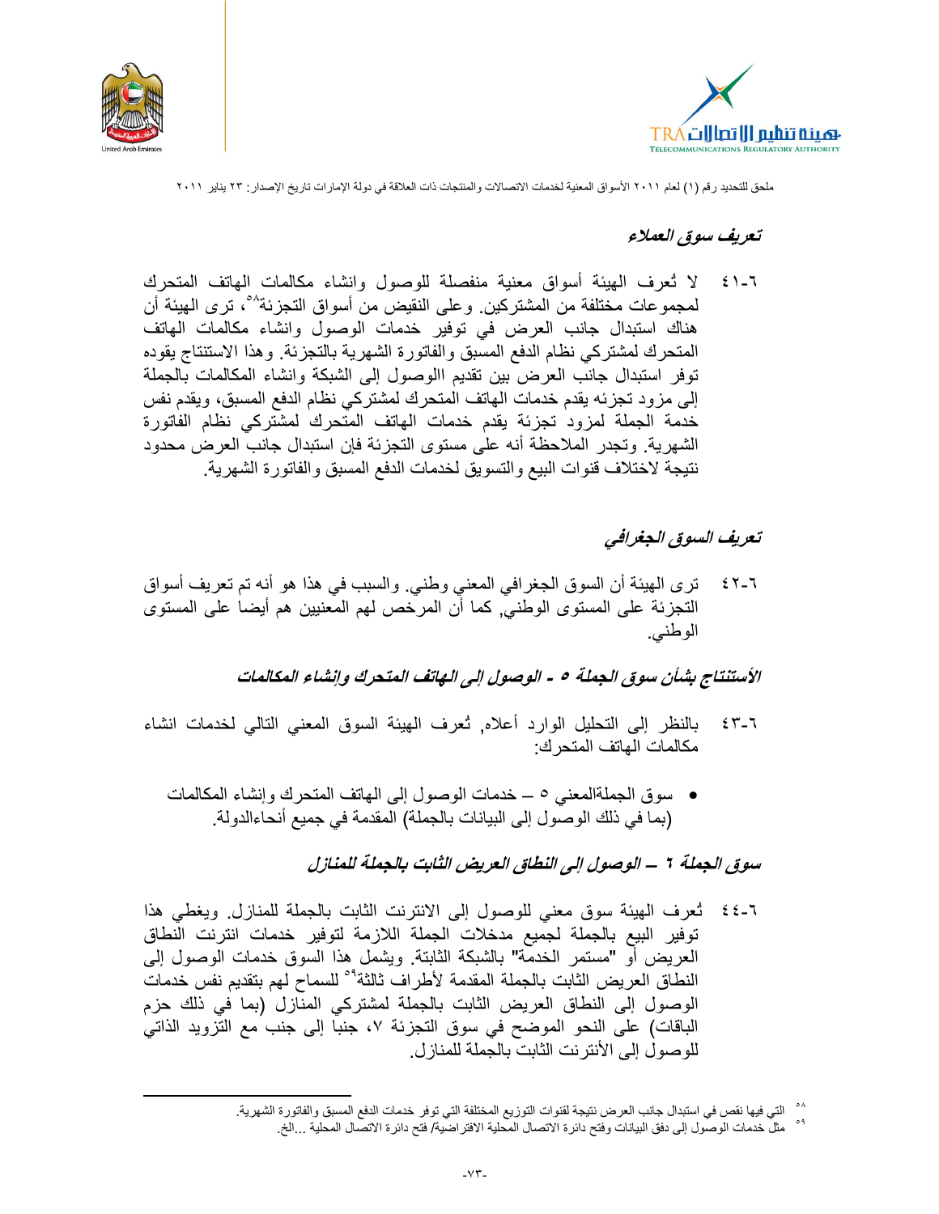### تعريف سوق العملاء

٦-٤١ لا تُعرف الهيئة أسواق معنية منفصلة للوصول وانشاء مكالمات الهاتف المتحرك لمجموعات مختلفة من المشتركين. وعلى النقيض من أسواق التجزئة[٥٨]، ترى الهيئة أن هناك استبدال جانب العرض في توفير خدمات الوصول وانشاء مكالمات الهاتف المتحرك لمشتركي نظام الدفع المسبق والفاتورة الشهرية بالتجزئة. وهذا الاستنتاج يقوده توفر استبدال جانب العرض بين تقديم الوصول إلى الشبكة وانشاء المكالمات بالجملة إلى مزود تجزئه يقدم خدمات الهاتف المتحرك لمشتركي نظام الدفع المسبق، ويقدم نفس خدمة الجملة لمزود تجزئة يقدم خدمات الهاتف المتحرك لمشتركي نظام الفاتورة الشهرية. وتجدر الملاحظة أنه على مستوى التجزئة فإن استبدال جانب العرض محدود نتيجة لاختلاف قنوات البيع والتسويق لخدمات الدفع المسبق والفاتورة الشهرية.

### تعريف السوق الجغرافي

٦-٤٢ ترى الهيئة أن السوق الجغرافي المعني وطني. والسبب في هذا هو أنه تم تعريف أسواق التجزئة على المستوى الوطني, كما أن المرخص لهم المعنيين هم أيضاً على المستوى الوطني.

### الأستنتاج بشأن سوق الجملة ٥ - الوصول إلى الهاتف المتحرك وإنشاء المكالمات

٦-٤٣ بالنظر إلى التحليل الوارد أعلاه, تُعرف الهيئة السوق المعني التالي لخدمات انشاء مكالمات الهاتف المتحرك:

- سوق الجملةالمعني ٥ – خدمات الوصول إلى الهاتف المتحرك وإنشاء المكالمات (بما في ذلك الوصول إلى البيانات بالجملة) المقدمة في جميع أنحاءالدولة.

### سوق الجملة ٦ – الوصول إلى النطاق العريض الثابت بالجملة للمنازل

٦-٤٤ تُعرف الهيئة سوق معني للوصول إلى الانترنت الثابت بالجملة للمنازل. ويغطي هذا توفير البيع بالجملة لجميع مدخلات الجملة اللازمة لتوفير خدمات انترنت النطاق العريض أو "مستمر الخدمة" بالشبكة الثابتة. ويشمل هذا السوق خدمات الوصول إلى النطاق العريض الثابت بالجملة المقدمة لأطراف ثالثة[٥٩] للسماح لهم بتقديم نفس خدمات الوصول إلى النطاق العريض الثابت بالجملة لمشتركي المنازل (بما في ذلك حزم الباقات) على النحو الموضح في سوق التجزئة ٧، جنباً إلى جنب مع التزويد الذاتي للوصول إلى الأنترنت الثابت بالجملة للمنازل.

---

[٥٨] التي فيها نقص في استبدال جانب العرض نتيجة لقنوات التوزيع المختلفة التي توفر خدمات الدفع المسبق والفاتورة الشهرية.

[٥٩] مثل خدمات الوصول إلى دفق البيانات وفتح دائرة الاتصال المحلية الافتراضية/ فتح دائرة الاتصال المحلية ...الخ.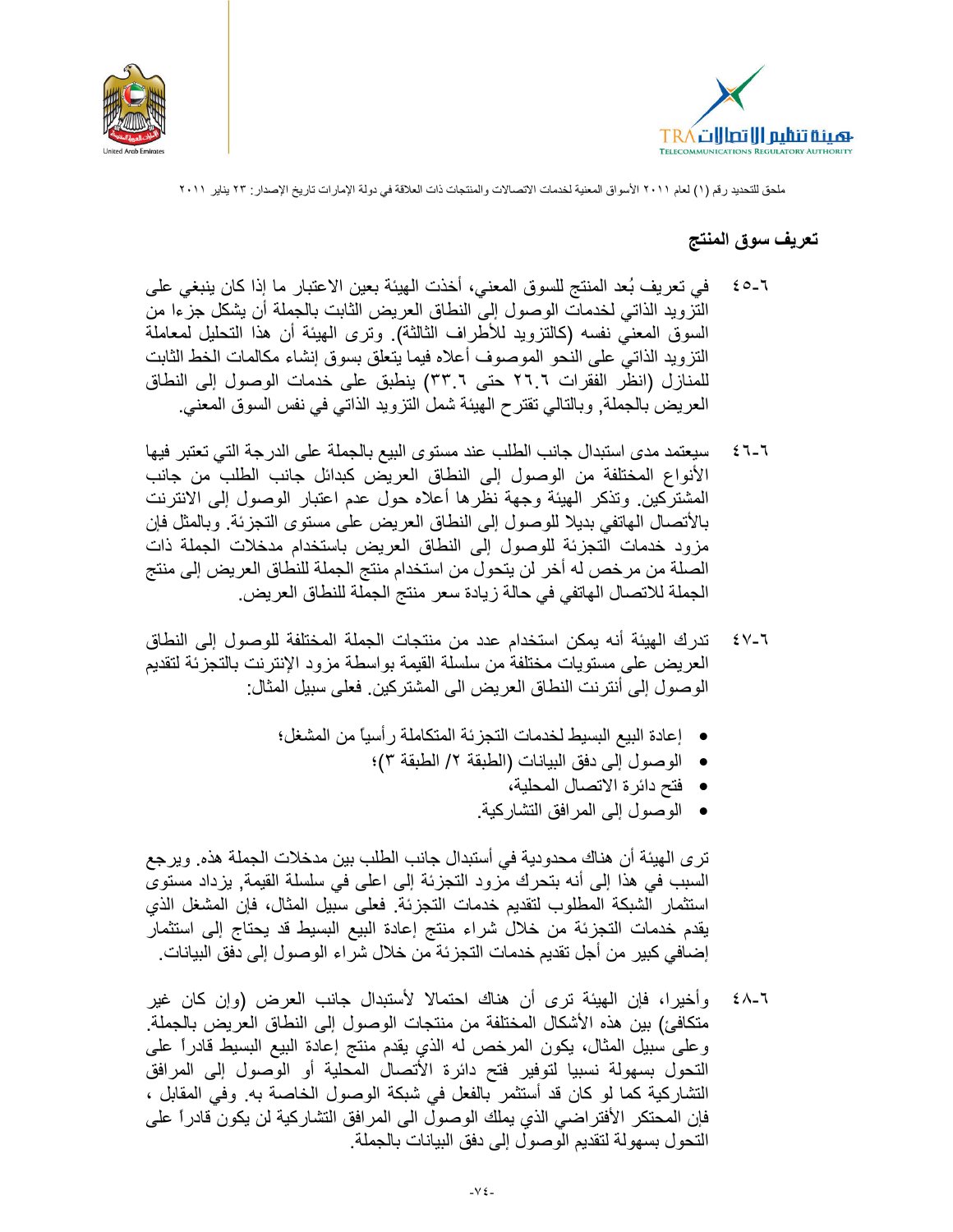## تعريف سوق المنتج

٦-٤٥ في تعريف بُعد المنتج للسوق المعني، أخذت الهيئة بعين الاعتبار ما إذا كان ينبغي على التزويد الذاتي لخدمات الوصول إلى النطاق العريض الثابت بالجملة أن يشكل جزءا من السوق المعني نفسه (كالتزويد للأطراف الثالثة). وترى الهيئة أن هذا التحليل لمعاملة التزويد الذاتي على النحو الموصوف أعلاه فيما يتعلق بسوق إنشاء مكالمات الخط الثابت للمنازل (انظر الفقرات ٢٦.٦ حتى ٣٣.٦) ينطبق على خدمات الوصول إلى النطاق العريض بالجملة, وبالتالي تقترح الهيئة شمل التزويد الذاتي في نفس السوق المعني.

٦-٤٦ سيعتمد مدى استبدال جانب الطلب عند مستوى البيع بالجملة على الدرجة التي تعتبر فيها الأنواع المختلفة من الوصول إلى النطاق العريض كبدائل جانب الطلب من جانب المشتركين. وتذكر الهيئة وجهة نظرها أعلاه حول عدم اعتبار الوصول إلى الانترنت بالأتصال الهاتفي بديلا للوصول إلى النطاق العريض على مستوى التجزئة. وبالمثل فإن مزود خدمات التجزئة للوصول إلى النطاق العريض باستخدام مدخلات الجملة ذات الصلة من مرخص له أخر لن يتحول من استخدام منتج الجملة للنطاق العريض إلى منتج الجملة للاتصال الهاتفي في حالة زيادة سعر منتج الجملة للنطاق العريض.

٦-٤٧ تدرك الهيئة أنه يمكن استخدام عدد من منتجات الجملة المختلفة للوصول إلى النطاق العريض على مستويات مختلفة من سلسلة القيمة بواسطة مزود الإنترنت بالتجزئة لتقديم الوصول إلى أنترنت النطاق العريض الى المشتركين. فعلى سبيل المثال:

- إعادة البيع البسيط لخدمات التجزئة المتكاملة رأسياً من المشغل؛
- الوصول إلى دفق البيانات (الطبقة ٢/ الطبقة ٣)؛
- فتح دائرة الاتصال المحلية،
- الوصول إلى المرافق التشاركية.

ترى الهيئة أن هناك محدودية في أستبدال جانب الطلب بين مدخلات الجملة هذه. ويرجع السبب في هذا إلى أنه بتحرك مزود التجزئة إلى اعلى في سلسلة القيمة, يزداد مستوى استثمار الشبكة المطلوب لتقديم خدمات التجزئة. فعلى سبيل المثال، فإن المشغل الذي يقدم خدمات التجزئة من خلال شراء منتج إعادة البيع البسيط قد يحتاج إلى استثمار إضافي كبير من أجل تقديم خدمات التجزئة من خلال شراء الوصول إلى دفق البيانات.

٦-٤٨ وأخيرا، فإن الهيئة ترى أن هناك احتمالا لأستبدال جانب العرض (وإن كان غير متكافئ) بين هذه الأشكال المختلفة من منتجات الوصول إلى النطاق العريض بالجملة. وعلى سبيل المثال، يكون المرخص له الذي يقدم منتج إعادة البيع البسيط قادراً على التحول بسهولة نسبيا لتوفير فتح دائرة الأتصال المحلية أو الوصول إلى المرافق التشاركية كما لو كان قد أستثمر بالفعل في شبكة الوصول الخاصة به. وفي المقابل ، فإن المحتكر الأفتراضي الذي يملك الوصول الى المرافق التشاركية لن يكون قادراً على التحول بسهولة لتقديم الوصول إلى دفق البيانات بالجملة.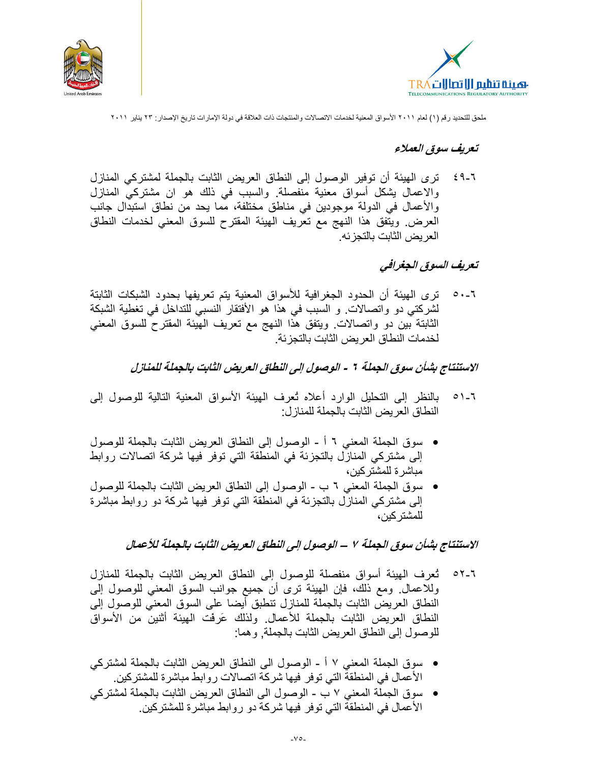### *تعريف سوق العملاء*

٦-٤٩ ترى الهيئة أن توفير الوصول إلى النطاق العريض الثابت بالجملة لمشتركي المنازل والاعمال يشكل أسواق معنية منفصلة. والسبب في ذلك هو ان مشتركي المنازل والأعمال في الدولة موجودين في مناطق مختلفة، مما يحد من نطاق استبدال جانب العرض. ويتفق هذا النهج مع تعريف الهيئة المقترح للسوق المعني لخدمات النطاق العريض الثابت بالتجزئه.

### *تعريف السوق الجغرافي*

٦-٥٠ ترى الهيئة أن الحدود الجغرافية للأسواق المعنية يتم تعريفها بحدود الشبكات الثابتة لشركتي دو واتصالات. و السبب في هذا هو الأفتقار النسبي للتداخل في تغطية الشبكة الثابتة بين دو واتصالات. ويتفق هذا النهج مع تعريف الهيئة المقترح للسوق المعني لخدمات النطاق العريض الثابت بالتجزئة.

### *الاستنتاج بشأن سوق الجملة ٦ - الوصول إلى النطاق العريض الثابت بالجملة للمنازل*

٦-٥١ بالنظر إلى التحليل الوارد أعلاه تُعرف الهيئة الأسواق المعنية التالية للوصول إلى النطاق العريض الثابت بالجملة للمنازل:

- سوق الجملة المعني ٦ أ - الوصول إلى النطاق العريض الثابت بالجملة للوصول إلى مشتركي المنازل بالتجزئة في المنطقة التي توفر فيها شركة اتصالات روابط مباشرة للمشتركين،
- سوق الجملة المعني ٦ ب - الوصول إلى النطاق العريض الثابت بالجملة للوصول إلى مشتركي المنازل بالتجزئة في المنطقة التي توفر فيها شركة دو روابط مباشرة للمشتركين،

### *الاستنتاج بشأن سوق الجملة ٧ – الوصول إلى النطاق العريض الثابت بالجملة للأعمال*

٦-٥٢ تُعرف الهيئة أسواق منفصلة للوصول إلى النطاق العريض الثابت بالجملة للمنازل وللاعمال. ومع ذلك، فإن الهيئة ترى أن جميع جوانب السوق المعني للوصول إلى النطاق العريض الثابت بالجملة للمنازل تنطبق أيضا على السوق المعني للوصول إلى النطاق العريض الثابت بالجملة للأعمال. ولذلك عَرفت الهيئة أثنين من الأسواق للوصول إلى النطاق العريض الثابت بالجملة, وهما:

- سوق الجملة المعني ٧ أ - الوصول الى النطاق العريض الثابت بالجملة لمشتركي الأعمال في المنطقة التي توفر فيها شركة اتصالات روابط مباشرة للمشتركين.
- سوق الجملة المعني ٧ ب - الوصول الى النطاق العريض الثابت بالجملة لمشتركي الأعمال في المنطقة التي توفر فيها شركة دو روابط مباشرة للمشتركين.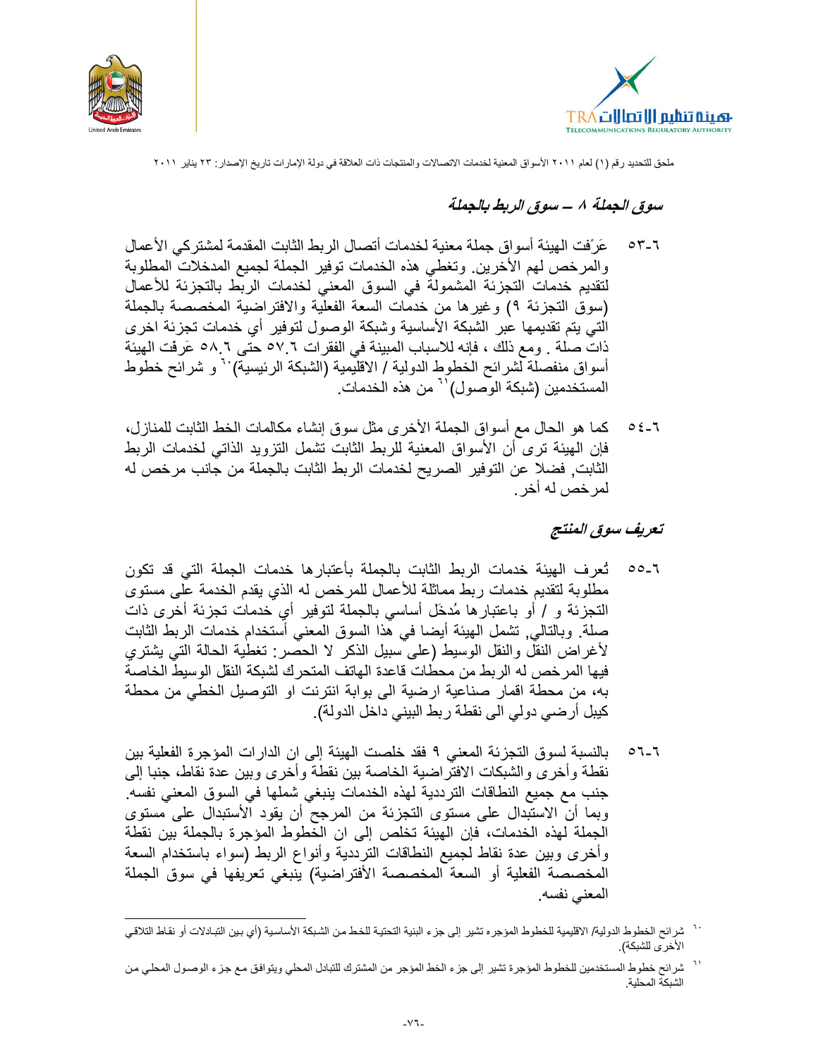### سوق الجملة ٨ – سوق الربط بالجملة

٦-٥٣ عَرَّفت الهيئة أسواق جملة معنية لخدمات أتصال الربط الثابت المقدمة لمشتركي الأعمال والمرخص لهم الأخرين. وتغطي هذه الخدمات توفير الجملة لجميع المدخلات المطلوبة لتقديم خدمات التجزئة المشمولة في السوق المعني لخدمات الربط بالتجزئة للأعمال (سوق التجزئة ٩) وغيرها من خدمات السعة الفعلية والافتراضية المخصصة بالجملة التي يتم تقديمها عبر الشبكة الأساسية وشبكة الوصول لتوفير أي خدمات تجزئة اخرى ذات صلة . ومع ذلك ، فإنه للاسباب المبينة في الفقرات ٦.٥٧ حتى ٦.٥٨ عَرفّت الهيئة أسواق منفصلة لشرائح الخطوط الدولية / الاقليمية (الشبكة الرئيسية)[٦٠] و شرائح خطوط المستخدمين (شبكة الوصول)[٦١] من هذه الخدمات.

٦-٥٤ كما هو الحال مع أسواق الجملة الأخرى مثل سوق إنشاء مكالمات الخط الثابت للمنازل، فإن الهيئة ترى أن الأسواق المعنية للربط الثابت تشمل التزويد الذاتي لخدمات الربط الثابت, فضلا عن التوفير الصريح لخدمات الربط الثابت بالجملة من جانب مرخص له لمرخص له أخر.

### تعريف سوق المنتج

٦-٥٥ تُعرف الهيئة خدمات الربط الثابت بالجملة بأعتبارها خدمات الجملة التي قد تكون مطلوبة لتقديم خدمات ربط مماثلة للأعمال للمرخص له الذي يقدم الخدمة على مستوى التجزئة و / أو باعتبارها مُدخَل أساسي بالجملة لتوفير أي خدمات تجزئة أخرى ذات صلة. وبالتالي, تشمل الهيئة أيضا في هذا السوق المعني أستخدام خدمات الربط الثابت لأغراض النقل والنقل الوسيط (على سبيل الذكر لا الحصر: تغطية الحالة التي يشتري فيها المرخص له الربط من محطات قاعدة الهاتف المتحرك لشبكة النقل الوسيط الخاصة به، من محطة اقمار صناعية ارضية الى بوابة انترنت او التوصيل الخطي من محطة كيبل أرضي دولي الى نقطة ربط البيني داخل الدولة).

٦-٥٦ بالنسبة لسوق التجزئة المعني ٩ فقد خلصت الهيئة إلى ان الدارات المؤجرة الفعلية بين نقطة وأخرى والشبكات الافتراضية الخاصة بين نقطة وأخرى وبين عدة نقاط، جنبا إلى جنب مع جميع النطاقات الترددية لهذه الخدمات ينبغي شملها في السوق المعني نفسه. وبما أن الاستبدال على مستوى التجزئة من المرجح أن يقود الأستبدال على مستوى الجملة لهذه الخدمات، فإن الهيئة تخلص إلى ان الخطوط المؤجرة بالجملة بين نقطة وأخرى وبين عدة نقاط لجميع النطاقات الترددية وأنواع الربط (سواء باستخدام السعة المخصصة الفعلية أو السعة المخصصة الأفتراضية) ينبغي تعريفها في سوق الجملة المعني نفسه.

---

[٦٠] شرائح الخطوط الدولية/ الاقليمية للخطوط المؤجره تشير إلى جزء البنية التحتية للخط من الشبكة الأساسية (أي بين التبادلات أو نقاط التلاقي الأخرى للشبكة).

[٦١] شرائح خطوط المستخدمين للخطوط المؤجرة تشير إلى جزء الخط المؤجر من المشترك للتبادل المحلي ويتوافق مع جزء الوصول المحلي من الشبكة المحلية.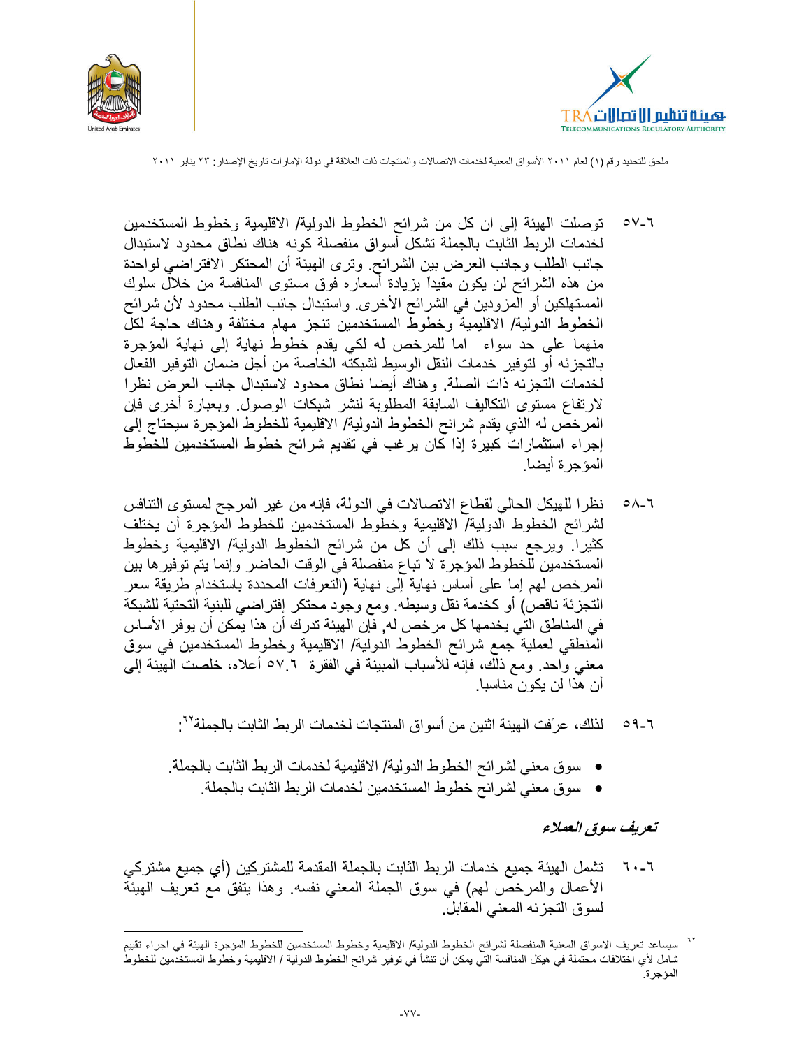٦-٥٧ توصلت الهيئة إلى ان كل من شرائح الخطوط الدولية/ الاقليمية وخطوط المستخدمين لخدمات الربط الثابت بالجملة تشكل أسواق منفصلة كونه هناك نطاق محدود لاستبدال جانب الطلب وجانب العرض بين الشرائح. وترى الهيئة أن المحتكر الافتراضي لواحدة من هذه الشرائح لن يكون مقيداً بزيادة أسعاره فوق مستوى المنافسة من خلال سلوك المستهلكين أو المزودين في الشرائح الأخرى. واستبدال جانب الطلب محدود لأن شرائح الخطوط الدولية/ الاقليمية وخطوط المستخدمين تنجز مهام مختلفة وهناك حاجة لكل منهما على حد سواء اما للمرخص له لكي يقدم خطوط نهاية إلى نهاية المؤجرة بالتجزئه أو لتوفير خدمات النقل الوسيط لشبكته الخاصة من أجل ضمان التوفير الفعال لخدمات التجزئه ذات الصلة. وهناك أيضا نطاق محدود لاستبدال جانب العرض نظرا لارتفاع مستوى التكاليف السابقة المطلوبة لنشر شبكات الوصول. وبعبارة أخرى فإن المرخص له الذي يقدم شرائح الخطوط الدولية/ الاقليمية للخطوط المؤجرة سيحتاج إلى إجراء استثمارات كبيرة إذا كان يرغب في تقديم شرائح خطوط المستخدمين للخطوط المؤجرة أيضا.

٦-٥٨ نظرا للهيكل الحالي لقطاع الاتصالات في الدولة، فإنه من غير المرجح لمستوى التنافس لشرائح الخطوط الدولية/ الاقليمية وخطوط المستخدمين للخطوط المؤجرة أن يختلف كثيرا. ويرجع سبب ذلك إلى أن كل من شرائح الخطوط الدولية/ الاقليمية وخطوط المستخدمين للخطوط المؤجرة لا تباع منفصلة في الوقت الحاضر وإنما يتم توفيرها بين المرخص لهم إما على أساس نهاية إلى نهاية (التعرفات المحددة باستخدام طريقة سعر التجزئة ناقص) أو كخدمة نقل وسيطه. ومع وجود محتكر إفتراضي للبنية التحتية للشبكة في المناطق التي يخدمها كل مرخص له, فإن الهيئة تدرك أن هذا يمكن أن يوفر الأساس المنطقي لعملية جمع شرائح الخطوط الدولية/ الاقليمية وخطوط المستخدمين في سوق معني واحد. ومع ذلك، فإنه للأسباب المبينة في الفقرة ٦.٥٧ أعلاه، خلصت الهيئة إلى أن هذا لن يكون مناسبا.

٦-٥٩ لذلك، عرّفت الهيئة اثنين من أسواق المنتجات لخدمات الربط الثابت بالجملة[٦٢]:

- سوق معني لشرائح الخطوط الدولية/ الاقليمية لخدمات الربط الثابت بالجملة.
- سوق معني لشرائح خطوط المستخدمين لخدمات الربط الثابت بالجملة.

### *تعريف سوق العملاء*

٦-٦٠ تشمل الهيئة جميع خدمات الربط الثابت بالجملة المقدمة للمشتركين (أي جميع مشتركي الأعمال والمرخص لهم) في سوق الجملة المعني نفسه. وهذا يتفق مع تعريف الهيئة لسوق التجزئه المعني المقابل.

---

[٦٢] سيساعد تعريف الاسواق المعنية المنفصلة لشرائح الخطوط الدولية/ الاقليمية وخطوط المستخدمين للخطوط المؤجرة الهيئة في اجراء تقييم شامل لأي اختلافات محتملة في هيكل المنافسة التي يمكن أن تنشأ في توفير شرائح الخطوط الدولية / الاقليمية وخطوط المستخدمين للخطوط المؤجرة.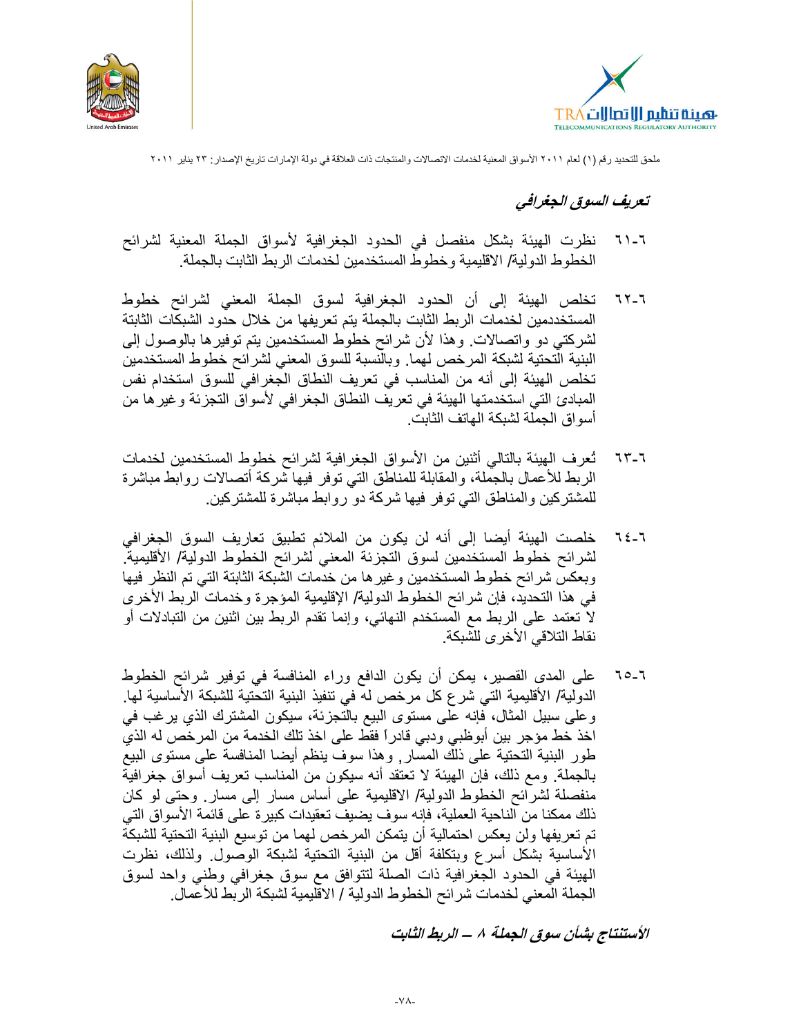### *تعريف السوق الجغرافي*

٦-٦١ نظرت الهيئة بشكل منفصل في الحدود الجغرافية لأسواق الجملة المعنية لشرائح الخطوط الدولية/ الاقليمية وخطوط المستخدمين لخدمات الربط الثابت بالجملة.

٦-٦٢ تخلص الهيئة إلى أن الحدود الجغرافية لسوق الجملة المعني لشرائح خطوط المستخددمين لخدمات الربط الثابت بالجملة يتم تعريفها من خلال حدود الشبكات الثابتة لشركتي دو واتصالات. وهذا لأن شرائح خطوط المستخدمين يتم توفيرها بالوصول إلى البنية التحتية لشبكة المرخص لهما. وبالنسبة للسوق المعني لشرائح خطوط المستخدمين تخلص الهيئة إلى أنه من المناسب في تعريف النطاق الجغرافي للسوق استخدام نفس المبادئ التي استخدمتها الهيئة في تعريف النطاق الجغرافي لأسواق التجزئة وغيرها من أسواق الجملة لشبكة الهاتف الثابت.

٦-٦٣ تُعرف الهيئة بالتالي أثنين من الأسواق الجغرافية لشرائح خطوط المستخدمين لخدمات الربط للأعمال بالجملة، والمقابلة للمناطق التي توفر فيها شركة أتصالات روابط مباشرة للمشتركين والمناطق التي توفر فيها شركة دو روابط مباشرة للمشتركين.

٦-٦٤ خلصت الهيئة أيضا إلى أنه لن يكون من الملائم تطبيق تعاريف السوق الجغرافي لشرائح خطوط المستخدمين لسوق التجزئة المعني لشرائح الخطوط الدولية/ الأقليمية. وبعكس شرائح خطوط المستخدمين وغيرها من خدمات الشبكة الثابتة التي تم النظر فيها في هذا التحديد، فإن شرائح الخطوط الدولية/ الإقليمية المؤجرة وخدمات الربط الأخرى لا تعتمد على الربط مع المستخدم النهائي، وإنما تقدم الربط بين اثنين من التبادلات أو نقاط التلاقي الأخرى للشبكة.

٦-٦٥ على المدى القصير، يمكن أن يكون الدافع وراء المنافسة في توفير شرائح الخطوط الدولية/ الأقليمية التي شرع كل مرخص له في تنفيذ البنية التحتية للشبكة الأساسية لها. وعلى سبيل المثال، فإنه على مستوى البيع بالتجزئة، سيكون المشترك الذي يرغب في اخذ خط مؤجر بين أبوظبي ودبي قادراً فقط على اخذ تلك الخدمة من المرخص له الذي طور البنية التحتية على ذلك المسار, وهذا سوف ينظم أيضا المنافسة على مستوى البيع بالجملة. ومع ذلك، فإن الهيئة لا تعتقد أنه سيكون من المناسب تعريف أسواق جغرافية منفصلة لشرائح الخطوط الدولية/ الاقليمية على أساس مسار إلى مسار. وحتى لو كان ذلك ممكنا من الناحية العملية، فإنه سوف يضيف تعقيدات كبيرة على قائمة الأسواق التي تم تعريفها ولن يعكس احتمالية أن يتمكن المرخص لهما من توسيع البنية التحتية للشبكة الأساسية بشكل أسرع وبتكلفة أقل من البنية التحتية لشبكة الوصول. ولذلك، نظرت الهيئة في الحدود الجغرافية ذات الصلة لتتوافق مع سوق جغرافي وطني واحد لسوق الجملة المعني لخدمات شرائح الخطوط الدولية / الاقليمية لشبكة الربط للأعمال.

### ***الأستنتاج بشأن سوق الجملة ٨ – الربط الثابت***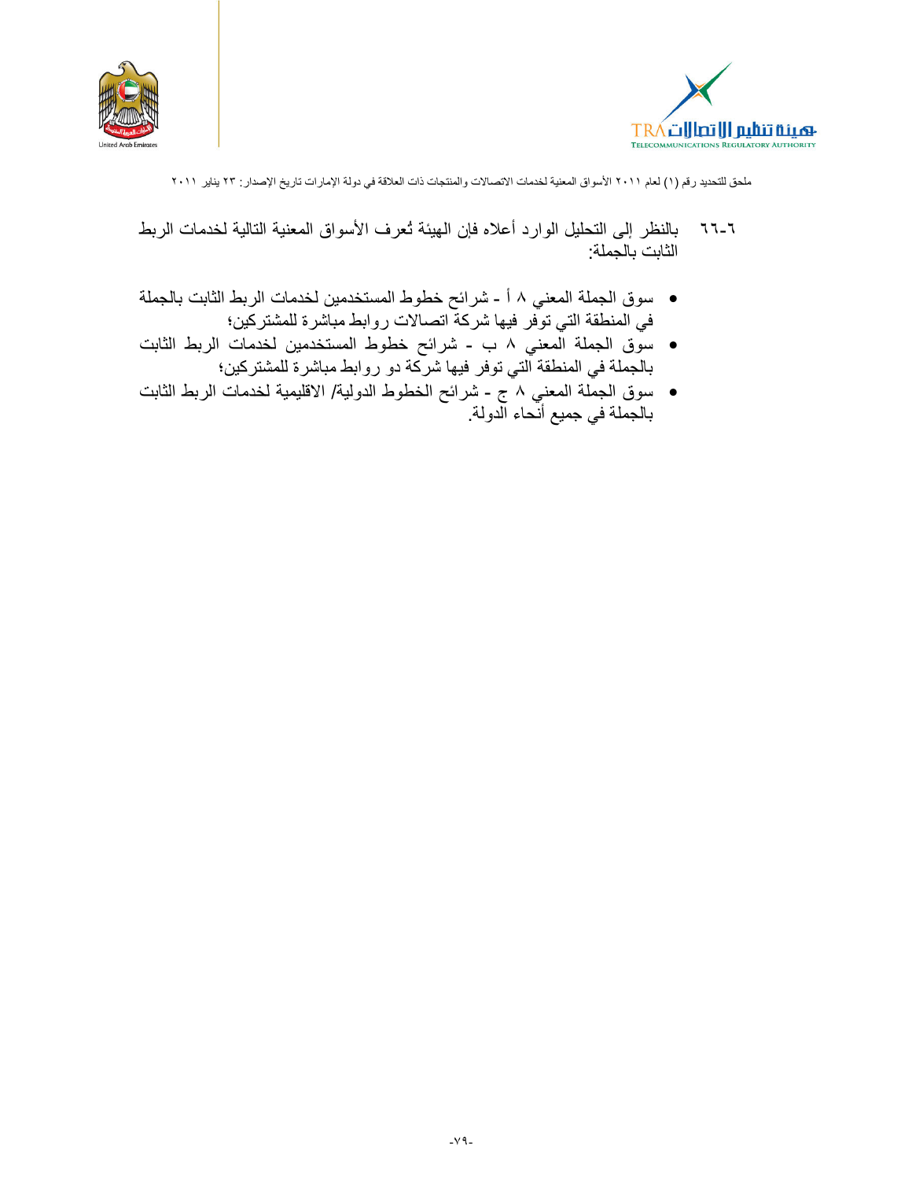٦-٦٦ بالنظر إلى التحليل الوارد أعلاه فإن الهيئة تُعرف الأسواق المعنية التالية لخدمات الربط الثابت بالجملة:

- سوق الجملة المعني ٨ أ - شرائح خطوط المستخدمين لخدمات الربط الثابت بالجملة في المنطقة التي توفر فيها شركة اتصالات روابط مباشرة للمشتركين؛
- سوق الجملة المعني ٨ ب - شرائح خطوط المستخدمين لخدمات الربط الثابت بالجملة في المنطقة التي توفر فيها شركة دو روابط مباشرة للمشتركين؛
- سوق الجملة المعني ٨ ج - شرائح الخطوط الدولية/ الاقليمية لخدمات الربط الثابت بالجملة في جميع أنحاء الدولة.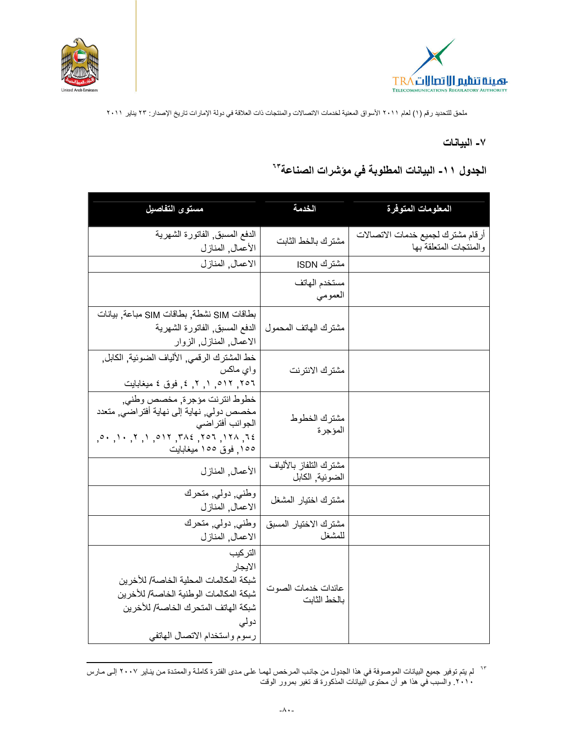ملحق للتحديد رقم (١) لعام ٢٠١١ الأسواق المعنية لخدمات الاتصالات والمنتجات ذات العلاقة في دولة الإمارات تاريخ الإصدار: ٢٣ يناير ٢٠١١

## ٧- البيانات

### الجدول ١١- البيانات المطلوبة في مؤشرات الصناعة[٦٣]

| المعلومات المتوفرة | الخدمة | مستوى التفاصيل |
|---|---|---|
| أرقام مشترك لجميع خدمات الاتصالات والمنتجات المتعلقة بها | مشترك بالخط الثابت | الدفع المسبق, الفاتورة الشهرية<br>الأعمال, المنازل |
| | مشترك ISDN | الاعمال, المنازل |
| | مستخدم الهاتف العمومي | |
| | مشترك الهاتف المحمول | بطاقات SIM نشطة, بطاقات SIM مباعة, بيانات الدفع المسبق, الفاتورة الشهرية<br>الاعمال, المنازل, الزوار |
| | مشترك الانترنت | خط المشترك الرقمي, الألياف الضوئية, الكابل, واي ماكس<br>٢٥٦, ٥١٢, ١, ٢, ٤, فوق ٤ ميغابايت |
| | مشترك الخطوط المؤجرة | خطوط انترنت مؤجرة, مخصص وطني, مخصص دولي, نهاية إلى نهاية أفتراضي, متعدد الجوانب أفتراضي<br>٦٤, ١٢٨, ٢٥٦, ٣٨٤, ٥١٢, ١, ٢, ١٠, ٥٠, ١٥٥, فوق ١٥٥ ميغابايت |
| | مشترك التلفاز بالألياف الضوئية, الكابل | الأعمال, المنازل |
| | مشترك اختيار المشغل | وطني, دولي, متحرك<br>الاعمال, المنازل |
| | مشترك الاختيار المسبق للمشغل | وطني, دولي, متحرك<br>الاعمال, المنازل |
| | عائدات خدمات الصوت بالخط الثابت | التركيب<br>الايجار<br>شبكة المكالمات المحلية الخاصة/ للأخرين<br>شبكة المكالمات الوطنية الخاصة/ للأخرين<br>شبكة الهاتف المتحرك الخاصة/ للأخرين<br>دولي<br>رسوم واستخدام الاتصال الهاتفي |

[٦٣] لم يتم توفير جميع البيانات الموصوفة في هذا الجدول من جانب المرخص لهما على مدى الفترة كاملة والممتدة من يناير ٢٠٠٧ إلى مارس ٢٠١٠. والسبب في هذا هو أن محتوى البيانات المذكورة قد تغير بمرور الوقت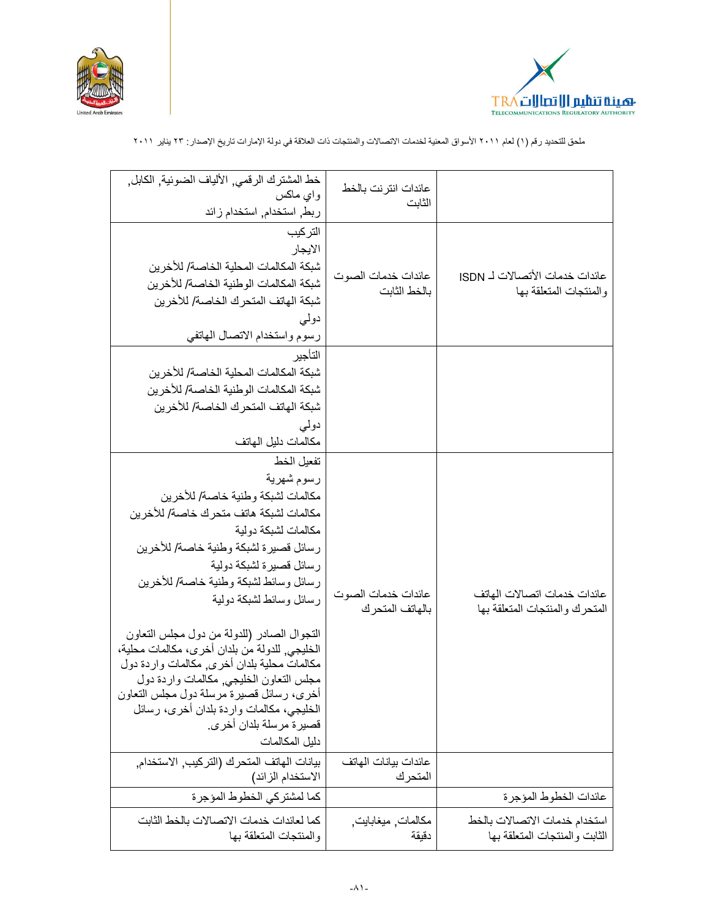ملحق للتحديد رقم (١) لعام ٢٠١١ الأسواق المعنية لخدمات الاتصالات والمنتجات ذات العلاقة في دولة الإمارات تاريخ الإصدار: ٢٣ يناير ٢٠١١

| | | |
|---|---|---|
| | عائدات انترنت بالخط الثابت | خط المشترك الرقمي, الألياف الضوئية, الكابل, واي ماكس<br>ربط, استخدام, استخدام زائد |
| عائدات خدمات الأتصالات لـ ISDN والمنتجات المتعلقة بها | عائدات خدمات الصوت بالخط الثابت | التركيب<br>الايجار<br>شبكة المكالمات المحلية الخاصة/ للأخرين<br>شبكة المكالمات الوطنية الخاصة/ للأخرين<br>شبكة الهاتف المتحرك الخاصة/ للأخرين<br>دولي<br>رسوم واستخدام الاتصال الهاتفي |
| | | التأجير<br>شبكة المكالمات المحلية الخاصة/ للأخرين<br>شبكة المكالمات الوطنية الخاصة/ للأخرين<br>شبكة الهاتف المتحرك الخاصة/ للأخرين<br>دولي<br>مكالمات دليل الهاتف |
| عائدات خدمات اتصالات الهاتف المتحرك والمنتجات المتعلقة بها | عائدات خدمات الصوت بالهاتف المتحرك | تفعيل الخط<br>رسوم شهرية<br>مكالمات لشبكة وطنية خاصة/ للأخرين<br>مكالمات لشبكة هاتف متحرك خاصة/ للأخرين<br>مكالمات لشبكة دولية<br>رسائل قصيرة لشبكة وطنية خاصة/ للأخرين<br>رسائل قصيرة لشبكة دولية<br>رسائل وسائط لشبكة وطنية خاصة/ للأخرين<br>رسائل وسائط لشبكة دولية<br><br>التجوال الصادر (للدولة من دول مجلس التعاون الخليجي, للدولة من بلدان أخرى، مكالمات محلية، مكالمات محلية بلدان أخرى, مكالمات واردة دول مجلس التعاون الخليجي, مكالمات واردة دول أخرى، رسائل قصيرة مرسلة دول مجلس التعاون الخليجي، مكالمات واردة بلدان أخرى، رسائل قصيرة مرسلة بلدان أخرى.<br>دليل المكالمات |
| | عائدات بيانات الهاتف المتحرك | بيانات الهاتف المتحرك (التركيب, الاستخدام, الاستخدام الزائد) |
| عائدات الخطوط المؤجرة | | كما لمشتركي الخطوط المؤجرة |
| استخدام خدمات الاتصالات بالخط الثابت والمنتجات المتعلقة بها | مكالمات, ميغابايت, دقيقة | كما لعائدات خدمات الاتصالات بالخط الثابت والمنتجات المتعلقة بها |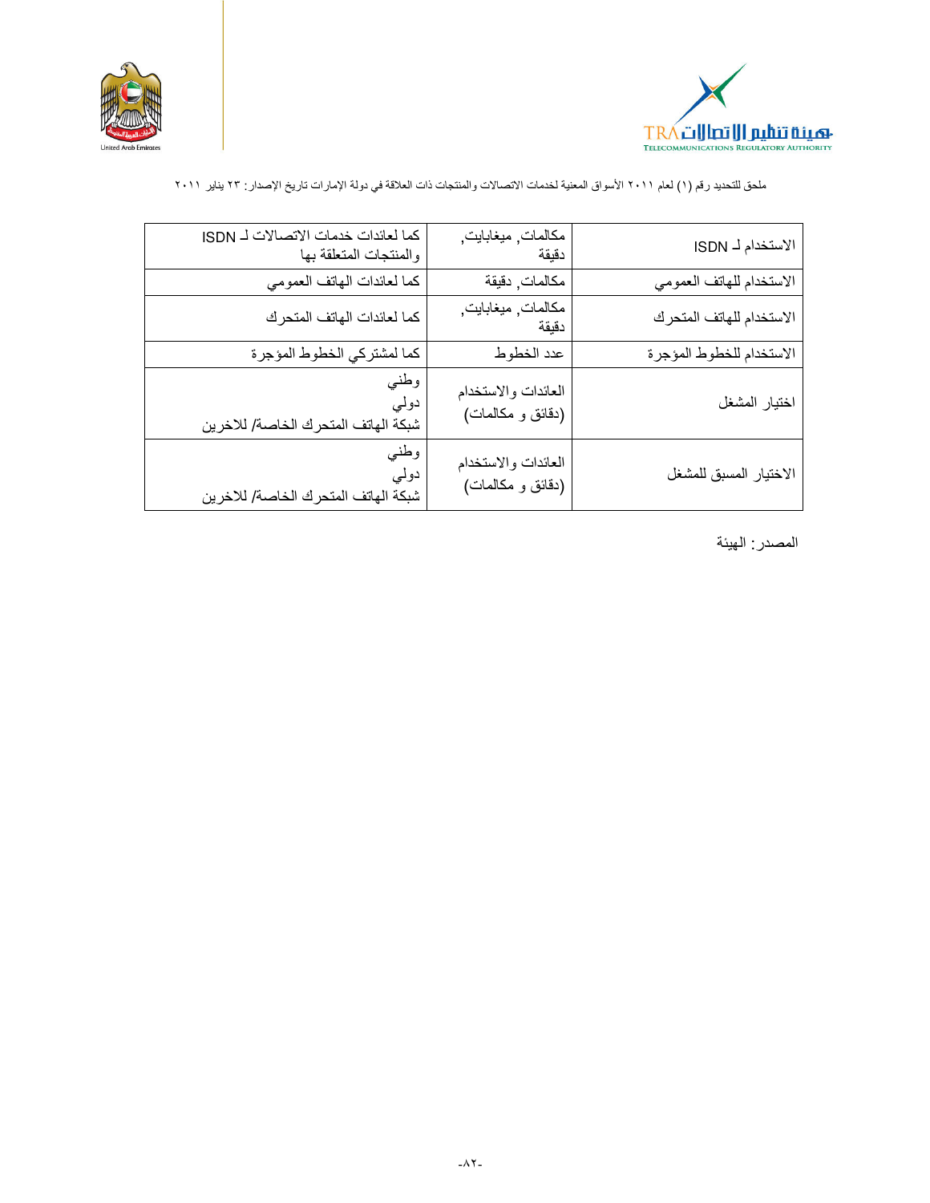ملحق للتحديد رقم (١) لعام ٢٠١١ الأسواق المعنية لخدمات الاتصالات والمنتجات ذات العلاقة في دولة الإمارات تاريخ الإصدار: ٢٣ يناير ٢٠١١

| | | |
|---|---|---|
| الاستخدام لـ ISDN | مكالمات, ميغابايت, دقيقة | كما لعائدات خدمات الاتصالات لـ ISDN والمنتجات المتعلقة بها |
| الاستخدام للهاتف العمومي | مكالمات, دقيقة | كما لعائدات الهاتف العمومي |
| الاستخدام للهاتف المتحرك | مكالمات, ميغابايت, دقيقة | كما لعائدات الهاتف المتحرك |
| الاستخدام للخطوط المؤجرة | عدد الخطوط | كما لمشتركي الخطوط المؤجرة |
| اختيار المشغل | العائدات والاستخدام (دقائق و مكالمات) | وطني<br>دولي<br>شبكة الهاتف المتحرك الخاصة/ للاخرين |
| الاختيار المسبق للمشغل | العائدات والاستخدام (دقائق و مكالمات) | وطني<br>دولي<br>شبكة الهاتف المتحرك الخاصة/ للاخرين |

المصدر: الهيئة